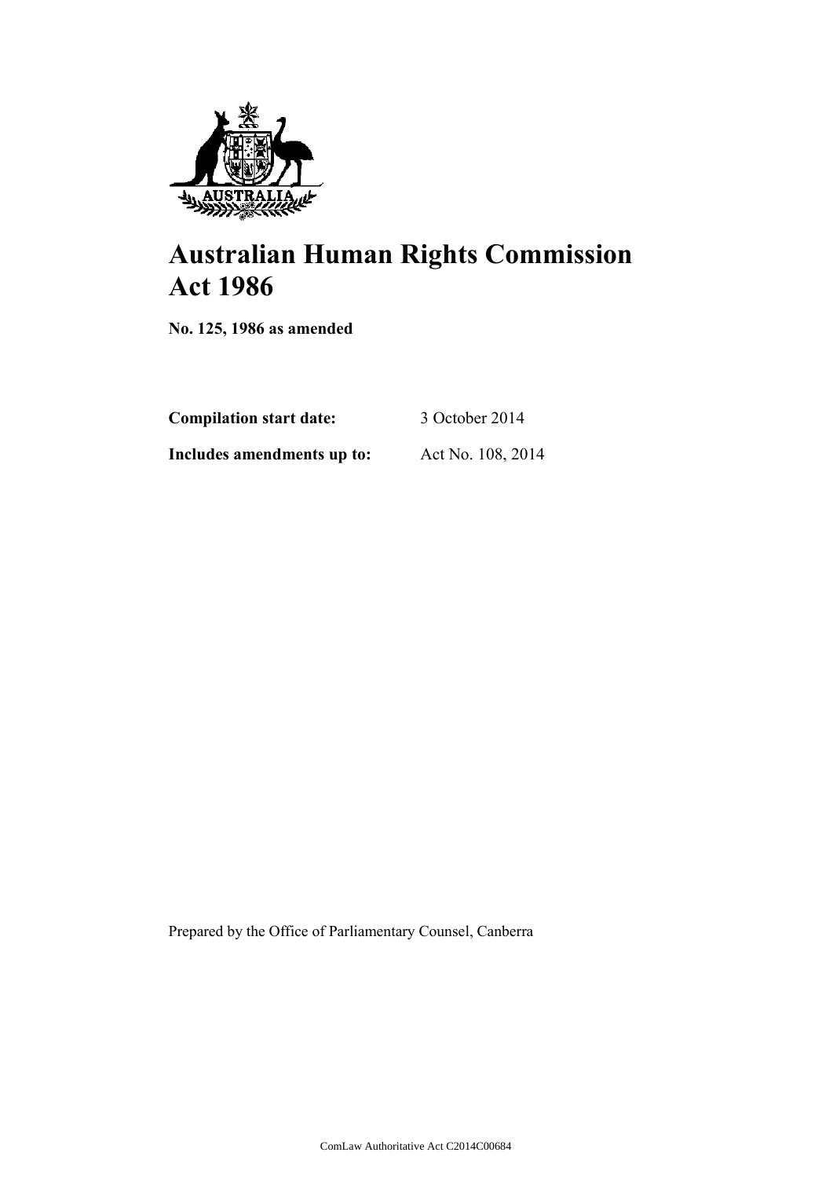# Australian Human Rights Commission Act 1986

**No. 125, 1986 as amended**

**Compilation start date:** 3 October 2014

**Includes amendments up to:** Act No. 108, 2014

Prepared by the Office of Parliamentary Counsel, Canberra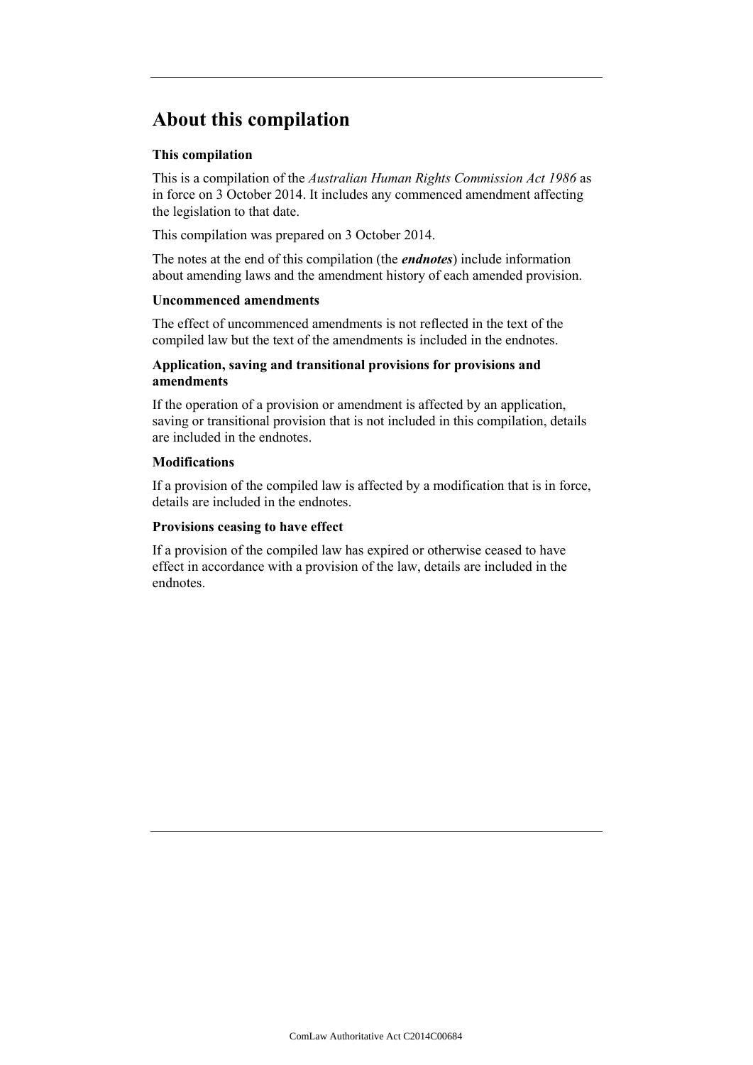# About this compilation

### This compilation

This is a compilation of the *Australian Human Rights Commission Act 1986* as in force on 3 October 2014. It includes any commenced amendment affecting the legislation to that date.

This compilation was prepared on 3 October 2014.

The notes at the end of this compilation (the ***endnotes***) include information about amending laws and the amendment history of each amended provision.

### Uncommenced amendments

The effect of uncommenced amendments is not reflected in the text of the compiled law but the text of the amendments is included in the endnotes.

### Application, saving and transitional provisions for provisions and amendments

If the operation of a provision or amendment is affected by an application, saving or transitional provision that is not included in this compilation, details are included in the endnotes.

### Modifications

If a provision of the compiled law is affected by a modification that is in force, details are included in the endnotes.

### Provisions ceasing to have effect

If a provision of the compiled law has expired or otherwise ceased to have effect in accordance with a provision of the law, details are included in the endnotes.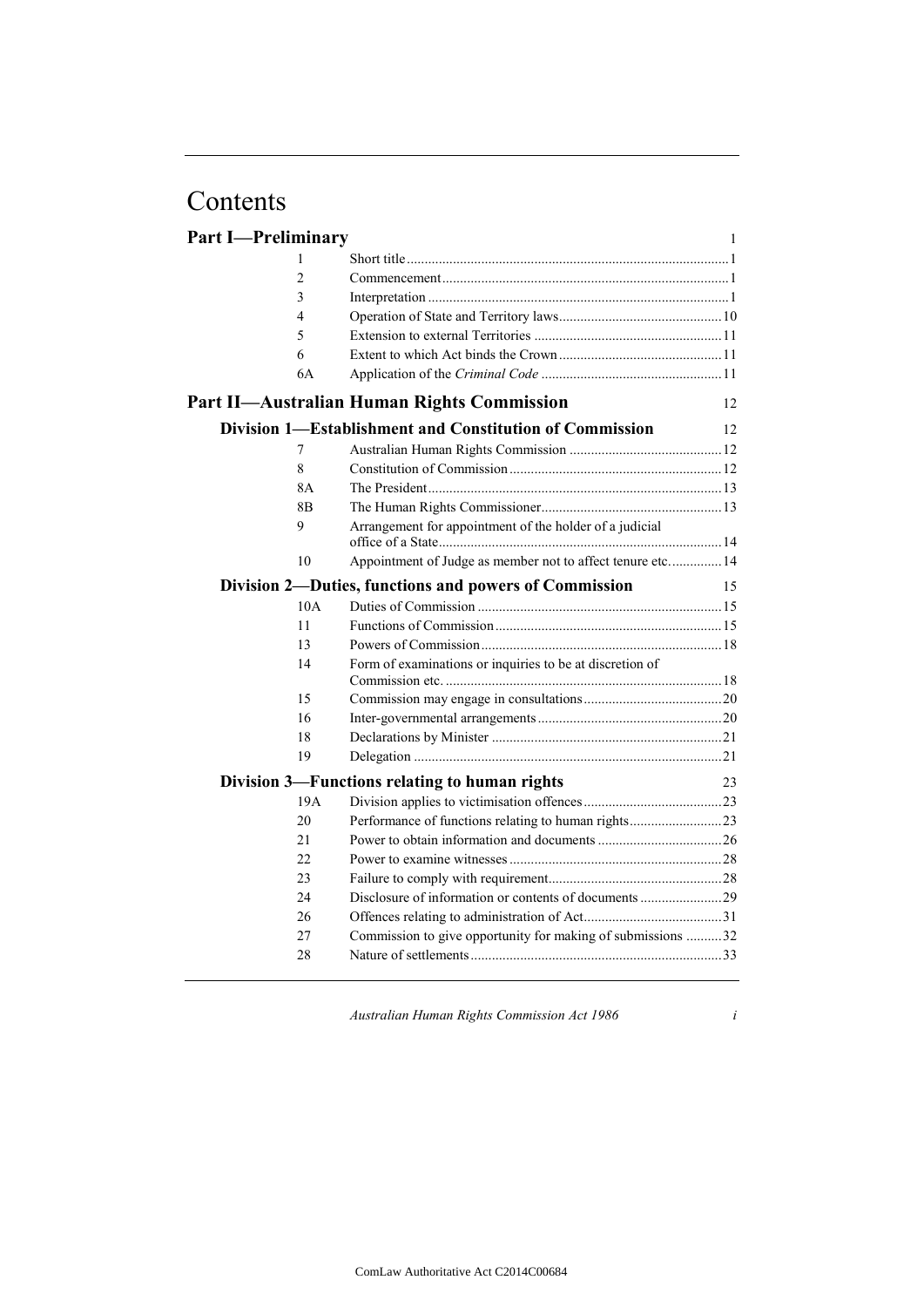# Contents

## Part I—Preliminary 1

| | | |
|---|---|---|
| 1 | Short title | 1 |
| 2 | Commencement | 1 |
| 3 | Interpretation | 1 |
| 4 | Operation of State and Territory laws | 10 |
| 5 | Extension to external Territories | 11 |
| 6 | Extent to which Act binds the Crown | 11 |
| 6A | Application of the *Criminal Code* | 11 |

## Part II—Australian Human Rights Commission 12

### Division 1—Establishment and Constitution of Commission 12

| | | |
|---|---|---|
| 7 | Australian Human Rights Commission | 12 |
| 8 | Constitution of Commission | 12 |
| 8A | The President | 13 |
| 8B | The Human Rights Commissioner | 13 |
| 9 | Arrangement for appointment of the holder of a judicial office of a State | 14 |
| 10 | Appointment of Judge as member not to affect tenure etc. | 14 |

### Division 2—Duties, functions and powers of Commission 15

| | | |
|---|---|---|
| 10A | Duties of Commission | 15 |
| 11 | Functions of Commission | 15 |
| 13 | Powers of Commission | 18 |
| 14 | Form of examinations or inquiries to be at discretion of Commission etc. | 18 |
| 15 | Commission may engage in consultations | 20 |
| 16 | Inter-governmental arrangements | 20 |
| 18 | Declarations by Minister | 21 |
| 19 | Delegation | 21 |

### Division 3—Functions relating to human rights 23

| | | |
|---|---|---|
| 19A | Division applies to victimisation offences | 23 |
| 20 | Performance of functions relating to human rights | 23 |
| 21 | Power to obtain information and documents | 26 |
| 22 | Power to examine witnesses | 28 |
| 23 | Failure to comply with requirement | 28 |
| 24 | Disclosure of information or contents of documents | 29 |
| 26 | Offences relating to administration of Act | 31 |
| 27 | Commission to give opportunity for making of submissions | 32 |
| 28 | Nature of settlements | 33 |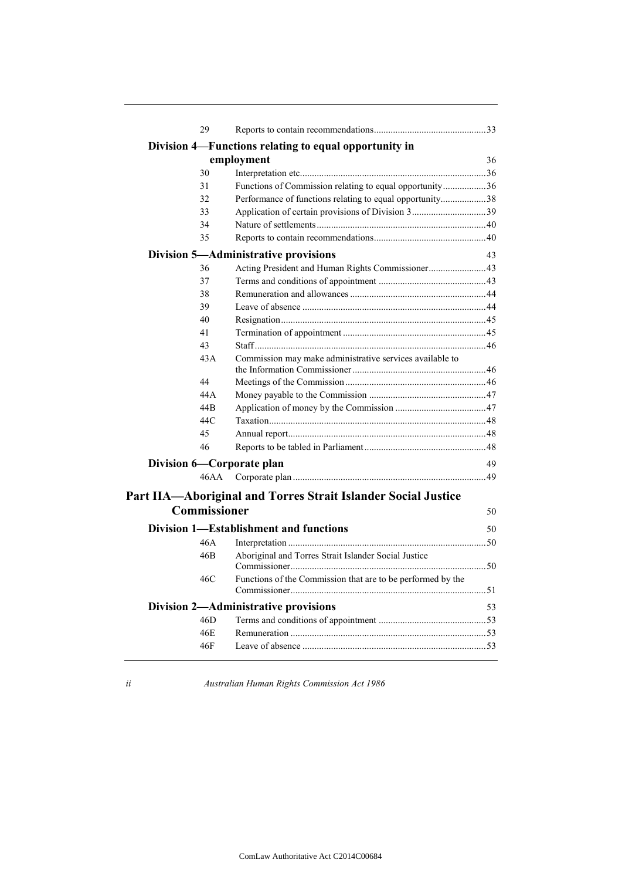| | | |
|---|---|---|
| 29 | Reports to contain recommendations | 33 |

**Division 4—Functions relating to equal opportunity in employment** 36

| | | |
|---|---|---|
| 30 | Interpretation etc. | 36 |
| 31 | Functions of Commission relating to equal opportunity | 36 |
| 32 | Performance of functions relating to equal opportunity | 38 |
| 33 | Application of certain provisions of Division 3 | 39 |
| 34 | Nature of settlements | 40 |
| 35 | Reports to contain recommendations | 40 |

**Division 5—Administrative provisions** 43

| | | |
|---|---|---|
| 36 | Acting President and Human Rights Commissioner | 43 |
| 37 | Terms and conditions of appointment | 43 |
| 38 | Remuneration and allowances | 44 |
| 39 | Leave of absence | 44 |
| 40 | Resignation | 45 |
| 41 | Termination of appointment | 45 |
| 43 | Staff | 46 |
| 43A | Commission may make administrative services available to the Information Commissioner | 46 |
| 44 | Meetings of the Commission | 46 |
| 44A | Money payable to the Commission | 47 |
| 44B | Application of money by the Commission | 47 |
| 44C | Taxation | 48 |
| 45 | Annual report | 48 |
| 46 | Reports to be tabled in Parliament | 48 |

**Division 6—Corporate plan** 49

| | | |
|---|---|---|
| 46AA | Corporate plan | 49 |

## Part IIA—Aboriginal and Torres Strait Islander Social Justice Commissioner 50

**Division 1—Establishment and functions** 50

| | | |
|---|---|---|
| 46A | Interpretation | 50 |
| 46B | Aboriginal and Torres Strait Islander Social Justice Commissioner | 50 |
| 46C | Functions of the Commission that are to be performed by the Commissioner | 51 |

**Division 2—Administrative provisions** 53

| | | |
|---|---|---|
| 46D | Terms and conditions of appointment | 53 |
| 46E | Remuneration | 53 |
| 46F | Leave of absence | 53 |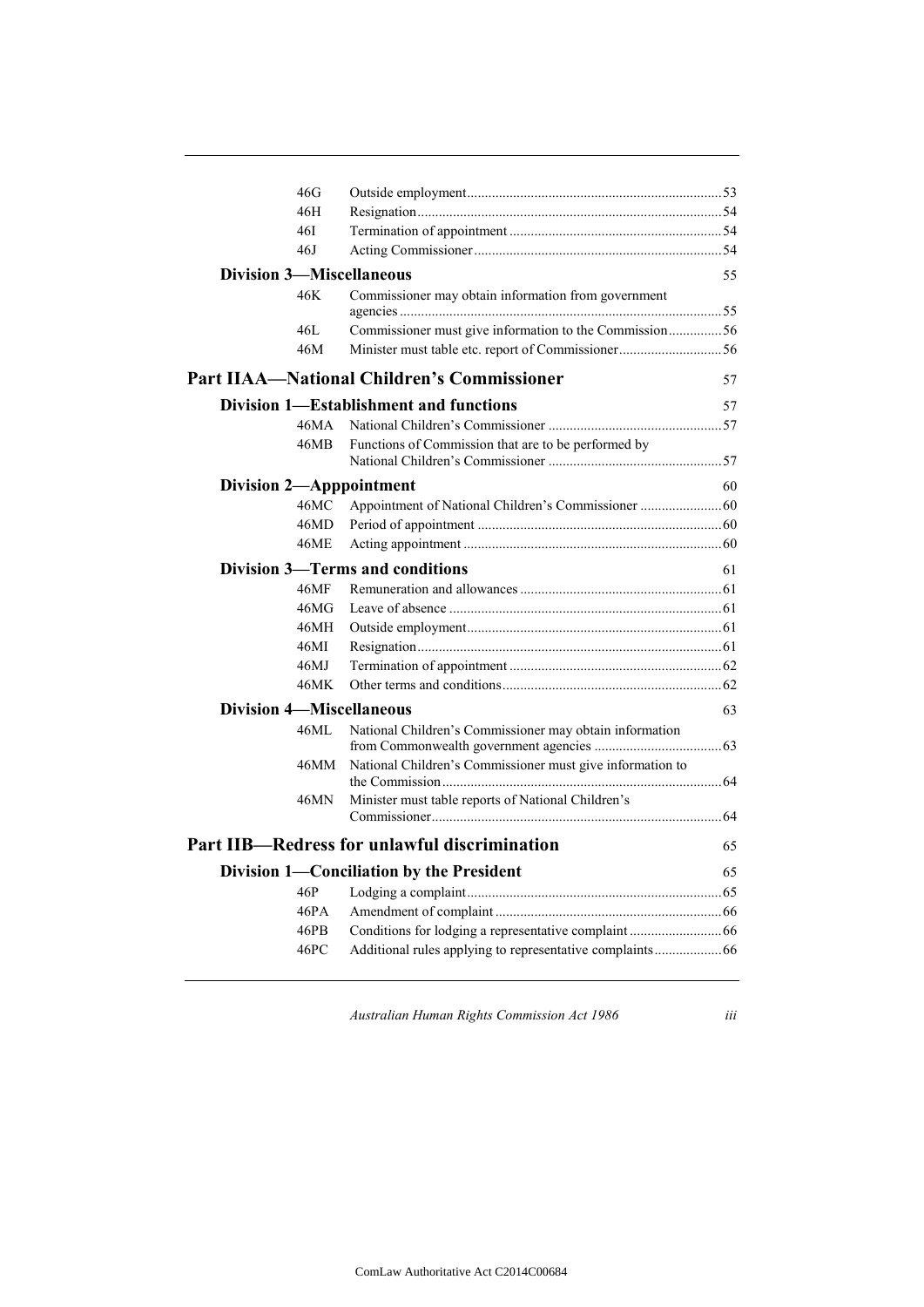| | | |
|---|---|---|
| 46G | Outside employment | 53 |
| 46H | Resignation | 54 |
| 46I | Termination of appointment | 54 |
| 46J | Acting Commissioner | 54 |

**Division 3—Miscellaneous** 55

| | | |
|---|---|---|
| 46K | Commissioner may obtain information from government agencies | 55 |
| 46L | Commissioner must give information to the Commission | 56 |
| 46M | Minister must table etc. report of Commissioner | 56 |

## Part IIAA—National Children's Commissioner 57

**Division 1—Establishment and functions** 57

| | | |
|---|---|---|
| 46MA | National Children's Commissioner | 57 |
| 46MB | Functions of Commission that are to be performed by National Children's Commissioner | 57 |

**Division 2—Apppointment** 60

| | | |
|---|---|---|
| 46MC | Appointment of National Children's Commissioner | 60 |
| 46MD | Period of appointment | 60 |
| 46ME | Acting appointment | 60 |

**Division 3—Terms and conditions** 61

| | | |
|---|---|---|
| 46MF | Remuneration and allowances | 61 |
| 46MG | Leave of absence | 61 |
| 46MH | Outside employment | 61 |
| 46MI | Resignation | 61 |
| 46MJ | Termination of appointment | 62 |
| 46MK | Other terms and conditions | 62 |

**Division 4—Miscellaneous** 63

| | | |
|---|---|---|
| 46ML | National Children's Commissioner may obtain information from Commonwealth government agencies | 63 |
| 46MM | National Children's Commissioner must give information to the Commission | 64 |
| 46MN | Minister must table reports of National Children's Commissioner | 64 |

## Part IIB—Redress for unlawful discrimination 65

**Division 1—Conciliation by the President** 65

| | | |
|---|---|---|
| 46P | Lodging a complaint | 65 |
| 46PA | Amendment of complaint | 66 |
| 46PB | Conditions for lodging a representative complaint | 66 |
| 46PC | Additional rules applying to representative complaints | 66 |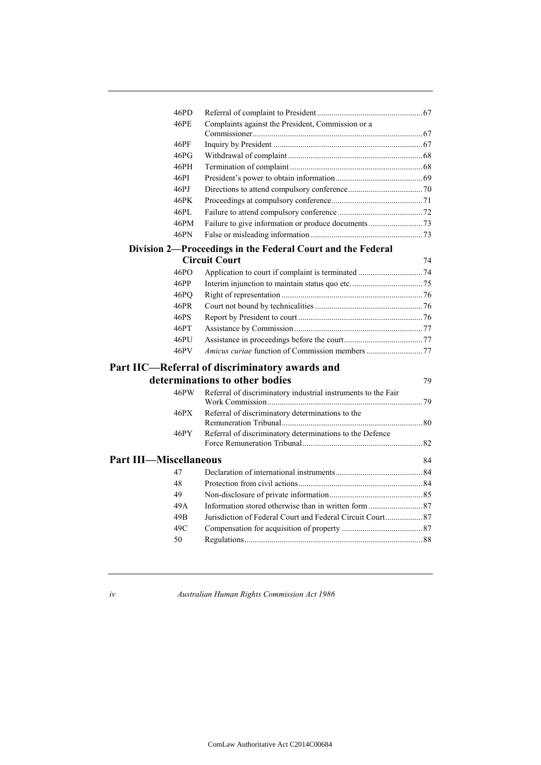| | | |
|---|---|---|
| 46PD | Referral of complaint to President | 67 |
| 46PE | Complaints against the President, Commission or a Commissioner | 67 |
| 46PF | Inquiry by President | 67 |
| 46PG | Withdrawal of complaint | 68 |
| 46PH | Termination of complaint | 68 |
| 46PI | President's power to obtain information | 69 |
| 46PJ | Directions to attend compulsory conference | 70 |
| 46PK | Proceedings at compulsory conference | 71 |
| 46PL | Failure to attend compulsory conference | 72 |
| 46PM | Failure to give information or produce documents | 73 |
| 46PN | False or misleading information | 73 |

### Division 2—Proceedings in the Federal Court and the Federal Circuit Court — 74

| | | |
|---|---|---|
| 46PO | Application to court if complaint is terminated | 74 |
| 46PP | Interim injunction to maintain status quo etc. | 75 |
| 46PQ | Right of representation | 76 |
| 46PR | Court not bound by technicalities | 76 |
| 46PS | Report by President to court | 76 |
| 46PT | Assistance by Commission | 77 |
| 46PU | Assistance in proceedings before the court | 77 |
| 46PV | *Amicus curiae* function of Commission members | 77 |

## Part IIC—Referral of discriminatory awards and determinations to other bodies — 79

| | | |
|---|---|---|
| 46PW | Referral of discriminatory industrial instruments to the Fair Work Commission | 79 |
| 46PX | Referral of discriminatory determinations to the Remuneration Tribunal | 80 |
| 46PY | Referral of discriminatory determinations to the Defence Force Remuneration Tribunal | 82 |

## Part III—Miscellaneous — 84

| | | |
|---|---|---|
| 47 | Declaration of international instruments | 84 |
| 48 | Protection from civil actions | 84 |
| 49 | Non-disclosure of private information | 85 |
| 49A | Information stored otherwise than in written form | 87 |
| 49B | Jurisdiction of Federal Court and Federal Circuit Court | 87 |
| 49C | Compensation for acquisition of property | 87 |
| 50 | Regulations | 88 |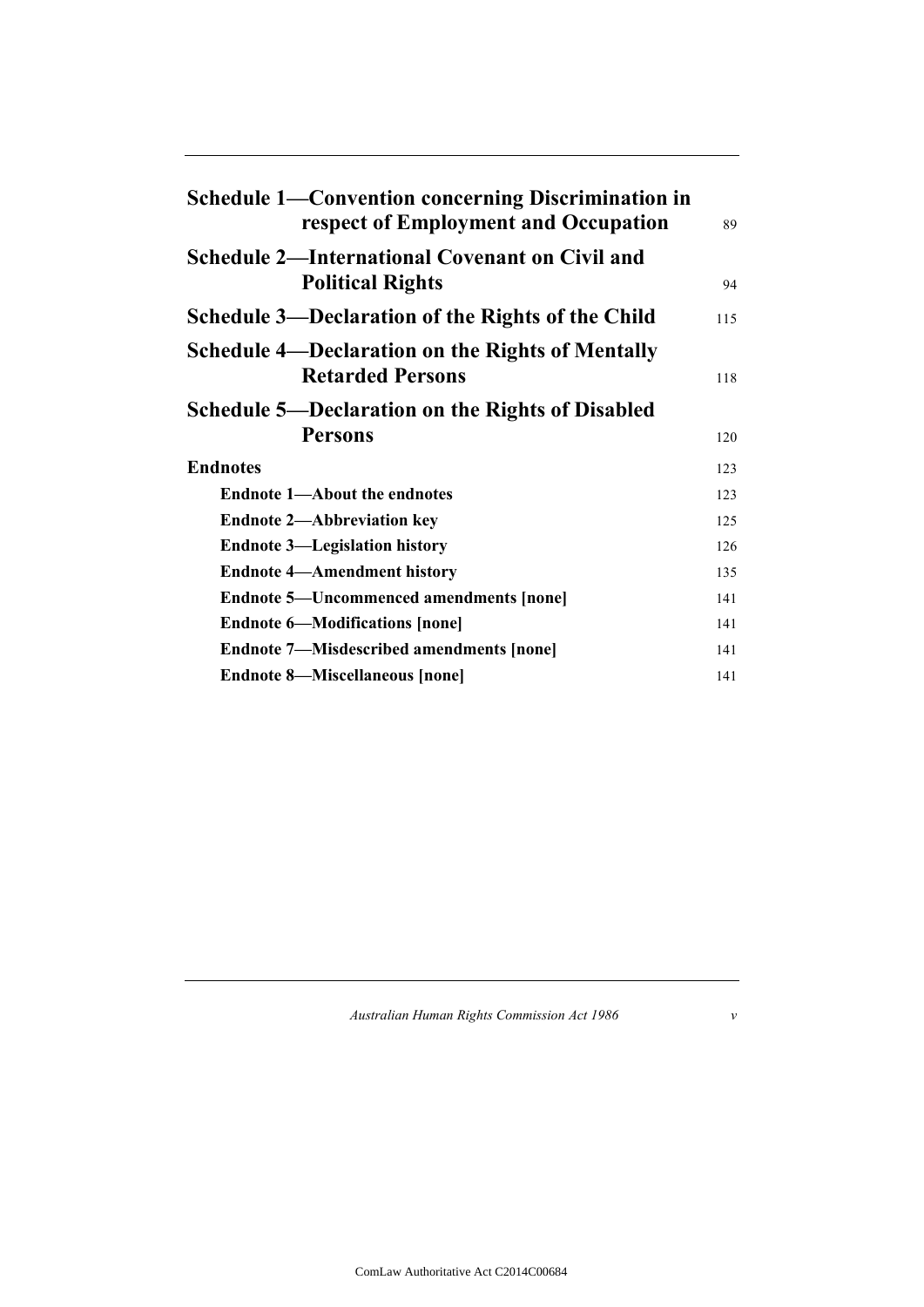| | |
|---|---|
| **Schedule 1—Convention concerning Discrimination in respect of Employment and Occupation** | 89 |
| **Schedule 2—International Covenant on Civil and Political Rights** | 94 |
| **Schedule 3—Declaration of the Rights of the Child** | 115 |
| **Schedule 4—Declaration on the Rights of Mentally Retarded Persons** | 118 |
| **Schedule 5—Declaration on the Rights of Disabled Persons** | 120 |
| **Endnotes** | 123 |
| **Endnote 1—About the endnotes** | 123 |
| **Endnote 2—Abbreviation key** | 125 |
| **Endnote 3—Legislation history** | 126 |
| **Endnote 4—Amendment history** | 135 |
| **Endnote 5—Uncommenced amendments [none]** | 141 |
| **Endnote 6—Modifications [none]** | 141 |
| **Endnote 7—Misdescribed amendments [none]** | 141 |
| **Endnote 8—Miscellaneous [none]** | 141 |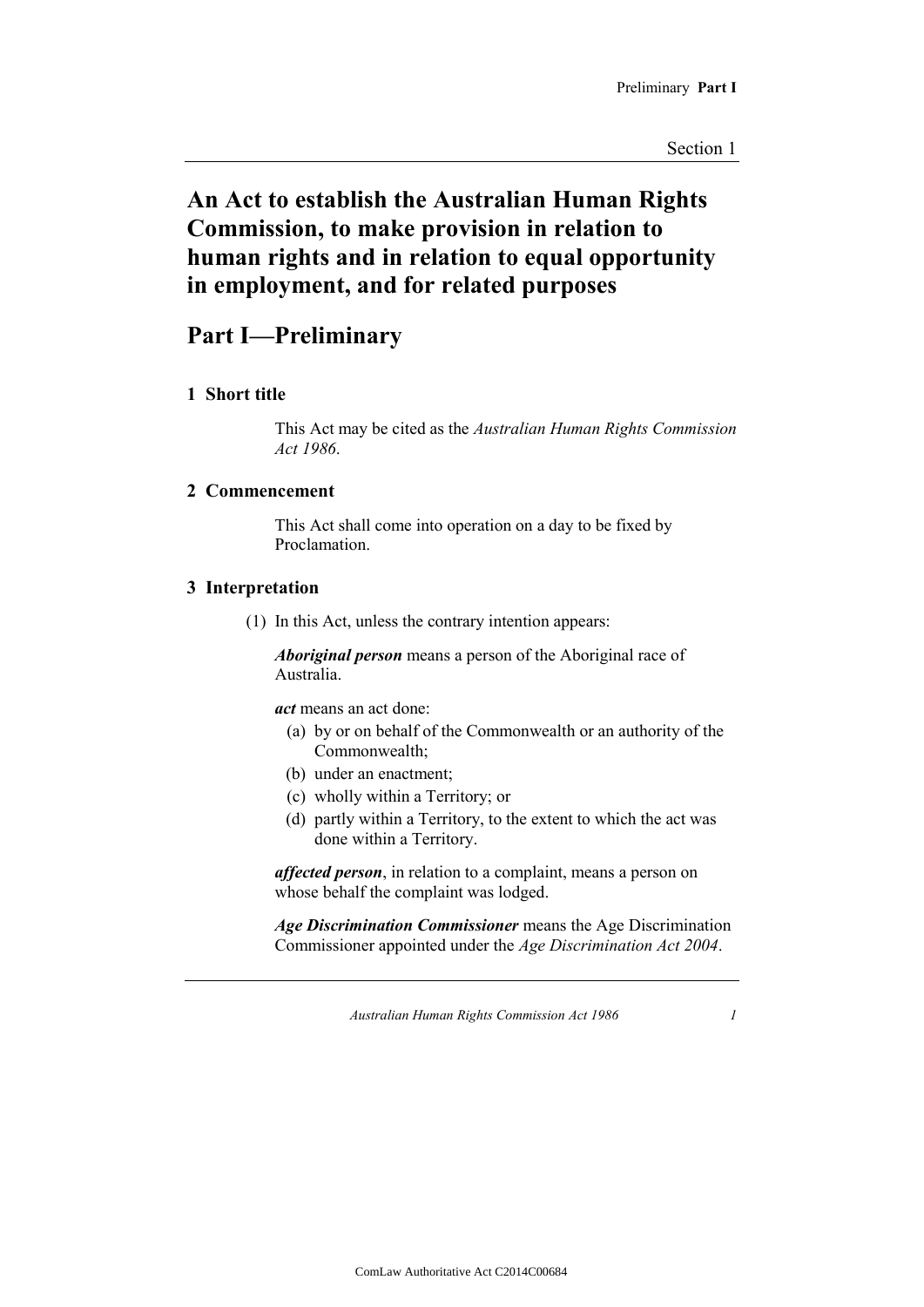# An Act to establish the Australian Human Rights Commission, to make provision in relation to human rights and in relation to equal opportunity in employment, and for related purposes

## Part I—Preliminary

### 1 Short title

This Act may be cited as the *Australian Human Rights Commission Act 1986*.

### 2 Commencement

This Act shall come into operation on a day to be fixed by Proclamation.

### 3 Interpretation

(1) In this Act, unless the contrary intention appears:

***Aboriginal person*** means a person of the Aboriginal race of Australia.

***act*** means an act done:

- (a) by or on behalf of the Commonwealth or an authority of the Commonwealth;
- (b) under an enactment;
- (c) wholly within a Territory; or
- (d) partly within a Territory, to the extent to which the act was done within a Territory.

***affected person***, in relation to a complaint, means a person on whose behalf the complaint was lodged.

***Age Discrimination Commissioner*** means the Age Discrimination Commissioner appointed under the *Age Discrimination Act 2004*.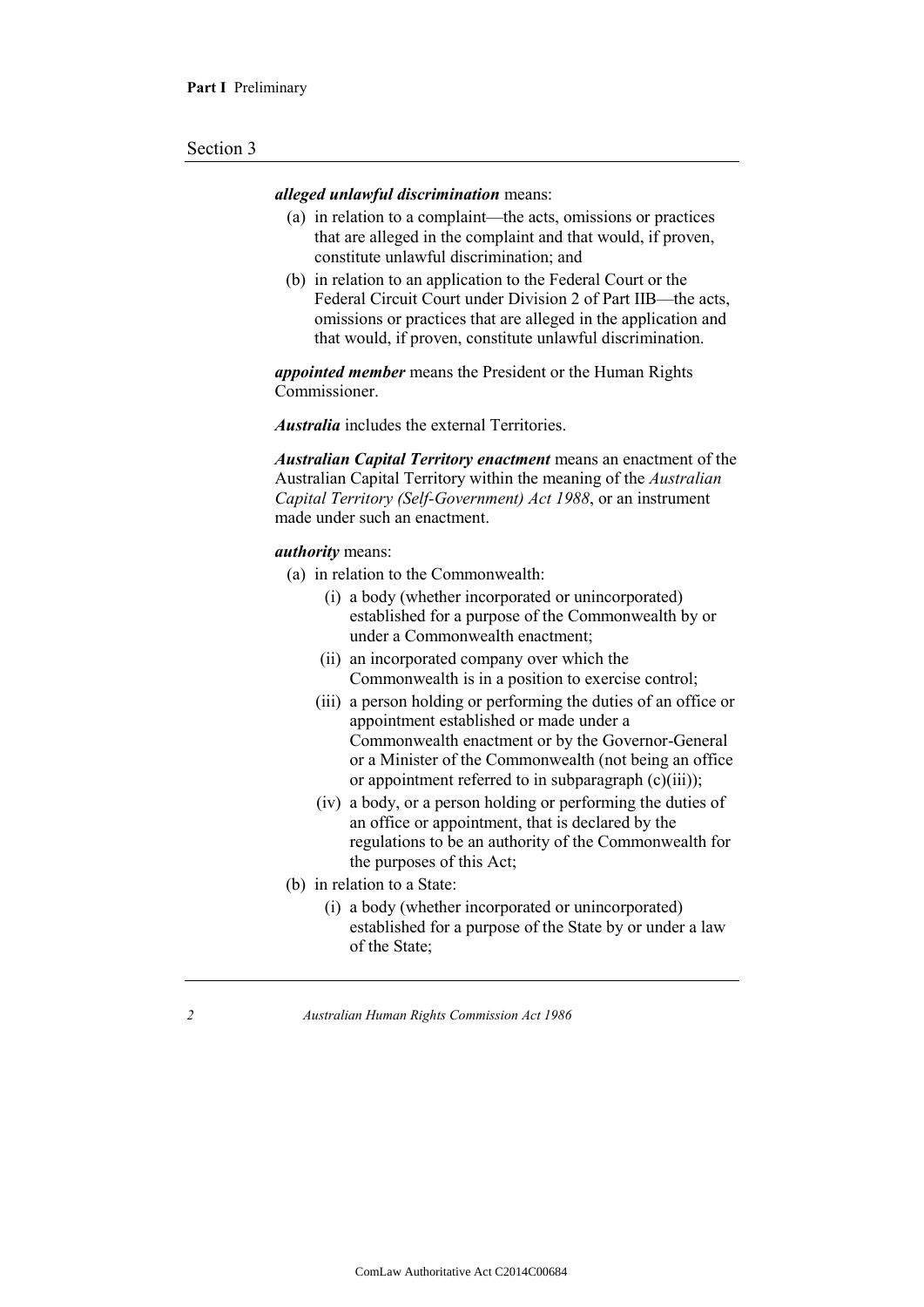***alleged unlawful discrimination*** means:

- (a) in relation to a complaint—the acts, omissions or practices that are alleged in the complaint and that would, if proven, constitute unlawful discrimination; and
- (b) in relation to an application to the Federal Court or the Federal Circuit Court under Division 2 of Part IIB—the acts, omissions or practices that are alleged in the application and that would, if proven, constitute unlawful discrimination.

***appointed member*** means the President or the Human Rights Commissioner.

***Australia*** includes the external Territories.

***Australian Capital Territory enactment*** means an enactment of the Australian Capital Territory within the meaning of the *Australian Capital Territory (Self-Government) Act 1988*, or an instrument made under such an enactment.

***authority*** means:

- (a) in relation to the Commonwealth:
  - (i) a body (whether incorporated or unincorporated) established for a purpose of the Commonwealth by or under a Commonwealth enactment;
  - (ii) an incorporated company over which the Commonwealth is in a position to exercise control;
  - (iii) a person holding or performing the duties of an office or appointment established or made under a Commonwealth enactment or by the Governor-General or a Minister of the Commonwealth (not being an office or appointment referred to in subparagraph (c)(iii));
  - (iv) a body, or a person holding or performing the duties of an office or appointment, that is declared by the regulations to be an authority of the Commonwealth for the purposes of this Act;
- (b) in relation to a State:
  - (i) a body (whether incorporated or unincorporated) established for a purpose of the State by or under a law of the State;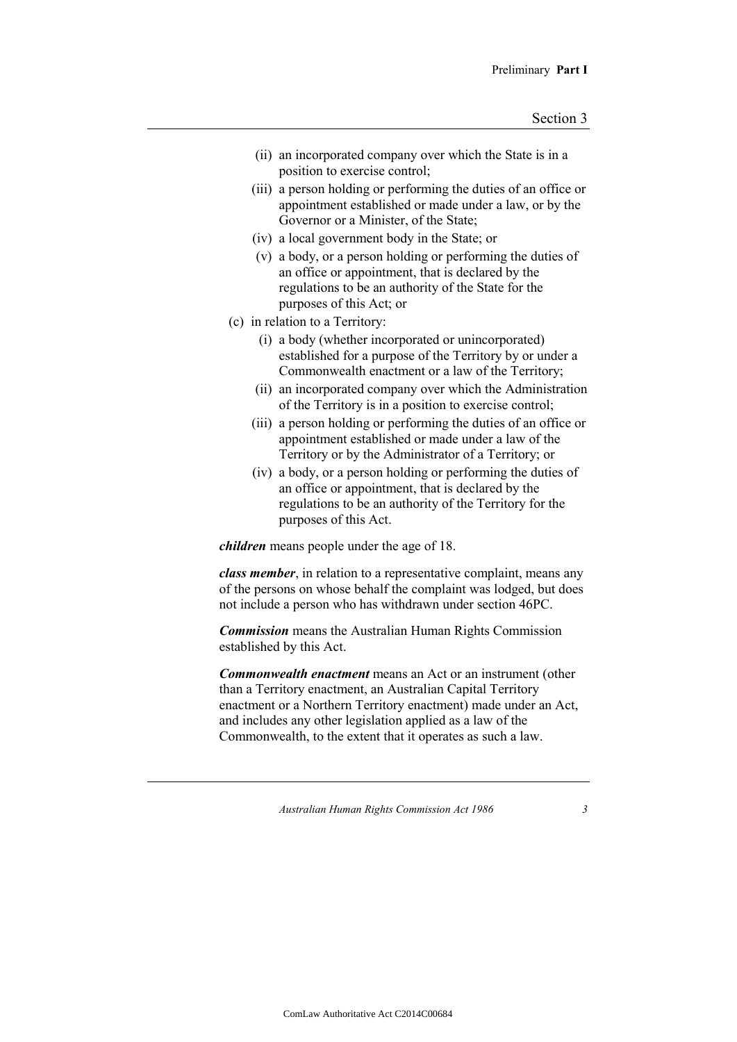(ii) an incorporated company over which the State is in a position to exercise control;

(iii) a person holding or performing the duties of an office or appointment established or made under a law, or by the Governor or a Minister, of the State;

(iv) a local government body in the State; or

(v) a body, or a person holding or performing the duties of an office or appointment, that is declared by the regulations to be an authority of the State for the purposes of this Act; or

(c) in relation to a Territory:

(i) a body (whether incorporated or unincorporated) established for a purpose of the Territory by or under a Commonwealth enactment or a law of the Territory;

(ii) an incorporated company over which the Administration of the Territory is in a position to exercise control;

(iii) a person holding or performing the duties of an office or appointment established or made under a law of the Territory or by the Administrator of a Territory; or

(iv) a body, or a person holding or performing the duties of an office or appointment, that is declared by the regulations to be an authority of the Territory for the purposes of this Act.

***children*** means people under the age of 18.

***class member***, in relation to a representative complaint, means any of the persons on whose behalf the complaint was lodged, but does not include a person who has withdrawn under section 46PC.

***Commission*** means the Australian Human Rights Commission established by this Act.

***Commonwealth enactment*** means an Act or an instrument (other than a Territory enactment, an Australian Capital Territory enactment or a Northern Territory enactment) made under an Act, and includes any other legislation applied as a law of the Commonwealth, to the extent that it operates as such a law.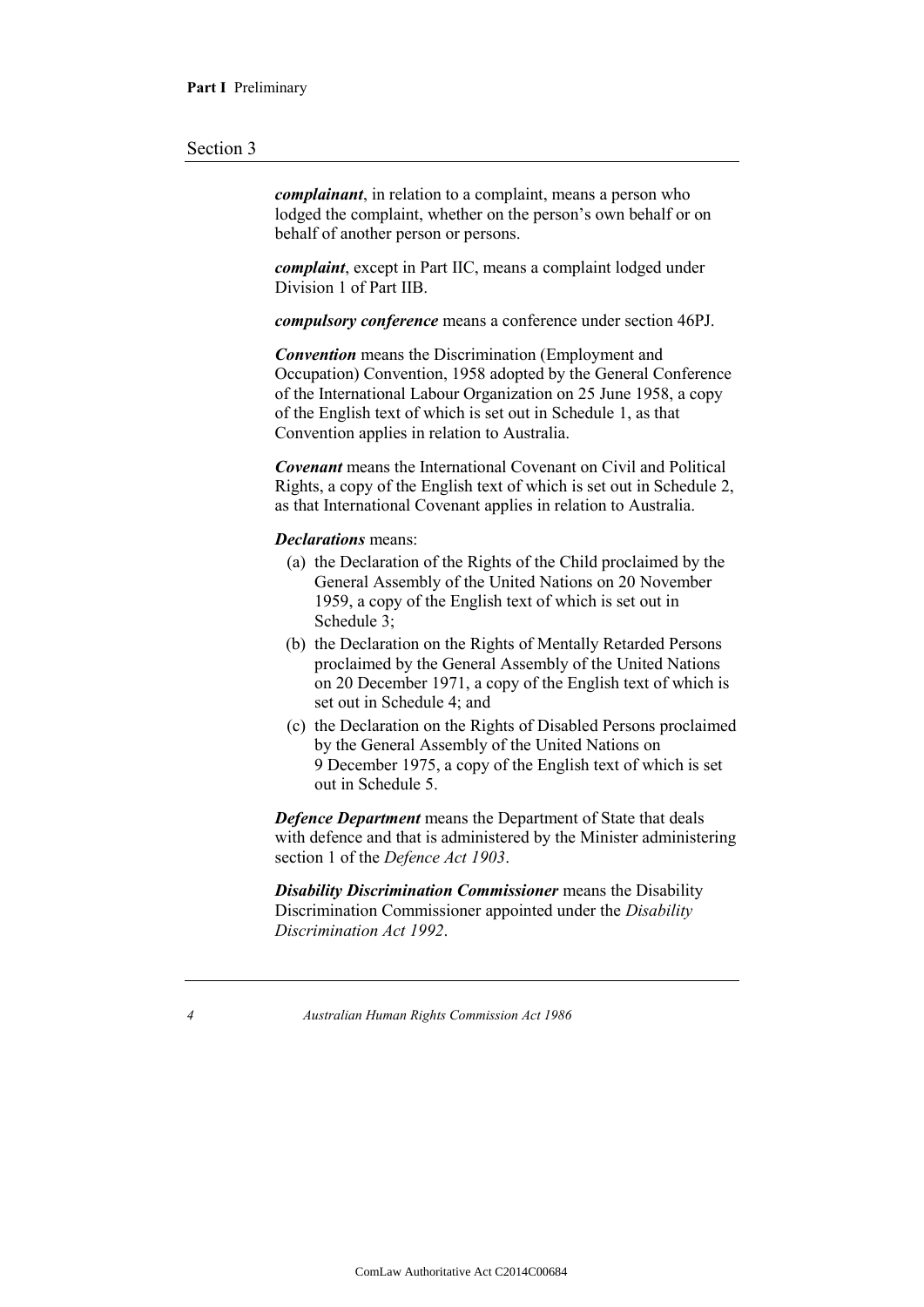***complainant***, in relation to a complaint, means a person who lodged the complaint, whether on the person's own behalf or on behalf of another person or persons.

***complaint***, except in Part IIC, means a complaint lodged under Division 1 of Part IIB.

***compulsory conference*** means a conference under section 46PJ.

***Convention*** means the Discrimination (Employment and Occupation) Convention, 1958 adopted by the General Conference of the International Labour Organization on 25 June 1958, a copy of the English text of which is set out in Schedule 1, as that Convention applies in relation to Australia.

***Covenant*** means the International Covenant on Civil and Political Rights, a copy of the English text of which is set out in Schedule 2, as that International Covenant applies in relation to Australia.

***Declarations*** means:

- (a) the Declaration of the Rights of the Child proclaimed by the General Assembly of the United Nations on 20 November 1959, a copy of the English text of which is set out in Schedule 3;
- (b) the Declaration on the Rights of Mentally Retarded Persons proclaimed by the General Assembly of the United Nations on 20 December 1971, a copy of the English text of which is set out in Schedule 4; and
- (c) the Declaration on the Rights of Disabled Persons proclaimed by the General Assembly of the United Nations on 9 December 1975, a copy of the English text of which is set out in Schedule 5.

***Defence Department*** means the Department of State that deals with defence and that is administered by the Minister administering section 1 of the *Defence Act 1903*.

***Disability Discrimination Commissioner*** means the Disability Discrimination Commissioner appointed under the *Disability Discrimination Act 1992*.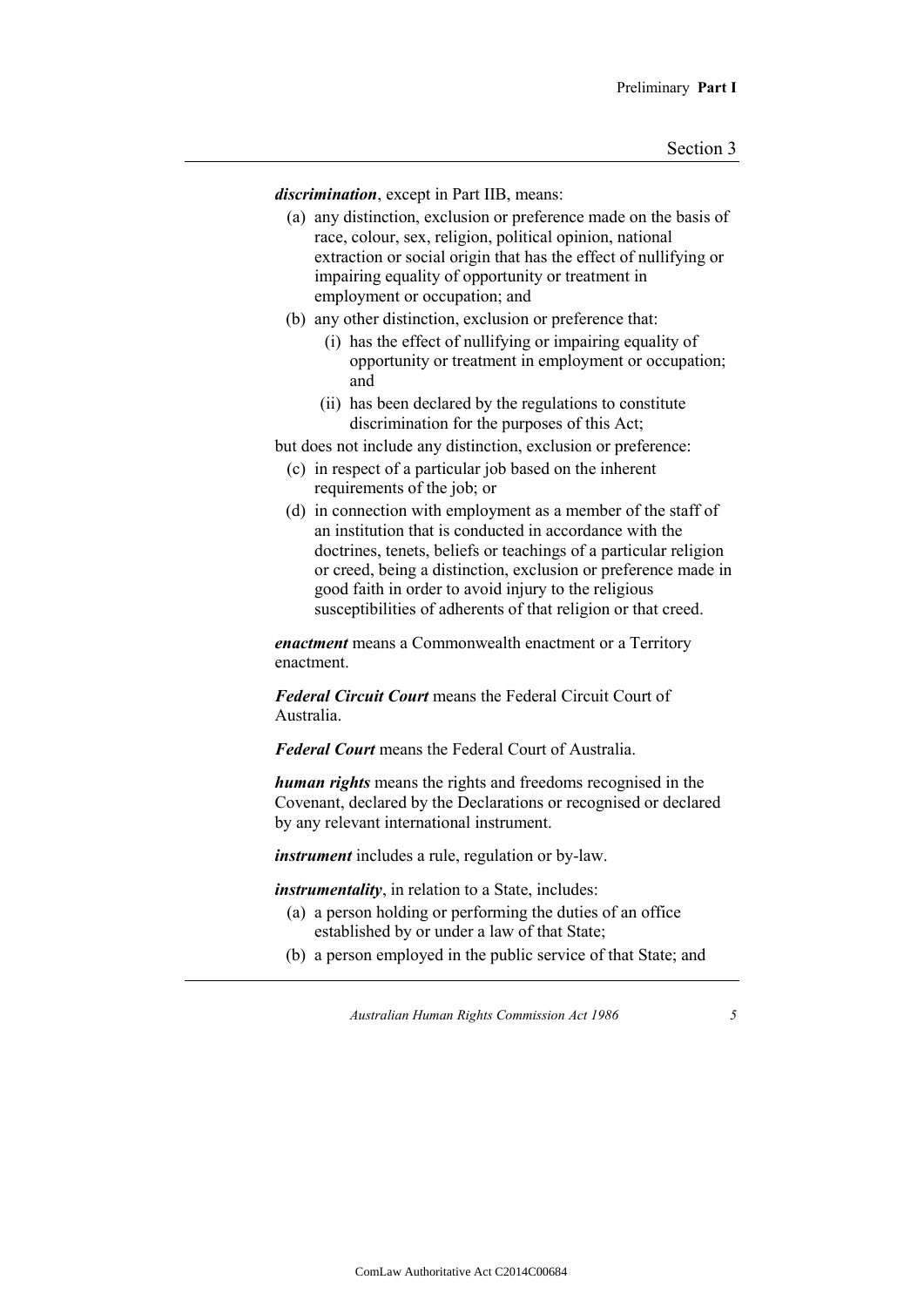***discrimination***, except in Part IIB, means:

- (a) any distinction, exclusion or preference made on the basis of race, colour, sex, religion, political opinion, national extraction or social origin that has the effect of nullifying or impairing equality of opportunity or treatment in employment or occupation; and
- (b) any other distinction, exclusion or preference that:
  - (i) has the effect of nullifying or impairing equality of opportunity or treatment in employment or occupation; and
  - (ii) has been declared by the regulations to constitute discrimination for the purposes of this Act;

but does not include any distinction, exclusion or preference:

- (c) in respect of a particular job based on the inherent requirements of the job; or
- (d) in connection with employment as a member of the staff of an institution that is conducted in accordance with the doctrines, tenets, beliefs or teachings of a particular religion or creed, being a distinction, exclusion or preference made in good faith in order to avoid injury to the religious susceptibilities of adherents of that religion or that creed.

***enactment*** means a Commonwealth enactment or a Territory enactment.

***Federal Circuit Court*** means the Federal Circuit Court of Australia.

***Federal Court*** means the Federal Court of Australia.

***human rights*** means the rights and freedoms recognised in the Covenant, declared by the Declarations or recognised or declared by any relevant international instrument.

***instrument*** includes a rule, regulation or by-law.

***instrumentality***, in relation to a State, includes:

- (a) a person holding or performing the duties of an office established by or under a law of that State;
- (b) a person employed in the public service of that State; and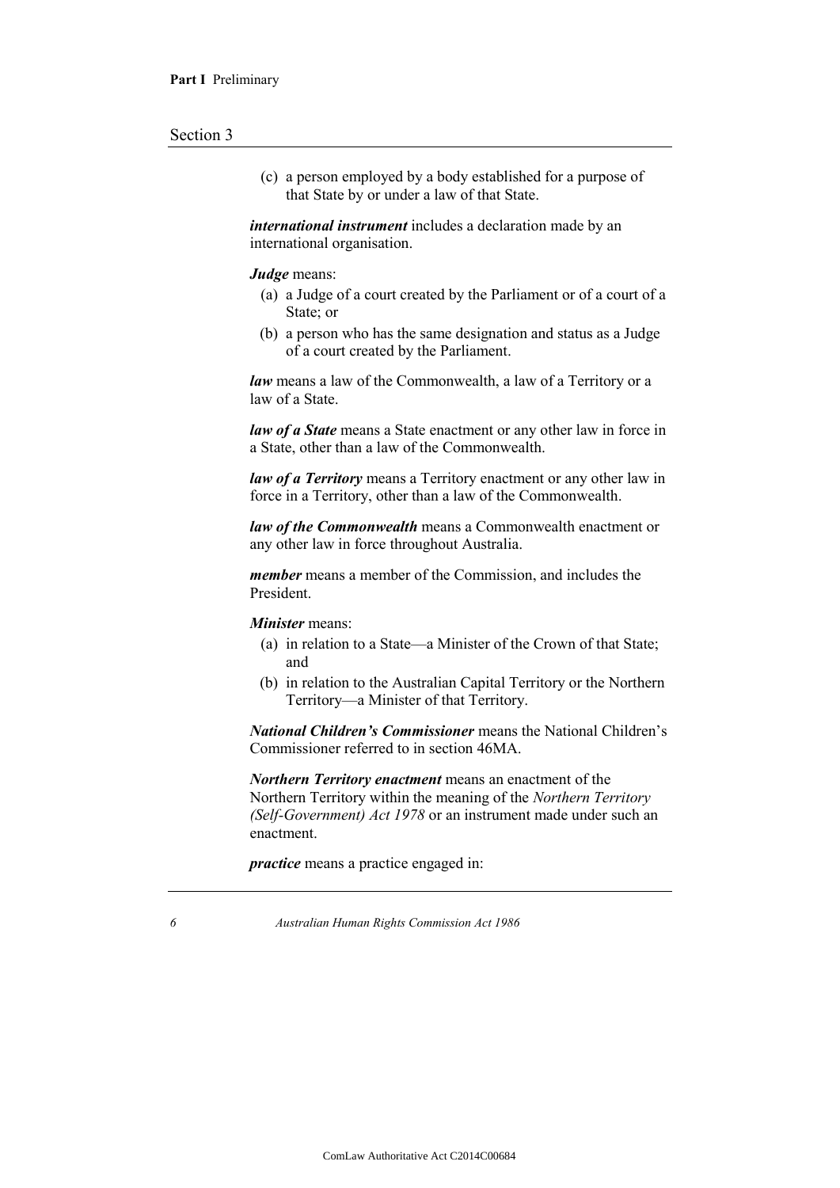(c) a person employed by a body established for a purpose of that State by or under a law of that State.

***international instrument*** includes a declaration made by an international organisation.

***Judge*** means:

(a) a Judge of a court created by the Parliament or of a court of a State; or

(b) a person who has the same designation and status as a Judge of a court created by the Parliament.

***law*** means a law of the Commonwealth, a law of a Territory or a law of a State.

***law of a State*** means a State enactment or any other law in force in a State, other than a law of the Commonwealth.

***law of a Territory*** means a Territory enactment or any other law in force in a Territory, other than a law of the Commonwealth.

***law of the Commonwealth*** means a Commonwealth enactment or any other law in force throughout Australia.

***member*** means a member of the Commission, and includes the President.

***Minister*** means:

(a) in relation to a State—a Minister of the Crown of that State; and

(b) in relation to the Australian Capital Territory or the Northern Territory—a Minister of that Territory.

***National Children's Commissioner*** means the National Children's Commissioner referred to in section 46MA.

***Northern Territory enactment*** means an enactment of the Northern Territory within the meaning of the *Northern Territory (Self-Government) Act 1978* or an instrument made under such an enactment.

***practice*** means a practice engaged in: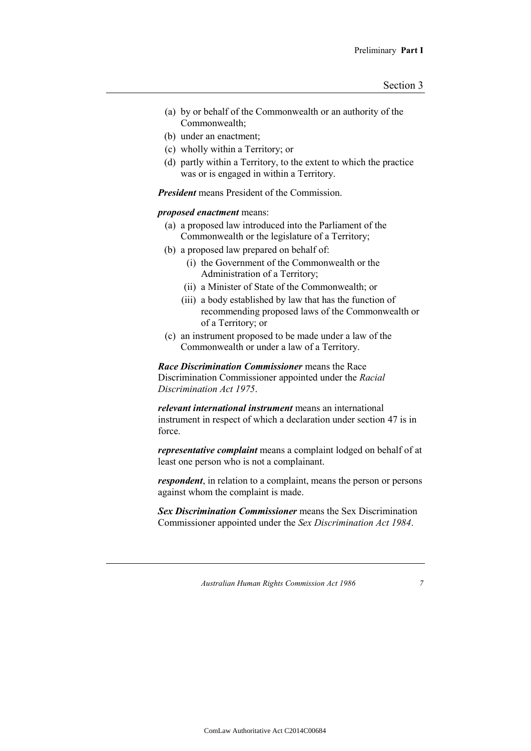(a) by or behalf of the Commonwealth or an authority of the Commonwealth;
(b) under an enactment;
(c) wholly within a Territory; or
(d) partly within a Territory, to the extent to which the practice was or is engaged in within a Territory.

***President*** means President of the Commission.

***proposed enactment*** means:

(a) a proposed law introduced into the Parliament of the Commonwealth or the legislature of a Territory;
(b) a proposed law prepared on behalf of:
    (i) the Government of the Commonwealth or the Administration of a Territory;
    (ii) a Minister of State of the Commonwealth; or
    (iii) a body established by law that has the function of recommending proposed laws of the Commonwealth or of a Territory; or
(c) an instrument proposed to be made under a law of the Commonwealth or under a law of a Territory.

***Race Discrimination Commissioner*** means the Race Discrimination Commissioner appointed under the *Racial Discrimination Act 1975*.

***relevant international instrument*** means an international instrument in respect of which a declaration under section 47 is in force.

***representative complaint*** means a complaint lodged on behalf of at least one person who is not a complainant.

***respondent***, in relation to a complaint, means the person or persons against whom the complaint is made.

***Sex Discrimination Commissioner*** means the Sex Discrimination Commissioner appointed under the *Sex Discrimination Act 1984*.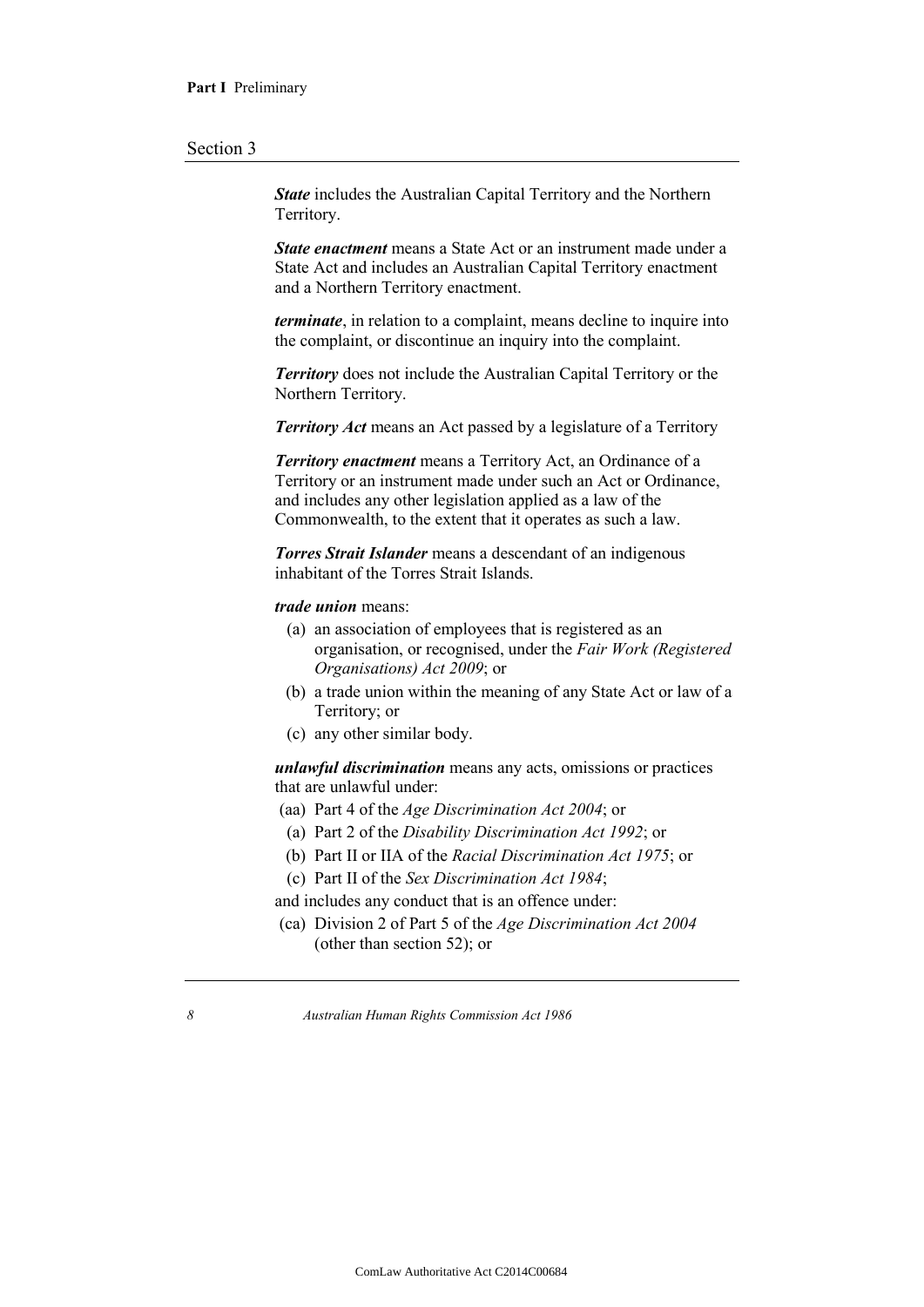***State*** includes the Australian Capital Territory and the Northern Territory.

***State enactment*** means a State Act or an instrument made under a State Act and includes an Australian Capital Territory enactment and a Northern Territory enactment.

***terminate***, in relation to a complaint, means decline to inquire into the complaint, or discontinue an inquiry into the complaint.

***Territory*** does not include the Australian Capital Territory or the Northern Territory.

***Territory Act*** means an Act passed by a legislature of a Territory

***Territory enactment*** means a Territory Act, an Ordinance of a Territory or an instrument made under such an Act or Ordinance, and includes any other legislation applied as a law of the Commonwealth, to the extent that it operates as such a law.

***Torres Strait Islander*** means a descendant of an indigenous inhabitant of the Torres Strait Islands.

***trade union*** means:

- (a) an association of employees that is registered as an organisation, or recognised, under the *Fair Work (Registered Organisations) Act 2009*; or
- (b) a trade union within the meaning of any State Act or law of a Territory; or
- (c) any other similar body.

***unlawful discrimination*** means any acts, omissions or practices that are unlawful under:

- (aa) Part 4 of the *Age Discrimination Act 2004*; or
- (a) Part 2 of the *Disability Discrimination Act 1992*; or
- (b) Part II or IIA of the *Racial Discrimination Act 1975*; or
- (c) Part II of the *Sex Discrimination Act 1984*;

and includes any conduct that is an offence under:

- (ca) Division 2 of Part 5 of the *Age Discrimination Act 2004* (other than section 52); or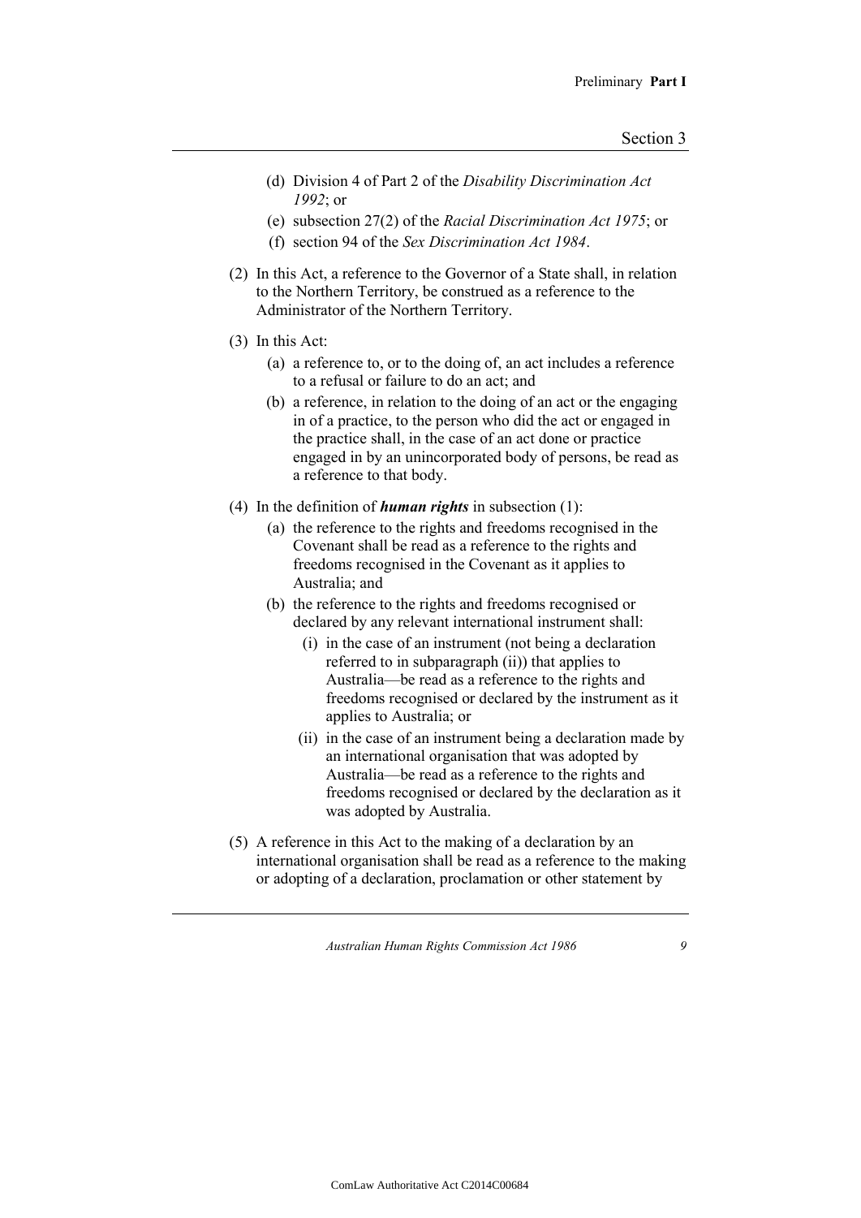(d) Division 4 of Part 2 of the *Disability Discrimination Act 1992*; or

(e) subsection 27(2) of the *Racial Discrimination Act 1975*; or

(f) section 94 of the *Sex Discrimination Act 1984*.

(2) In this Act, a reference to the Governor of a State shall, in relation to the Northern Territory, be construed as a reference to the Administrator of the Northern Territory.

(3) In this Act:

(a) a reference to, or to the doing of, an act includes a reference to a refusal or failure to do an act; and

(b) a reference, in relation to the doing of an act or the engaging in of a practice, to the person who did the act or engaged in the practice shall, in the case of an act done or practice engaged in by an unincorporated body of persons, be read as a reference to that body.

(4) In the definition of ***human rights*** in subsection (1):

(a) the reference to the rights and freedoms recognised in the Covenant shall be read as a reference to the rights and freedoms recognised in the Covenant as it applies to Australia; and

(b) the reference to the rights and freedoms recognised or declared by any relevant international instrument shall:

(i) in the case of an instrument (not being a declaration referred to in subparagraph (ii)) that applies to Australia—be read as a reference to the rights and freedoms recognised or declared by the instrument as it applies to Australia; or

(ii) in the case of an instrument being a declaration made by an international organisation that was adopted by Australia—be read as a reference to the rights and freedoms recognised or declared by the declaration as it was adopted by Australia.

(5) A reference in this Act to the making of a declaration by an international organisation shall be read as a reference to the making or adopting of a declaration, proclamation or other statement by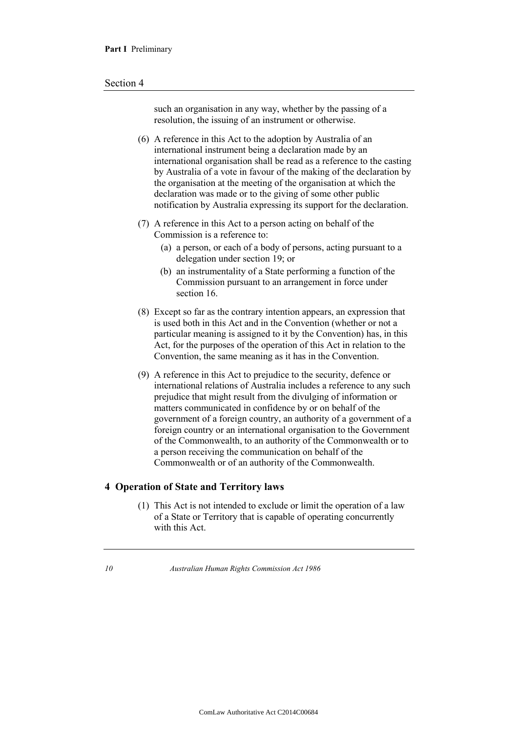such an organisation in any way, whether by the passing of a resolution, the issuing of an instrument or otherwise.

(6) A reference in this Act to the adoption by Australia of an international instrument being a declaration made by an international organisation shall be read as a reference to the casting by Australia of a vote in favour of the making of the declaration by the organisation at the meeting of the organisation at which the declaration was made or to the giving of some other public notification by Australia expressing its support for the declaration.

(7) A reference in this Act to a person acting on behalf of the Commission is a reference to:

- (a) a person, or each of a body of persons, acting pursuant to a delegation under section 19; or
- (b) an instrumentality of a State performing a function of the Commission pursuant to an arrangement in force under section 16.

(8) Except so far as the contrary intention appears, an expression that is used both in this Act and in the Convention (whether or not a particular meaning is assigned to it by the Convention) has, in this Act, for the purposes of the operation of this Act in relation to the Convention, the same meaning as it has in the Convention.

(9) A reference in this Act to prejudice to the security, defence or international relations of Australia includes a reference to any such prejudice that might result from the divulging of information or matters communicated in confidence by or on behalf of the government of a foreign country, an authority of a government of a foreign country or an international organisation to the Government of the Commonwealth, to an authority of the Commonwealth or to a person receiving the communication on behalf of the Commonwealth or of an authority of the Commonwealth.

## 4 Operation of State and Territory laws

(1) This Act is not intended to exclude or limit the operation of a law of a State or Territory that is capable of operating concurrently with this Act.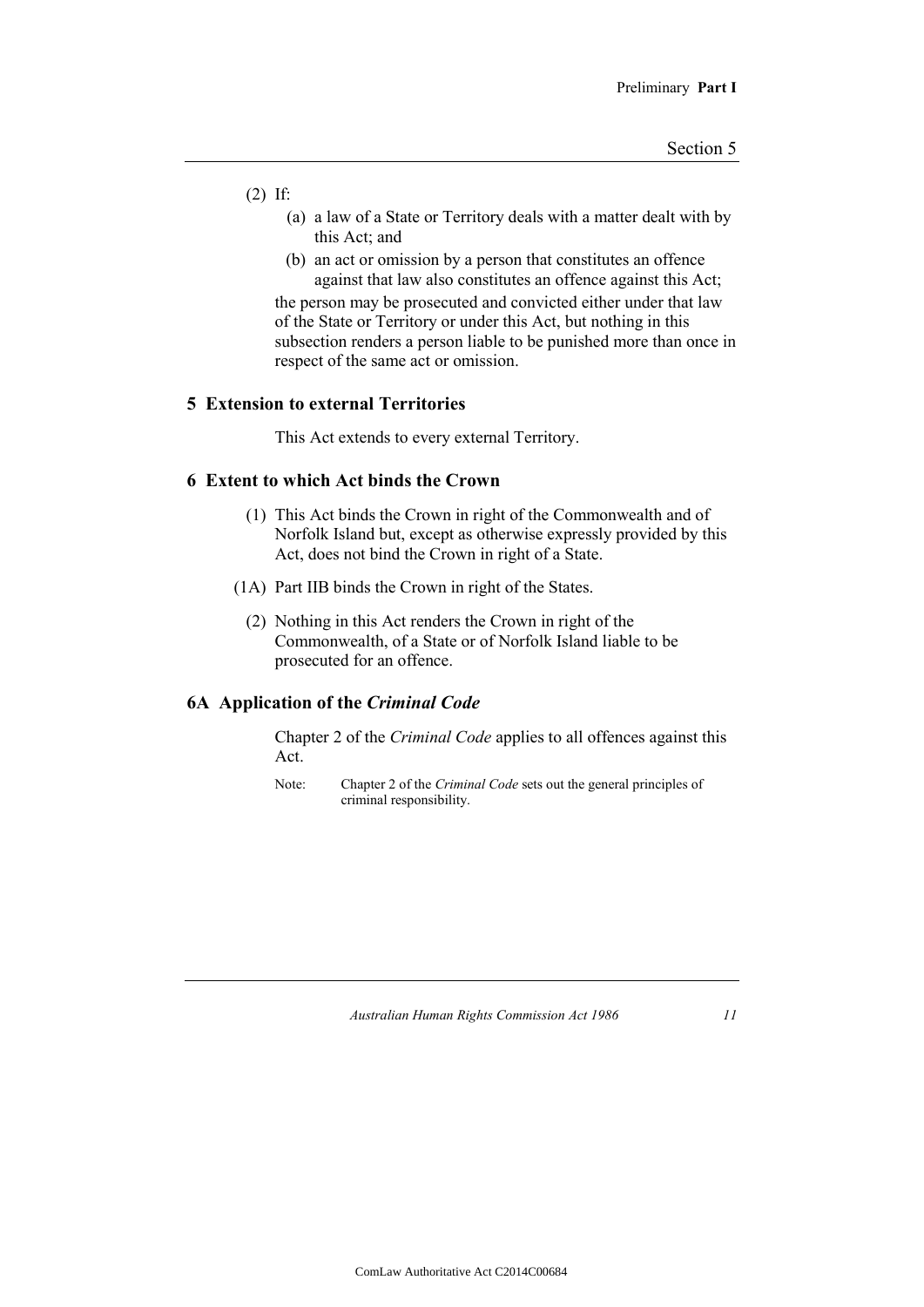(2) If:

(a) a law of a State or Territory deals with a matter dealt with by this Act; and

(b) an act or omission by a person that constitutes an offence against that law also constitutes an offence against this Act;

the person may be prosecuted and convicted either under that law of the State or Territory or under this Act, but nothing in this subsection renders a person liable to be punished more than once in respect of the same act or omission.

## 5 Extension to external Territories

This Act extends to every external Territory.

## 6 Extent to which Act binds the Crown

(1) This Act binds the Crown in right of the Commonwealth and of Norfolk Island but, except as otherwise expressly provided by this Act, does not bind the Crown in right of a State.

(1A) Part IIB binds the Crown in right of the States.

(2) Nothing in this Act renders the Crown in right of the Commonwealth, of a State or of Norfolk Island liable to be prosecuted for an offence.

## 6A Application of the *Criminal Code*

Chapter 2 of the *Criminal Code* applies to all offences against this Act.

Note: Chapter 2 of the *Criminal Code* sets out the general principles of criminal responsibility.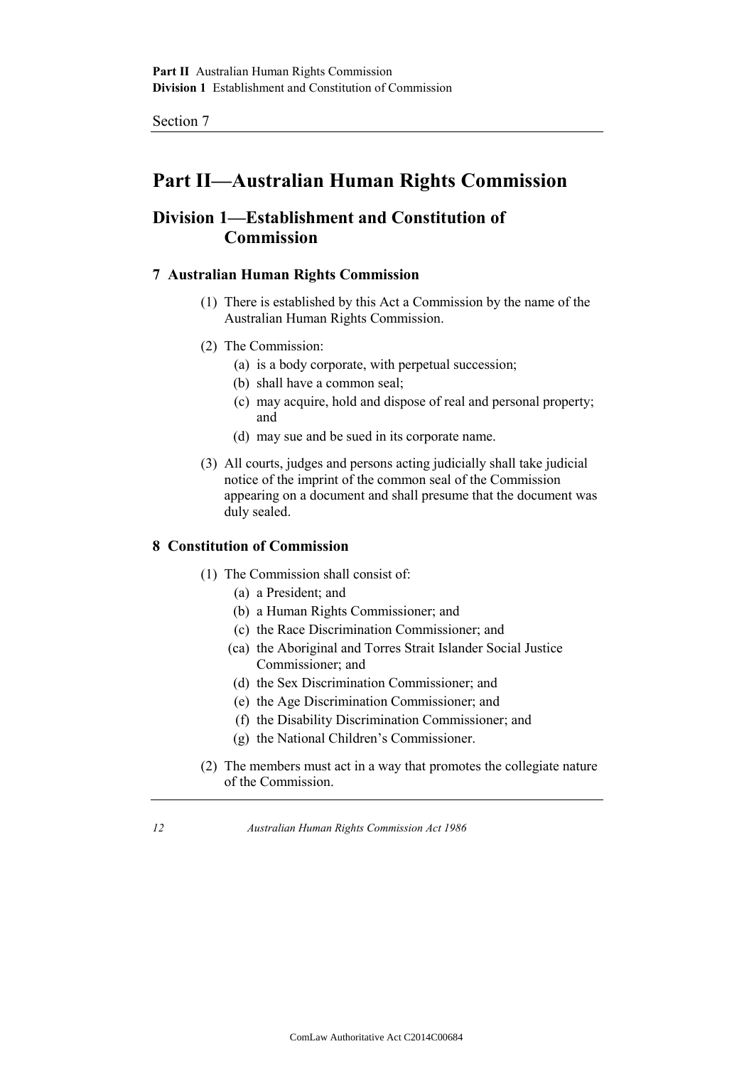# Part II—Australian Human Rights Commission

## Division 1—Establishment and Constitution of Commission

### 7 Australian Human Rights Commission

(1) There is established by this Act a Commission by the name of the Australian Human Rights Commission.

(2) The Commission:

- (a) is a body corporate, with perpetual succession;
- (b) shall have a common seal;
- (c) may acquire, hold and dispose of real and personal property; and
- (d) may sue and be sued in its corporate name.

(3) All courts, judges and persons acting judicially shall take judicial notice of the imprint of the common seal of the Commission appearing on a document and shall presume that the document was duly sealed.

### 8 Constitution of Commission

(1) The Commission shall consist of:

- (a) a President; and
- (b) a Human Rights Commissioner; and
- (c) the Race Discrimination Commissioner; and
- (ca) the Aboriginal and Torres Strait Islander Social Justice Commissioner; and
- (d) the Sex Discrimination Commissioner; and
- (e) the Age Discrimination Commissioner; and
- (f) the Disability Discrimination Commissioner; and
- (g) the National Children's Commissioner.

(2) The members must act in a way that promotes the collegiate nature of the Commission.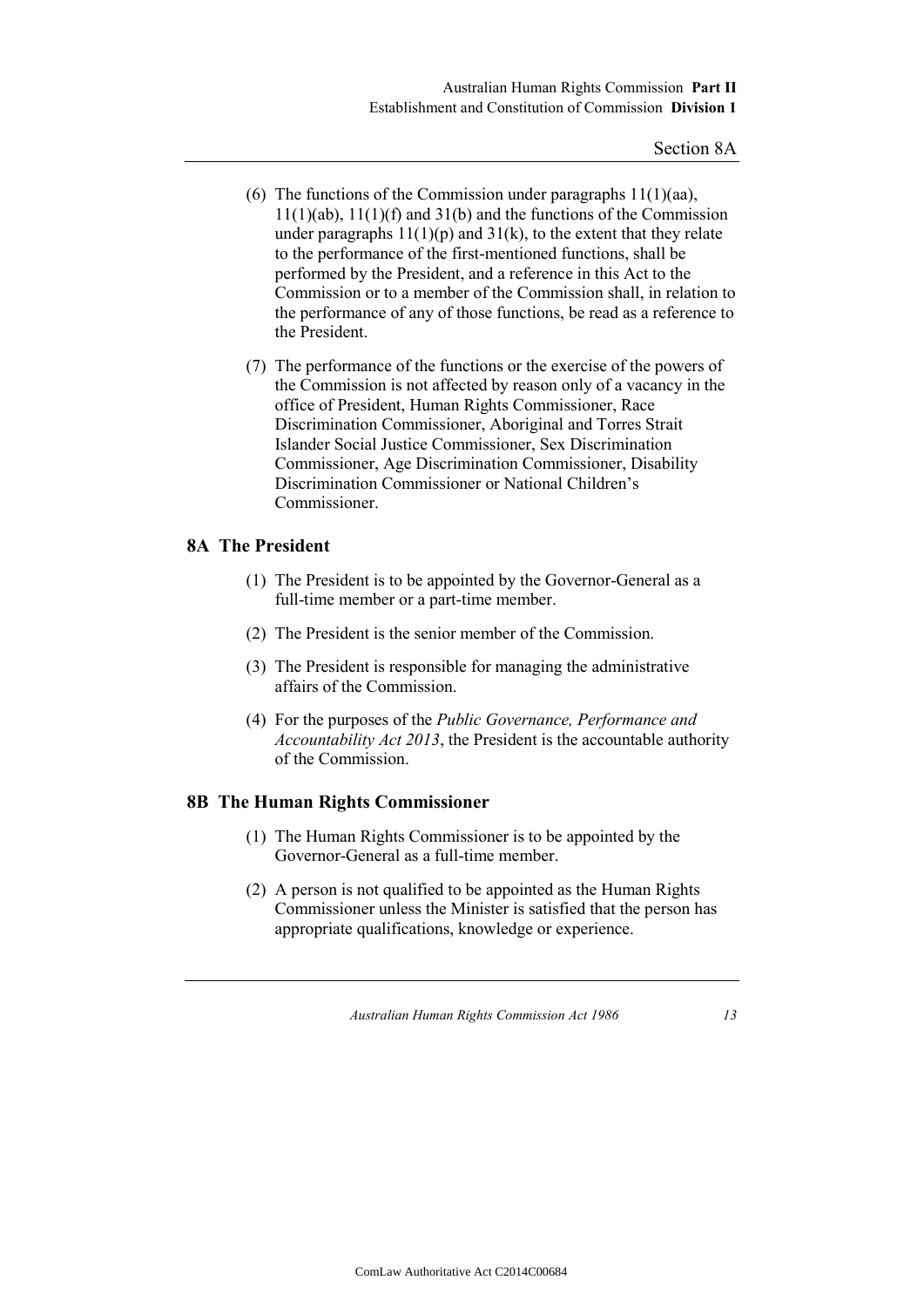(6) The functions of the Commission under paragraphs 11(1)(aa), 11(1)(ab), 11(1)(f) and 31(b) and the functions of the Commission under paragraphs 11(1)(p) and 31(k), to the extent that they relate to the performance of the first-mentioned functions, shall be performed by the President, and a reference in this Act to the Commission or to a member of the Commission shall, in relation to the performance of any of those functions, be read as a reference to the President.

(7) The performance of the functions or the exercise of the powers of the Commission is not affected by reason only of a vacancy in the office of President, Human Rights Commissioner, Race Discrimination Commissioner, Aboriginal and Torres Strait Islander Social Justice Commissioner, Sex Discrimination Commissioner, Age Discrimination Commissioner, Disability Discrimination Commissioner or National Children's Commissioner.

## 8A The President

(1) The President is to be appointed by the Governor-General as a full-time member or a part-time member.

(2) The President is the senior member of the Commission.

(3) The President is responsible for managing the administrative affairs of the Commission.

(4) For the purposes of the *Public Governance, Performance and Accountability Act 2013*, the President is the accountable authority of the Commission.

## 8B The Human Rights Commissioner

(1) The Human Rights Commissioner is to be appointed by the Governor-General as a full-time member.

(2) A person is not qualified to be appointed as the Human Rights Commissioner unless the Minister is satisfied that the person has appropriate qualifications, knowledge or experience.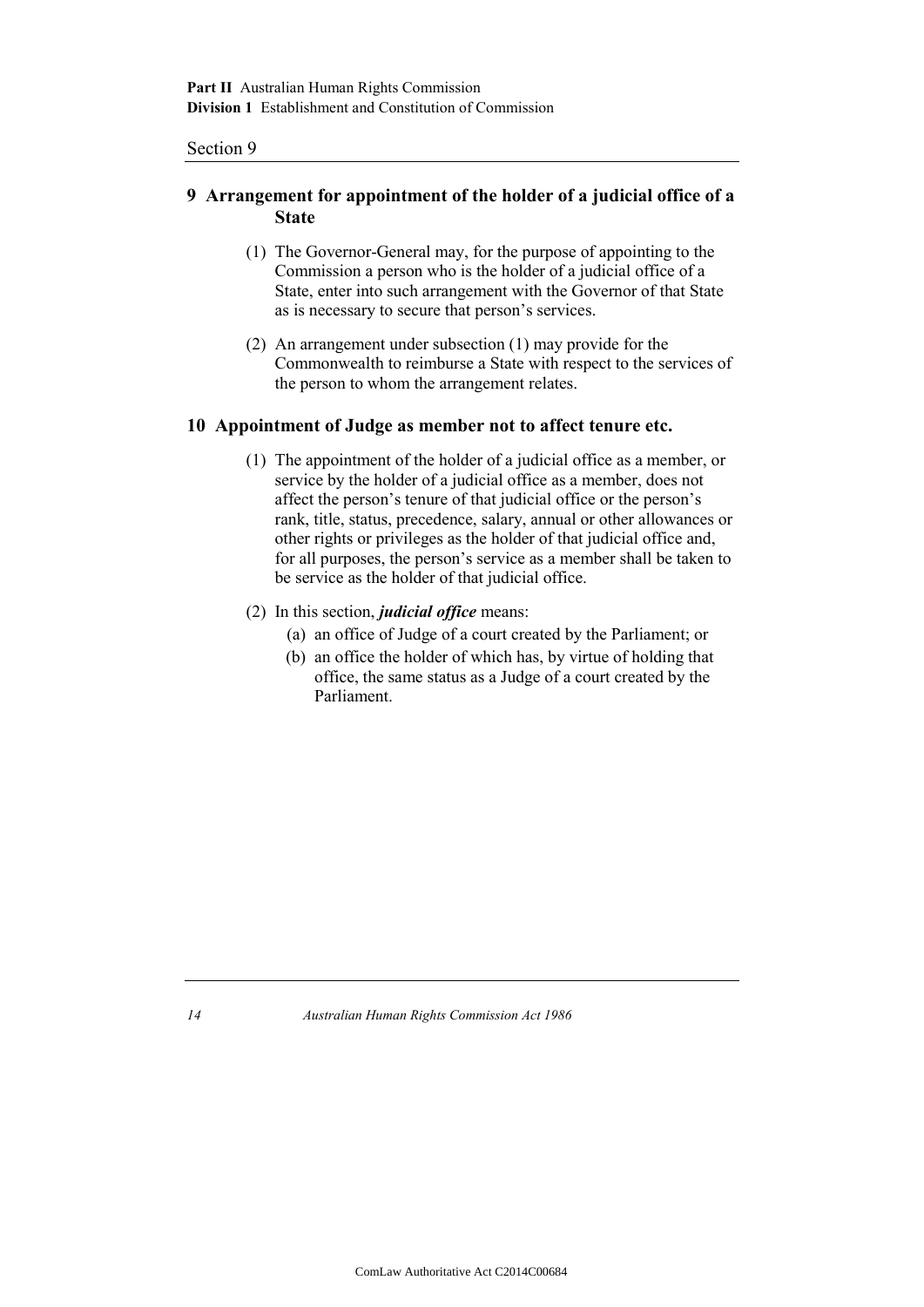## 9 Arrangement for appointment of the holder of a judicial office of a State

(1) The Governor-General may, for the purpose of appointing to the Commission a person who is the holder of a judicial office of a State, enter into such arrangement with the Governor of that State as is necessary to secure that person's services.

(2) An arrangement under subsection (1) may provide for the Commonwealth to reimburse a State with respect to the services of the person to whom the arrangement relates.

## 10 Appointment of Judge as member not to affect tenure etc.

(1) The appointment of the holder of a judicial office as a member, or service by the holder of a judicial office as a member, does not affect the person's tenure of that judicial office or the person's rank, title, status, precedence, salary, annual or other allowances or other rights or privileges as the holder of that judicial office and, for all purposes, the person's service as a member shall be taken to be service as the holder of that judicial office.

(2) In this section, ***judicial office*** means:

- (a) an office of Judge of a court created by the Parliament; or
- (b) an office the holder of which has, by virtue of holding that office, the same status as a Judge of a court created by the Parliament.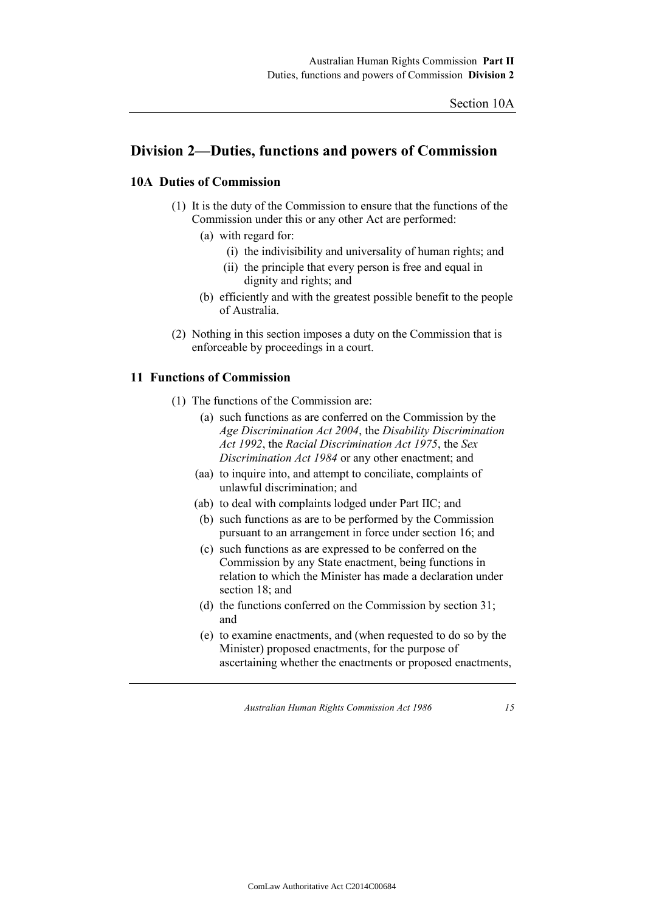## Division 2—Duties, functions and powers of Commission

### 10A Duties of Commission

(1) It is the duty of the Commission to ensure that the functions of the Commission under this or any other Act are performed:

- (a) with regard for:
  - (i) the indivisibility and universality of human rights; and
  - (ii) the principle that every person is free and equal in dignity and rights; and
- (b) efficiently and with the greatest possible benefit to the people of Australia.

(2) Nothing in this section imposes a duty on the Commission that is enforceable by proceedings in a court.

### 11 Functions of Commission

(1) The functions of the Commission are:

- (a) such functions as are conferred on the Commission by the *Age Discrimination Act 2004*, the *Disability Discrimination Act 1992*, the *Racial Discrimination Act 1975*, the *Sex Discrimination Act 1984* or any other enactment; and
- (aa) to inquire into, and attempt to conciliate, complaints of unlawful discrimination; and
- (ab) to deal with complaints lodged under Part IIC; and
- (b) such functions as are to be performed by the Commission pursuant to an arrangement in force under section 16; and
- (c) such functions as are expressed to be conferred on the Commission by any State enactment, being functions in relation to which the Minister has made a declaration under section 18; and
- (d) the functions conferred on the Commission by section 31; and
- (e) to examine enactments, and (when requested to do so by the Minister) proposed enactments, for the purpose of ascertaining whether the enactments or proposed enactments,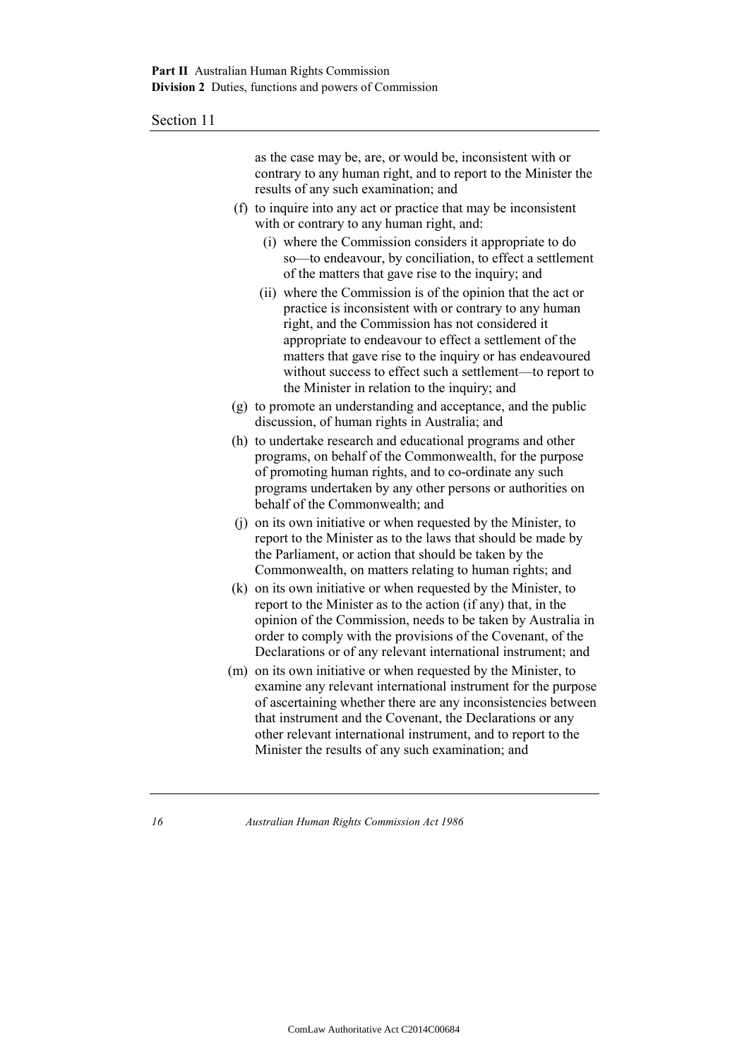as the case may be, are, or would be, inconsistent with or contrary to any human right, and to report to the Minister the results of any such examination; and

(f) to inquire into any act or practice that may be inconsistent with or contrary to any human right, and:

 (i) where the Commission considers it appropriate to do so—to endeavour, by conciliation, to effect a settlement of the matters that gave rise to the inquiry; and

 (ii) where the Commission is of the opinion that the act or practice is inconsistent with or contrary to any human right, and the Commission has not considered it appropriate to endeavour to effect a settlement of the matters that gave rise to the inquiry or has endeavoured without success to effect such a settlement—to report to the Minister in relation to the inquiry; and

(g) to promote an understanding and acceptance, and the public discussion, of human rights in Australia; and

(h) to undertake research and educational programs and other programs, on behalf of the Commonwealth, for the purpose of promoting human rights, and to co-ordinate any such programs undertaken by any other persons or authorities on behalf of the Commonwealth; and

(j) on its own initiative or when requested by the Minister, to report to the Minister as to the laws that should be made by the Parliament, or action that should be taken by the Commonwealth, on matters relating to human rights; and

(k) on its own initiative or when requested by the Minister, to report to the Minister as to the action (if any) that, in the opinion of the Commission, needs to be taken by Australia in order to comply with the provisions of the Covenant, of the Declarations or of any relevant international instrument; and

(m) on its own initiative or when requested by the Minister, to examine any relevant international instrument for the purpose of ascertaining whether there are any inconsistencies between that instrument and the Covenant, the Declarations or any other relevant international instrument, and to report to the Minister the results of any such examination; and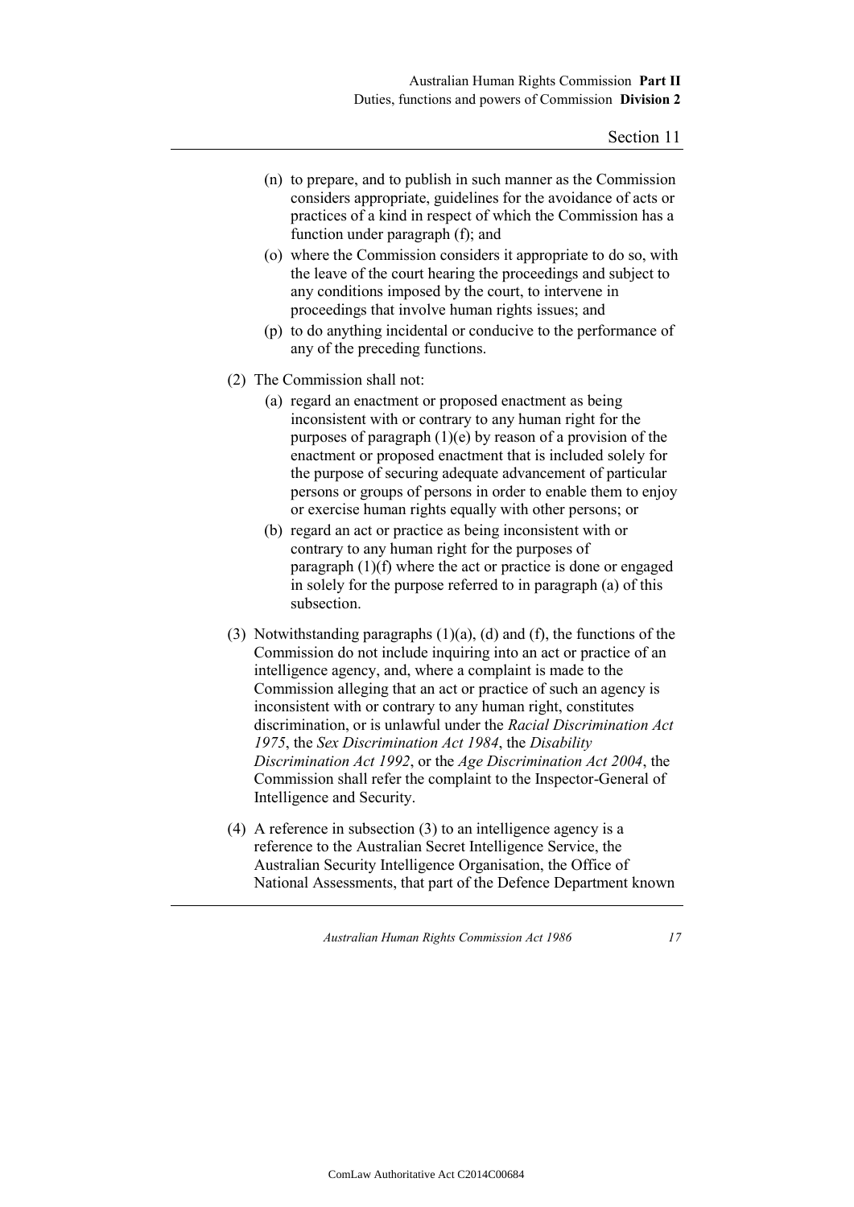(n) to prepare, and to publish in such manner as the Commission considers appropriate, guidelines for the avoidance of acts or practices of a kind in respect of which the Commission has a function under paragraph (f); and

(o) where the Commission considers it appropriate to do so, with the leave of the court hearing the proceedings and subject to any conditions imposed by the court, to intervene in proceedings that involve human rights issues; and

(p) to do anything incidental or conducive to the performance of any of the preceding functions.

(2) The Commission shall not:

(a) regard an enactment or proposed enactment as being inconsistent with or contrary to any human right for the purposes of paragraph (1)(e) by reason of a provision of the enactment or proposed enactment that is included solely for the purpose of securing adequate advancement of particular persons or groups of persons in order to enable them to enjoy or exercise human rights equally with other persons; or

(b) regard an act or practice as being inconsistent with or contrary to any human right for the purposes of paragraph (1)(f) where the act or practice is done or engaged in solely for the purpose referred to in paragraph (a) of this subsection.

(3) Notwithstanding paragraphs (1)(a), (d) and (f), the functions of the Commission do not include inquiring into an act or practice of an intelligence agency, and, where a complaint is made to the Commission alleging that an act or practice of such an agency is inconsistent with or contrary to any human right, constitutes discrimination, or is unlawful under the *Racial Discrimination Act 1975*, the *Sex Discrimination Act 1984*, the *Disability Discrimination Act 1992*, or the *Age Discrimination Act 2004*, the Commission shall refer the complaint to the Inspector-General of Intelligence and Security.

(4) A reference in subsection (3) to an intelligence agency is a reference to the Australian Secret Intelligence Service, the Australian Security Intelligence Organisation, the Office of National Assessments, that part of the Defence Department known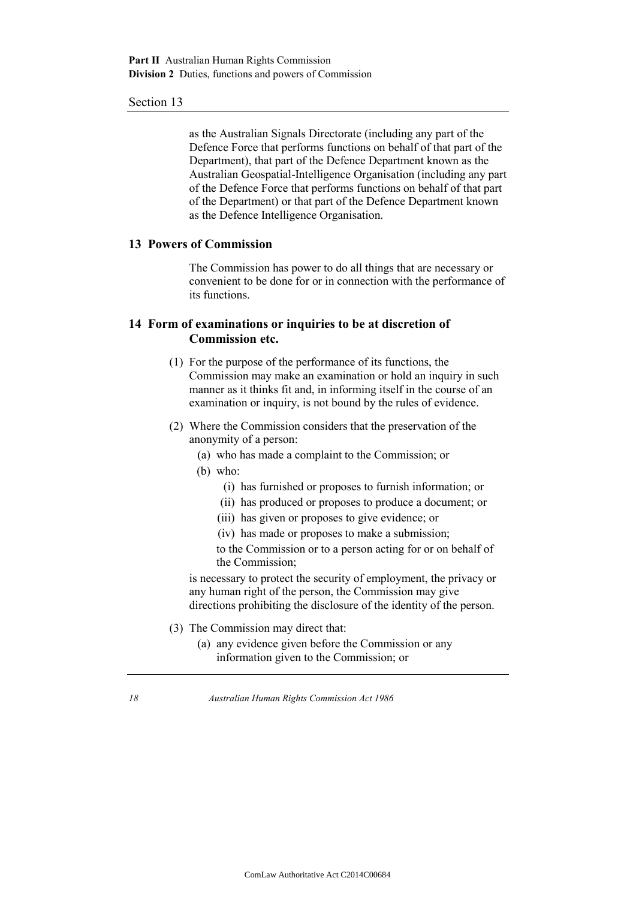as the Australian Signals Directorate (including any part of the Defence Force that performs functions on behalf of that part of the Department), that part of the Defence Department known as the Australian Geospatial-Intelligence Organisation (including any part of the Defence Force that performs functions on behalf of that part of the Department) or that part of the Defence Department known as the Defence Intelligence Organisation.

### 13 Powers of Commission

The Commission has power to do all things that are necessary or convenient to be done for or in connection with the performance of its functions.

### 14 Form of examinations or inquiries to be at discretion of Commission etc.

(1) For the purpose of the performance of its functions, the Commission may make an examination or hold an inquiry in such manner as it thinks fit and, in informing itself in the course of an examination or inquiry, is not bound by the rules of evidence.

(2) Where the Commission considers that the preservation of the anonymity of a person:

- (a) who has made a complaint to the Commission; or
- (b) who:
  - (i) has furnished or proposes to furnish information; or
  - (ii) has produced or proposes to produce a document; or
  - (iii) has given or proposes to give evidence; or
  - (iv) has made or proposes to make a submission;

  to the Commission or to a person acting for or on behalf of the Commission;

is necessary to protect the security of employment, the privacy or any human right of the person, the Commission may give directions prohibiting the disclosure of the identity of the person.

(3) The Commission may direct that:

- (a) any evidence given before the Commission or any information given to the Commission; or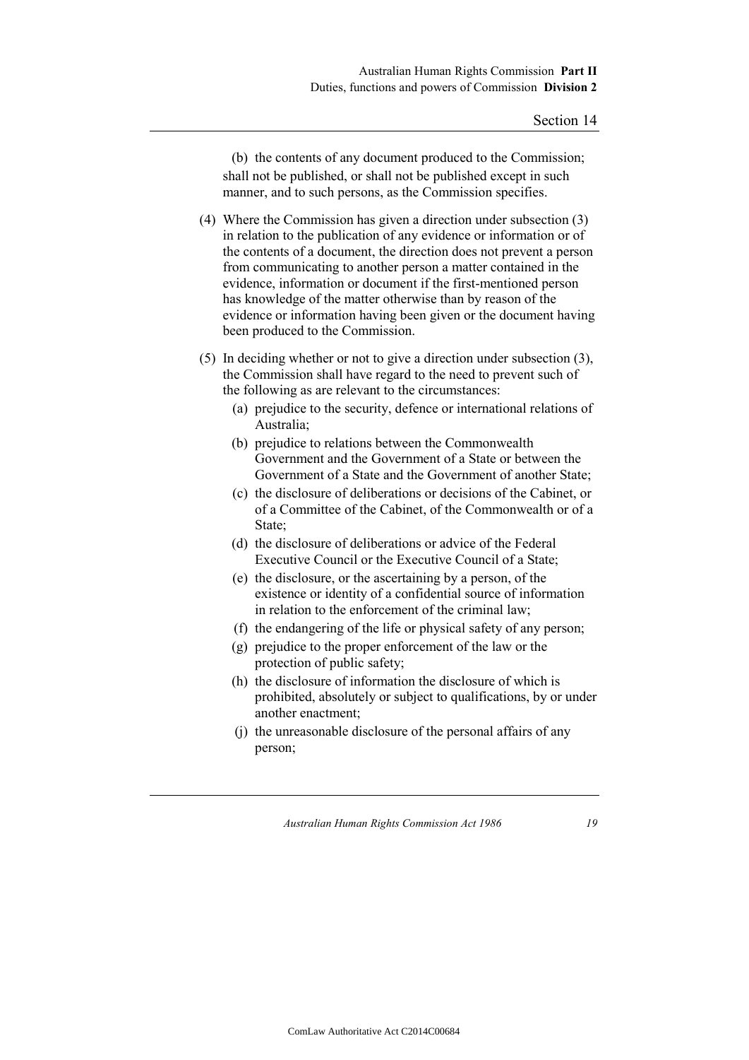(b) the contents of any document produced to the Commission;

shall not be published, or shall not be published except in such manner, and to such persons, as the Commission specifies.

(4) Where the Commission has given a direction under subsection (3) in relation to the publication of any evidence or information or of the contents of a document, the direction does not prevent a person from communicating to another person a matter contained in the evidence, information or document if the first-mentioned person has knowledge of the matter otherwise than by reason of the evidence or information having been given or the document having been produced to the Commission.

(5) In deciding whether or not to give a direction under subsection (3), the Commission shall have regard to the need to prevent such of the following as are relevant to the circumstances:

(a) prejudice to the security, defence or international relations of Australia;

(b) prejudice to relations between the Commonwealth Government and the Government of a State or between the Government of a State and the Government of another State;

(c) the disclosure of deliberations or decisions of the Cabinet, or of a Committee of the Cabinet, of the Commonwealth or of a State;

(d) the disclosure of deliberations or advice of the Federal Executive Council or the Executive Council of a State;

(e) the disclosure, or the ascertaining by a person, of the existence or identity of a confidential source of information in relation to the enforcement of the criminal law;

(f) the endangering of the life or physical safety of any person;

(g) prejudice to the proper enforcement of the law or the protection of public safety;

(h) the disclosure of information the disclosure of which is prohibited, absolutely or subject to qualifications, by or under another enactment;

(j) the unreasonable disclosure of the personal affairs of any person;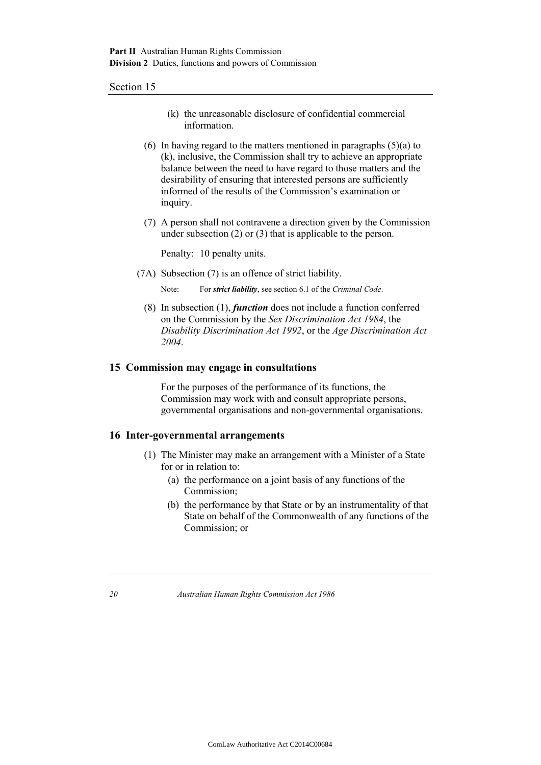(k) the unreasonable disclosure of confidential commercial information.

(6) In having regard to the matters mentioned in paragraphs (5)(a) to (k), inclusive, the Commission shall try to achieve an appropriate balance between the need to have regard to those matters and the desirability of ensuring that interested persons are sufficiently informed of the results of the Commission's examination or inquiry.

(7) A person shall not contravene a direction given by the Commission under subsection (2) or (3) that is applicable to the person.

Penalty: 10 penalty units.

(7A) Subsection (7) is an offence of strict liability.

Note: For ***strict liability***, see section 6.1 of the *Criminal Code*.

(8) In subsection (1), ***function*** does not include a function conferred on the Commission by the *Sex Discrimination Act 1984*, the *Disability Discrimination Act 1992*, or the *Age Discrimination Act 2004*.

## 15 Commission may engage in consultations

For the purposes of the performance of its functions, the Commission may work with and consult appropriate persons, governmental organisations and non-governmental organisations.

## 16 Inter-governmental arrangements

(1) The Minister may make an arrangement with a Minister of a State for or in relation to:

(a) the performance on a joint basis of any functions of the Commission;

(b) the performance by that State or by an instrumentality of that State on behalf of the Commonwealth of any functions of the Commission; or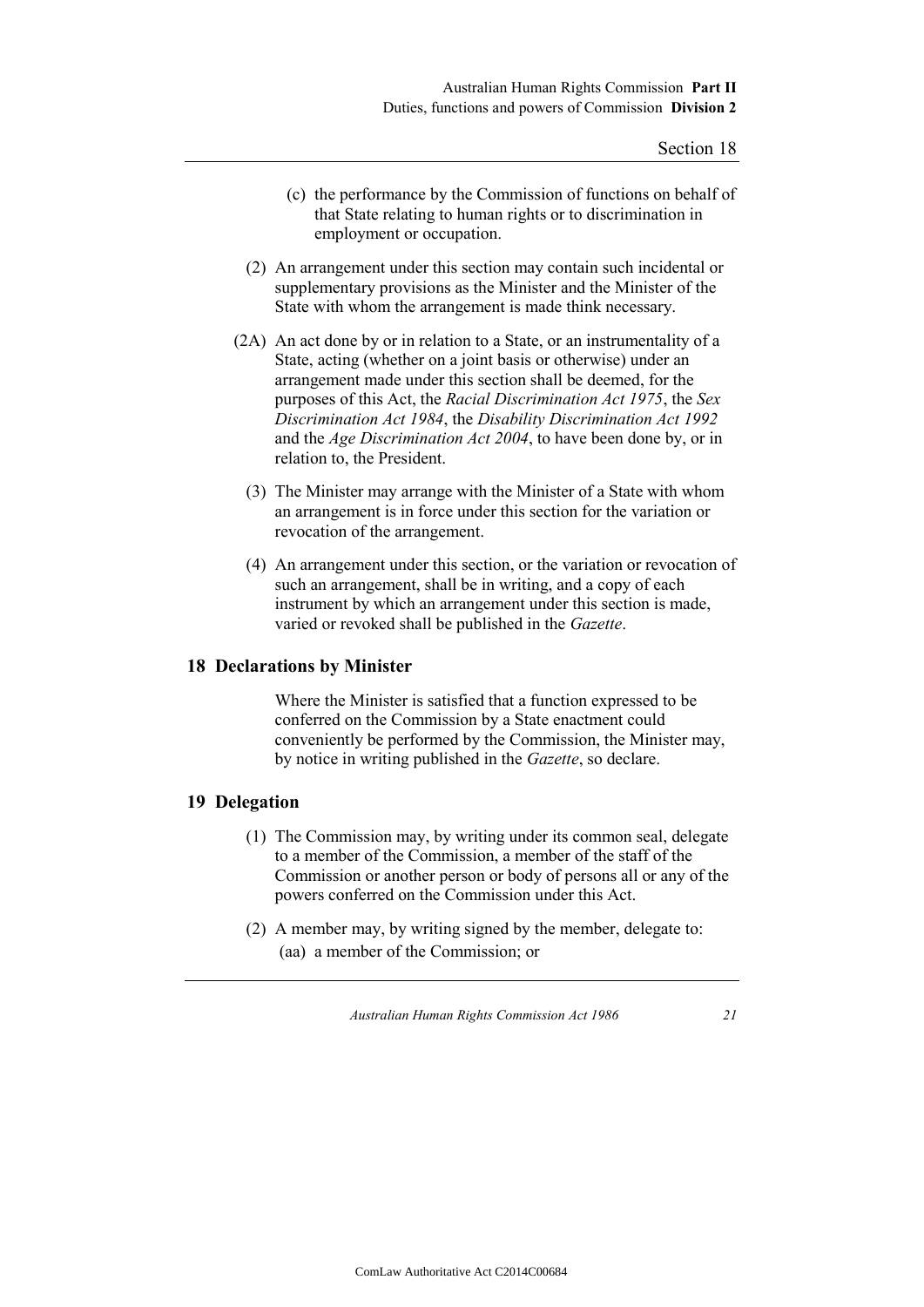(c) the performance by the Commission of functions on behalf of that State relating to human rights or to discrimination in employment or occupation.

(2) An arrangement under this section may contain such incidental or supplementary provisions as the Minister and the Minister of the State with whom the arrangement is made think necessary.

(2A) An act done by or in relation to a State, or an instrumentality of a State, acting (whether on a joint basis or otherwise) under an arrangement made under this section shall be deemed, for the purposes of this Act, the *Racial Discrimination Act 1975*, the *Sex Discrimination Act 1984*, the *Disability Discrimination Act 1992* and the *Age Discrimination Act 2004*, to have been done by, or in relation to, the President.

(3) The Minister may arrange with the Minister of a State with whom an arrangement is in force under this section for the variation or revocation of the arrangement.

(4) An arrangement under this section, or the variation or revocation of such an arrangement, shall be in writing, and a copy of each instrument by which an arrangement under this section is made, varied or revoked shall be published in the *Gazette*.

## 18 Declarations by Minister

Where the Minister is satisfied that a function expressed to be conferred on the Commission by a State enactment could conveniently be performed by the Commission, the Minister may, by notice in writing published in the *Gazette*, so declare.

## 19 Delegation

(1) The Commission may, by writing under its common seal, delegate to a member of the Commission, a member of the staff of the Commission or another person or body of persons all or any of the powers conferred on the Commission under this Act.

(2) A member may, by writing signed by the member, delegate to:

(aa) a member of the Commission; or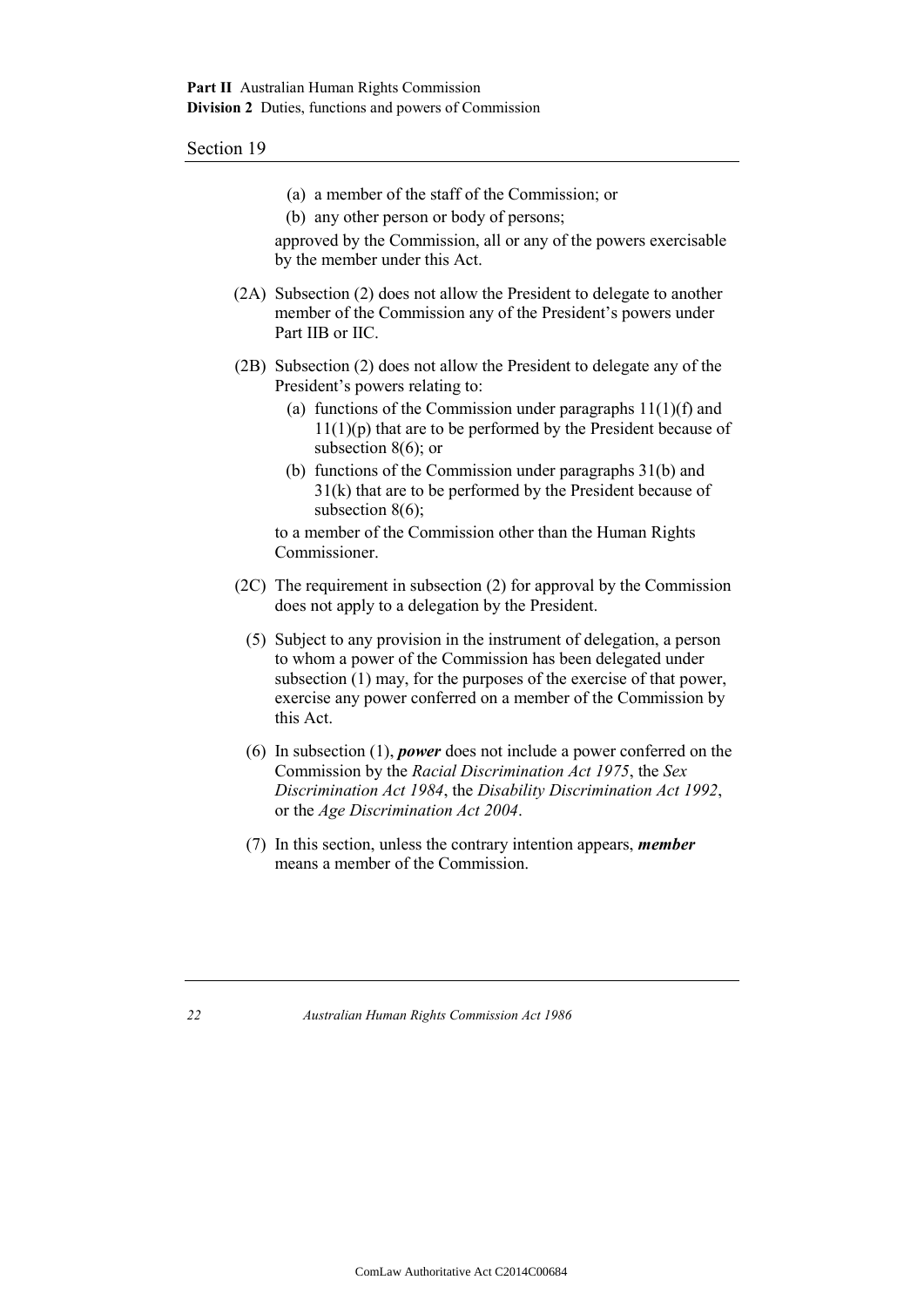(a) a member of the staff of the Commission; or

(b) any other person or body of persons;

approved by the Commission, all or any of the powers exercisable by the member under this Act.

(2A) Subsection (2) does not allow the President to delegate to another member of the Commission any of the President's powers under Part IIB or IIC.

(2B) Subsection (2) does not allow the President to delegate any of the President's powers relating to:

(a) functions of the Commission under paragraphs 11(1)(f) and 11(1)(p) that are to be performed by the President because of subsection 8(6); or

(b) functions of the Commission under paragraphs 31(b) and 31(k) that are to be performed by the President because of subsection 8(6);

to a member of the Commission other than the Human Rights Commissioner.

(2C) The requirement in subsection (2) for approval by the Commission does not apply to a delegation by the President.

(5) Subject to any provision in the instrument of delegation, a person to whom a power of the Commission has been delegated under subsection (1) may, for the purposes of the exercise of that power, exercise any power conferred on a member of the Commission by this Act.

(6) In subsection (1), ***power*** does not include a power conferred on the Commission by the *Racial Discrimination Act 1975*, the *Sex Discrimination Act 1984*, the *Disability Discrimination Act 1992*, or the *Age Discrimination Act 2004*.

(7) In this section, unless the contrary intention appears, ***member*** means a member of the Commission.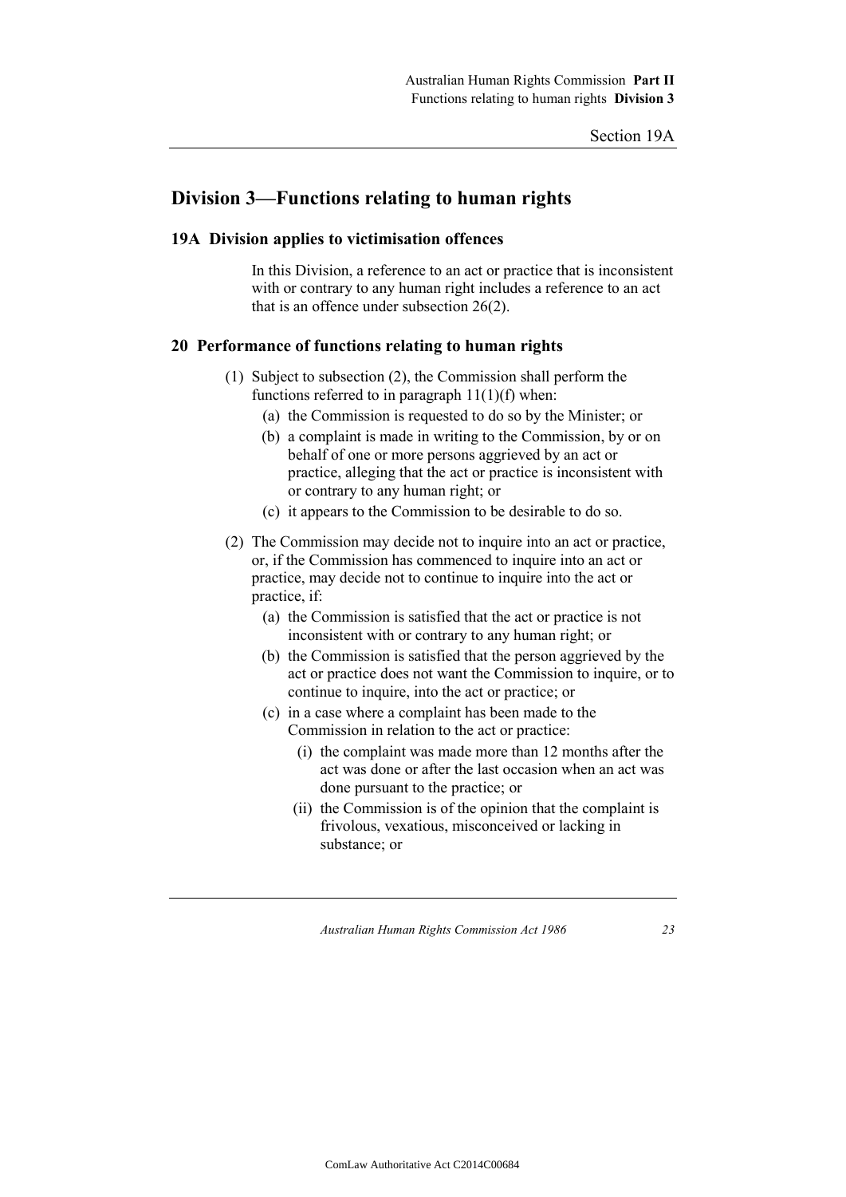## Division 3—Functions relating to human rights

### 19A Division applies to victimisation offences

In this Division, a reference to an act or practice that is inconsistent with or contrary to any human right includes a reference to an act that is an offence under subsection 26(2).

### 20 Performance of functions relating to human rights

(1) Subject to subsection (2), the Commission shall perform the functions referred to in paragraph 11(1)(f) when:

- (a) the Commission is requested to do so by the Minister; or
- (b) a complaint is made in writing to the Commission, by or on behalf of one or more persons aggrieved by an act or practice, alleging that the act or practice is inconsistent with or contrary to any human right; or
- (c) it appears to the Commission to be desirable to do so.

(2) The Commission may decide not to inquire into an act or practice, or, if the Commission has commenced to inquire into an act or practice, may decide not to continue to inquire into the act or practice, if:

- (a) the Commission is satisfied that the act or practice is not inconsistent with or contrary to any human right; or
- (b) the Commission is satisfied that the person aggrieved by the act or practice does not want the Commission to inquire, or to continue to inquire, into the act or practice; or
- (c) in a case where a complaint has been made to the Commission in relation to the act or practice:
  - (i) the complaint was made more than 12 months after the act was done or after the last occasion when an act was done pursuant to the practice; or
  - (ii) the Commission is of the opinion that the complaint is frivolous, vexatious, misconceived or lacking in substance; or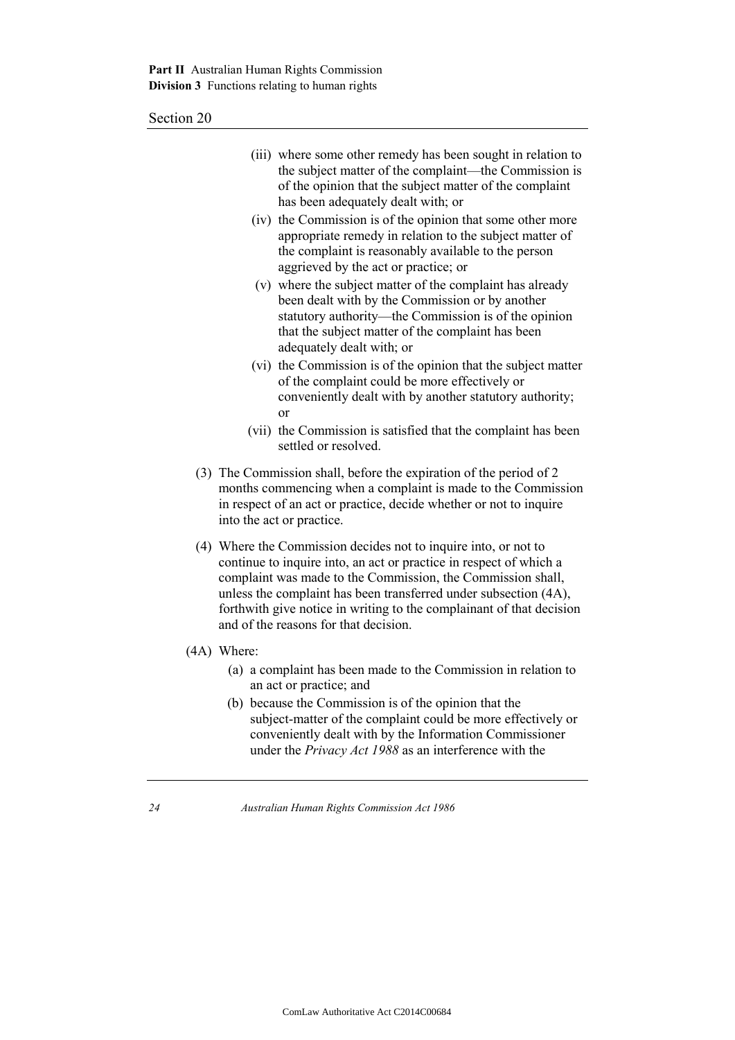(iii) where some other remedy has been sought in relation to the subject matter of the complaint—the Commission is of the opinion that the subject matter of the complaint has been adequately dealt with; or

(iv) the Commission is of the opinion that some other more appropriate remedy in relation to the subject matter of the complaint is reasonably available to the person aggrieved by the act or practice; or

(v) where the subject matter of the complaint has already been dealt with by the Commission or by another statutory authority—the Commission is of the opinion that the subject matter of the complaint has been adequately dealt with; or

(vi) the Commission is of the opinion that the subject matter of the complaint could be more effectively or conveniently dealt with by another statutory authority; or

(vii) the Commission is satisfied that the complaint has been settled or resolved.

(3) The Commission shall, before the expiration of the period of 2 months commencing when a complaint is made to the Commission in respect of an act or practice, decide whether or not to inquire into the act or practice.

(4) Where the Commission decides not to inquire into, or not to continue to inquire into, an act or practice in respect of which a complaint was made to the Commission, the Commission shall, unless the complaint has been transferred under subsection (4A), forthwith give notice in writing to the complainant of that decision and of the reasons for that decision.

(4A) Where:

(a) a complaint has been made to the Commission in relation to an act or practice; and

(b) because the Commission is of the opinion that the subject-matter of the complaint could be more effectively or conveniently dealt with by the Information Commissioner under the *Privacy Act 1988* as an interference with the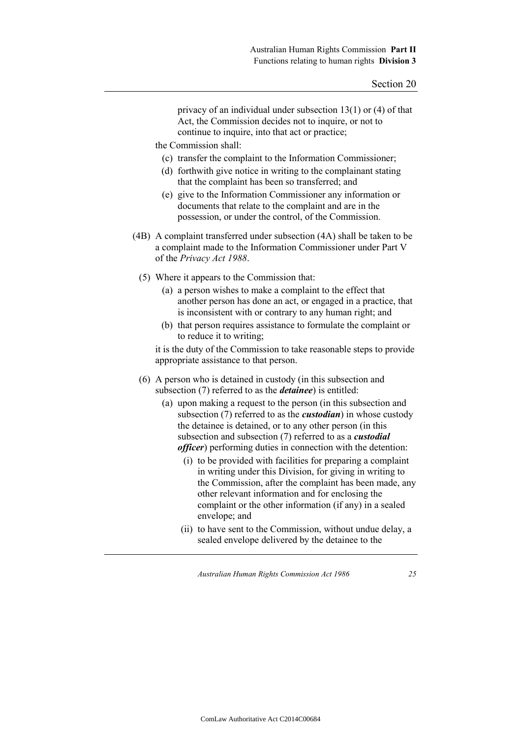privacy of an individual under subsection 13(1) or (4) of that Act, the Commission decides not to inquire, or not to continue to inquire, into that act or practice;

the Commission shall:

(c) transfer the complaint to the Information Commissioner;

(d) forthwith give notice in writing to the complainant stating that the complaint has been so transferred; and

(e) give to the Information Commissioner any information or documents that relate to the complaint and are in the possession, or under the control, of the Commission.

(4B) A complaint transferred under subsection (4A) shall be taken to be a complaint made to the Information Commissioner under Part V of the *Privacy Act 1988*.

(5) Where it appears to the Commission that:

(a) a person wishes to make a complaint to the effect that another person has done an act, or engaged in a practice, that is inconsistent with or contrary to any human right; and

(b) that person requires assistance to formulate the complaint or to reduce it to writing;

it is the duty of the Commission to take reasonable steps to provide appropriate assistance to that person.

(6) A person who is detained in custody (in this subsection and subsection (7) referred to as the ***detainee***) is entitled:

(a) upon making a request to the person (in this subsection and subsection (7) referred to as the ***custodian***) in whose custody the detainee is detained, or to any other person (in this subsection and subsection (7) referred to as a ***custodial officer***) performing duties in connection with the detention:

(i) to be provided with facilities for preparing a complaint in writing under this Division, for giving in writing to the Commission, after the complaint has been made, any other relevant information and for enclosing the complaint or the other information (if any) in a sealed envelope; and

(ii) to have sent to the Commission, without undue delay, a sealed envelope delivered by the detainee to the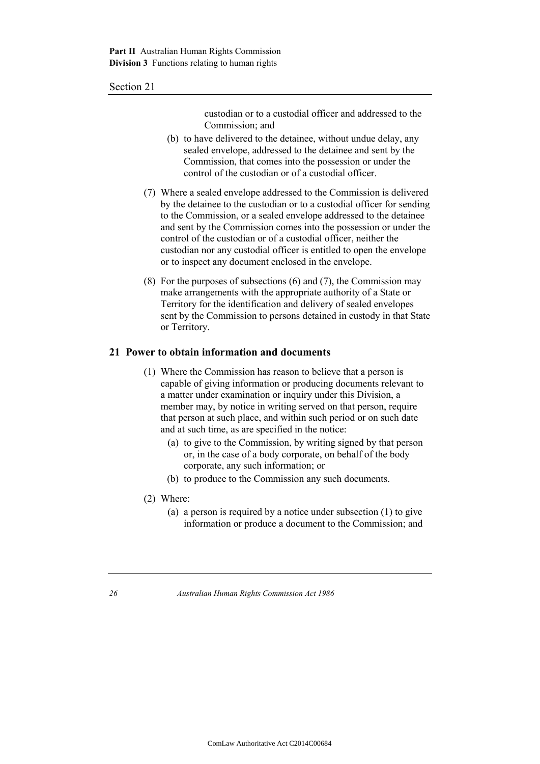custodian or to a custodial officer and addressed to the Commission; and

(b) to have delivered to the detainee, without undue delay, any sealed envelope, addressed to the detainee and sent by the Commission, that comes into the possession or under the control of the custodian or of a custodial officer.

(7) Where a sealed envelope addressed to the Commission is delivered by the detainee to the custodian or to a custodial officer for sending to the Commission, or a sealed envelope addressed to the detainee and sent by the Commission comes into the possession or under the control of the custodian or of a custodial officer, neither the custodian nor any custodial officer is entitled to open the envelope or to inspect any document enclosed in the envelope.

(8) For the purposes of subsections (6) and (7), the Commission may make arrangements with the appropriate authority of a State or Territory for the identification and delivery of sealed envelopes sent by the Commission to persons detained in custody in that State or Territory.

## 21 Power to obtain information and documents

(1) Where the Commission has reason to believe that a person is capable of giving information or producing documents relevant to a matter under examination or inquiry under this Division, a member may, by notice in writing served on that person, require that person at such place, and within such period or on such date and at such time, as are specified in the notice:

(a) to give to the Commission, by writing signed by that person or, in the case of a body corporate, on behalf of the body corporate, any such information; or

(b) to produce to the Commission any such documents.

(2) Where:

(a) a person is required by a notice under subsection (1) to give information or produce a document to the Commission; and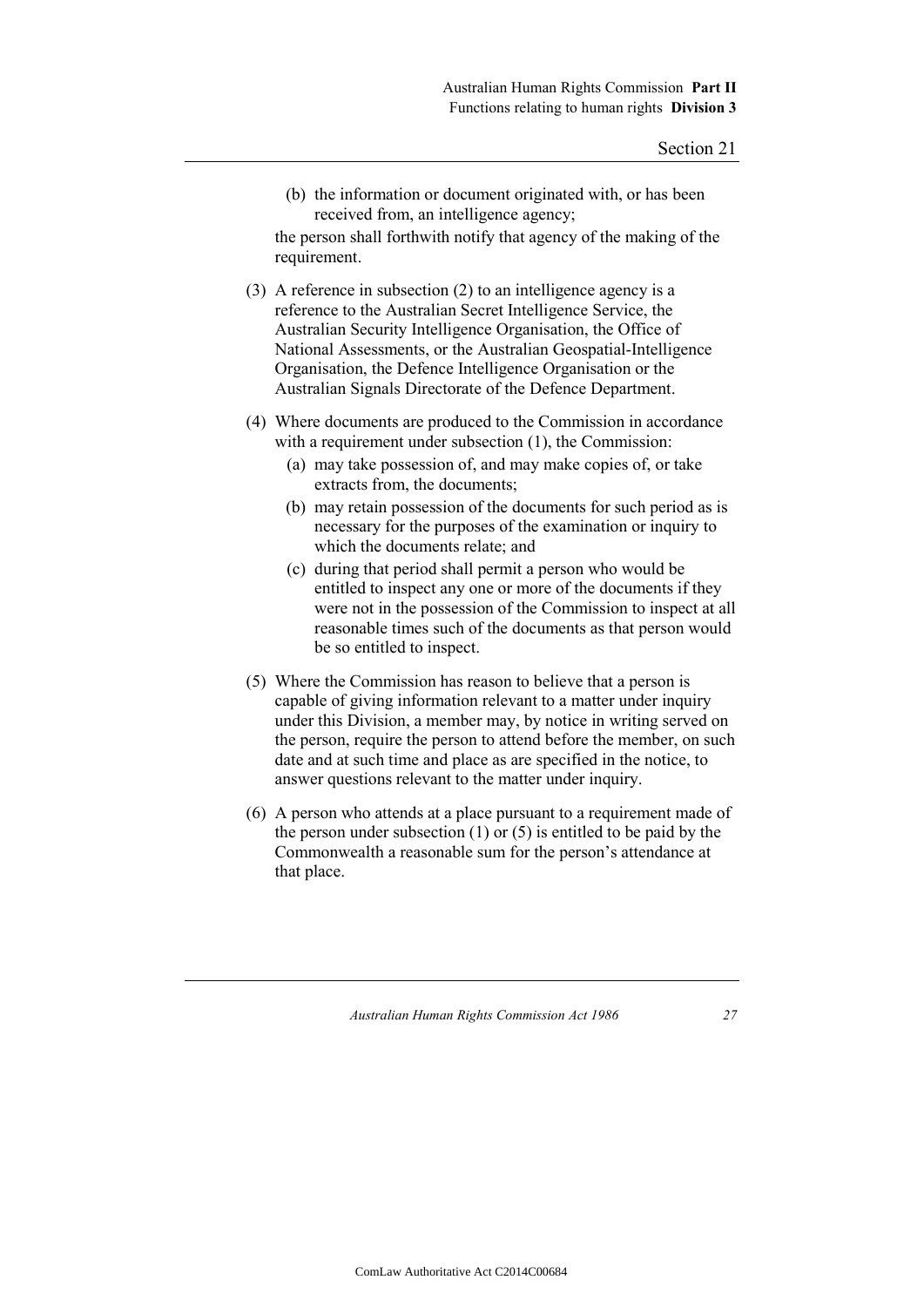(b) the information or document originated with, or has been received from, an intelligence agency;

the person shall forthwith notify that agency of the making of the requirement.

(3) A reference in subsection (2) to an intelligence agency is a reference to the Australian Secret Intelligence Service, the Australian Security Intelligence Organisation, the Office of National Assessments, or the Australian Geospatial-Intelligence Organisation, the Defence Intelligence Organisation or the Australian Signals Directorate of the Defence Department.

(4) Where documents are produced to the Commission in accordance with a requirement under subsection (1), the Commission:

(a) may take possession of, and may make copies of, or take extracts from, the documents;

(b) may retain possession of the documents for such period as is necessary for the purposes of the examination or inquiry to which the documents relate; and

(c) during that period shall permit a person who would be entitled to inspect any one or more of the documents if they were not in the possession of the Commission to inspect at all reasonable times such of the documents as that person would be so entitled to inspect.

(5) Where the Commission has reason to believe that a person is capable of giving information relevant to a matter under inquiry under this Division, a member may, by notice in writing served on the person, require the person to attend before the member, on such date and at such time and place as are specified in the notice, to answer questions relevant to the matter under inquiry.

(6) A person who attends at a place pursuant to a requirement made of the person under subsection (1) or (5) is entitled to be paid by the Commonwealth a reasonable sum for the person's attendance at that place.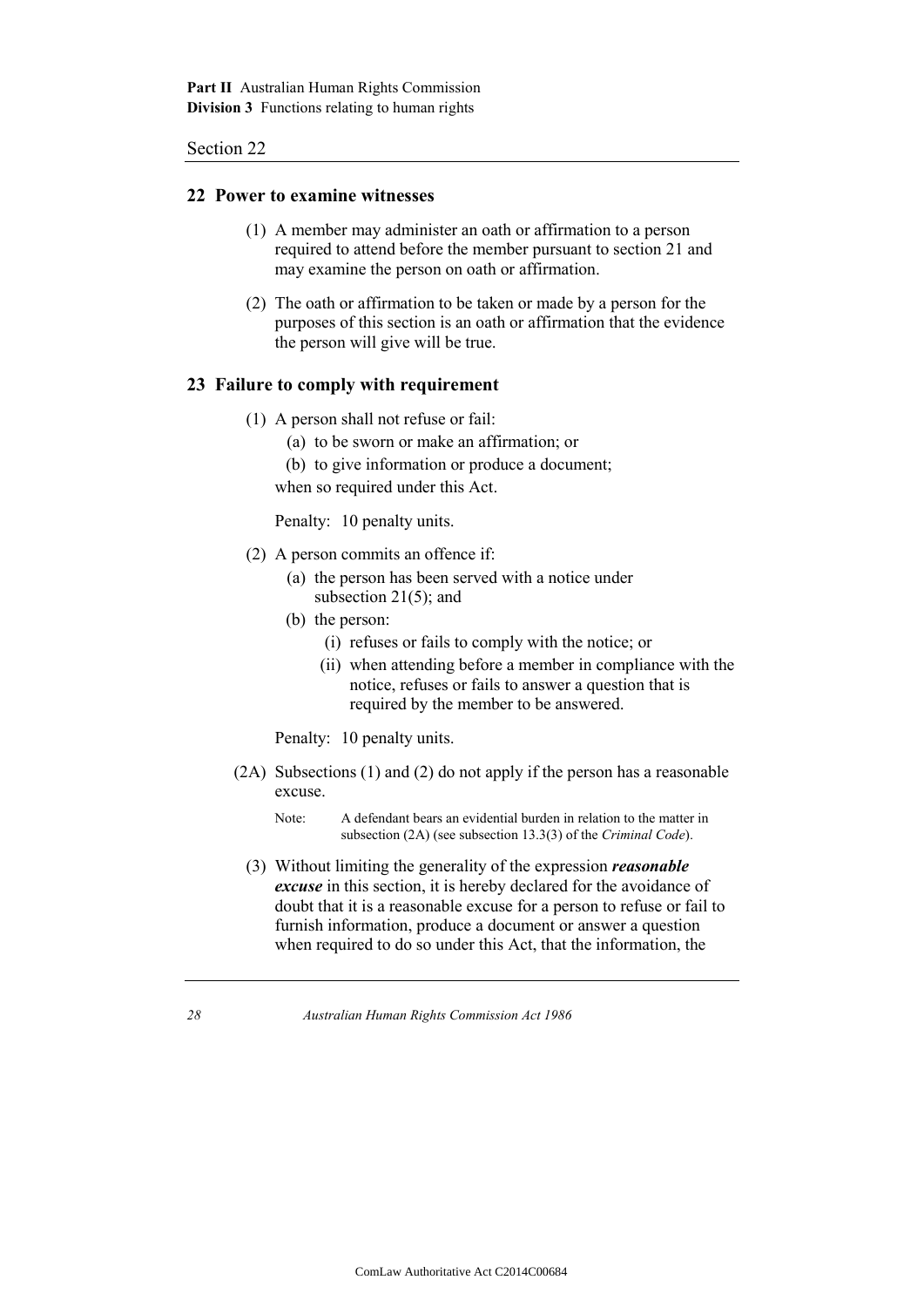## 22 Power to examine witnesses

(1) A member may administer an oath or affirmation to a person required to attend before the member pursuant to section 21 and may examine the person on oath or affirmation.

(2) The oath or affirmation to be taken or made by a person for the purposes of this section is an oath or affirmation that the evidence the person will give will be true.

## 23 Failure to comply with requirement

(1) A person shall not refuse or fail:

- (a) to be sworn or make an affirmation; or
- (b) to give information or produce a document;

when so required under this Act.

Penalty: 10 penalty units.

(2) A person commits an offence if:

- (a) the person has been served with a notice under subsection 21(5); and
- (b) the person:
  - (i) refuses or fails to comply with the notice; or
  - (ii) when attending before a member in compliance with the notice, refuses or fails to answer a question that is required by the member to be answered.

Penalty: 10 penalty units.

(2A) Subsections (1) and (2) do not apply if the person has a reasonable excuse.

Note: A defendant bears an evidential burden in relation to the matter in subsection (2A) (see subsection 13.3(3) of the *Criminal Code*).

(3) Without limiting the generality of the expression ***reasonable excuse*** in this section, it is hereby declared for the avoidance of doubt that it is a reasonable excuse for a person to refuse or fail to furnish information, produce a document or answer a question when required to do so under this Act, that the information, the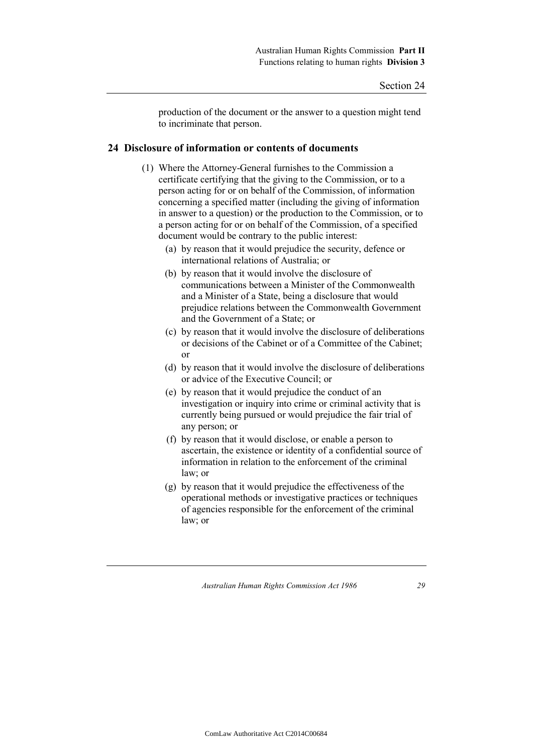production of the document or the answer to a question might tend to incriminate that person.

## 24 Disclosure of information or contents of documents

(1) Where the Attorney-General furnishes to the Commission a certificate certifying that the giving to the Commission, or to a person acting for or on behalf of the Commission, of information concerning a specified matter (including the giving of information in answer to a question) or the production to the Commission, or to a person acting for or on behalf of the Commission, of a specified document would be contrary to the public interest:

- (a) by reason that it would prejudice the security, defence or international relations of Australia; or
- (b) by reason that it would involve the disclosure of communications between a Minister of the Commonwealth and a Minister of a State, being a disclosure that would prejudice relations between the Commonwealth Government and the Government of a State; or
- (c) by reason that it would involve the disclosure of deliberations or decisions of the Cabinet or of a Committee of the Cabinet; or
- (d) by reason that it would involve the disclosure of deliberations or advice of the Executive Council; or
- (e) by reason that it would prejudice the conduct of an investigation or inquiry into crime or criminal activity that is currently being pursued or would prejudice the fair trial of any person; or
- (f) by reason that it would disclose, or enable a person to ascertain, the existence or identity of a confidential source of information in relation to the enforcement of the criminal law; or
- (g) by reason that it would prejudice the effectiveness of the operational methods or investigative practices or techniques of agencies responsible for the enforcement of the criminal law; or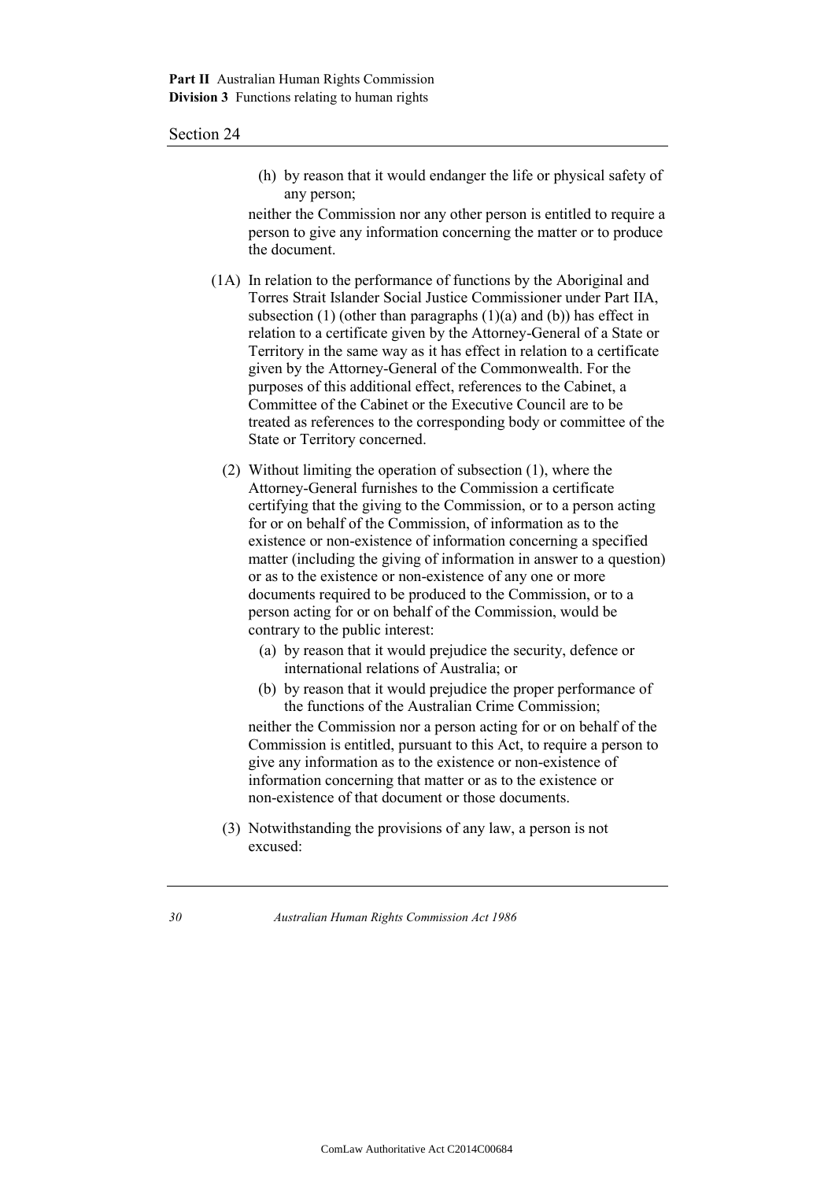(h) by reason that it would endanger the life or physical safety of any person;

neither the Commission nor any other person is entitled to require a person to give any information concerning the matter or to produce the document.

(1A) In relation to the performance of functions by the Aboriginal and Torres Strait Islander Social Justice Commissioner under Part IIA, subsection (1) (other than paragraphs (1)(a) and (b)) has effect in relation to a certificate given by the Attorney-General of a State or Territory in the same way as it has effect in relation to a certificate given by the Attorney-General of the Commonwealth. For the purposes of this additional effect, references to the Cabinet, a Committee of the Cabinet or the Executive Council are to be treated as references to the corresponding body or committee of the State or Territory concerned.

(2) Without limiting the operation of subsection (1), where the Attorney-General furnishes to the Commission a certificate certifying that the giving to the Commission, or to a person acting for or on behalf of the Commission, of information as to the existence or non-existence of information concerning a specified matter (including the giving of information in answer to a question) or as to the existence or non-existence of any one or more documents required to be produced to the Commission, or to a person acting for or on behalf of the Commission, would be contrary to the public interest:

(a) by reason that it would prejudice the security, defence or international relations of Australia; or

(b) by reason that it would prejudice the proper performance of the functions of the Australian Crime Commission;

neither the Commission nor a person acting for or on behalf of the Commission is entitled, pursuant to this Act, to require a person to give any information as to the existence or non-existence of information concerning that matter or as to the existence or non-existence of that document or those documents.

(3) Notwithstanding the provisions of any law, a person is not excused: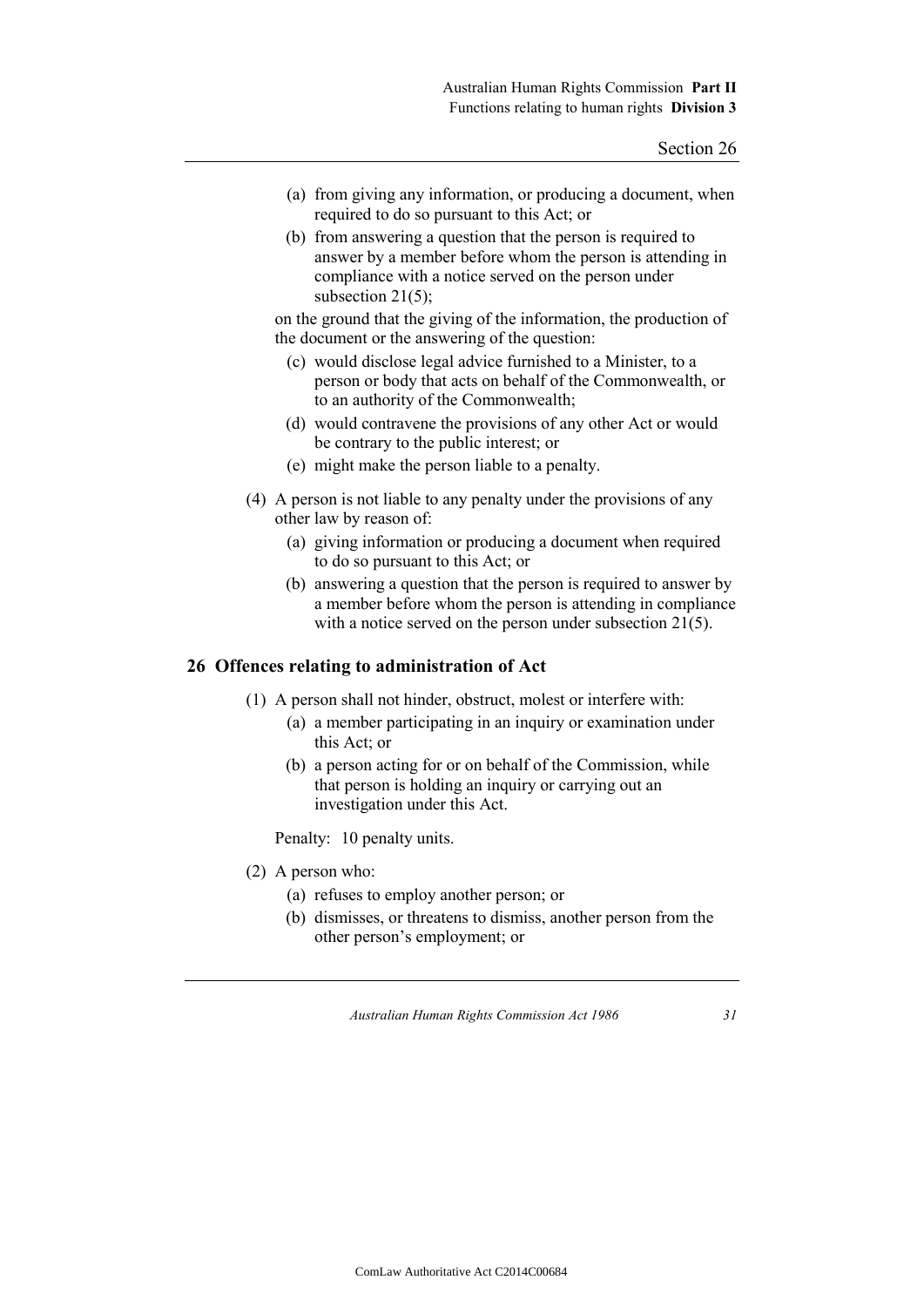(a) from giving any information, or producing a document, when required to do so pursuant to this Act; or

(b) from answering a question that the person is required to answer by a member before whom the person is attending in compliance with a notice served on the person under subsection 21(5);

on the ground that the giving of the information, the production of the document or the answering of the question:

(c) would disclose legal advice furnished to a Minister, to a person or body that acts on behalf of the Commonwealth, or to an authority of the Commonwealth;

(d) would contravene the provisions of any other Act or would be contrary to the public interest; or

(e) might make the person liable to a penalty.

(4) A person is not liable to any penalty under the provisions of any other law by reason of:

(a) giving information or producing a document when required to do so pursuant to this Act; or

(b) answering a question that the person is required to answer by a member before whom the person is attending in compliance with a notice served on the person under subsection 21(5).

## 26 Offences relating to administration of Act

(1) A person shall not hinder, obstruct, molest or interfere with:

(a) a member participating in an inquiry or examination under this Act; or

(b) a person acting for or on behalf of the Commission, while that person is holding an inquiry or carrying out an investigation under this Act.

Penalty: 10 penalty units.

(2) A person who:

(a) refuses to employ another person; or

(b) dismisses, or threatens to dismiss, another person from the other person's employment; or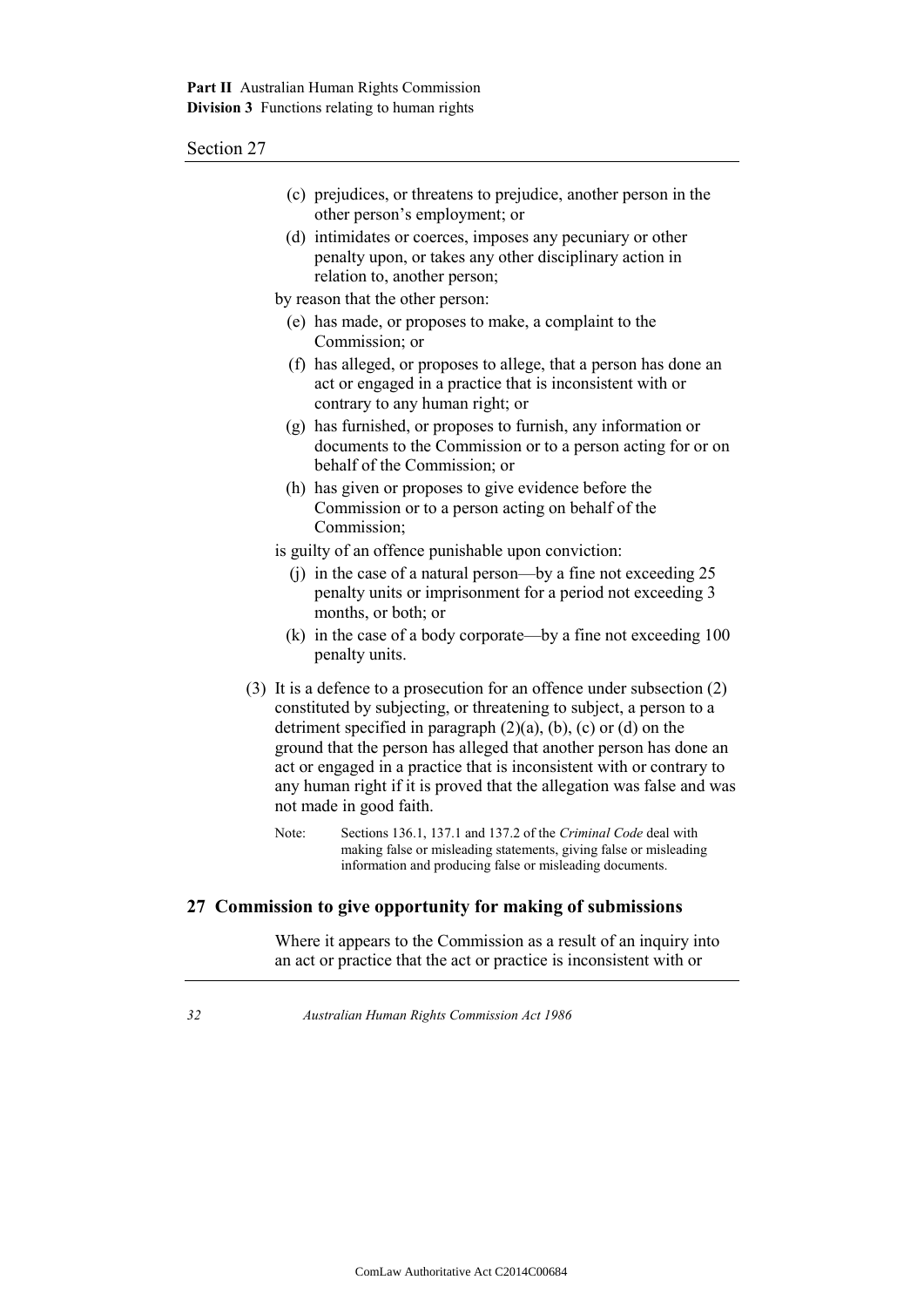(c) prejudices, or threatens to prejudice, another person in the other person's employment; or

(d) intimidates or coerces, imposes any pecuniary or other penalty upon, or takes any other disciplinary action in relation to, another person;

by reason that the other person:

(e) has made, or proposes to make, a complaint to the Commission; or

(f) has alleged, or proposes to allege, that a person has done an act or engaged in a practice that is inconsistent with or contrary to any human right; or

(g) has furnished, or proposes to furnish, any information or documents to the Commission or to a person acting for or on behalf of the Commission; or

(h) has given or proposes to give evidence before the Commission or to a person acting on behalf of the Commission;

is guilty of an offence punishable upon conviction:

(j) in the case of a natural person—by a fine not exceeding 25 penalty units or imprisonment for a period not exceeding 3 months, or both; or

(k) in the case of a body corporate—by a fine not exceeding 100 penalty units.

(3) It is a defence to a prosecution for an offence under subsection (2) constituted by subjecting, or threatening to subject, a person to a detriment specified in paragraph (2)(a), (b), (c) or (d) on the ground that the person has alleged that another person has done an act or engaged in a practice that is inconsistent with or contrary to any human right if it is proved that the allegation was false and was not made in good faith.

Note: Sections 136.1, 137.1 and 137.2 of the *Criminal Code* deal with making false or misleading statements, giving false or misleading information and producing false or misleading documents.

## 27 Commission to give opportunity for making of submissions

Where it appears to the Commission as a result of an inquiry into an act or practice that the act or practice is inconsistent with or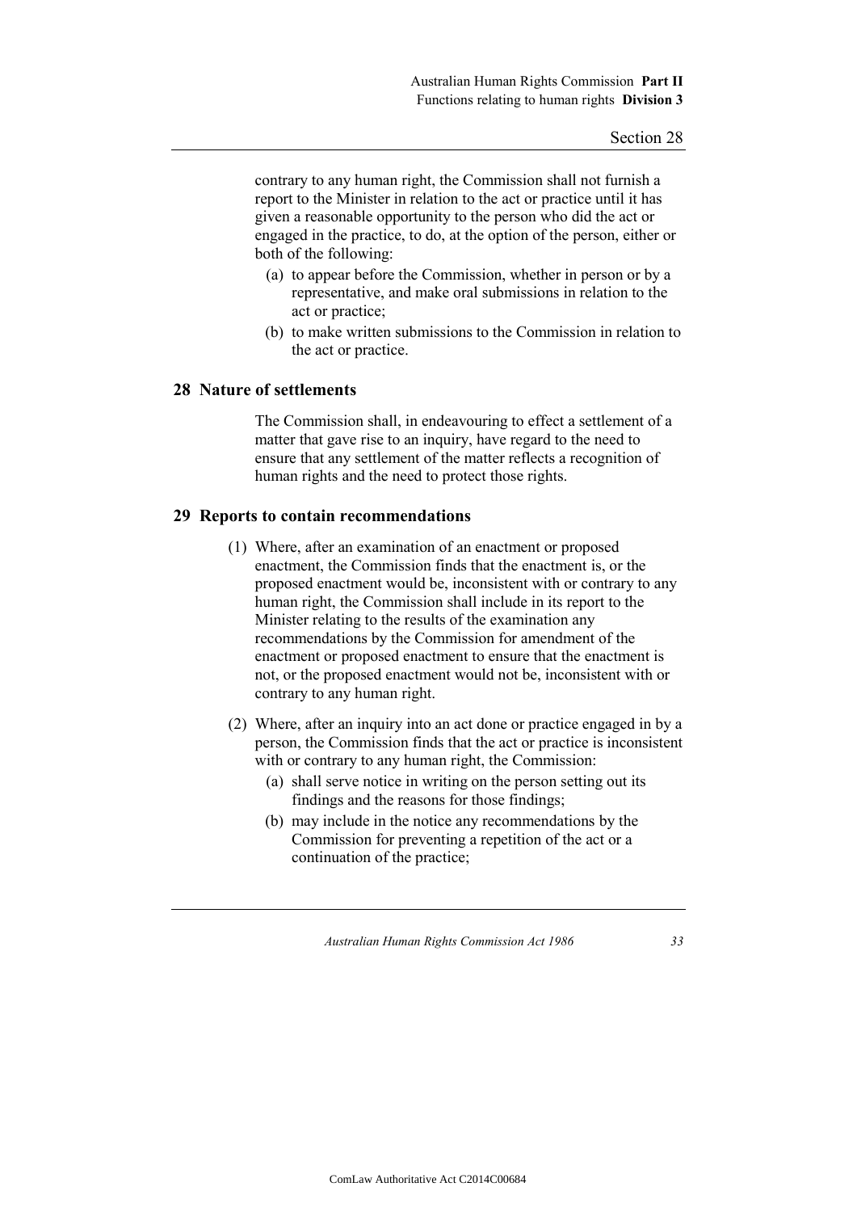contrary to any human right, the Commission shall not furnish a report to the Minister in relation to the act or practice until it has given a reasonable opportunity to the person who did the act or engaged in the practice, to do, at the option of the person, either or both of the following:

(a) to appear before the Commission, whether in person or by a representative, and make oral submissions in relation to the act or practice;

(b) to make written submissions to the Commission in relation to the act or practice.

### 28 Nature of settlements

The Commission shall, in endeavouring to effect a settlement of a matter that gave rise to an inquiry, have regard to the need to ensure that any settlement of the matter reflects a recognition of human rights and the need to protect those rights.

### 29 Reports to contain recommendations

(1) Where, after an examination of an enactment or proposed enactment, the Commission finds that the enactment is, or the proposed enactment would be, inconsistent with or contrary to any human right, the Commission shall include in its report to the Minister relating to the results of the examination any recommendations by the Commission for amendment of the enactment or proposed enactment to ensure that the enactment is not, or the proposed enactment would not be, inconsistent with or contrary to any human right.

(2) Where, after an inquiry into an act done or practice engaged in by a person, the Commission finds that the act or practice is inconsistent with or contrary to any human right, the Commission:

(a) shall serve notice in writing on the person setting out its findings and the reasons for those findings;

(b) may include in the notice any recommendations by the Commission for preventing a repetition of the act or a continuation of the practice;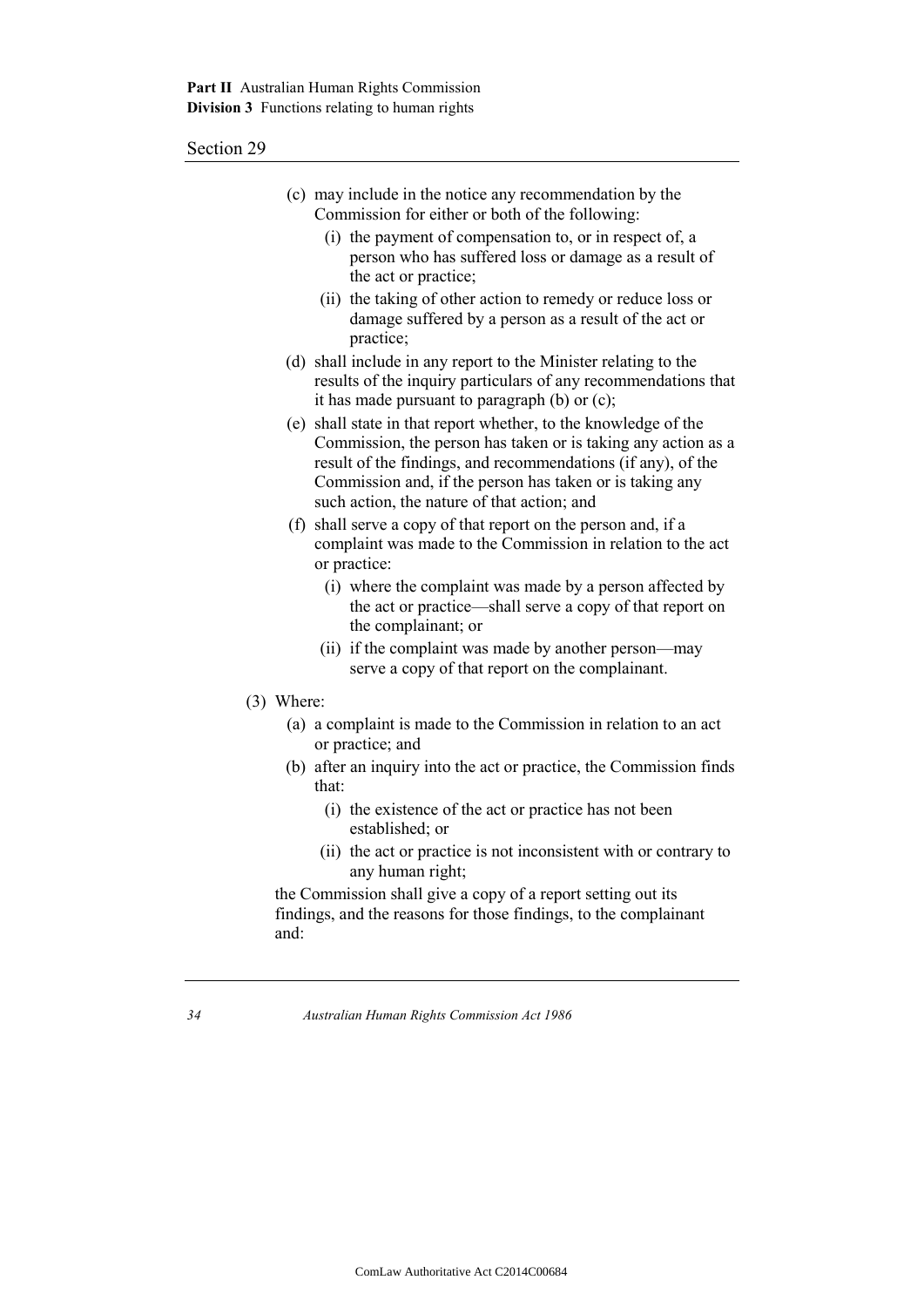(c) may include in the notice any recommendation by the Commission for either or both of the following:

   (i) the payment of compensation to, or in respect of, a person who has suffered loss or damage as a result of the act or practice;

   (ii) the taking of other action to remedy or reduce loss or damage suffered by a person as a result of the act or practice;

(d) shall include in any report to the Minister relating to the results of the inquiry particulars of any recommendations that it has made pursuant to paragraph (b) or (c);

(e) shall state in that report whether, to the knowledge of the Commission, the person has taken or is taking any action as a result of the findings, and recommendations (if any), of the Commission and, if the person has taken or is taking any such action, the nature of that action; and

(f) shall serve a copy of that report on the person and, if a complaint was made to the Commission in relation to the act or practice:

   (i) where the complaint was made by a person affected by the act or practice—shall serve a copy of that report on the complainant; or

   (ii) if the complaint was made by another person—may serve a copy of that report on the complainant.

(3) Where:

   (a) a complaint is made to the Commission in relation to an act or practice; and

   (b) after an inquiry into the act or practice, the Commission finds that:

      (i) the existence of the act or practice has not been established; or

      (ii) the act or practice is not inconsistent with or contrary to any human right;

   the Commission shall give a copy of a report setting out its findings, and the reasons for those findings, to the complainant and: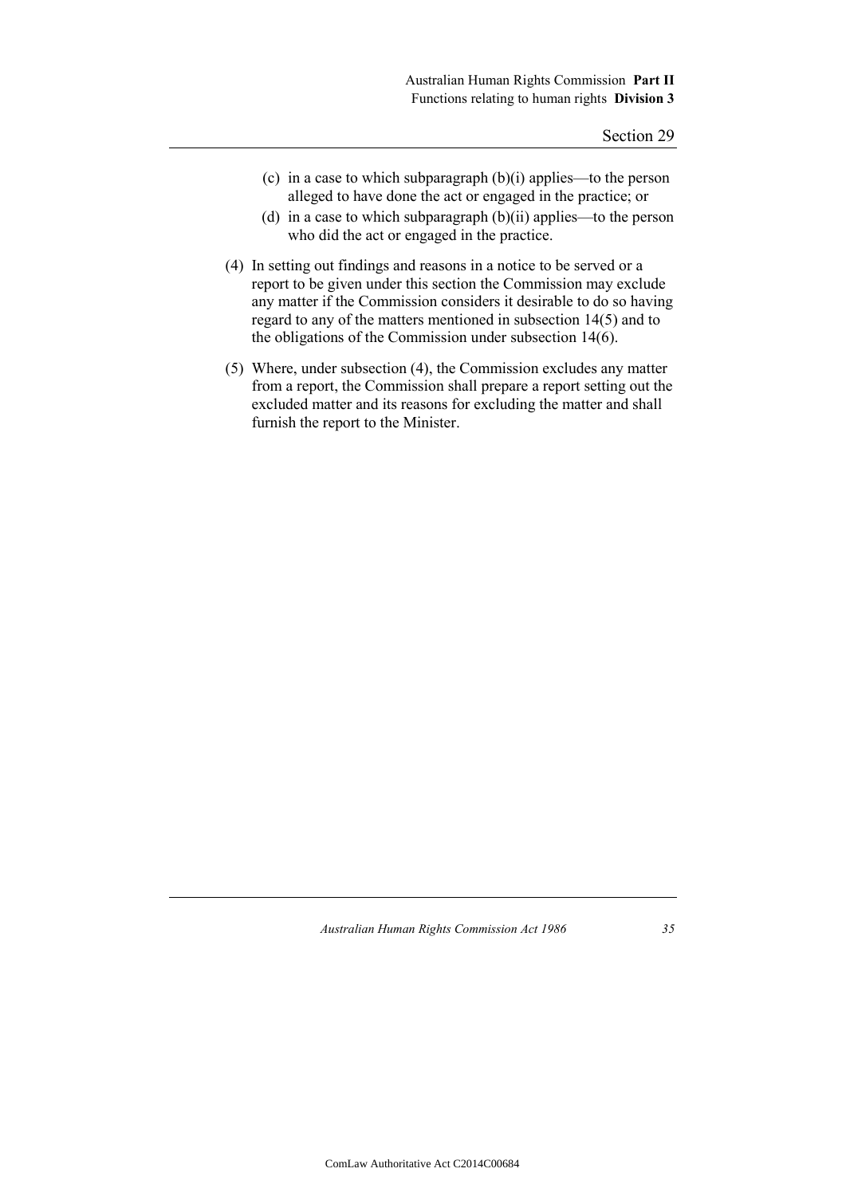(c) in a case to which subparagraph (b)(i) applies—to the person alleged to have done the act or engaged in the practice; or

(d) in a case to which subparagraph (b)(ii) applies—to the person who did the act or engaged in the practice.

(4) In setting out findings and reasons in a notice to be served or a report to be given under this section the Commission may exclude any matter if the Commission considers it desirable to do so having regard to any of the matters mentioned in subsection 14(5) and to the obligations of the Commission under subsection 14(6).

(5) Where, under subsection (4), the Commission excludes any matter from a report, the Commission shall prepare a report setting out the excluded matter and its reasons for excluding the matter and shall furnish the report to the Minister.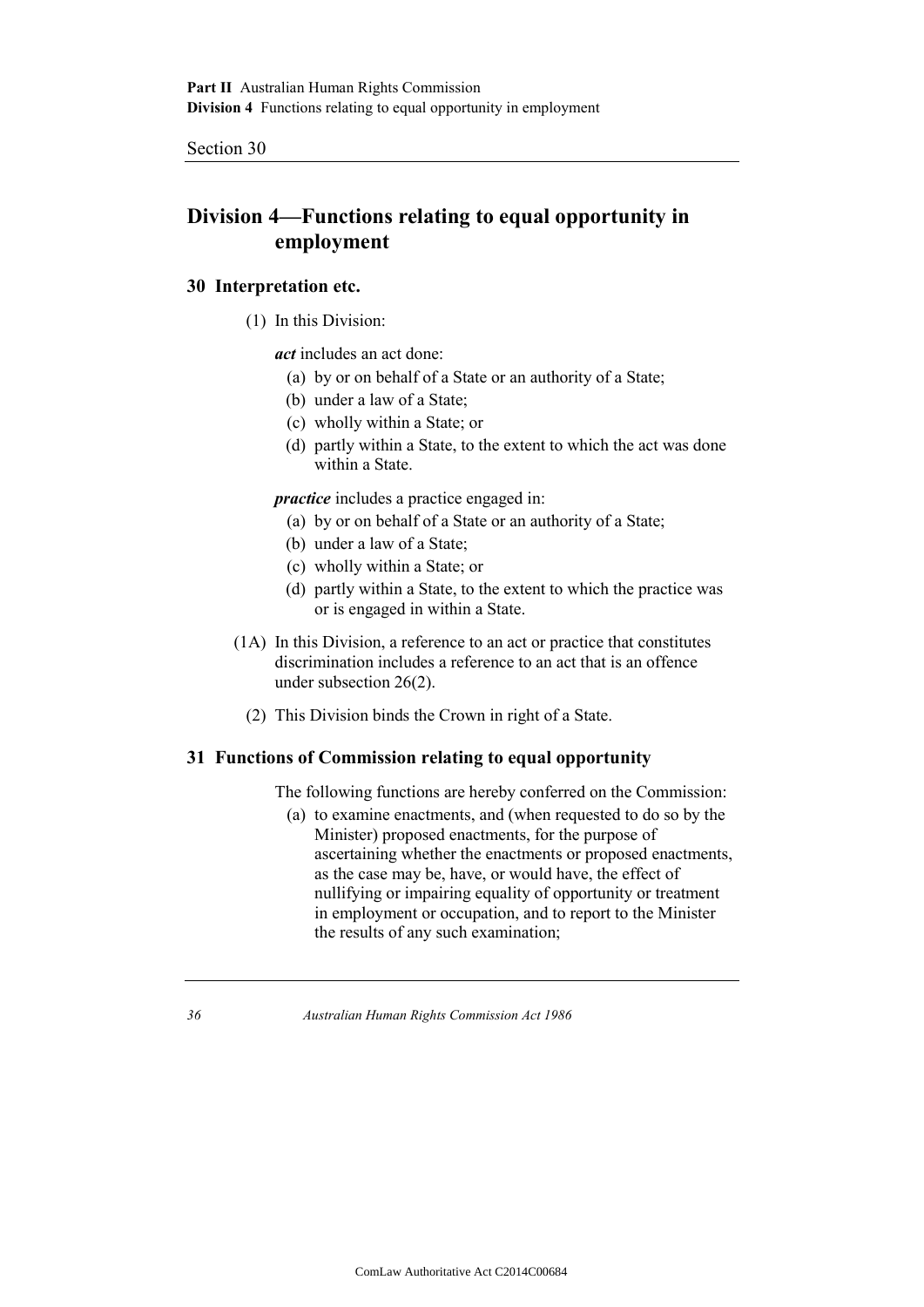## Division 4—Functions relating to equal opportunity in employment

### 30 Interpretation etc.

(1) In this Division:

***act*** includes an act done:

(a) by or on behalf of a State or an authority of a State;

(b) under a law of a State;

(c) wholly within a State; or

(d) partly within a State, to the extent to which the act was done within a State.

***practice*** includes a practice engaged in:

(a) by or on behalf of a State or an authority of a State;

(b) under a law of a State;

(c) wholly within a State; or

(d) partly within a State, to the extent to which the practice was or is engaged in within a State.

(1A) In this Division, a reference to an act or practice that constitutes discrimination includes a reference to an act that is an offence under subsection 26(2).

(2) This Division binds the Crown in right of a State.

### 31 Functions of Commission relating to equal opportunity

The following functions are hereby conferred on the Commission:

(a) to examine enactments, and (when requested to do so by the Minister) proposed enactments, for the purpose of ascertaining whether the enactments or proposed enactments, as the case may be, have, or would have, the effect of nullifying or impairing equality of opportunity or treatment in employment or occupation, and to report to the Minister the results of any such examination;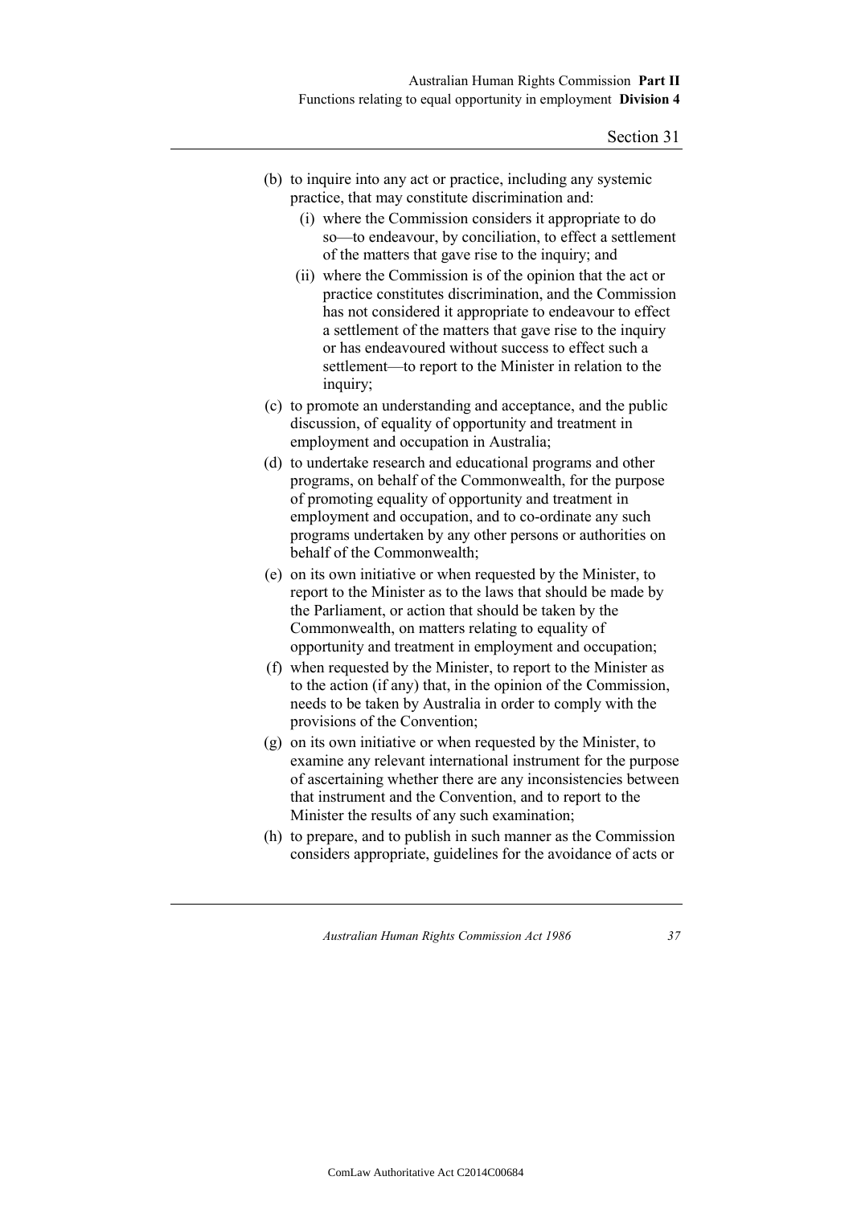(b) to inquire into any act or practice, including any systemic practice, that may constitute discrimination and:

   (i) where the Commission considers it appropriate to do so—to endeavour, by conciliation, to effect a settlement of the matters that gave rise to the inquiry; and

   (ii) where the Commission is of the opinion that the act or practice constitutes discrimination, and the Commission has not considered it appropriate to endeavour to effect a settlement of the matters that gave rise to the inquiry or has endeavoured without success to effect such a settlement—to report to the Minister in relation to the inquiry;

(c) to promote an understanding and acceptance, and the public discussion, of equality of opportunity and treatment in employment and occupation in Australia;

(d) to undertake research and educational programs and other programs, on behalf of the Commonwealth, for the purpose of promoting equality of opportunity and treatment in employment and occupation, and to co-ordinate any such programs undertaken by any other persons or authorities on behalf of the Commonwealth;

(e) on its own initiative or when requested by the Minister, to report to the Minister as to the laws that should be made by the Parliament, or action that should be taken by the Commonwealth, on matters relating to equality of opportunity and treatment in employment and occupation;

(f) when requested by the Minister, to report to the Minister as to the action (if any) that, in the opinion of the Commission, needs to be taken by Australia in order to comply with the provisions of the Convention;

(g) on its own initiative or when requested by the Minister, to examine any relevant international instrument for the purpose of ascertaining whether there are any inconsistencies between that instrument and the Convention, and to report to the Minister the results of any such examination;

(h) to prepare, and to publish in such manner as the Commission considers appropriate, guidelines for the avoidance of acts or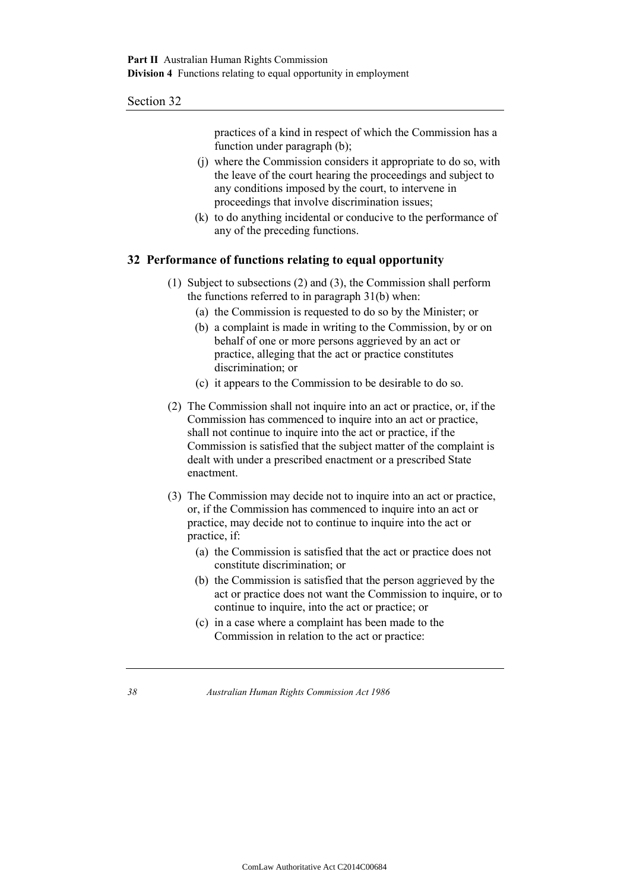practices of a kind in respect of which the Commission has a function under paragraph (b);

(j) where the Commission considers it appropriate to do so, with the leave of the court hearing the proceedings and subject to any conditions imposed by the court, to intervene in proceedings that involve discrimination issues;

(k) to do anything incidental or conducive to the performance of any of the preceding functions.

## 32 Performance of functions relating to equal opportunity

(1) Subject to subsections (2) and (3), the Commission shall perform the functions referred to in paragraph 31(b) when:

(a) the Commission is requested to do so by the Minister; or

(b) a complaint is made in writing to the Commission, by or on behalf of one or more persons aggrieved by an act or practice, alleging that the act or practice constitutes discrimination; or

(c) it appears to the Commission to be desirable to do so.

(2) The Commission shall not inquire into an act or practice, or, if the Commission has commenced to inquire into an act or practice, shall not continue to inquire into the act or practice, if the Commission is satisfied that the subject matter of the complaint is dealt with under a prescribed enactment or a prescribed State enactment.

(3) The Commission may decide not to inquire into an act or practice, or, if the Commission has commenced to inquire into an act or practice, may decide not to continue to inquire into the act or practice, if:

(a) the Commission is satisfied that the act or practice does not constitute discrimination; or

(b) the Commission is satisfied that the person aggrieved by the act or practice does not want the Commission to inquire, or to continue to inquire, into the act or practice; or

(c) in a case where a complaint has been made to the Commission in relation to the act or practice: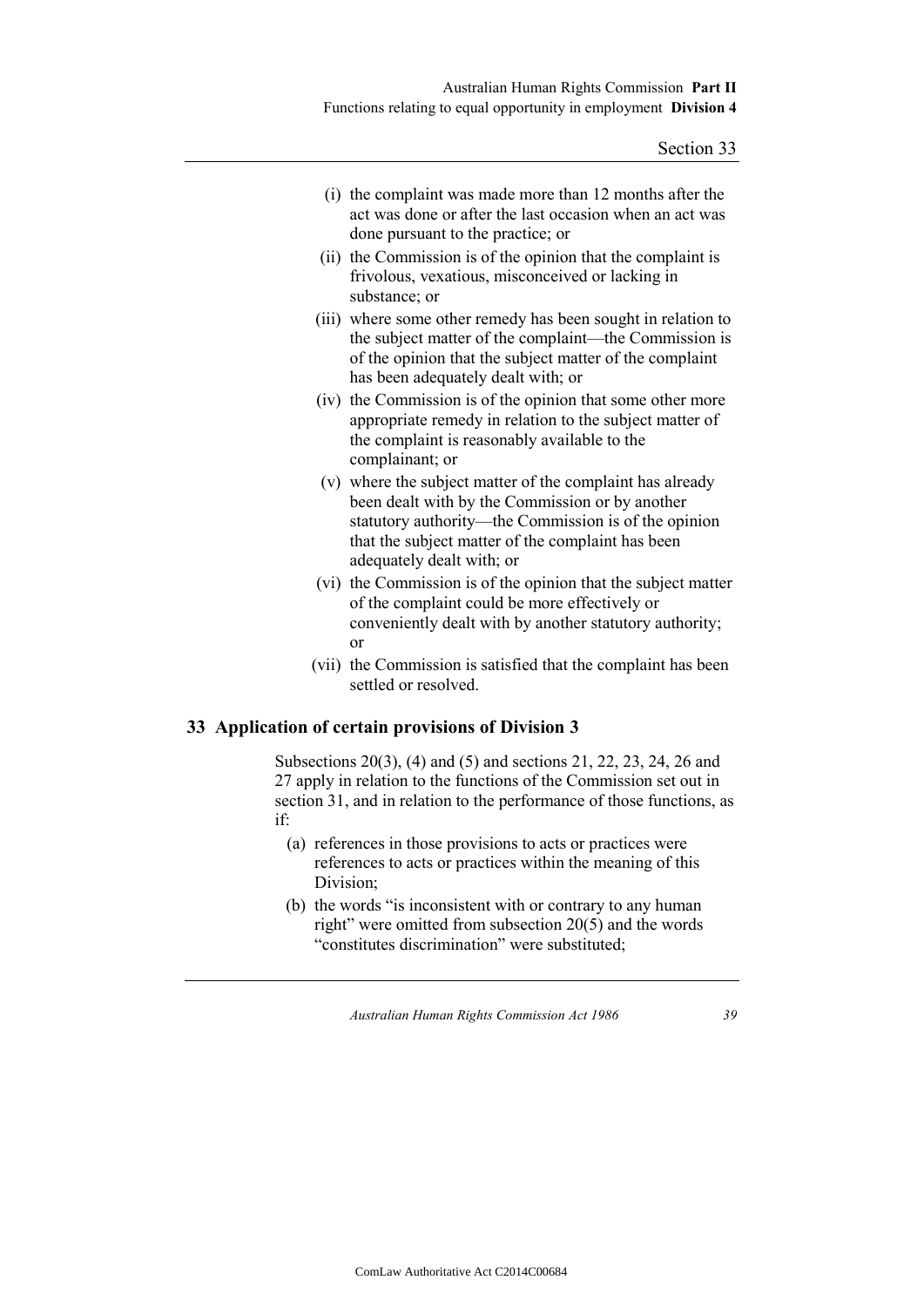- (i) the complaint was made more than 12 months after the act was done or after the last occasion when an act was done pursuant to the practice; or
- (ii) the Commission is of the opinion that the complaint is frivolous, vexatious, misconceived or lacking in substance; or
- (iii) where some other remedy has been sought in relation to the subject matter of the complaint—the Commission is of the opinion that the subject matter of the complaint has been adequately dealt with; or
- (iv) the Commission is of the opinion that some other more appropriate remedy in relation to the subject matter of the complaint is reasonably available to the complainant; or
- (v) where the subject matter of the complaint has already been dealt with by the Commission or by another statutory authority—the Commission is of the opinion that the subject matter of the complaint has been adequately dealt with; or
- (vi) the Commission is of the opinion that the subject matter of the complaint could be more effectively or conveniently dealt with by another statutory authority; or
- (vii) the Commission is satisfied that the complaint has been settled or resolved.

## 33 Application of certain provisions of Division 3

Subsections 20(3), (4) and (5) and sections 21, 22, 23, 24, 26 and 27 apply in relation to the functions of the Commission set out in section 31, and in relation to the performance of those functions, as if:

- (a) references in those provisions to acts or practices were references to acts or practices within the meaning of this Division;
- (b) the words "is inconsistent with or contrary to any human right" were omitted from subsection 20(5) and the words "constitutes discrimination" were substituted;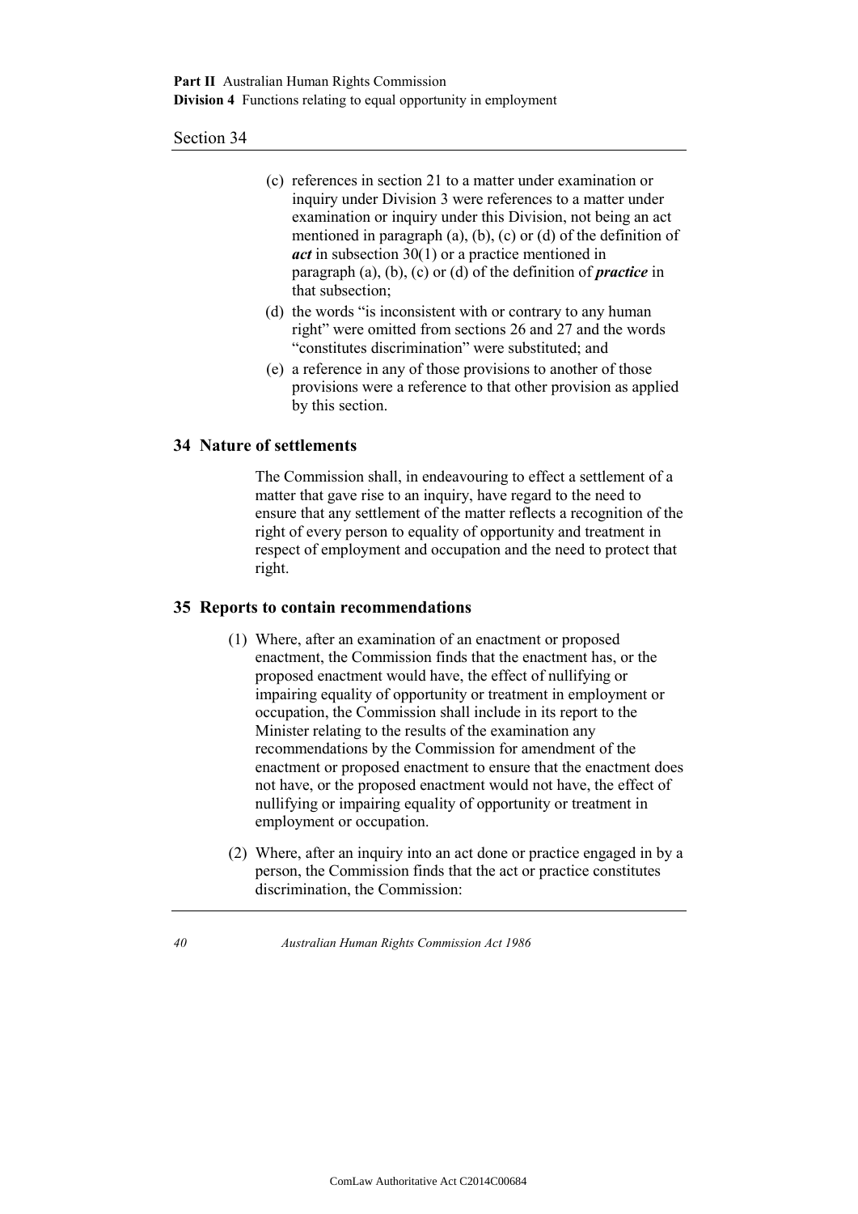(c) references in section 21 to a matter under examination or inquiry under Division 3 were references to a matter under examination or inquiry under this Division, not being an act mentioned in paragraph (a), (b), (c) or (d) of the definition of ***act*** in subsection 30(1) or a practice mentioned in paragraph (a), (b), (c) or (d) of the definition of ***practice*** in that subsection;

(d) the words "is inconsistent with or contrary to any human right" were omitted from sections 26 and 27 and the words "constitutes discrimination" were substituted; and

(e) a reference in any of those provisions to another of those provisions were a reference to that other provision as applied by this section.

## 34 Nature of settlements

The Commission shall, in endeavouring to effect a settlement of a matter that gave rise to an inquiry, have regard to the need to ensure that any settlement of the matter reflects a recognition of the right of every person to equality of opportunity and treatment in respect of employment and occupation and the need to protect that right.

## 35 Reports to contain recommendations

(1) Where, after an examination of an enactment or proposed enactment, the Commission finds that the enactment has, or the proposed enactment would have, the effect of nullifying or impairing equality of opportunity or treatment in employment or occupation, the Commission shall include in its report to the Minister relating to the results of the examination any recommendations by the Commission for amendment of the enactment or proposed enactment to ensure that the enactment does not have, or the proposed enactment would not have, the effect of nullifying or impairing equality of opportunity or treatment in employment or occupation.

(2) Where, after an inquiry into an act done or practice engaged in by a person, the Commission finds that the act or practice constitutes discrimination, the Commission: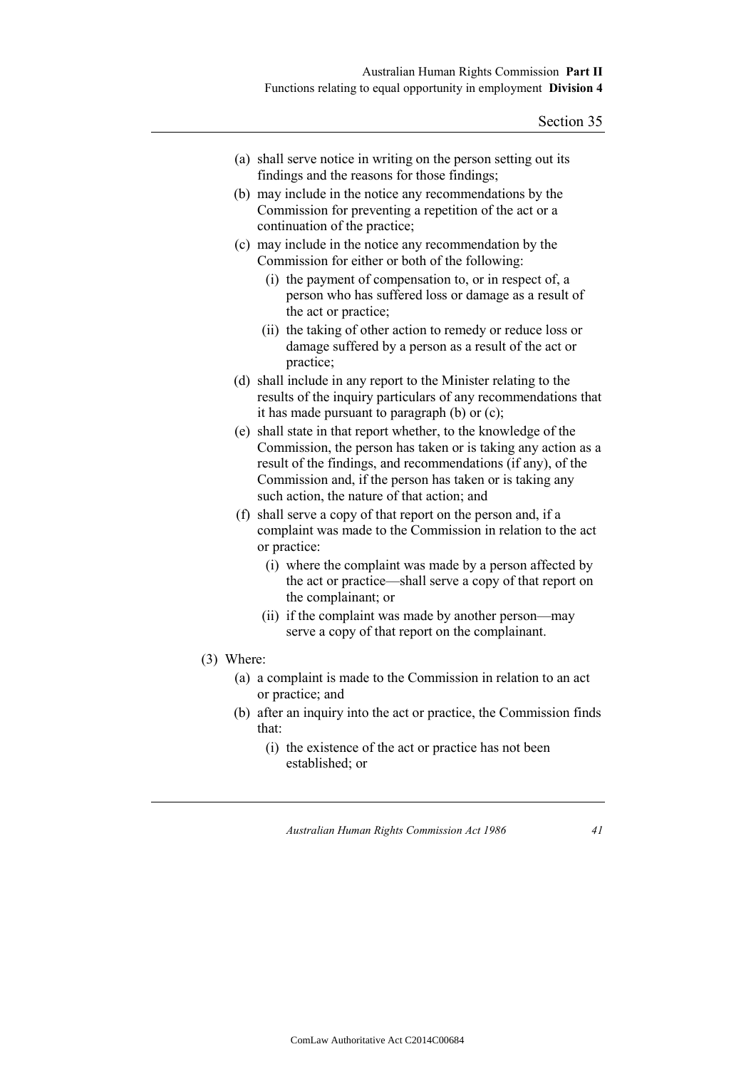(a) shall serve notice in writing on the person setting out its findings and the reasons for those findings;

(b) may include in the notice any recommendations by the Commission for preventing a repetition of the act or a continuation of the practice;

(c) may include in the notice any recommendation by the Commission for either or both of the following:

  (i) the payment of compensation to, or in respect of, a person who has suffered loss or damage as a result of the act or practice;

  (ii) the taking of other action to remedy or reduce loss or damage suffered by a person as a result of the act or practice;

(d) shall include in any report to the Minister relating to the results of the inquiry particulars of any recommendations that it has made pursuant to paragraph (b) or (c);

(e) shall state in that report whether, to the knowledge of the Commission, the person has taken or is taking any action as a result of the findings, and recommendations (if any), of the Commission and, if the person has taken or is taking any such action, the nature of that action; and

(f) shall serve a copy of that report on the person and, if a complaint was made to the Commission in relation to the act or practice:

  (i) where the complaint was made by a person affected by the act or practice—shall serve a copy of that report on the complainant; or

  (ii) if the complaint was made by another person—may serve a copy of that report on the complainant.

(3) Where:

  (a) a complaint is made to the Commission in relation to an act or practice; and

  (b) after an inquiry into the act or practice, the Commission finds that:

    (i) the existence of the act or practice has not been established; or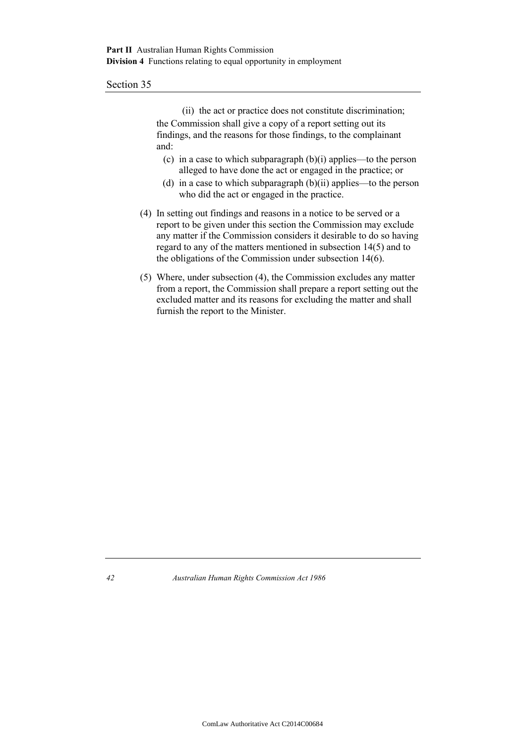(ii) the act or practice does not constitute discrimination;

the Commission shall give a copy of a report setting out its findings, and the reasons for those findings, to the complainant and:

(c) in a case to which subparagraph (b)(i) applies—to the person alleged to have done the act or engaged in the practice; or

(d) in a case to which subparagraph (b)(ii) applies—to the person who did the act or engaged in the practice.

(4) In setting out findings and reasons in a notice to be served or a report to be given under this section the Commission may exclude any matter if the Commission considers it desirable to do so having regard to any of the matters mentioned in subsection 14(5) and to the obligations of the Commission under subsection 14(6).

(5) Where, under subsection (4), the Commission excludes any matter from a report, the Commission shall prepare a report setting out the excluded matter and its reasons for excluding the matter and shall furnish the report to the Minister.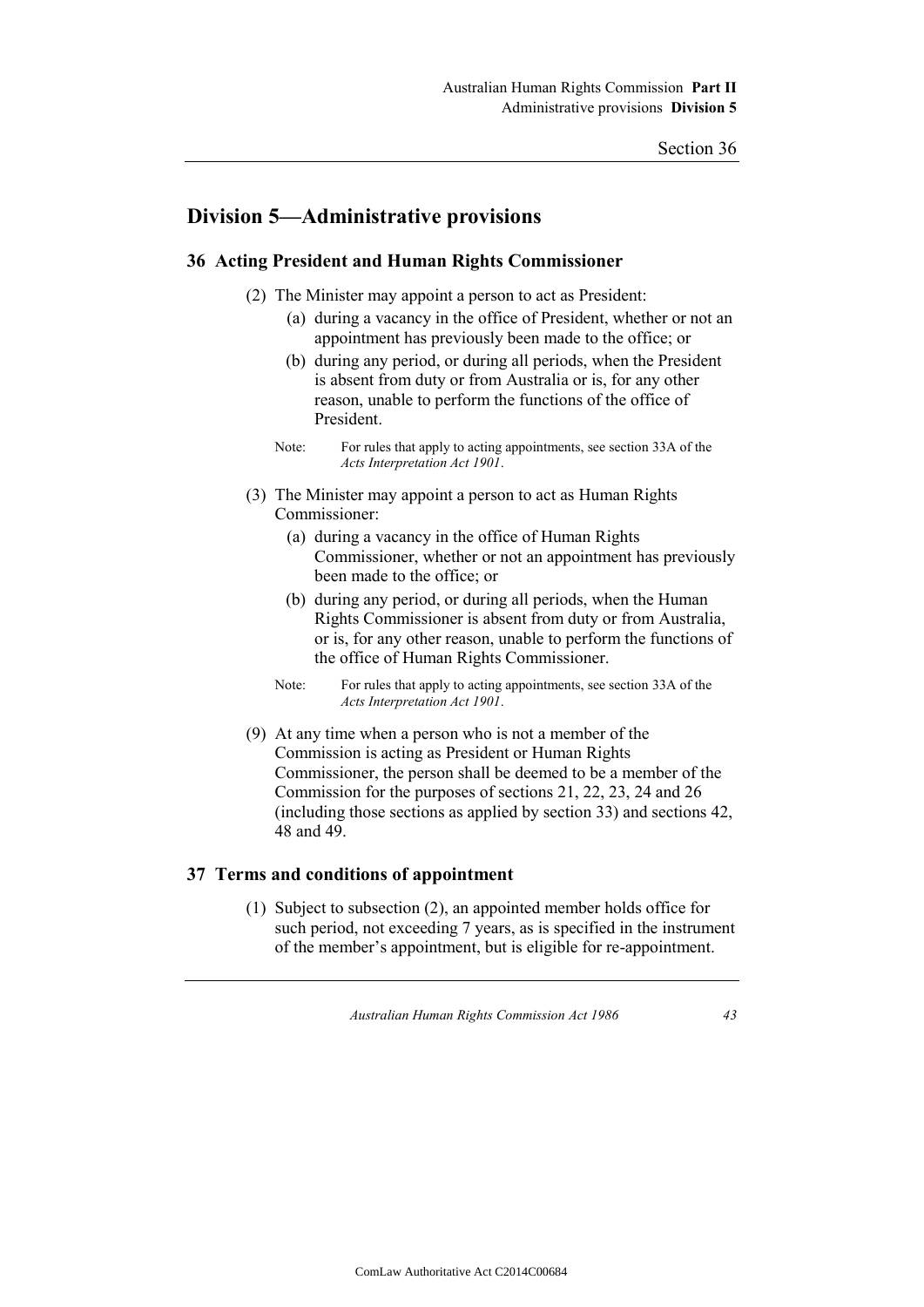## Division 5—Administrative provisions

### 36 Acting President and Human Rights Commissioner

(2) The Minister may appoint a person to act as President:

- (a) during a vacancy in the office of President, whether or not an appointment has previously been made to the office; or
- (b) during any period, or during all periods, when the President is absent from duty or from Australia or is, for any other reason, unable to perform the functions of the office of President.

Note: For rules that apply to acting appointments, see section 33A of the *Acts Interpretation Act 1901*.

(3) The Minister may appoint a person to act as Human Rights Commissioner:

- (a) during a vacancy in the office of Human Rights Commissioner, whether or not an appointment has previously been made to the office; or
- (b) during any period, or during all periods, when the Human Rights Commissioner is absent from duty or from Australia, or is, for any other reason, unable to perform the functions of the office of Human Rights Commissioner.

Note: For rules that apply to acting appointments, see section 33A of the *Acts Interpretation Act 1901*.

(9) At any time when a person who is not a member of the Commission is acting as President or Human Rights Commissioner, the person shall be deemed to be a member of the Commission for the purposes of sections 21, 22, 23, 24 and 26 (including those sections as applied by section 33) and sections 42, 48 and 49.

### 37 Terms and conditions of appointment

(1) Subject to subsection (2), an appointed member holds office for such period, not exceeding 7 years, as is specified in the instrument of the member's appointment, but is eligible for re-appointment.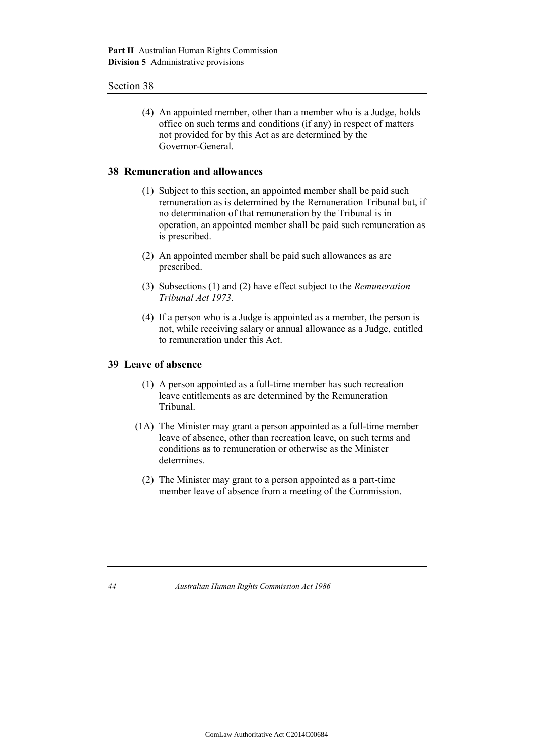(4) An appointed member, other than a member who is a Judge, holds office on such terms and conditions (if any) in respect of matters not provided for by this Act as are determined by the Governor-General.

## 38 Remuneration and allowances

(1) Subject to this section, an appointed member shall be paid such remuneration as is determined by the Remuneration Tribunal but, if no determination of that remuneration by the Tribunal is in operation, an appointed member shall be paid such remuneration as is prescribed.

(2) An appointed member shall be paid such allowances as are prescribed.

(3) Subsections (1) and (2) have effect subject to the *Remuneration Tribunal Act 1973*.

(4) If a person who is a Judge is appointed as a member, the person is not, while receiving salary or annual allowance as a Judge, entitled to remuneration under this Act.

## 39 Leave of absence

(1) A person appointed as a full-time member has such recreation leave entitlements as are determined by the Remuneration Tribunal.

(1A) The Minister may grant a person appointed as a full-time member leave of absence, other than recreation leave, on such terms and conditions as to remuneration or otherwise as the Minister determines.

(2) The Minister may grant to a person appointed as a part-time member leave of absence from a meeting of the Commission.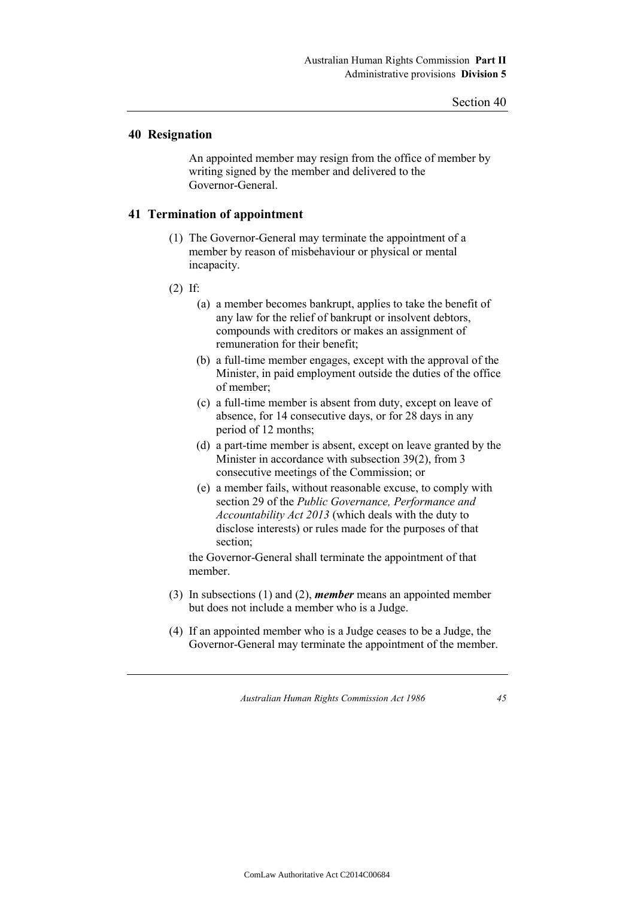## 40 Resignation

An appointed member may resign from the office of member by writing signed by the member and delivered to the Governor-General.

## 41 Termination of appointment

(1) The Governor-General may terminate the appointment of a member by reason of misbehaviour or physical or mental incapacity.

(2) If:

(a) a member becomes bankrupt, applies to take the benefit of any law for the relief of bankrupt or insolvent debtors, compounds with creditors or makes an assignment of remuneration for their benefit;

(b) a full-time member engages, except with the approval of the Minister, in paid employment outside the duties of the office of member;

(c) a full-time member is absent from duty, except on leave of absence, for 14 consecutive days, or for 28 days in any period of 12 months;

(d) a part-time member is absent, except on leave granted by the Minister in accordance with subsection 39(2), from 3 consecutive meetings of the Commission; or

(e) a member fails, without reasonable excuse, to comply with section 29 of the *Public Governance, Performance and Accountability Act 2013* (which deals with the duty to disclose interests) or rules made for the purposes of that section;

the Governor-General shall terminate the appointment of that member.

(3) In subsections (1) and (2), ***member*** means an appointed member but does not include a member who is a Judge.

(4) If an appointed member who is a Judge ceases to be a Judge, the Governor-General may terminate the appointment of the member.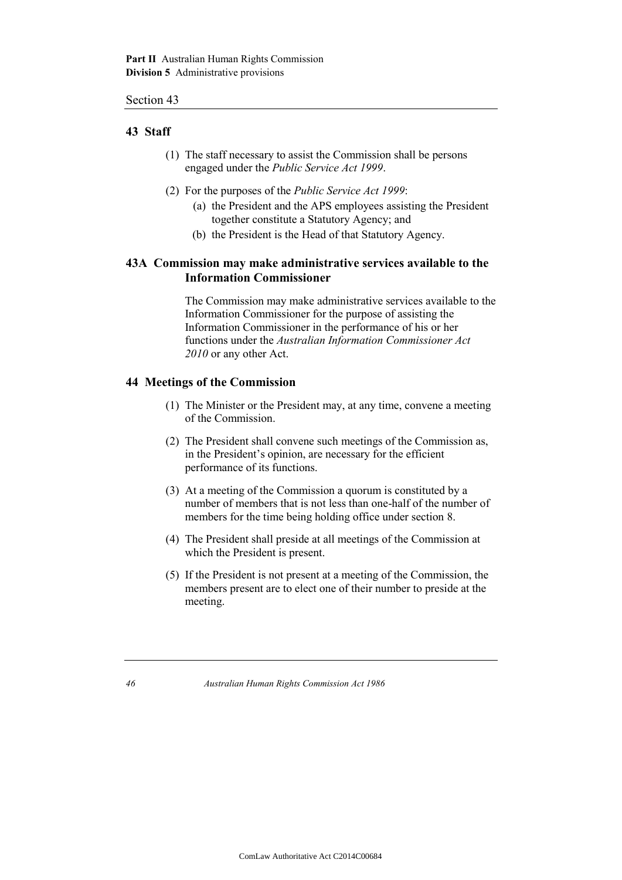## 43 Staff

(1) The staff necessary to assist the Commission shall be persons engaged under the *Public Service Act 1999*.

(2) For the purposes of the *Public Service Act 1999*:

- (a) the President and the APS employees assisting the President together constitute a Statutory Agency; and
- (b) the President is the Head of that Statutory Agency.

## 43A Commission may make administrative services available to the Information Commissioner

The Commission may make administrative services available to the Information Commissioner for the purpose of assisting the Information Commissioner in the performance of his or her functions under the *Australian Information Commissioner Act 2010* or any other Act.

## 44 Meetings of the Commission

(1) The Minister or the President may, at any time, convene a meeting of the Commission.

(2) The President shall convene such meetings of the Commission as, in the President's opinion, are necessary for the efficient performance of its functions.

(3) At a meeting of the Commission a quorum is constituted by a number of members that is not less than one-half of the number of members for the time being holding office under section 8.

(4) The President shall preside at all meetings of the Commission at which the President is present.

(5) If the President is not present at a meeting of the Commission, the members present are to elect one of their number to preside at the meeting.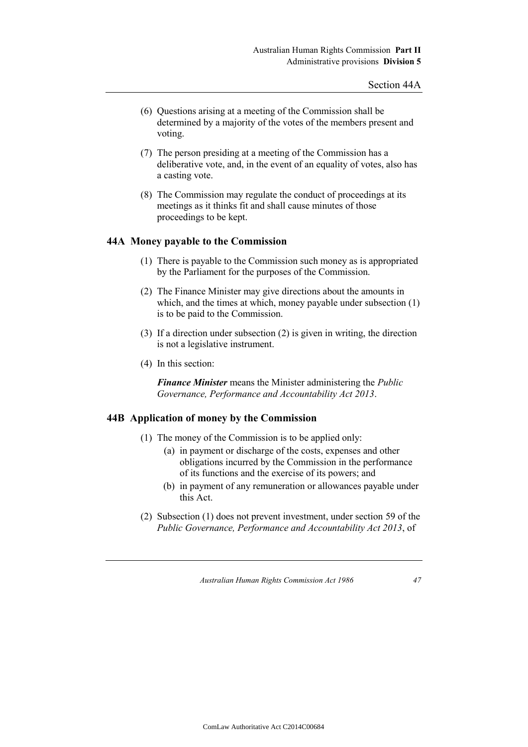(6) Questions arising at a meeting of the Commission shall be determined by a majority of the votes of the members present and voting.

(7) The person presiding at a meeting of the Commission has a deliberative vote, and, in the event of an equality of votes, also has a casting vote.

(8) The Commission may regulate the conduct of proceedings at its meetings as it thinks fit and shall cause minutes of those proceedings to be kept.

## 44A Money payable to the Commission

(1) There is payable to the Commission such money as is appropriated by the Parliament for the purposes of the Commission.

(2) The Finance Minister may give directions about the amounts in which, and the times at which, money payable under subsection (1) is to be paid to the Commission.

(3) If a direction under subsection (2) is given in writing, the direction is not a legislative instrument.

(4) In this section:

***Finance Minister*** means the Minister administering the *Public Governance, Performance and Accountability Act 2013*.

## 44B Application of money by the Commission

(1) The money of the Commission is to be applied only:

- (a) in payment or discharge of the costs, expenses and other obligations incurred by the Commission in the performance of its functions and the exercise of its powers; and
- (b) in payment of any remuneration or allowances payable under this Act.

(2) Subsection (1) does not prevent investment, under section 59 of the *Public Governance, Performance and Accountability Act 2013*, of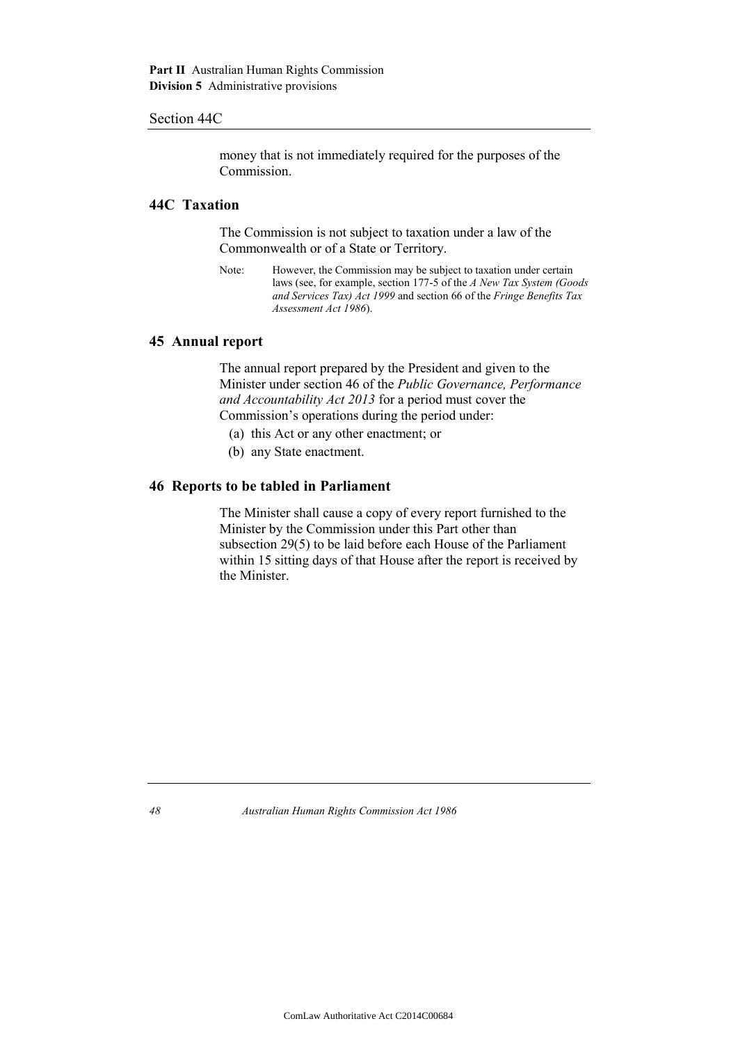money that is not immediately required for the purposes of the Commission.

## 44C Taxation

The Commission is not subject to taxation under a law of the Commonwealth or of a State or Territory.

Note: However, the Commission may be subject to taxation under certain laws (see, for example, section 177-5 of the *A New Tax System (Goods and Services Tax) Act 1999* and section 66 of the *Fringe Benefits Tax Assessment Act 1986*).

## 45 Annual report

The annual report prepared by the President and given to the Minister under section 46 of the *Public Governance, Performance and Accountability Act 2013* for a period must cover the Commission's operations during the period under:

(a) this Act or any other enactment; or

(b) any State enactment.

## 46 Reports to be tabled in Parliament

The Minister shall cause a copy of every report furnished to the Minister by the Commission under this Part other than subsection 29(5) to be laid before each House of the Parliament within 15 sitting days of that House after the report is received by the Minister.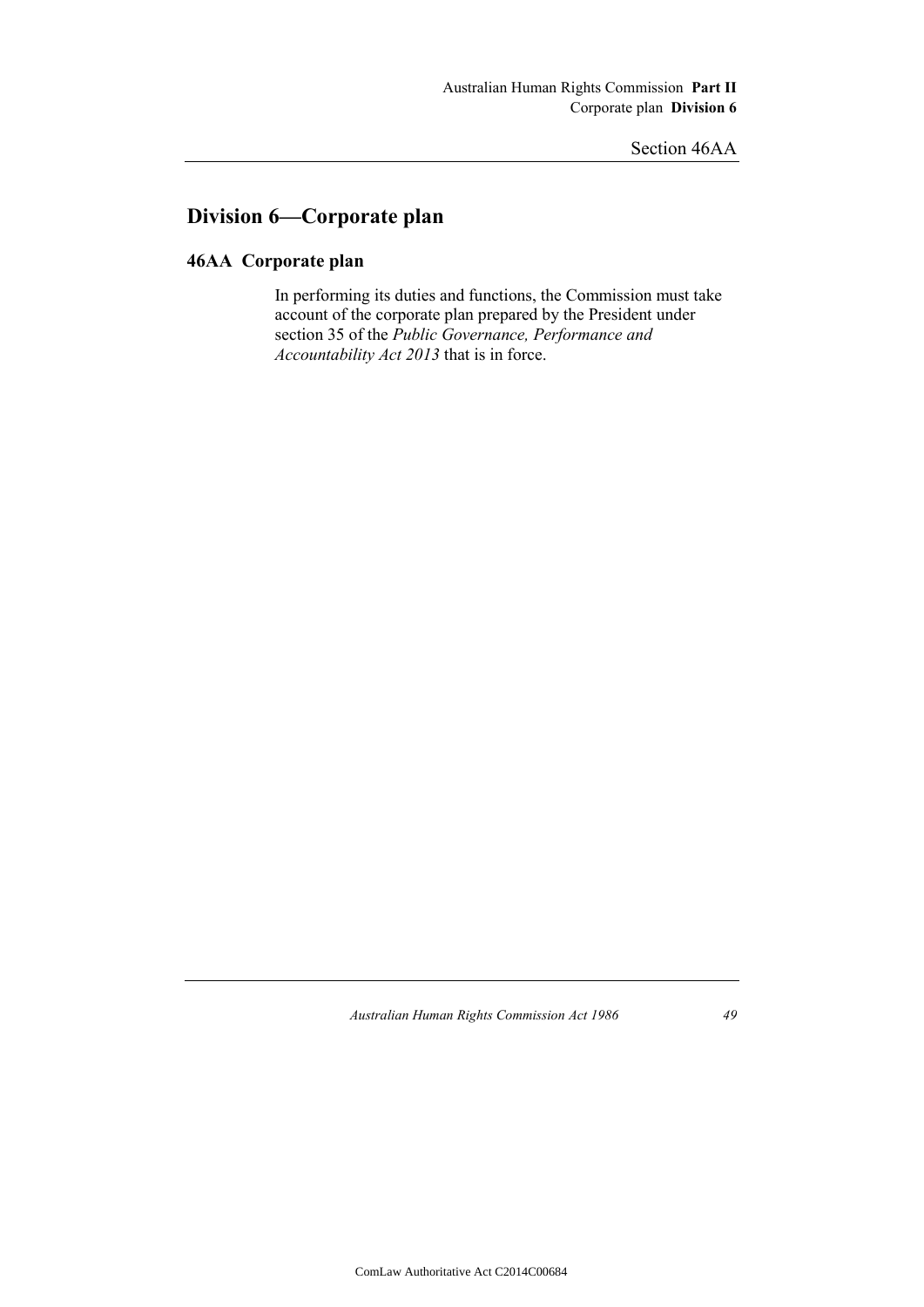## Division 6—Corporate plan

### 46AA Corporate plan

In performing its duties and functions, the Commission must take account of the corporate plan prepared by the President under section 35 of the *Public Governance, Performance and Accountability Act 2013* that is in force.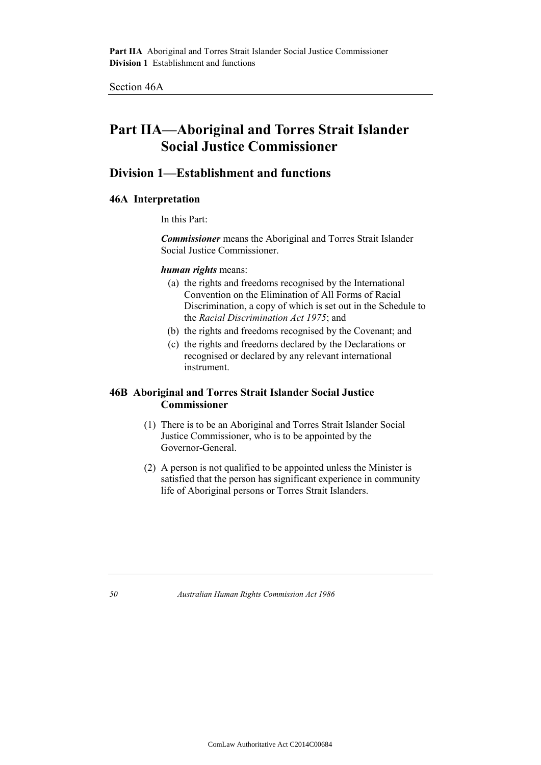# Part IIA—Aboriginal and Torres Strait Islander Social Justice Commissioner

## Division 1—Establishment and functions

### 46A Interpretation

In this Part:

***Commissioner*** means the Aboriginal and Torres Strait Islander Social Justice Commissioner.

***human rights*** means:

- (a) the rights and freedoms recognised by the International Convention on the Elimination of All Forms of Racial Discrimination, a copy of which is set out in the Schedule to the *Racial Discrimination Act 1975*; and
- (b) the rights and freedoms recognised by the Covenant; and
- (c) the rights and freedoms declared by the Declarations or recognised or declared by any relevant international instrument.

### 46B Aboriginal and Torres Strait Islander Social Justice Commissioner

(1) There is to be an Aboriginal and Torres Strait Islander Social Justice Commissioner, who is to be appointed by the Governor-General.

(2) A person is not qualified to be appointed unless the Minister is satisfied that the person has significant experience in community life of Aboriginal persons or Torres Strait Islanders.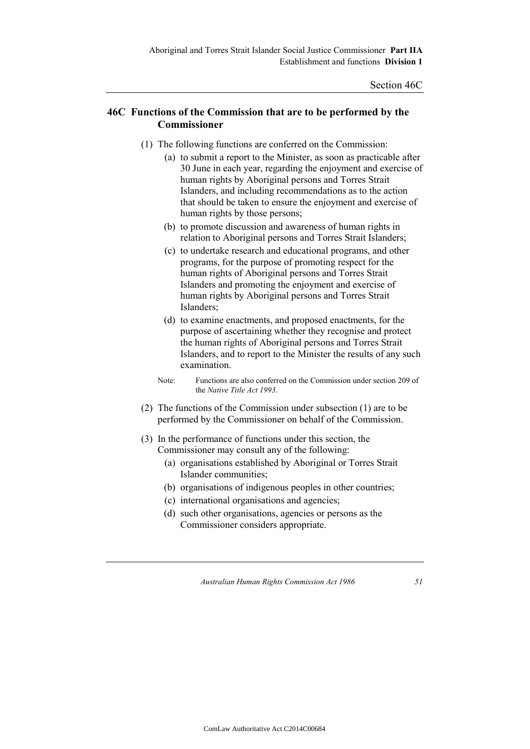## 46C Functions of the Commission that are to be performed by the Commissioner

(1) The following functions are conferred on the Commission:

   (a) to submit a report to the Minister, as soon as practicable after 30 June in each year, regarding the enjoyment and exercise of human rights by Aboriginal persons and Torres Strait Islanders, and including recommendations as to the action that should be taken to ensure the enjoyment and exercise of human rights by those persons;

   (b) to promote discussion and awareness of human rights in relation to Aboriginal persons and Torres Strait Islanders;

   (c) to undertake research and educational programs, and other programs, for the purpose of promoting respect for the human rights of Aboriginal persons and Torres Strait Islanders and promoting the enjoyment and exercise of human rights by Aboriginal persons and Torres Strait Islanders;

   (d) to examine enactments, and proposed enactments, for the purpose of ascertaining whether they recognise and protect the human rights of Aboriginal persons and Torres Strait Islanders, and to report to the Minister the results of any such examination.

   Note: Functions are also conferred on the Commission under section 209 of the *Native Title Act 1993*.

(2) The functions of the Commission under subsection (1) are to be performed by the Commissioner on behalf of the Commission.

(3) In the performance of functions under this section, the Commissioner may consult any of the following:

   (a) organisations established by Aboriginal or Torres Strait Islander communities;

   (b) organisations of indigenous peoples in other countries;

   (c) international organisations and agencies;

   (d) such other organisations, agencies or persons as the Commissioner considers appropriate.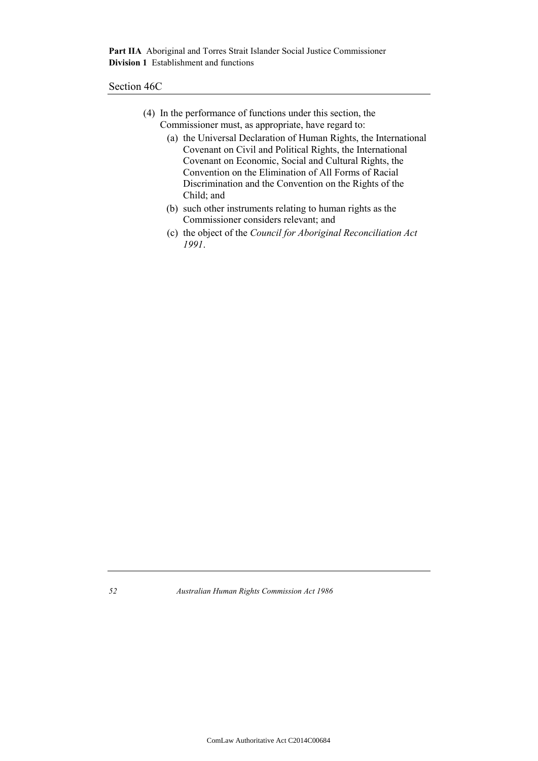(4) In the performance of functions under this section, the Commissioner must, as appropriate, have regard to:

(a) the Universal Declaration of Human Rights, the International Covenant on Civil and Political Rights, the International Covenant on Economic, Social and Cultural Rights, the Convention on the Elimination of All Forms of Racial Discrimination and the Convention on the Rights of the Child; and

(b) such other instruments relating to human rights as the Commissioner considers relevant; and

(c) the object of the *Council for Aboriginal Reconciliation Act 1991*.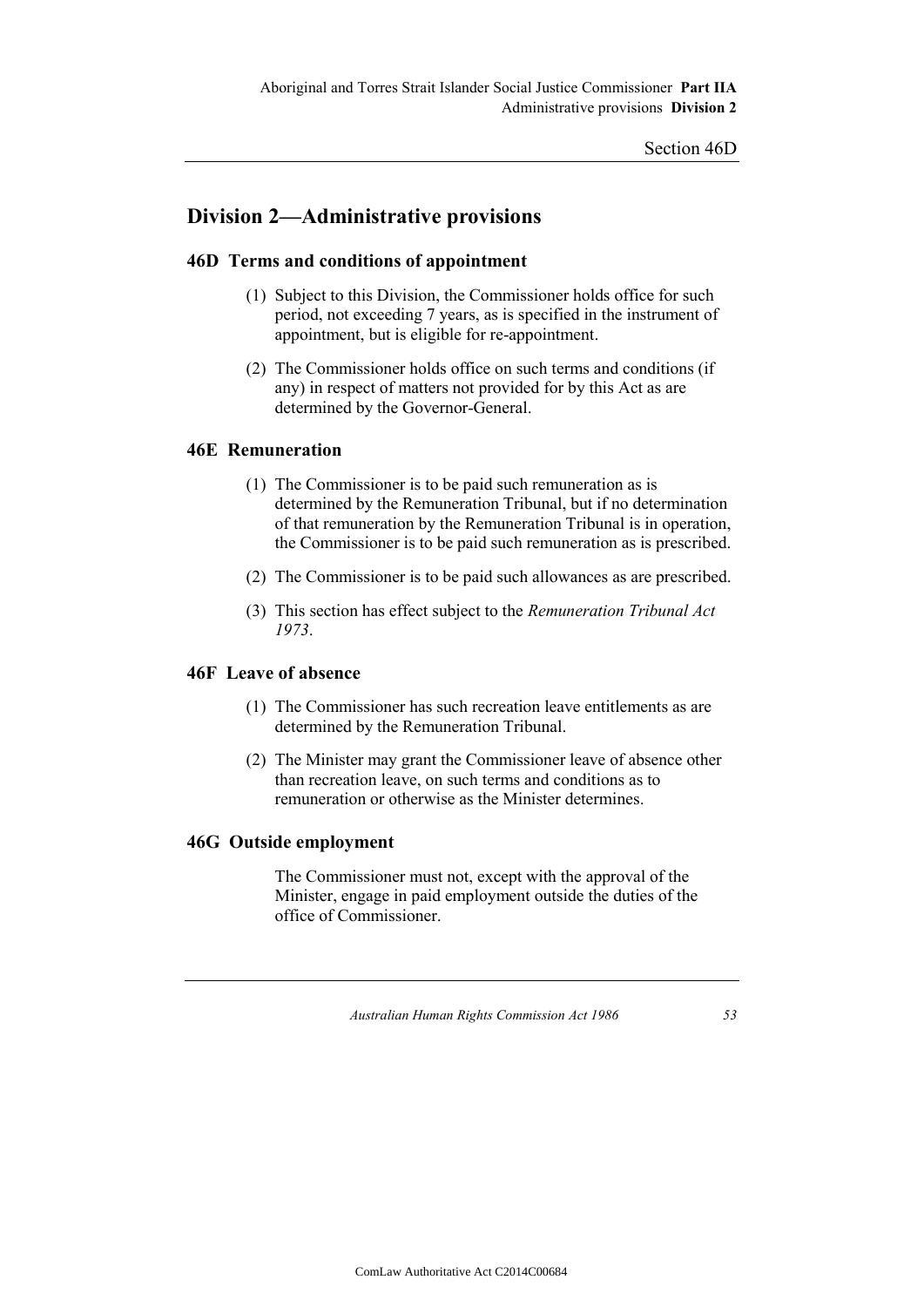## Division 2—Administrative provisions

### 46D Terms and conditions of appointment

(1) Subject to this Division, the Commissioner holds office for such period, not exceeding 7 years, as is specified in the instrument of appointment, but is eligible for re-appointment.

(2) The Commissioner holds office on such terms and conditions (if any) in respect of matters not provided for by this Act as are determined by the Governor-General.

### 46E Remuneration

(1) The Commissioner is to be paid such remuneration as is determined by the Remuneration Tribunal, but if no determination of that remuneration by the Remuneration Tribunal is in operation, the Commissioner is to be paid such remuneration as is prescribed.

(2) The Commissioner is to be paid such allowances as are prescribed.

(3) This section has effect subject to the *Remuneration Tribunal Act 1973*.

### 46F Leave of absence

(1) The Commissioner has such recreation leave entitlements as are determined by the Remuneration Tribunal.

(2) The Minister may grant the Commissioner leave of absence other than recreation leave, on such terms and conditions as to remuneration or otherwise as the Minister determines.

### 46G Outside employment

The Commissioner must not, except with the approval of the Minister, engage in paid employment outside the duties of the office of Commissioner.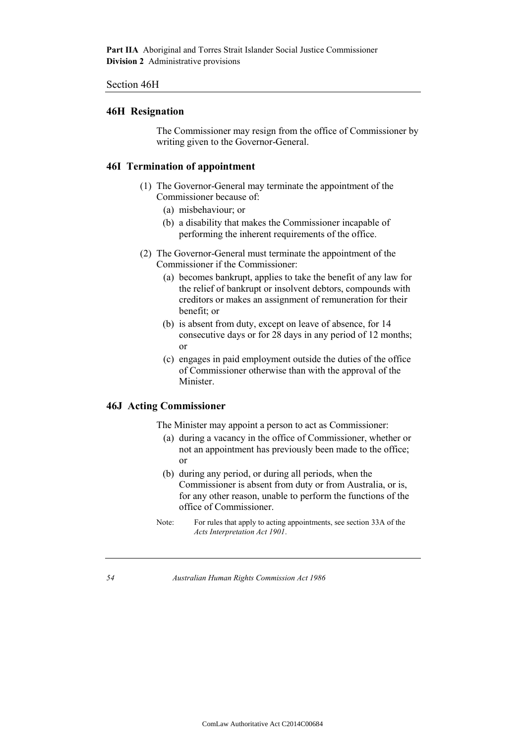## 46H Resignation

The Commissioner may resign from the office of Commissioner by writing given to the Governor-General.

## 46I Termination of appointment

(1) The Governor-General may terminate the appointment of the Commissioner because of:

- (a) misbehaviour; or
- (b) a disability that makes the Commissioner incapable of performing the inherent requirements of the office.

(2) The Governor-General must terminate the appointment of the Commissioner if the Commissioner:

- (a) becomes bankrupt, applies to take the benefit of any law for the relief of bankrupt or insolvent debtors, compounds with creditors or makes an assignment of remuneration for their benefit; or
- (b) is absent from duty, except on leave of absence, for 14 consecutive days or for 28 days in any period of 12 months; or
- (c) engages in paid employment outside the duties of the office of Commissioner otherwise than with the approval of the Minister.

## 46J Acting Commissioner

The Minister may appoint a person to act as Commissioner:

- (a) during a vacancy in the office of Commissioner, whether or not an appointment has previously been made to the office; or
- (b) during any period, or during all periods, when the Commissioner is absent from duty or from Australia, or is, for any other reason, unable to perform the functions of the office of Commissioner.

Note: For rules that apply to acting appointments, see section 33A of the *Acts Interpretation Act 1901*.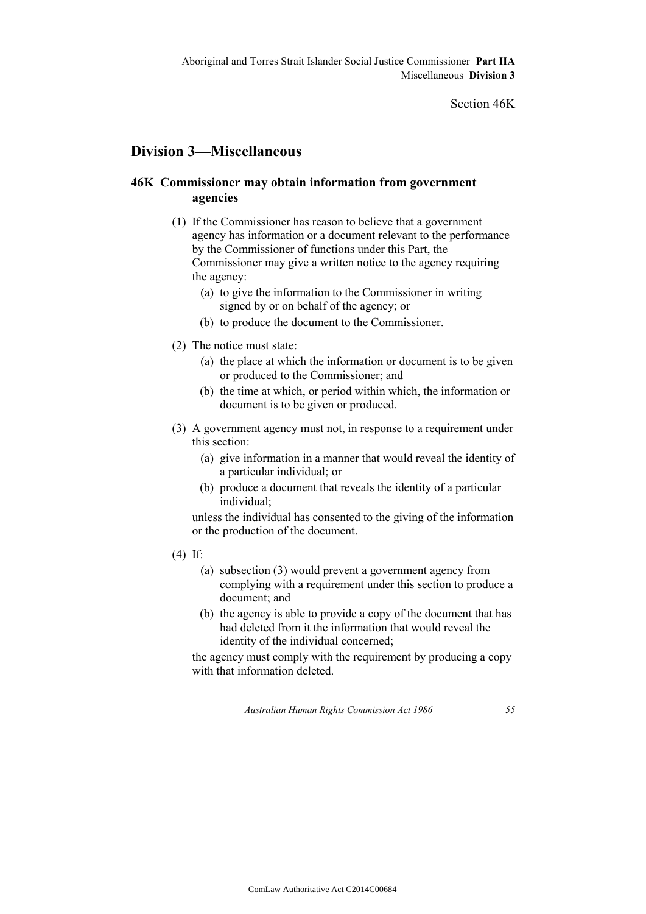## Division 3—Miscellaneous

### 46K Commissioner may obtain information from government agencies

(1) If the Commissioner has reason to believe that a government agency has information or a document relevant to the performance by the Commissioner of functions under this Part, the Commissioner may give a written notice to the agency requiring the agency:

(a) to give the information to the Commissioner in writing signed by or on behalf of the agency; or

(b) to produce the document to the Commissioner.

(2) The notice must state:

(a) the place at which the information or document is to be given or produced to the Commissioner; and

(b) the time at which, or period within which, the information or document is to be given or produced.

(3) A government agency must not, in response to a requirement under this section:

(a) give information in a manner that would reveal the identity of a particular individual; or

(b) produce a document that reveals the identity of a particular individual;

unless the individual has consented to the giving of the information or the production of the document.

(4) If:

(a) subsection (3) would prevent a government agency from complying with a requirement under this section to produce a document; and

(b) the agency is able to provide a copy of the document that has had deleted from it the information that would reveal the identity of the individual concerned;

the agency must comply with the requirement by producing a copy with that information deleted.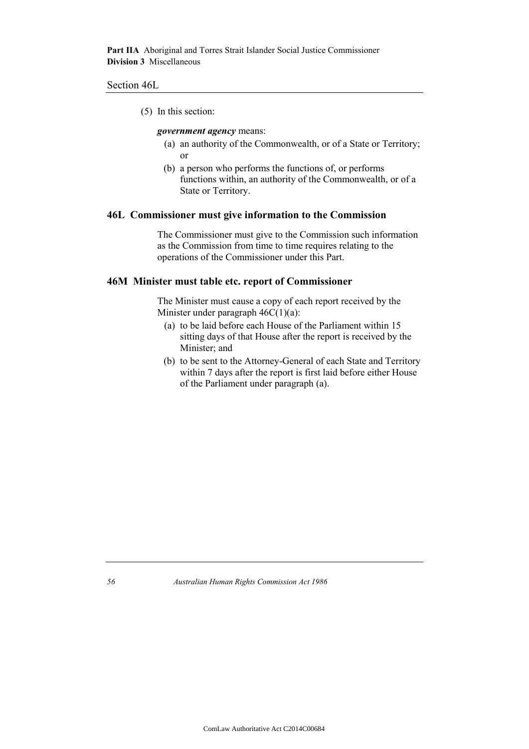(5) In this section:

***government agency*** means:

(a) an authority of the Commonwealth, or of a State or Territory; or

(b) a person who performs the functions of, or performs functions within, an authority of the Commonwealth, or of a State or Territory.

### 46L Commissioner must give information to the Commission

The Commissioner must give to the Commission such information as the Commission from time to time requires relating to the operations of the Commissioner under this Part.

### 46M Minister must table etc. report of Commissioner

The Minister must cause a copy of each report received by the Minister under paragraph 46C(1)(a):

(a) to be laid before each House of the Parliament within 15 sitting days of that House after the report is received by the Minister; and

(b) to be sent to the Attorney-General of each State and Territory within 7 days after the report is first laid before either House of the Parliament under paragraph (a).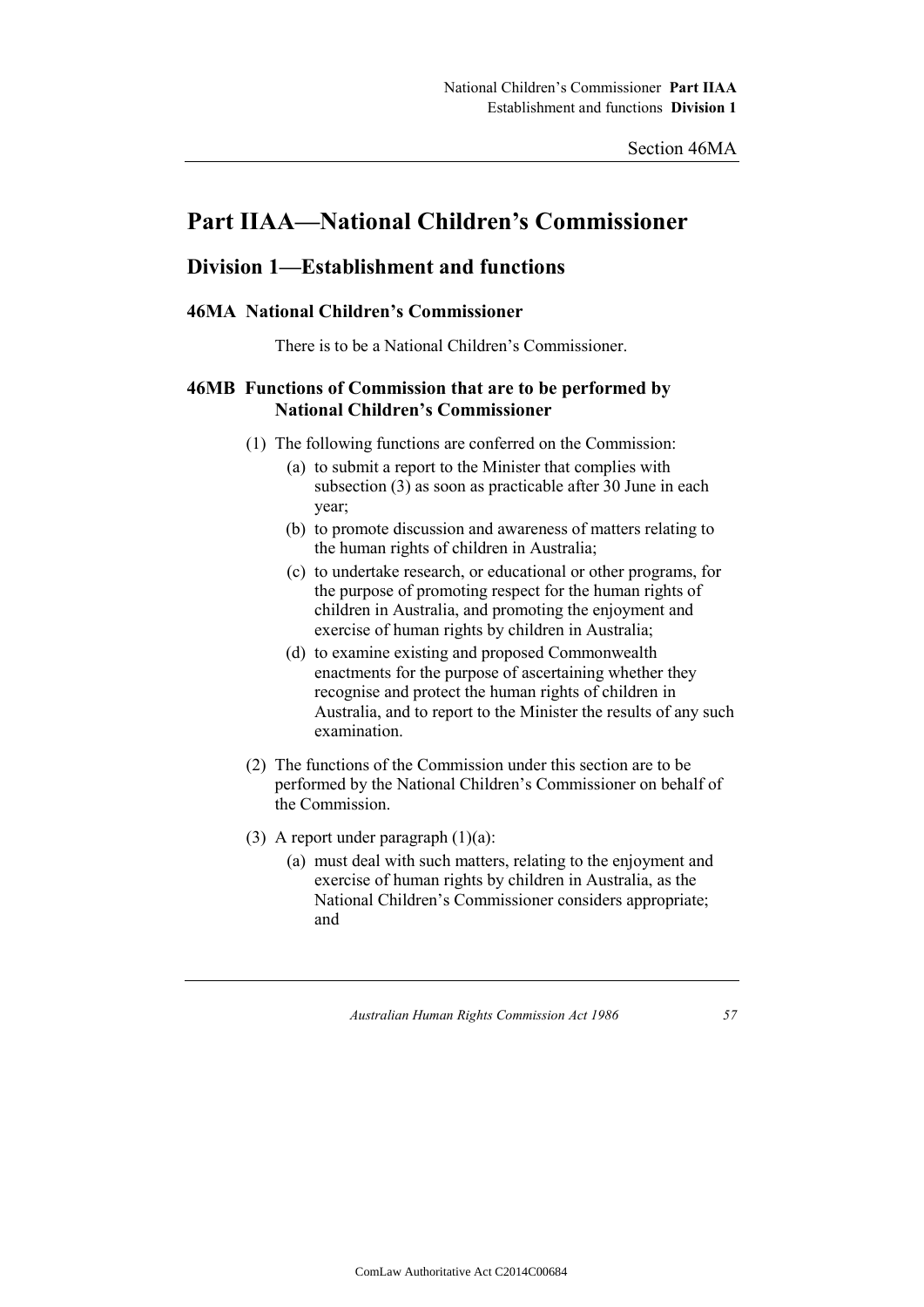# Part IIAA—National Children's Commissioner

## Division 1—Establishment and functions

### 46MA National Children's Commissioner

There is to be a National Children's Commissioner.

### 46MB Functions of Commission that are to be performed by National Children's Commissioner

(1) The following functions are conferred on the Commission:

- (a) to submit a report to the Minister that complies with subsection (3) as soon as practicable after 30 June in each year;
- (b) to promote discussion and awareness of matters relating to the human rights of children in Australia;
- (c) to undertake research, or educational or other programs, for the purpose of promoting respect for the human rights of children in Australia, and promoting the enjoyment and exercise of human rights by children in Australia;
- (d) to examine existing and proposed Commonwealth enactments for the purpose of ascertaining whether they recognise and protect the human rights of children in Australia, and to report to the Minister the results of any such examination.

(2) The functions of the Commission under this section are to be performed by the National Children's Commissioner on behalf of the Commission.

(3) A report under paragraph (1)(a):

- (a) must deal with such matters, relating to the enjoyment and exercise of human rights by children in Australia, as the National Children's Commissioner considers appropriate; and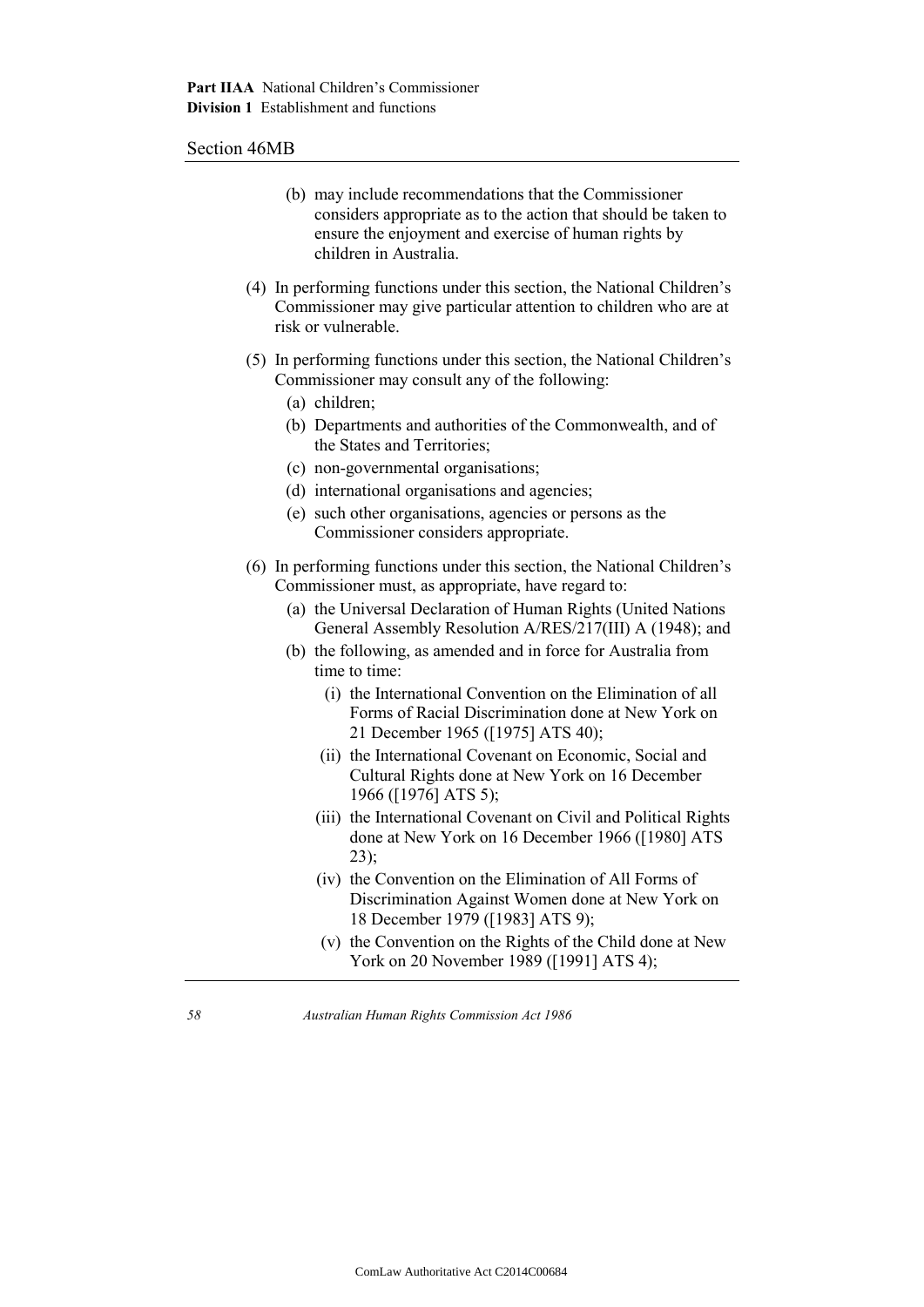(b) may include recommendations that the Commissioner considers appropriate as to the action that should be taken to ensure the enjoyment and exercise of human rights by children in Australia.

(4) In performing functions under this section, the National Children's Commissioner may give particular attention to children who are at risk or vulnerable.

(5) In performing functions under this section, the National Children's Commissioner may consult any of the following:

- (a) children;
- (b) Departments and authorities of the Commonwealth, and of the States and Territories;
- (c) non-governmental organisations;
- (d) international organisations and agencies;
- (e) such other organisations, agencies or persons as the Commissioner considers appropriate.

(6) In performing functions under this section, the National Children's Commissioner must, as appropriate, have regard to:

- (a) the Universal Declaration of Human Rights (United Nations General Assembly Resolution A/RES/217(III) A (1948); and
- (b) the following, as amended and in force for Australia from time to time:
  - (i) the International Convention on the Elimination of all Forms of Racial Discrimination done at New York on 21 December 1965 ([1975] ATS 40);
  - (ii) the International Covenant on Economic, Social and Cultural Rights done at New York on 16 December 1966 ([1976] ATS 5);
  - (iii) the International Covenant on Civil and Political Rights done at New York on 16 December 1966 ([1980] ATS 23);
  - (iv) the Convention on the Elimination of All Forms of Discrimination Against Women done at New York on 18 December 1979 ([1983] ATS 9);
  - (v) the Convention on the Rights of the Child done at New York on 20 November 1989 ([1991] ATS 4);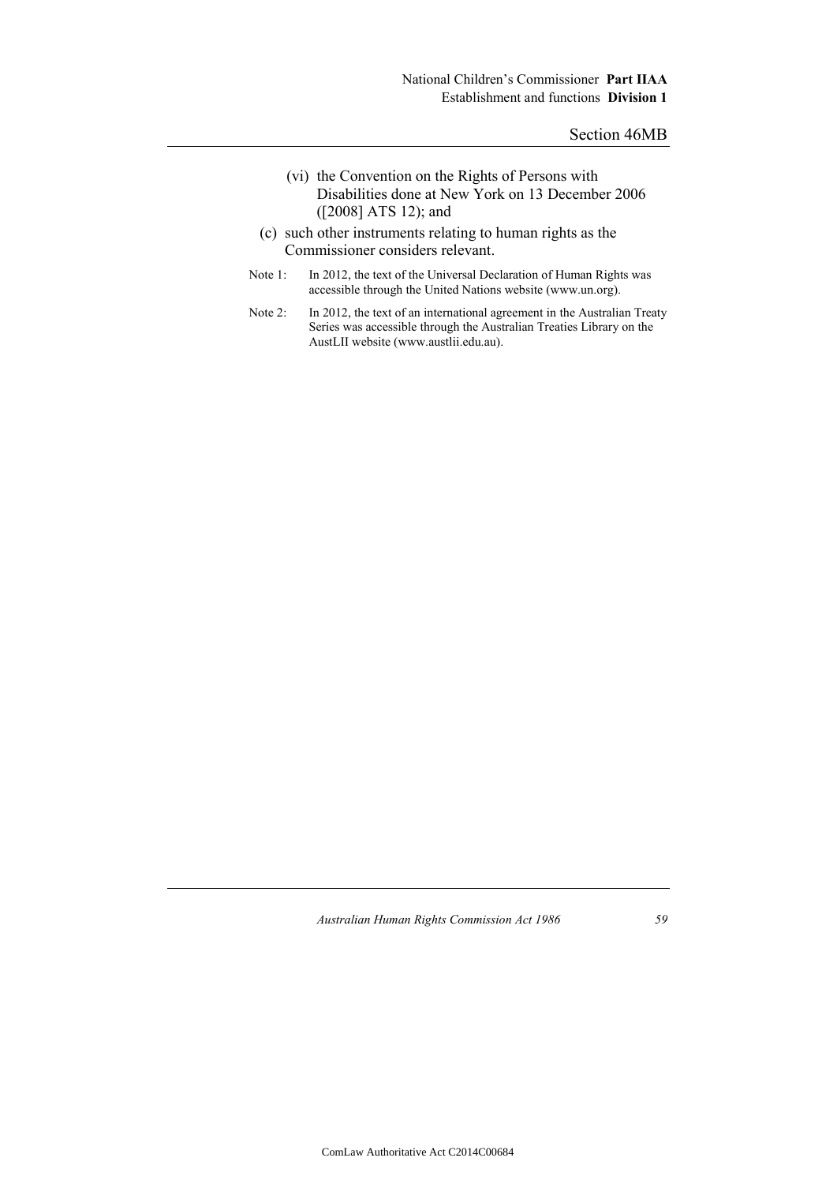(vi) the Convention on the Rights of Persons with Disabilities done at New York on 13 December 2006 ([2008] ATS 12); and

(c) such other instruments relating to human rights as the Commissioner considers relevant.

Note 1: In 2012, the text of the Universal Declaration of Human Rights was accessible through the United Nations website (www.un.org).

Note 2: In 2012, the text of an international agreement in the Australian Treaty Series was accessible through the Australian Treaties Library on the AustLII website (www.austlii.edu.au).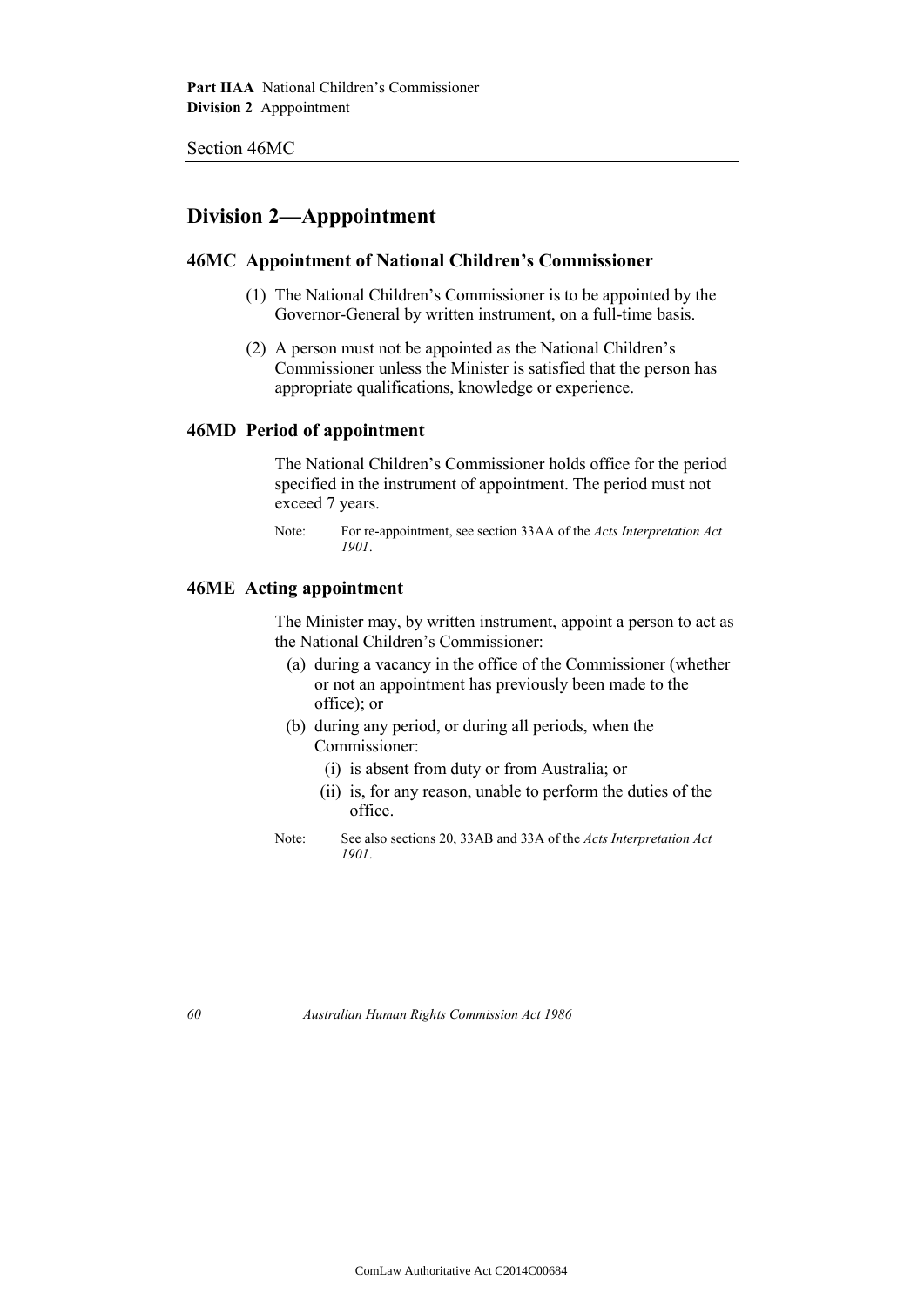## Division 2—Apppointment

### 46MC Appointment of National Children's Commissioner

(1) The National Children's Commissioner is to be appointed by the Governor-General by written instrument, on a full-time basis.

(2) A person must not be appointed as the National Children's Commissioner unless the Minister is satisfied that the person has appropriate qualifications, knowledge or experience.

### 46MD Period of appointment

The National Children's Commissioner holds office for the period specified in the instrument of appointment. The period must not exceed 7 years.

Note: For re-appointment, see section 33AA of the *Acts Interpretation Act 1901*.

### 46ME Acting appointment

The Minister may, by written instrument, appoint a person to act as the National Children's Commissioner:

- (a) during a vacancy in the office of the Commissioner (whether or not an appointment has previously been made to the office); or
- (b) during any period, or during all periods, when the Commissioner:
  - (i) is absent from duty or from Australia; or
  - (ii) is, for any reason, unable to perform the duties of the office.

Note: See also sections 20, 33AB and 33A of the *Acts Interpretation Act 1901*.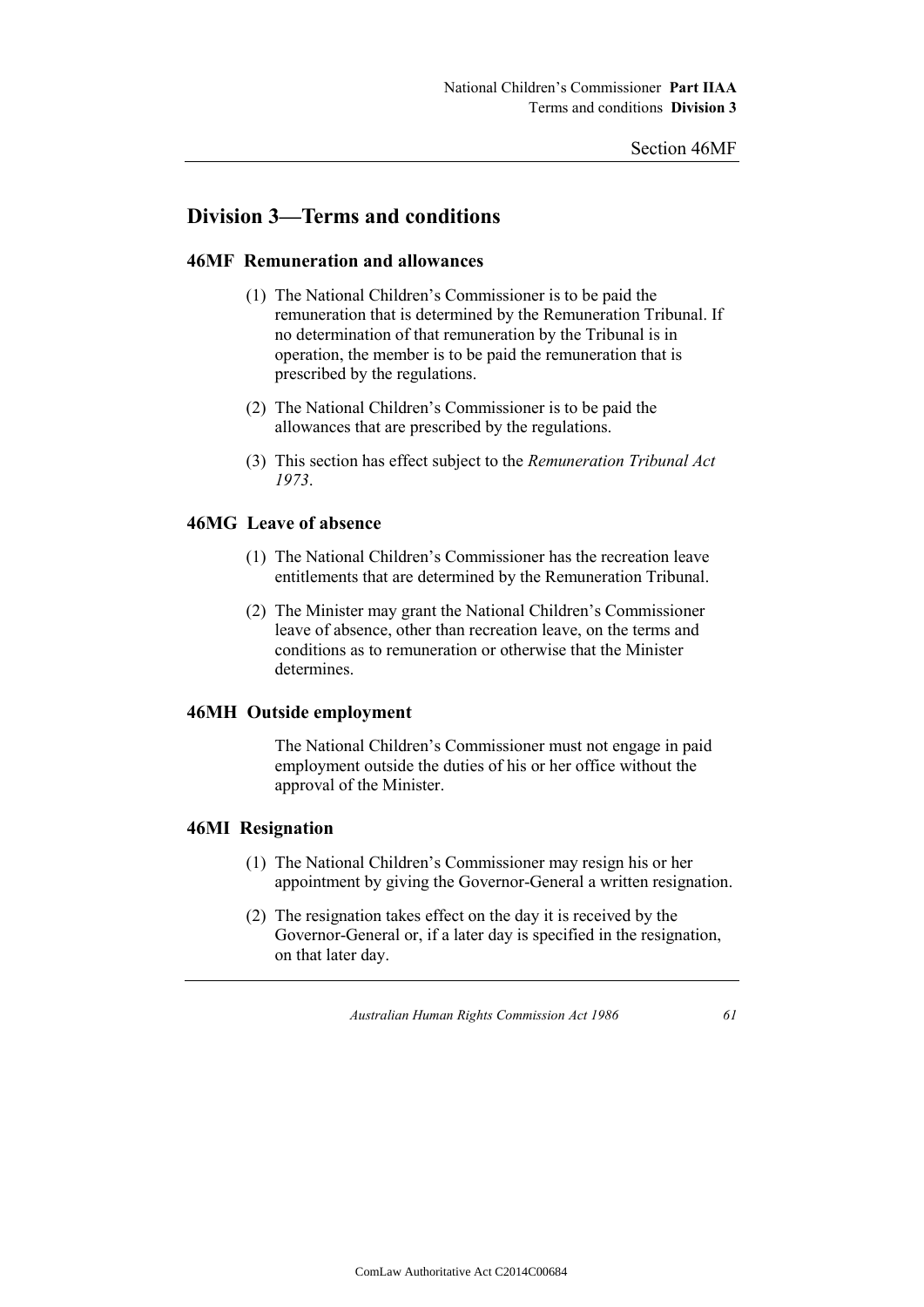## Division 3—Terms and conditions

### 46MF Remuneration and allowances

(1) The National Children's Commissioner is to be paid the remuneration that is determined by the Remuneration Tribunal. If no determination of that remuneration by the Tribunal is in operation, the member is to be paid the remuneration that is prescribed by the regulations.

(2) The National Children's Commissioner is to be paid the allowances that are prescribed by the regulations.

(3) This section has effect subject to the *Remuneration Tribunal Act 1973*.

### 46MG Leave of absence

(1) The National Children's Commissioner has the recreation leave entitlements that are determined by the Remuneration Tribunal.

(2) The Minister may grant the National Children's Commissioner leave of absence, other than recreation leave, on the terms and conditions as to remuneration or otherwise that the Minister determines.

### 46MH Outside employment

The National Children's Commissioner must not engage in paid employment outside the duties of his or her office without the approval of the Minister.

### 46MI Resignation

(1) The National Children's Commissioner may resign his or her appointment by giving the Governor-General a written resignation.

(2) The resignation takes effect on the day it is received by the Governor-General or, if a later day is specified in the resignation, on that later day.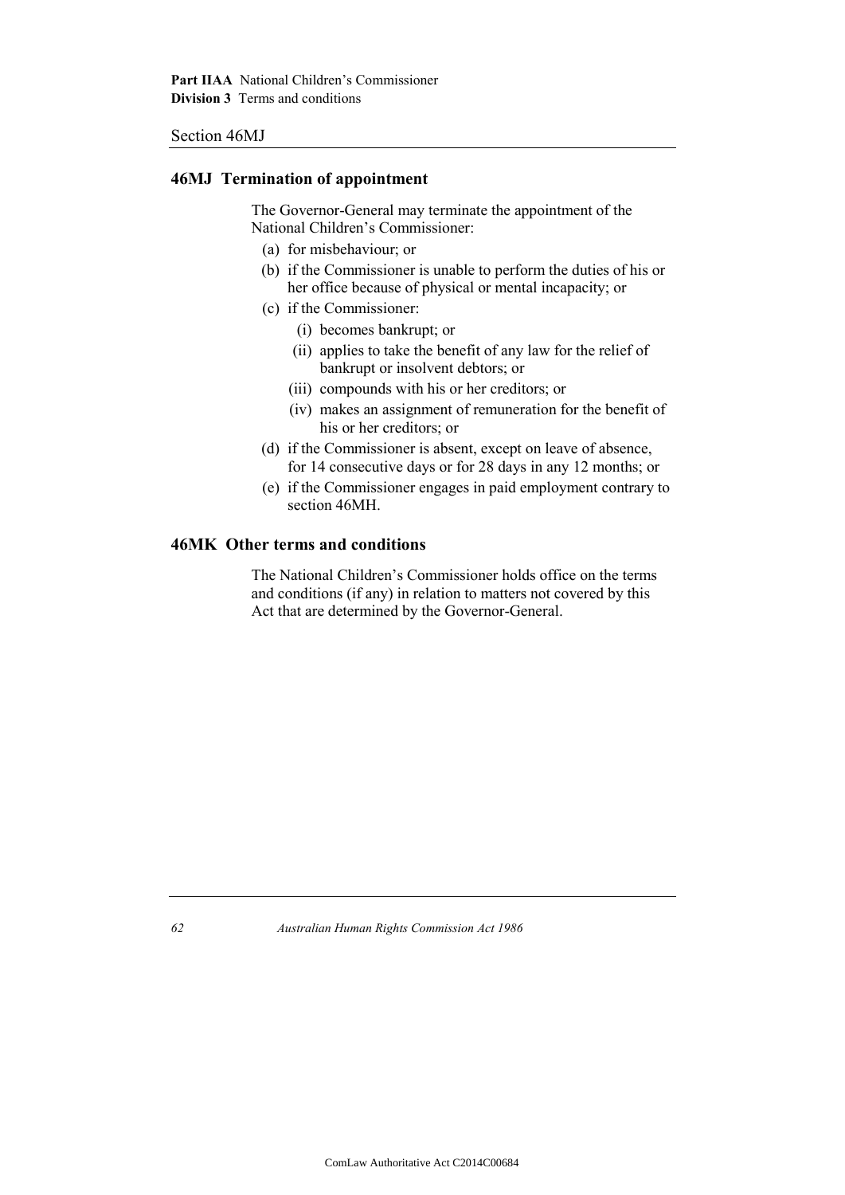## 46MJ Termination of appointment

The Governor-General may terminate the appointment of the National Children's Commissioner:

- (a) for misbehaviour; or
- (b) if the Commissioner is unable to perform the duties of his or her office because of physical or mental incapacity; or
- (c) if the Commissioner:
  - (i) becomes bankrupt; or
  - (ii) applies to take the benefit of any law for the relief of bankrupt or insolvent debtors; or
  - (iii) compounds with his or her creditors; or
  - (iv) makes an assignment of remuneration for the benefit of his or her creditors; or
- (d) if the Commissioner is absent, except on leave of absence, for 14 consecutive days or for 28 days in any 12 months; or
- (e) if the Commissioner engages in paid employment contrary to section 46MH.

## 46MK Other terms and conditions

The National Children's Commissioner holds office on the terms and conditions (if any) in relation to matters not covered by this Act that are determined by the Governor-General.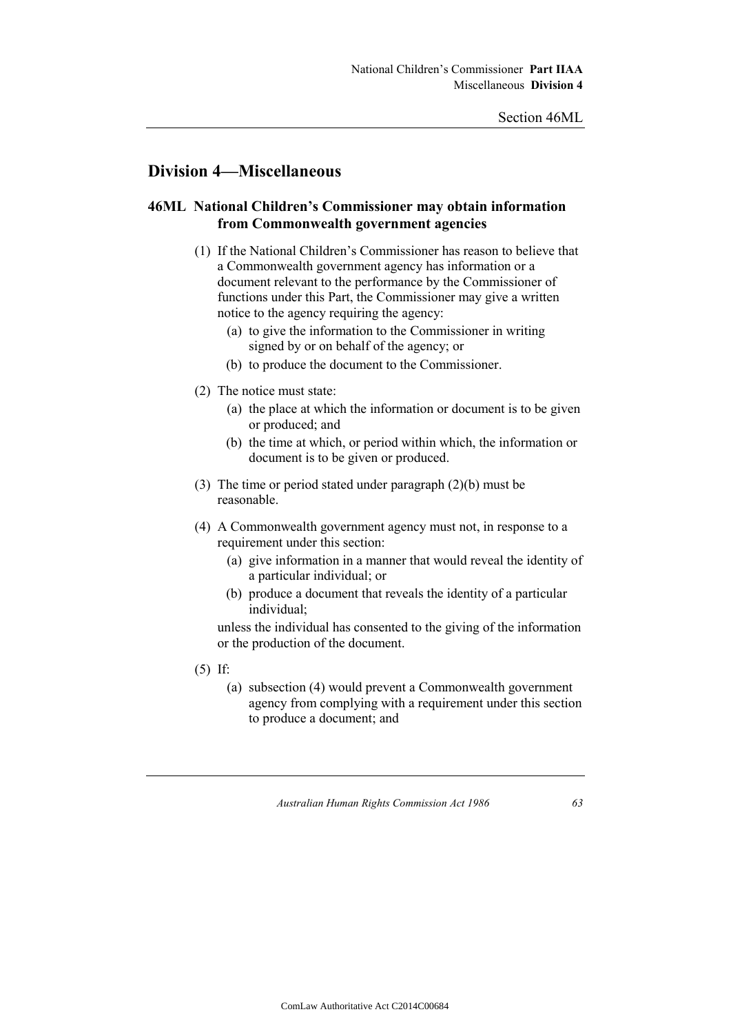## Division 4—Miscellaneous

### 46ML National Children's Commissioner may obtain information from Commonwealth government agencies

(1) If the National Children's Commissioner has reason to believe that a Commonwealth government agency has information or a document relevant to the performance by the Commissioner of functions under this Part, the Commissioner may give a written notice to the agency requiring the agency:

- (a) to give the information to the Commissioner in writing signed by or on behalf of the agency; or
- (b) to produce the document to the Commissioner.

(2) The notice must state:

- (a) the place at which the information or document is to be given or produced; and
- (b) the time at which, or period within which, the information or document is to be given or produced.

(3) The time or period stated under paragraph (2)(b) must be reasonable.

(4) A Commonwealth government agency must not, in response to a requirement under this section:

- (a) give information in a manner that would reveal the identity of a particular individual; or
- (b) produce a document that reveals the identity of a particular individual;

unless the individual has consented to the giving of the information or the production of the document.

(5) If:

- (a) subsection (4) would prevent a Commonwealth government agency from complying with a requirement under this section to produce a document; and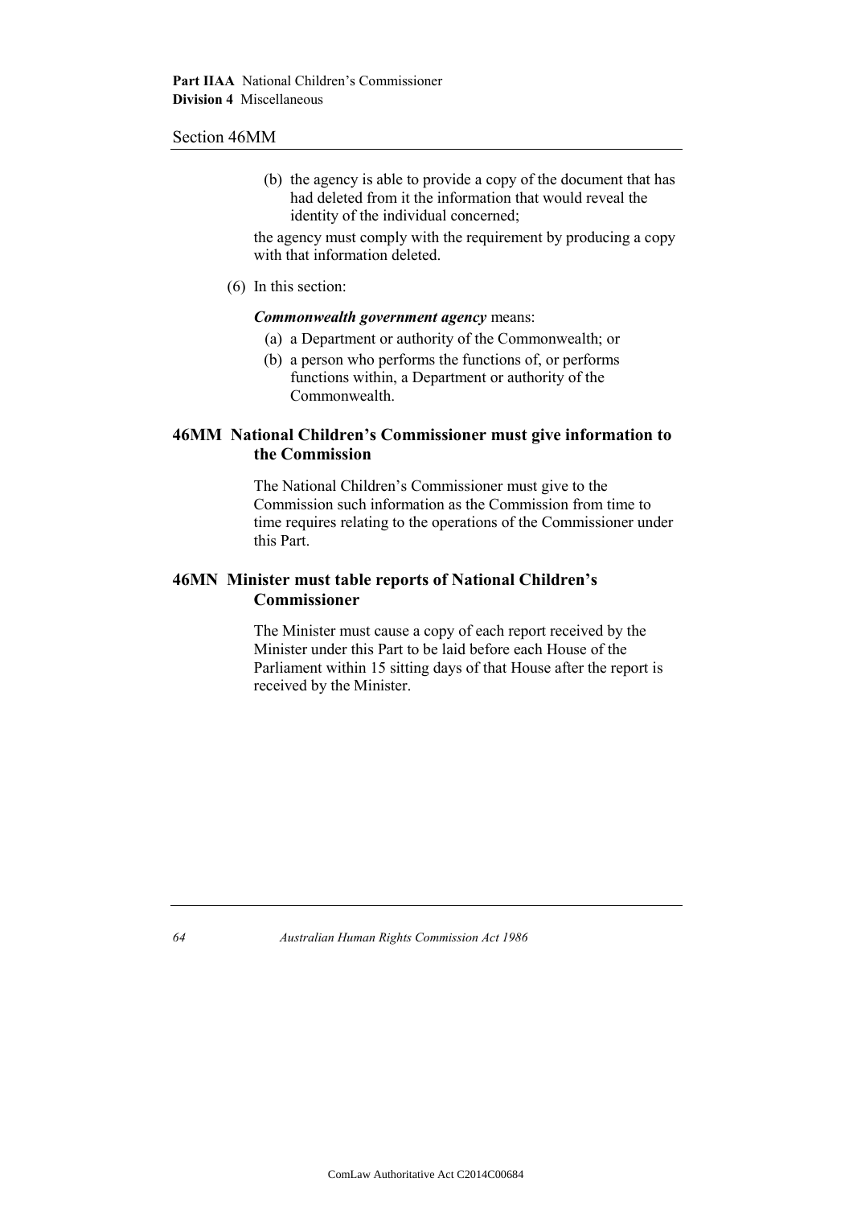(b) the agency is able to provide a copy of the document that has had deleted from it the information that would reveal the identity of the individual concerned;

the agency must comply with the requirement by producing a copy with that information deleted.

(6) In this section:

***Commonwealth government agency*** means:

(a) a Department or authority of the Commonwealth; or

(b) a person who performs the functions of, or performs functions within, a Department or authority of the Commonwealth.

## 46MM National Children's Commissioner must give information to the Commission

The National Children's Commissioner must give to the Commission such information as the Commission from time to time requires relating to the operations of the Commissioner under this Part.

## 46MN Minister must table reports of National Children's Commissioner

The Minister must cause a copy of each report received by the Minister under this Part to be laid before each House of the Parliament within 15 sitting days of that House after the report is received by the Minister.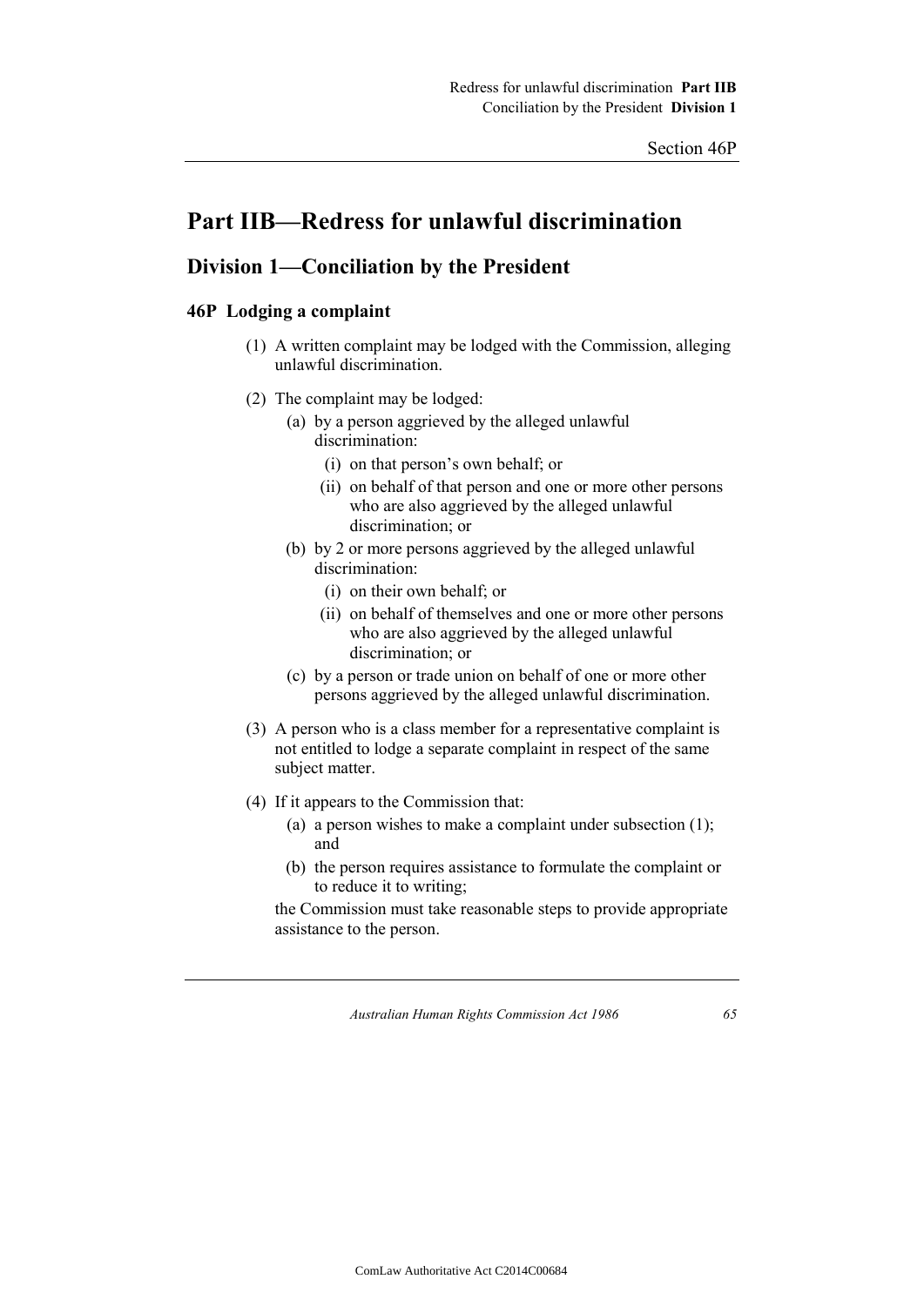# Part IIB—Redress for unlawful discrimination

## Division 1—Conciliation by the President

### 46P Lodging a complaint

(1) A written complaint may be lodged with the Commission, alleging unlawful discrimination.

(2) The complaint may be lodged:

- (a) by a person aggrieved by the alleged unlawful discrimination:
  - (i) on that person's own behalf; or
  - (ii) on behalf of that person and one or more other persons who are also aggrieved by the alleged unlawful discrimination; or
- (b) by 2 or more persons aggrieved by the alleged unlawful discrimination:
  - (i) on their own behalf; or
  - (ii) on behalf of themselves and one or more other persons who are also aggrieved by the alleged unlawful discrimination; or
- (c) by a person or trade union on behalf of one or more other persons aggrieved by the alleged unlawful discrimination.

(3) A person who is a class member for a representative complaint is not entitled to lodge a separate complaint in respect of the same subject matter.

(4) If it appears to the Commission that:

- (a) a person wishes to make a complaint under subsection (1); and
- (b) the person requires assistance to formulate the complaint or to reduce it to writing;

the Commission must take reasonable steps to provide appropriate assistance to the person.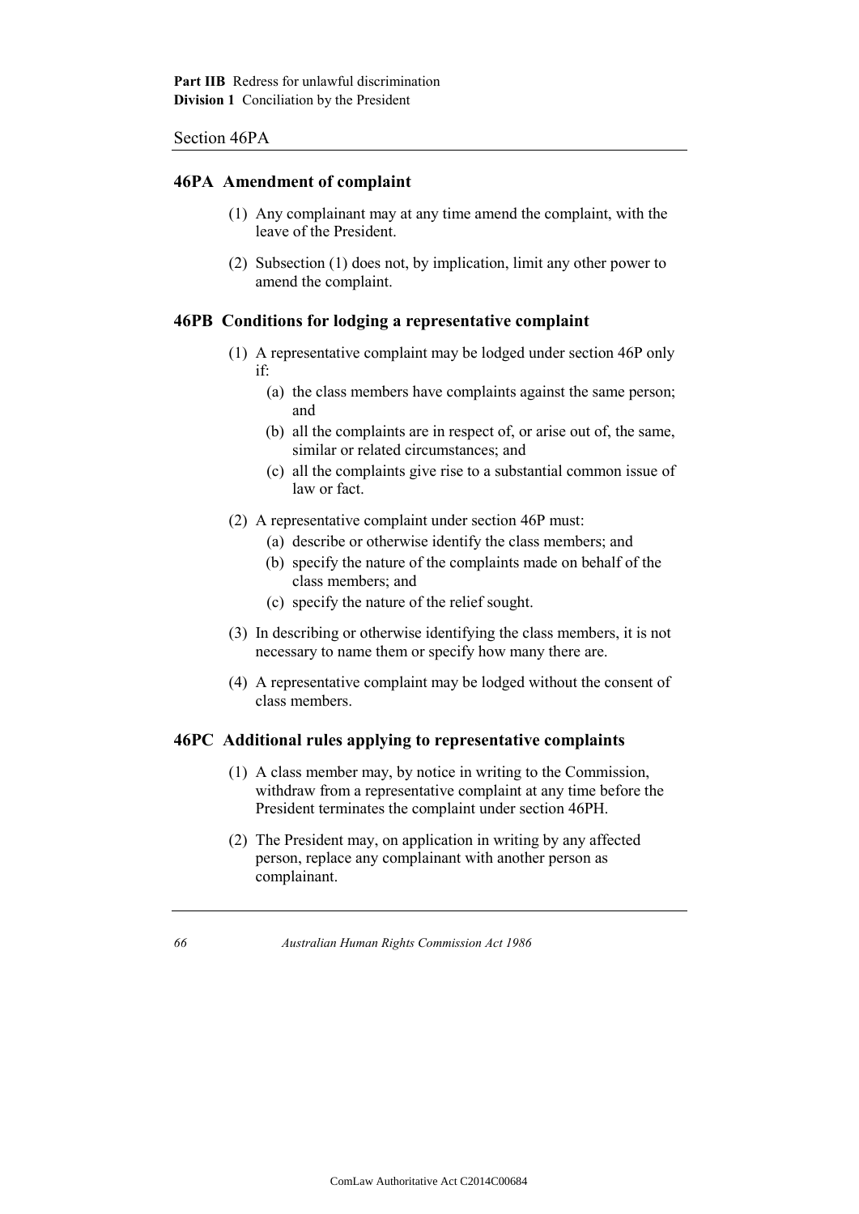## 46PA  Amendment of complaint

(1) Any complainant may at any time amend the complaint, with the leave of the President.

(2) Subsection (1) does not, by implication, limit any other power to amend the complaint.

## 46PB  Conditions for lodging a representative complaint

(1) A representative complaint may be lodged under section 46P only if:

  (a) the class members have complaints against the same person; and

  (b) all the complaints are in respect of, or arise out of, the same, similar or related circumstances; and

  (c) all the complaints give rise to a substantial common issue of law or fact.

(2) A representative complaint under section 46P must:

  (a) describe or otherwise identify the class members; and

  (b) specify the nature of the complaints made on behalf of the class members; and

  (c) specify the nature of the relief sought.

(3) In describing or otherwise identifying the class members, it is not necessary to name them or specify how many there are.

(4) A representative complaint may be lodged without the consent of class members.

## 46PC  Additional rules applying to representative complaints

(1) A class member may, by notice in writing to the Commission, withdraw from a representative complaint at any time before the President terminates the complaint under section 46PH.

(2) The President may, on application in writing by any affected person, replace any complainant with another person as complainant.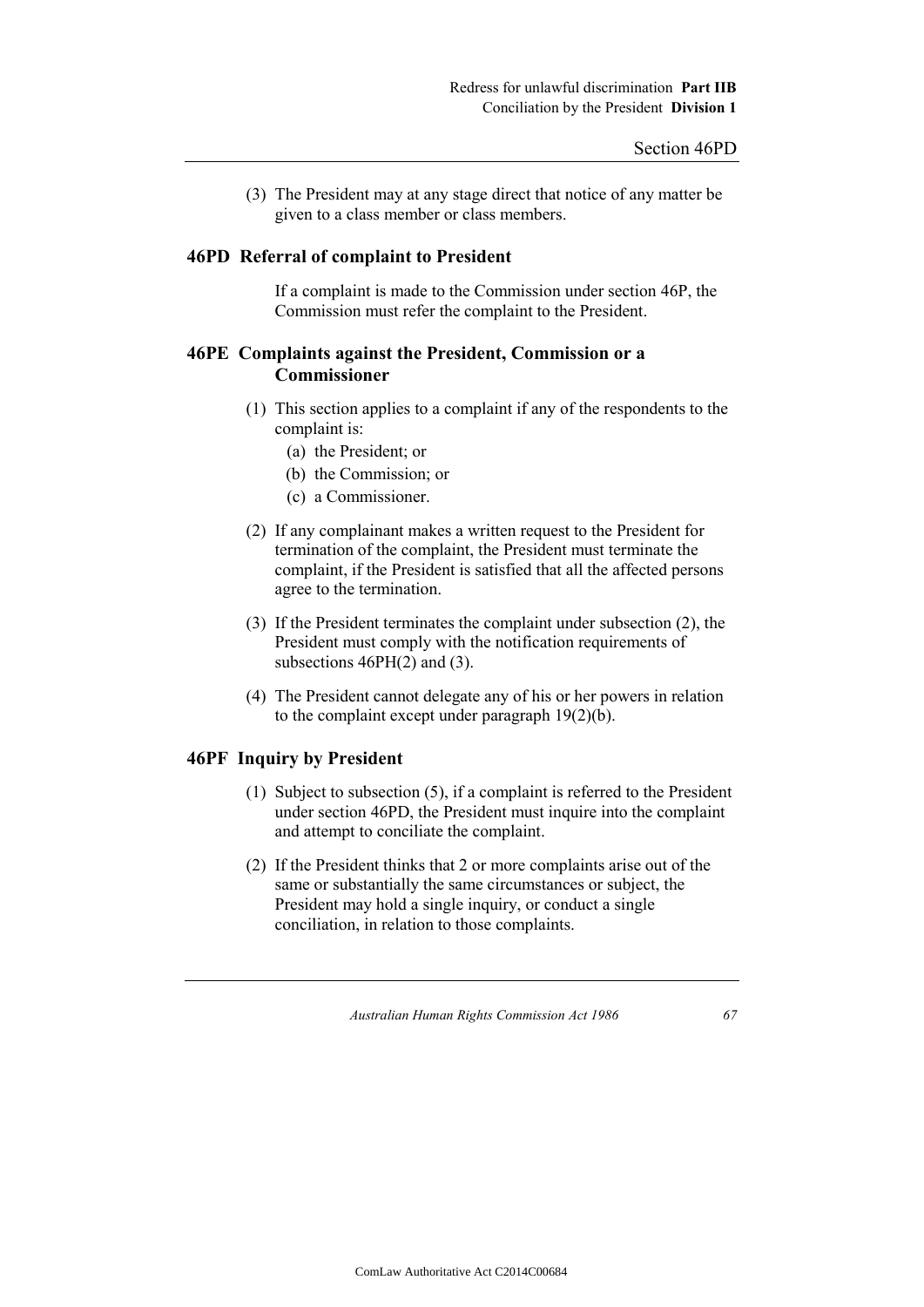(3) The President may at any stage direct that notice of any matter be given to a class member or class members.

### 46PD Referral of complaint to President

If a complaint is made to the Commission under section 46P, the Commission must refer the complaint to the President.

### 46PE Complaints against the President, Commission or a Commissioner

(1) This section applies to a complaint if any of the respondents to the complaint is:

- (a) the President; or
- (b) the Commission; or
- (c) a Commissioner.

(2) If any complainant makes a written request to the President for termination of the complaint, the President must terminate the complaint, if the President is satisfied that all the affected persons agree to the termination.

(3) If the President terminates the complaint under subsection (2), the President must comply with the notification requirements of subsections 46PH(2) and (3).

(4) The President cannot delegate any of his or her powers in relation to the complaint except under paragraph 19(2)(b).

### 46PF Inquiry by President

(1) Subject to subsection (5), if a complaint is referred to the President under section 46PD, the President must inquire into the complaint and attempt to conciliate the complaint.

(2) If the President thinks that 2 or more complaints arise out of the same or substantially the same circumstances or subject, the President may hold a single inquiry, or conduct a single conciliation, in relation to those complaints.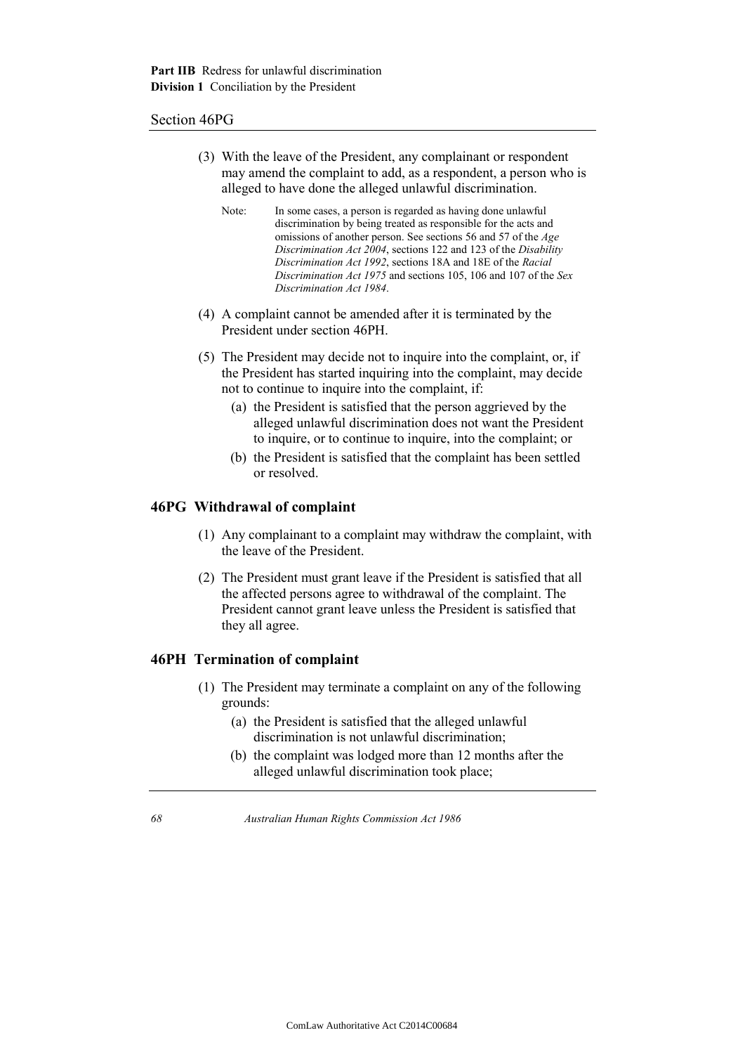(3) With the leave of the President, any complainant or respondent may amend the complaint to add, as a respondent, a person who is alleged to have done the alleged unlawful discrimination.

Note: In some cases, a person is regarded as having done unlawful discrimination by being treated as responsible for the acts and omissions of another person. See sections 56 and 57 of the *Age Discrimination Act 2004*, sections 122 and 123 of the *Disability Discrimination Act 1992*, sections 18A and 18E of the *Racial Discrimination Act 1975* and sections 105, 106 and 107 of the *Sex Discrimination Act 1984*.

(4) A complaint cannot be amended after it is terminated by the President under section 46PH.

(5) The President may decide not to inquire into the complaint, or, if the President has started inquiring into the complaint, may decide not to continue to inquire into the complaint, if:

(a) the President is satisfied that the person aggrieved by the alleged unlawful discrimination does not want the President to inquire, or to continue to inquire, into the complaint; or

(b) the President is satisfied that the complaint has been settled or resolved.

## 46PG Withdrawal of complaint

(1) Any complainant to a complaint may withdraw the complaint, with the leave of the President.

(2) The President must grant leave if the President is satisfied that all the affected persons agree to withdrawal of the complaint. The President cannot grant leave unless the President is satisfied that they all agree.

## 46PH Termination of complaint

(1) The President may terminate a complaint on any of the following grounds:

(a) the President is satisfied that the alleged unlawful discrimination is not unlawful discrimination;

(b) the complaint was lodged more than 12 months after the alleged unlawful discrimination took place;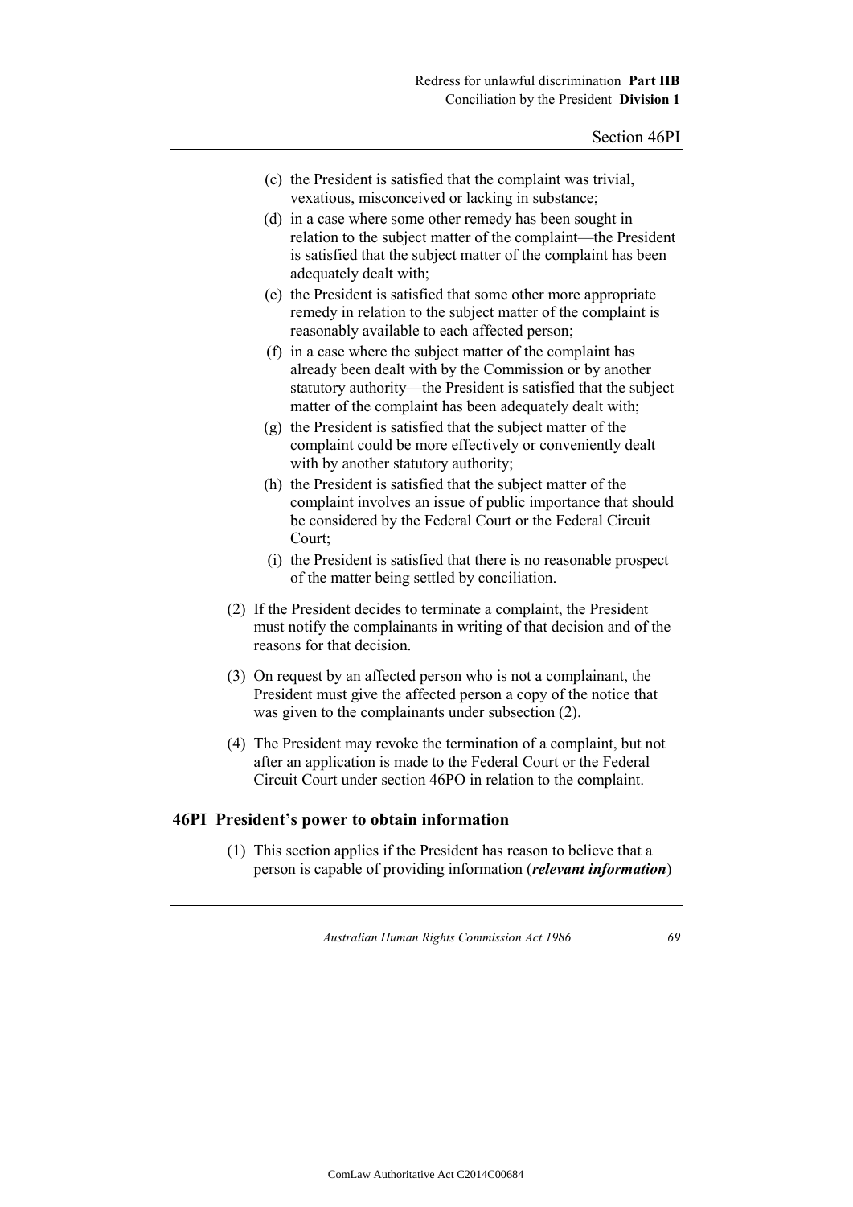(c) the President is satisfied that the complaint was trivial, vexatious, misconceived or lacking in substance;

(d) in a case where some other remedy has been sought in relation to the subject matter of the complaint—the President is satisfied that the subject matter of the complaint has been adequately dealt with;

(e) the President is satisfied that some other more appropriate remedy in relation to the subject matter of the complaint is reasonably available to each affected person;

(f) in a case where the subject matter of the complaint has already been dealt with by the Commission or by another statutory authority—the President is satisfied that the subject matter of the complaint has been adequately dealt with;

(g) the President is satisfied that the subject matter of the complaint could be more effectively or conveniently dealt with by another statutory authority;

(h) the President is satisfied that the subject matter of the complaint involves an issue of public importance that should be considered by the Federal Court or the Federal Circuit Court;

(i) the President is satisfied that there is no reasonable prospect of the matter being settled by conciliation.

(2) If the President decides to terminate a complaint, the President must notify the complainants in writing of that decision and of the reasons for that decision.

(3) On request by an affected person who is not a complainant, the President must give the affected person a copy of the notice that was given to the complainants under subsection (2).

(4) The President may revoke the termination of a complaint, but not after an application is made to the Federal Court or the Federal Circuit Court under section 46PO in relation to the complaint.

### 46PI President's power to obtain information

(1) This section applies if the President has reason to believe that a person is capable of providing information (***relevant information***)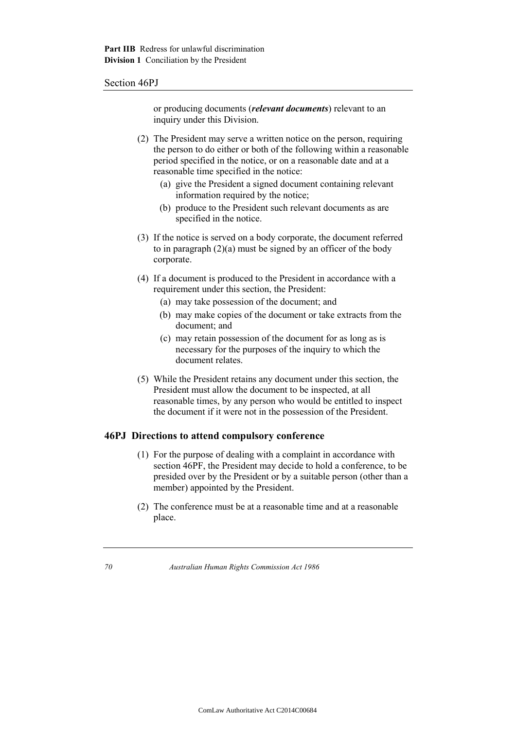or producing documents (***relevant documents***) relevant to an inquiry under this Division.

(2) The President may serve a written notice on the person, requiring the person to do either or both of the following within a reasonable period specified in the notice, or on a reasonable date and at a reasonable time specified in the notice:

(a) give the President a signed document containing relevant information required by the notice;

(b) produce to the President such relevant documents as are specified in the notice.

(3) If the notice is served on a body corporate, the document referred to in paragraph (2)(a) must be signed by an officer of the body corporate.

(4) If a document is produced to the President in accordance with a requirement under this section, the President:

(a) may take possession of the document; and

(b) may make copies of the document or take extracts from the document; and

(c) may retain possession of the document for as long as is necessary for the purposes of the inquiry to which the document relates.

(5) While the President retains any document under this section, the President must allow the document to be inspected, at all reasonable times, by any person who would be entitled to inspect the document if it were not in the possession of the President.

## 46PJ Directions to attend compulsory conference

(1) For the purpose of dealing with a complaint in accordance with section 46PF, the President may decide to hold a conference, to be presided over by the President or by a suitable person (other than a member) appointed by the President.

(2) The conference must be at a reasonable time and at a reasonable place.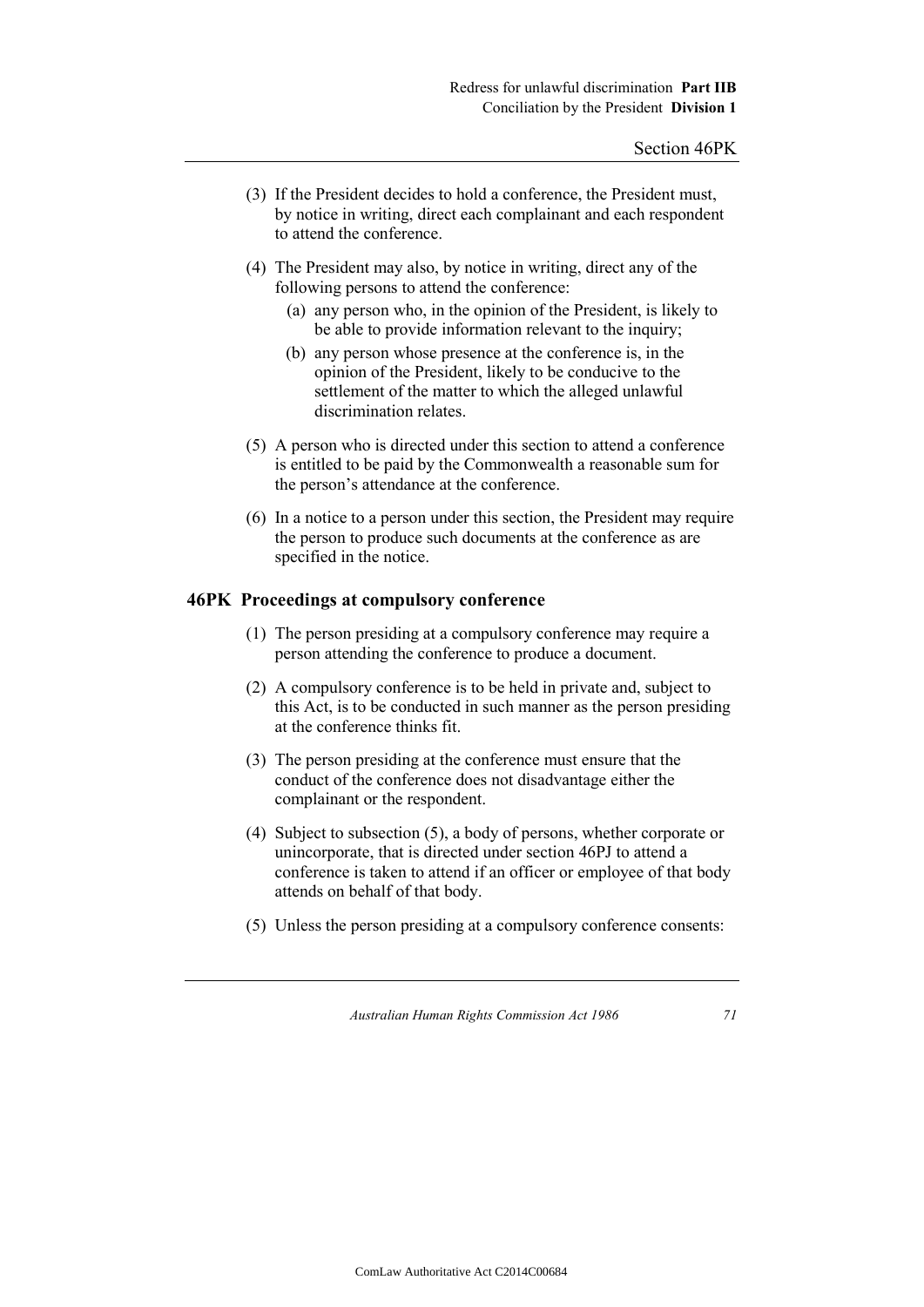(3) If the President decides to hold a conference, the President must, by notice in writing, direct each complainant and each respondent to attend the conference.

(4) The President may also, by notice in writing, direct any of the following persons to attend the conference:

   (a) any person who, in the opinion of the President, is likely to be able to provide information relevant to the inquiry;

   (b) any person whose presence at the conference is, in the opinion of the President, likely to be conducive to the settlement of the matter to which the alleged unlawful discrimination relates.

(5) A person who is directed under this section to attend a conference is entitled to be paid by the Commonwealth a reasonable sum for the person's attendance at the conference.

(6) In a notice to a person under this section, the President may require the person to produce such documents at the conference as are specified in the notice.

### 46PK Proceedings at compulsory conference

(1) The person presiding at a compulsory conference may require a person attending the conference to produce a document.

(2) A compulsory conference is to be held in private and, subject to this Act, is to be conducted in such manner as the person presiding at the conference thinks fit.

(3) The person presiding at the conference must ensure that the conduct of the conference does not disadvantage either the complainant or the respondent.

(4) Subject to subsection (5), a body of persons, whether corporate or unincorporate, that is directed under section 46PJ to attend a conference is taken to attend if an officer or employee of that body attends on behalf of that body.

(5) Unless the person presiding at a compulsory conference consents: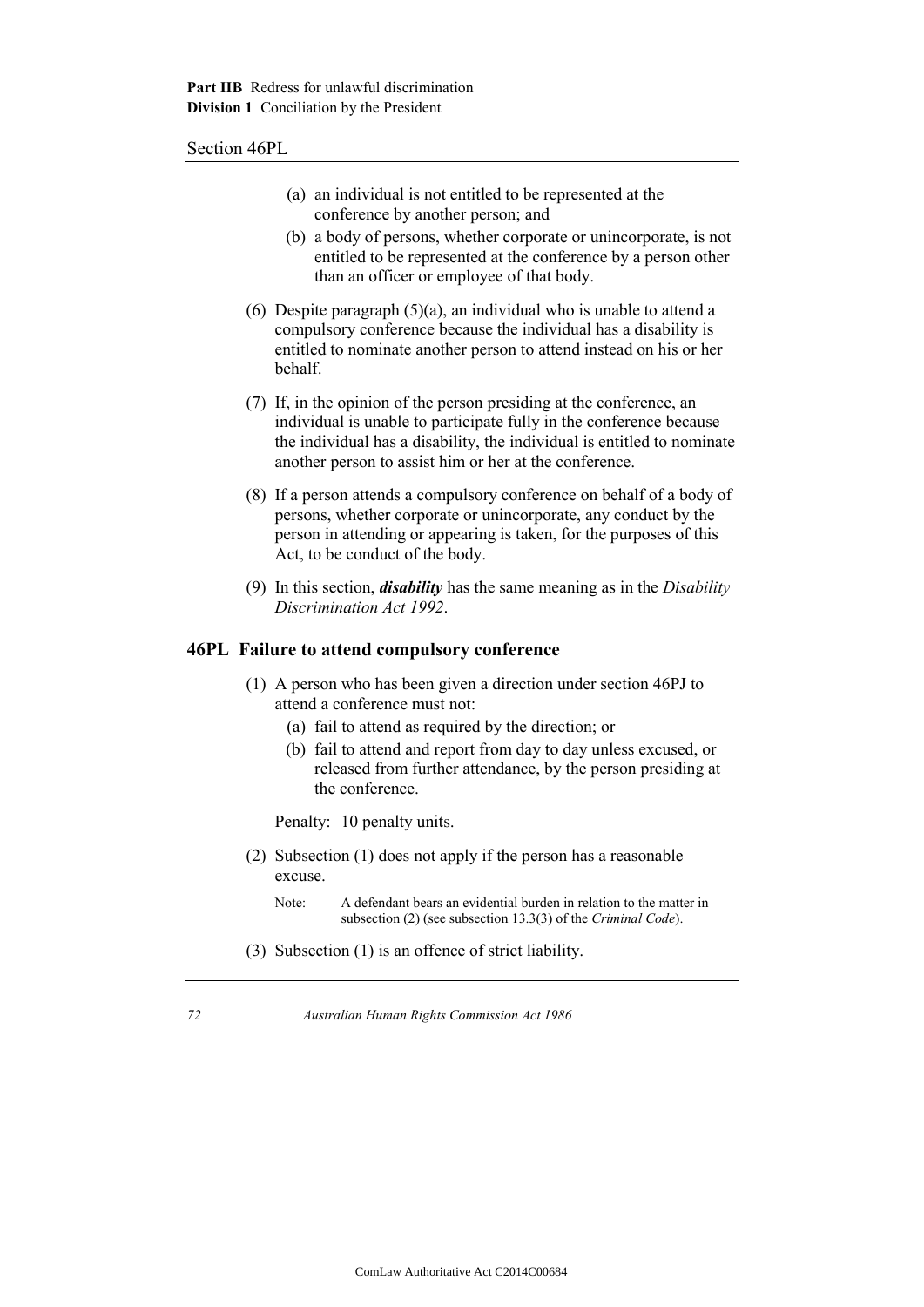(a) an individual is not entitled to be represented at the conference by another person; and

(b) a body of persons, whether corporate or unincorporate, is not entitled to be represented at the conference by a person other than an officer or employee of that body.

(6) Despite paragraph (5)(a), an individual who is unable to attend a compulsory conference because the individual has a disability is entitled to nominate another person to attend instead on his or her behalf.

(7) If, in the opinion of the person presiding at the conference, an individual is unable to participate fully in the conference because the individual has a disability, the individual is entitled to nominate another person to assist him or her at the conference.

(8) If a person attends a compulsory conference on behalf of a body of persons, whether corporate or unincorporate, any conduct by the person in attending or appearing is taken, for the purposes of this Act, to be conduct of the body.

(9) In this section, ***disability*** has the same meaning as in the *Disability Discrimination Act 1992*.

### 46PL Failure to attend compulsory conference

(1) A person who has been given a direction under section 46PJ to attend a conference must not:

(a) fail to attend as required by the direction; or

(b) fail to attend and report from day to day unless excused, or released from further attendance, by the person presiding at the conference.

Penalty: 10 penalty units.

(2) Subsection (1) does not apply if the person has a reasonable excuse.

Note: A defendant bears an evidential burden in relation to the matter in subsection (2) (see subsection 13.3(3) of the *Criminal Code*).

(3) Subsection (1) is an offence of strict liability.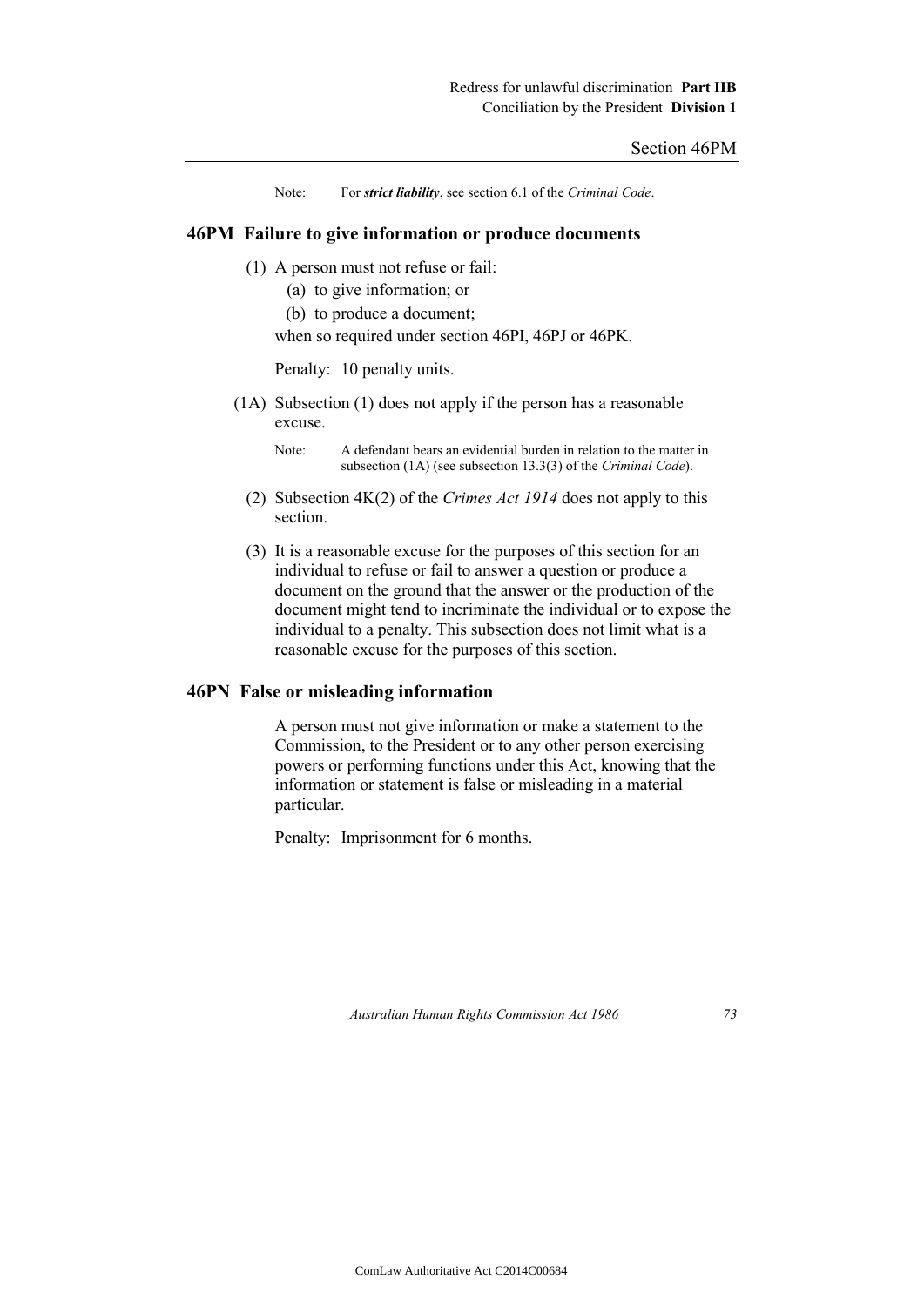Note: For ***strict liability***, see section 6.1 of the *Criminal Code*.

## 46PM Failure to give information or produce documents

(1) A person must not refuse or fail:

(a) to give information; or

(b) to produce a document;

when so required under section 46PI, 46PJ or 46PK.

Penalty: 10 penalty units.

(1A) Subsection (1) does not apply if the person has a reasonable excuse.

Note: A defendant bears an evidential burden in relation to the matter in subsection (1A) (see subsection 13.3(3) of the *Criminal Code*).

(2) Subsection 4K(2) of the *Crimes Act 1914* does not apply to this section.

(3) It is a reasonable excuse for the purposes of this section for an individual to refuse or fail to answer a question or produce a document on the ground that the answer or the production of the document might tend to incriminate the individual or to expose the individual to a penalty. This subsection does not limit what is a reasonable excuse for the purposes of this section.

## 46PN False or misleading information

A person must not give information or make a statement to the Commission, to the President or to any other person exercising powers or performing functions under this Act, knowing that the information or statement is false or misleading in a material particular.

Penalty: Imprisonment for 6 months.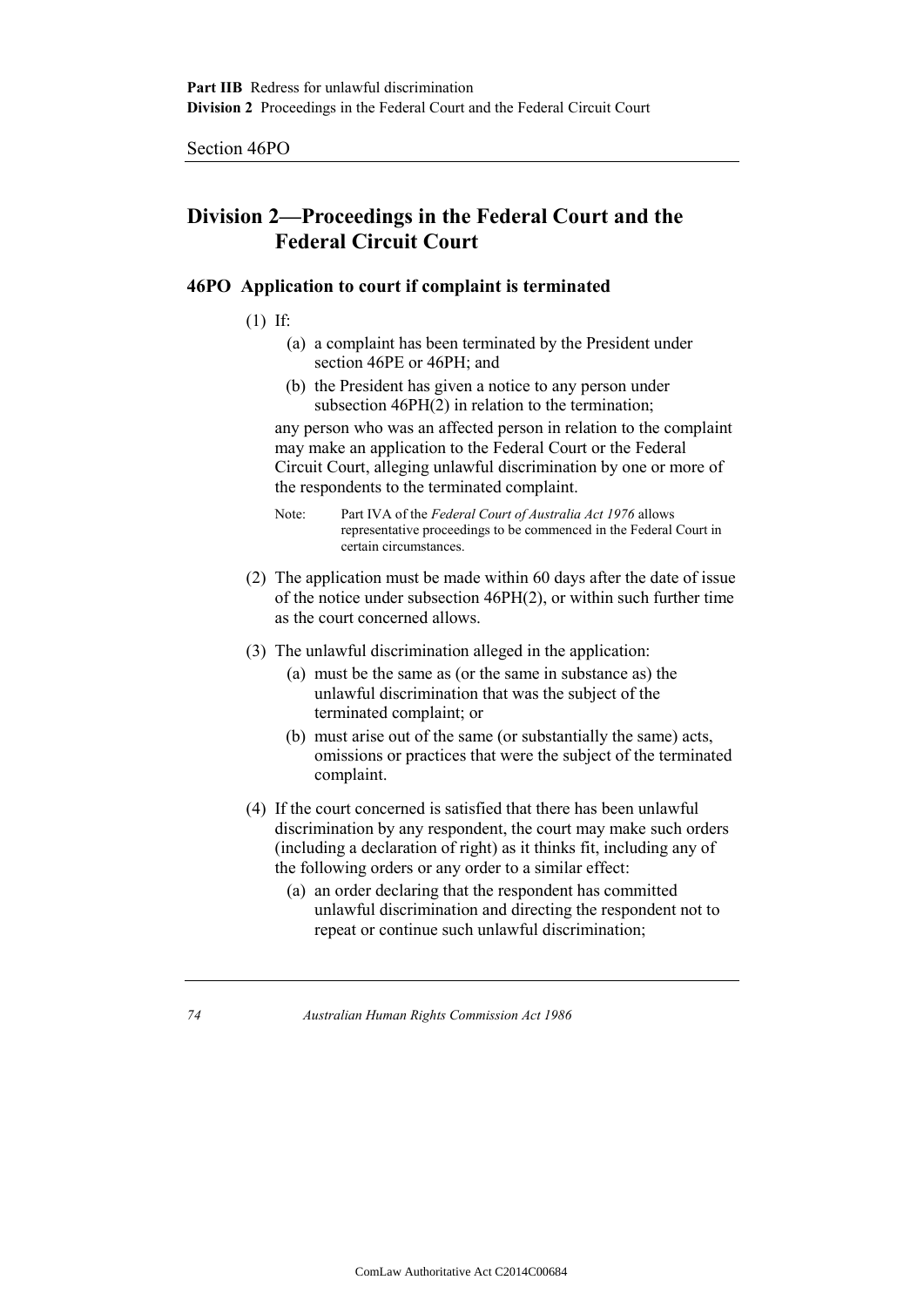## Division 2—Proceedings in the Federal Court and the Federal Circuit Court

### 46PO Application to court if complaint is terminated

(1) If:

(a) a complaint has been terminated by the President under section 46PE or 46PH; and

(b) the President has given a notice to any person under subsection 46PH(2) in relation to the termination;

any person who was an affected person in relation to the complaint may make an application to the Federal Court or the Federal Circuit Court, alleging unlawful discrimination by one or more of the respondents to the terminated complaint.

Note: Part IVA of the *Federal Court of Australia Act 1976* allows representative proceedings to be commenced in the Federal Court in certain circumstances.

(2) The application must be made within 60 days after the date of issue of the notice under subsection 46PH(2), or within such further time as the court concerned allows.

(3) The unlawful discrimination alleged in the application:

(a) must be the same as (or the same in substance as) the unlawful discrimination that was the subject of the terminated complaint; or

(b) must arise out of the same (or substantially the same) acts, omissions or practices that were the subject of the terminated complaint.

(4) If the court concerned is satisfied that there has been unlawful discrimination by any respondent, the court may make such orders (including a declaration of right) as it thinks fit, including any of the following orders or any order to a similar effect:

(a) an order declaring that the respondent has committed unlawful discrimination and directing the respondent not to repeat or continue such unlawful discrimination;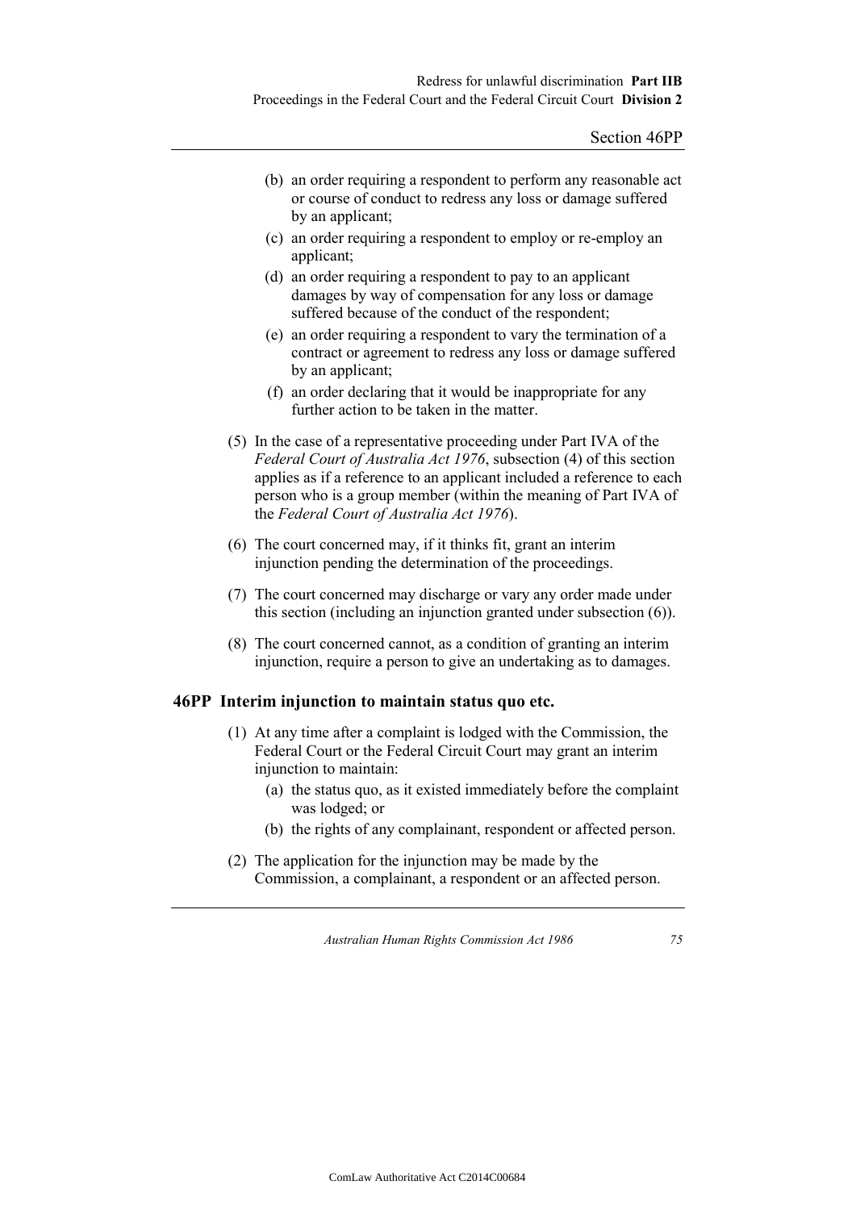(b) an order requiring a respondent to perform any reasonable act or course of conduct to redress any loss or damage suffered by an applicant;

(c) an order requiring a respondent to employ or re-employ an applicant;

(d) an order requiring a respondent to pay to an applicant damages by way of compensation for any loss or damage suffered because of the conduct of the respondent;

(e) an order requiring a respondent to vary the termination of a contract or agreement to redress any loss or damage suffered by an applicant;

(f) an order declaring that it would be inappropriate for any further action to be taken in the matter.

(5) In the case of a representative proceeding under Part IVA of the *Federal Court of Australia Act 1976*, subsection (4) of this section applies as if a reference to an applicant included a reference to each person who is a group member (within the meaning of Part IVA of the *Federal Court of Australia Act 1976*).

(6) The court concerned may, if it thinks fit, grant an interim injunction pending the determination of the proceedings.

(7) The court concerned may discharge or vary any order made under this section (including an injunction granted under subsection (6)).

(8) The court concerned cannot, as a condition of granting an interim injunction, require a person to give an undertaking as to damages.

### 46PP Interim injunction to maintain status quo etc.

(1) At any time after a complaint is lodged with the Commission, the Federal Court or the Federal Circuit Court may grant an interim injunction to maintain:

(a) the status quo, as it existed immediately before the complaint was lodged; or

(b) the rights of any complainant, respondent or affected person.

(2) The application for the injunction may be made by the Commission, a complainant, a respondent or an affected person.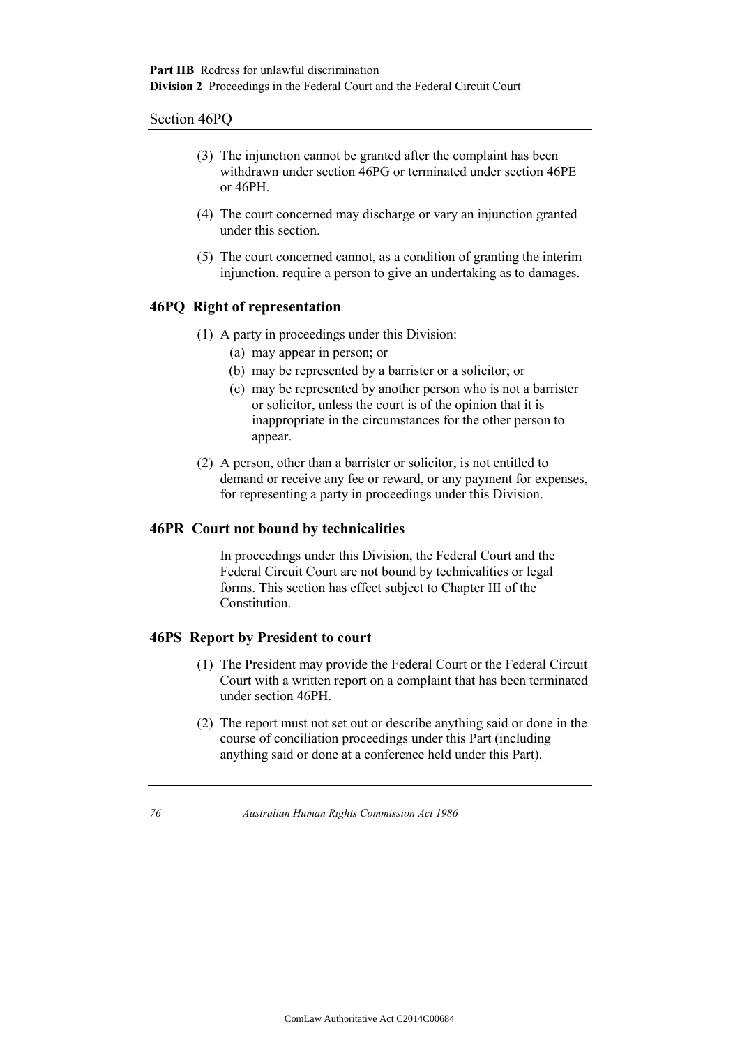(3) The injunction cannot be granted after the complaint has been withdrawn under section 46PG or terminated under section 46PE or 46PH.

(4) The court concerned may discharge or vary an injunction granted under this section.

(5) The court concerned cannot, as a condition of granting the interim injunction, require a person to give an undertaking as to damages.

## 46PQ Right of representation

(1) A party in proceedings under this Division:

(a) may appear in person; or

(b) may be represented by a barrister or a solicitor; or

(c) may be represented by another person who is not a barrister or solicitor, unless the court is of the opinion that it is inappropriate in the circumstances for the other person to appear.

(2) A person, other than a barrister or solicitor, is not entitled to demand or receive any fee or reward, or any payment for expenses, for representing a party in proceedings under this Division.

## 46PR Court not bound by technicalities

In proceedings under this Division, the Federal Court and the Federal Circuit Court are not bound by technicalities or legal forms. This section has effect subject to Chapter III of the Constitution.

## 46PS Report by President to court

(1) The President may provide the Federal Court or the Federal Circuit Court with a written report on a complaint that has been terminated under section 46PH.

(2) The report must not set out or describe anything said or done in the course of conciliation proceedings under this Part (including anything said or done at a conference held under this Part).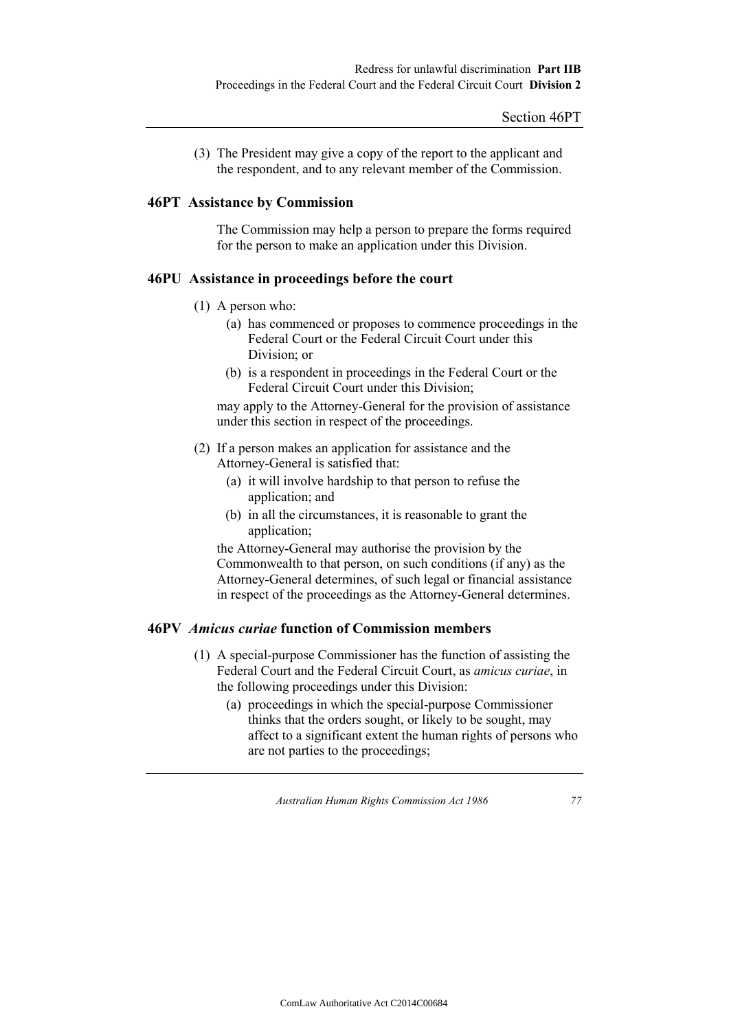(3) The President may give a copy of the report to the applicant and the respondent, and to any relevant member of the Commission.

## 46PT Assistance by Commission

The Commission may help a person to prepare the forms required for the person to make an application under this Division.

## 46PU Assistance in proceedings before the court

(1) A person who:

- (a) has commenced or proposes to commence proceedings in the Federal Court or the Federal Circuit Court under this Division; or
- (b) is a respondent in proceedings in the Federal Court or the Federal Circuit Court under this Division;

may apply to the Attorney-General for the provision of assistance under this section in respect of the proceedings.

(2) If a person makes an application for assistance and the Attorney-General is satisfied that:

- (a) it will involve hardship to that person to refuse the application; and
- (b) in all the circumstances, it is reasonable to grant the application;

the Attorney-General may authorise the provision by the Commonwealth to that person, on such conditions (if any) as the Attorney-General determines, of such legal or financial assistance in respect of the proceedings as the Attorney-General determines.

## 46PV *Amicus curiae* function of Commission members

(1) A special-purpose Commissioner has the function of assisting the Federal Court and the Federal Circuit Court, as *amicus curiae*, in the following proceedings under this Division:

- (a) proceedings in which the special-purpose Commissioner thinks that the orders sought, or likely to be sought, may affect to a significant extent the human rights of persons who are not parties to the proceedings;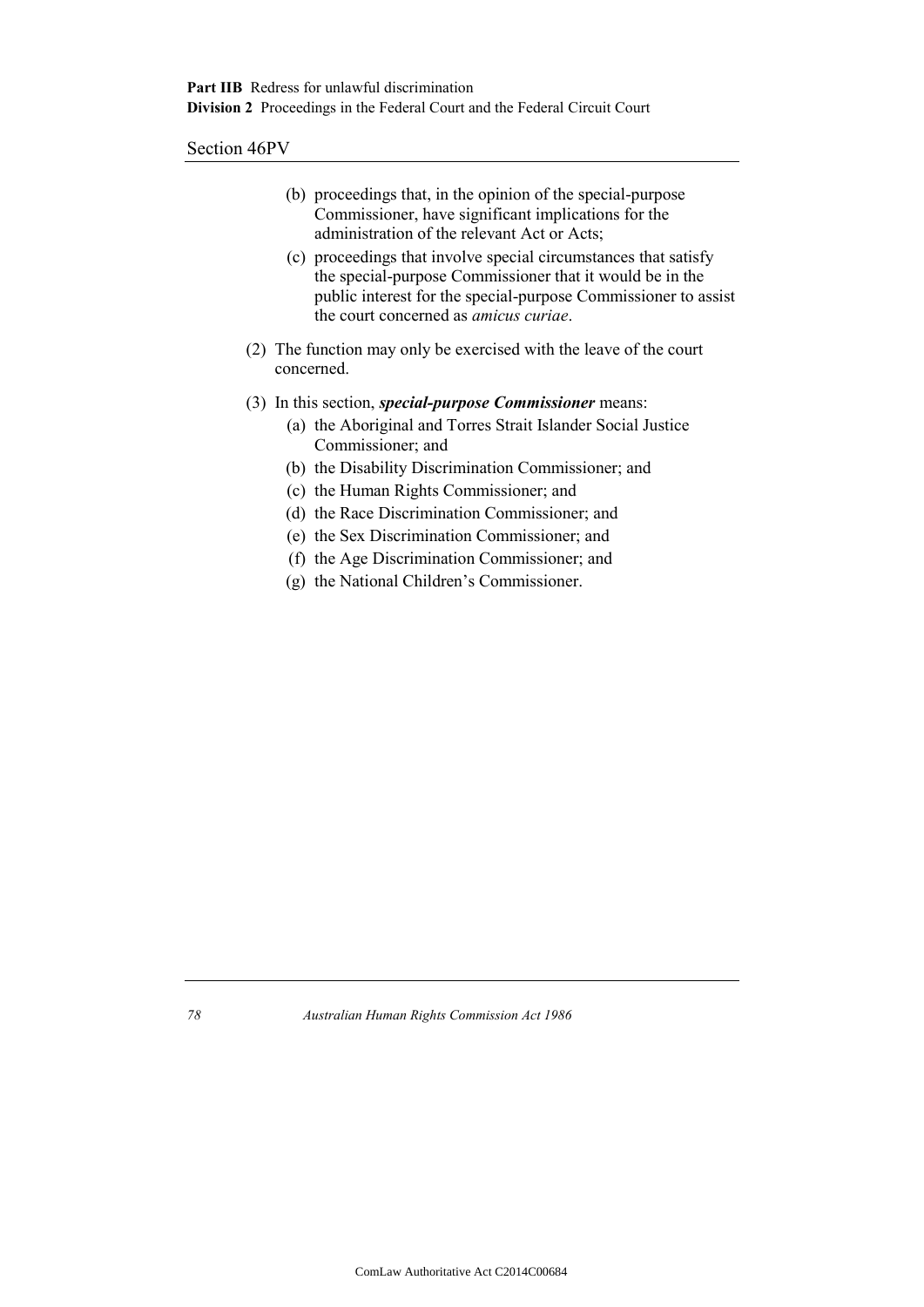(b) proceedings that, in the opinion of the special-purpose Commissioner, have significant implications for the administration of the relevant Act or Acts;

(c) proceedings that involve special circumstances that satisfy the special-purpose Commissioner that it would be in the public interest for the special-purpose Commissioner to assist the court concerned as *amicus curiae*.

(2) The function may only be exercised with the leave of the court concerned.

(3) In this section, ***special-purpose Commissioner*** means:

(a) the Aboriginal and Torres Strait Islander Social Justice Commissioner; and

(b) the Disability Discrimination Commissioner; and

(c) the Human Rights Commissioner; and

(d) the Race Discrimination Commissioner; and

(e) the Sex Discrimination Commissioner; and

(f) the Age Discrimination Commissioner; and

(g) the National Children's Commissioner.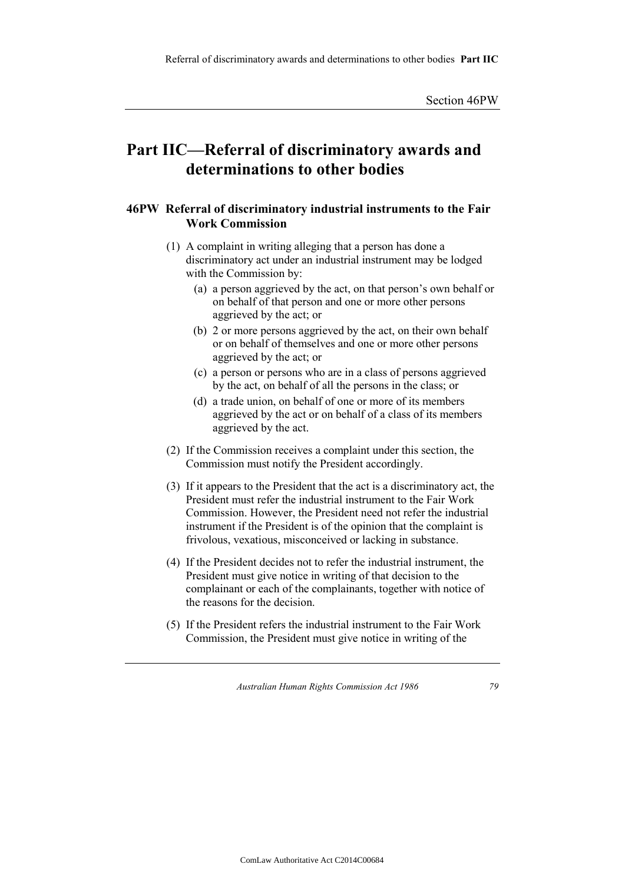# Part IIC—Referral of discriminatory awards and determinations to other bodies

## 46PW Referral of discriminatory industrial instruments to the Fair Work Commission

(1) A complaint in writing alleging that a person has done a discriminatory act under an industrial instrument may be lodged with the Commission by:

   (a) a person aggrieved by the act, on that person's own behalf or on behalf of that person and one or more other persons aggrieved by the act; or

   (b) 2 or more persons aggrieved by the act, on their own behalf or on behalf of themselves and one or more other persons aggrieved by the act; or

   (c) a person or persons who are in a class of persons aggrieved by the act, on behalf of all the persons in the class; or

   (d) a trade union, on behalf of one or more of its members aggrieved by the act or on behalf of a class of its members aggrieved by the act.

(2) If the Commission receives a complaint under this section, the Commission must notify the President accordingly.

(3) If it appears to the President that the act is a discriminatory act, the President must refer the industrial instrument to the Fair Work Commission. However, the President need not refer the industrial instrument if the President is of the opinion that the complaint is frivolous, vexatious, misconceived or lacking in substance.

(4) If the President decides not to refer the industrial instrument, the President must give notice in writing of that decision to the complainant or each of the complainants, together with notice of the reasons for the decision.

(5) If the President refers the industrial instrument to the Fair Work Commission, the President must give notice in writing of the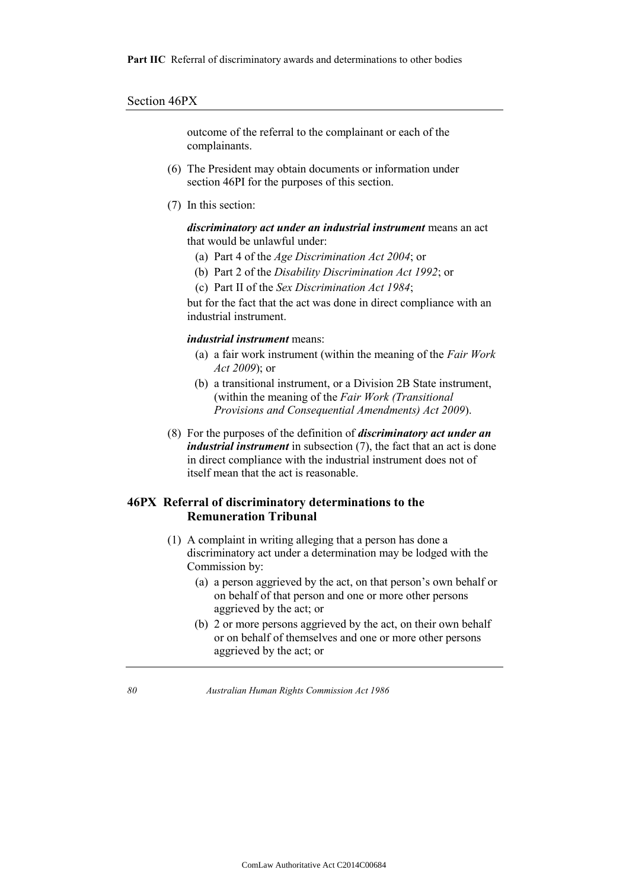outcome of the referral to the complainant or each of the complainants.

(6) The President may obtain documents or information under section 46PI for the purposes of this section.

(7) In this section:

***discriminatory act under an industrial instrument*** means an act that would be unlawful under:

(a) Part 4 of the *Age Discrimination Act 2004*; or

(b) Part 2 of the *Disability Discrimination Act 1992*; or

(c) Part II of the *Sex Discrimination Act 1984*;

but for the fact that the act was done in direct compliance with an industrial instrument.

***industrial instrument*** means:

(a) a fair work instrument (within the meaning of the *Fair Work Act 2009*); or

(b) a transitional instrument, or a Division 2B State instrument, (within the meaning of the *Fair Work (Transitional Provisions and Consequential Amendments) Act 2009*).

(8) For the purposes of the definition of ***discriminatory act under an industrial instrument*** in subsection (7), the fact that an act is done in direct compliance with the industrial instrument does not of itself mean that the act is reasonable.

### 46PX Referral of discriminatory determinations to the Remuneration Tribunal

(1) A complaint in writing alleging that a person has done a discriminatory act under a determination may be lodged with the Commission by:

(a) a person aggrieved by the act, on that person's own behalf or on behalf of that person and one or more other persons aggrieved by the act; or

(b) 2 or more persons aggrieved by the act, on their own behalf or on behalf of themselves and one or more other persons aggrieved by the act; or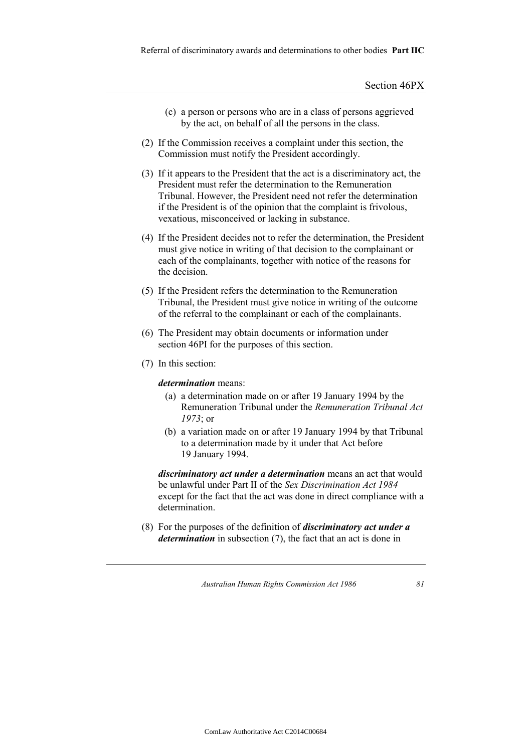(c) a person or persons who are in a class of persons aggrieved by the act, on behalf of all the persons in the class.

(2) If the Commission receives a complaint under this section, the Commission must notify the President accordingly.

(3) If it appears to the President that the act is a discriminatory act, the President must refer the determination to the Remuneration Tribunal. However, the President need not refer the determination if the President is of the opinion that the complaint is frivolous, vexatious, misconceived or lacking in substance.

(4) If the President decides not to refer the determination, the President must give notice in writing of that decision to the complainant or each of the complainants, together with notice of the reasons for the decision.

(5) If the President refers the determination to the Remuneration Tribunal, the President must give notice in writing of the outcome of the referral to the complainant or each of the complainants.

(6) The President may obtain documents or information under section 46PI for the purposes of this section.

(7) In this section:

***determination*** means:

(a) a determination made on or after 19 January 1994 by the Remuneration Tribunal under the *Remuneration Tribunal Act 1973*; or

(b) a variation made on or after 19 January 1994 by that Tribunal to a determination made by it under that Act before 19 January 1994.

***discriminatory act under a determination*** means an act that would be unlawful under Part II of the *Sex Discrimination Act 1984* except for the fact that the act was done in direct compliance with a determination.

(8) For the purposes of the definition of ***discriminatory act under a determination*** in subsection (7), the fact that an act is done in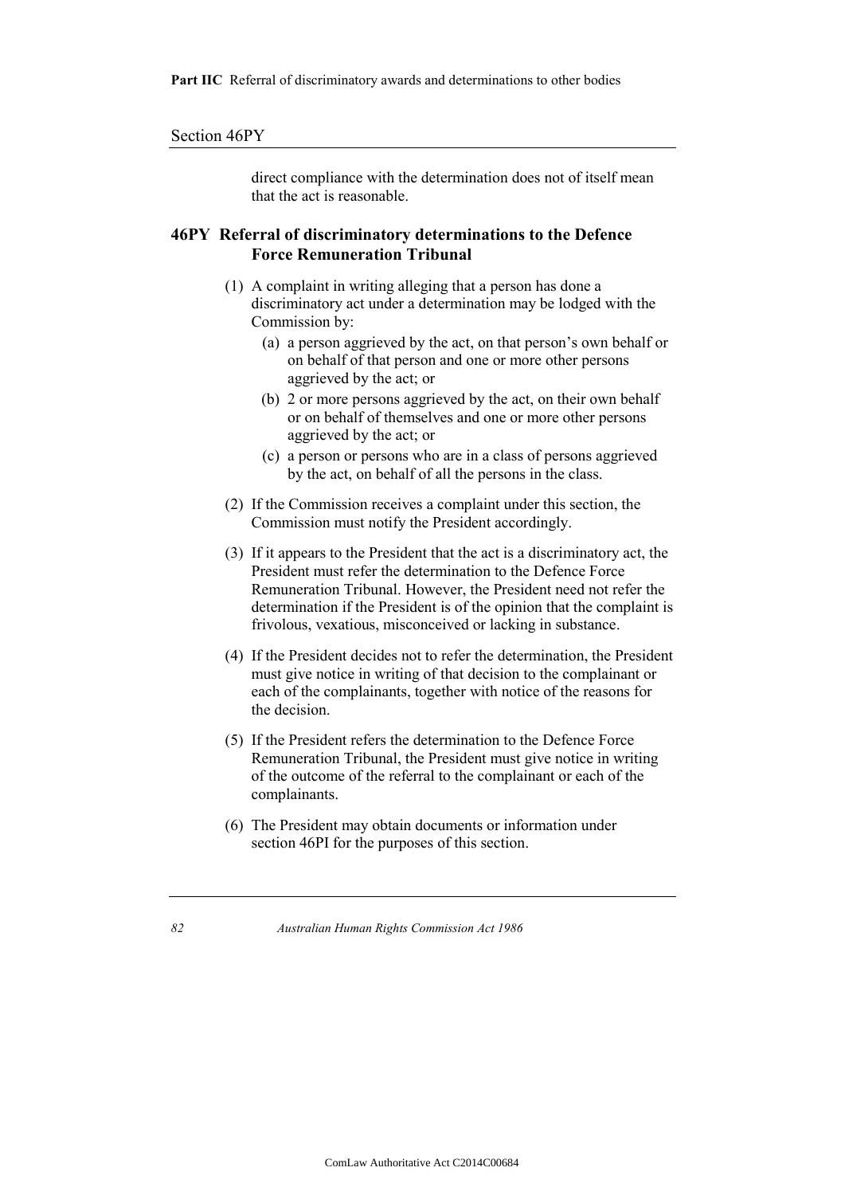direct compliance with the determination does not of itself mean that the act is reasonable.

## 46PY Referral of discriminatory determinations to the Defence Force Remuneration Tribunal

(1) A complaint in writing alleging that a person has done a discriminatory act under a determination may be lodged with the Commission by:

   (a) a person aggrieved by the act, on that person's own behalf or on behalf of that person and one or more other persons aggrieved by the act; or

   (b) 2 or more persons aggrieved by the act, on their own behalf or on behalf of themselves and one or more other persons aggrieved by the act; or

   (c) a person or persons who are in a class of persons aggrieved by the act, on behalf of all the persons in the class.

(2) If the Commission receives a complaint under this section, the Commission must notify the President accordingly.

(3) If it appears to the President that the act is a discriminatory act, the President must refer the determination to the Defence Force Remuneration Tribunal. However, the President need not refer the determination if the President is of the opinion that the complaint is frivolous, vexatious, misconceived or lacking in substance.

(4) If the President decides not to refer the determination, the President must give notice in writing of that decision to the complainant or each of the complainants, together with notice of the reasons for the decision.

(5) If the President refers the determination to the Defence Force Remuneration Tribunal, the President must give notice in writing of the outcome of the referral to the complainant or each of the complainants.

(6) The President may obtain documents or information under section 46PI for the purposes of this section.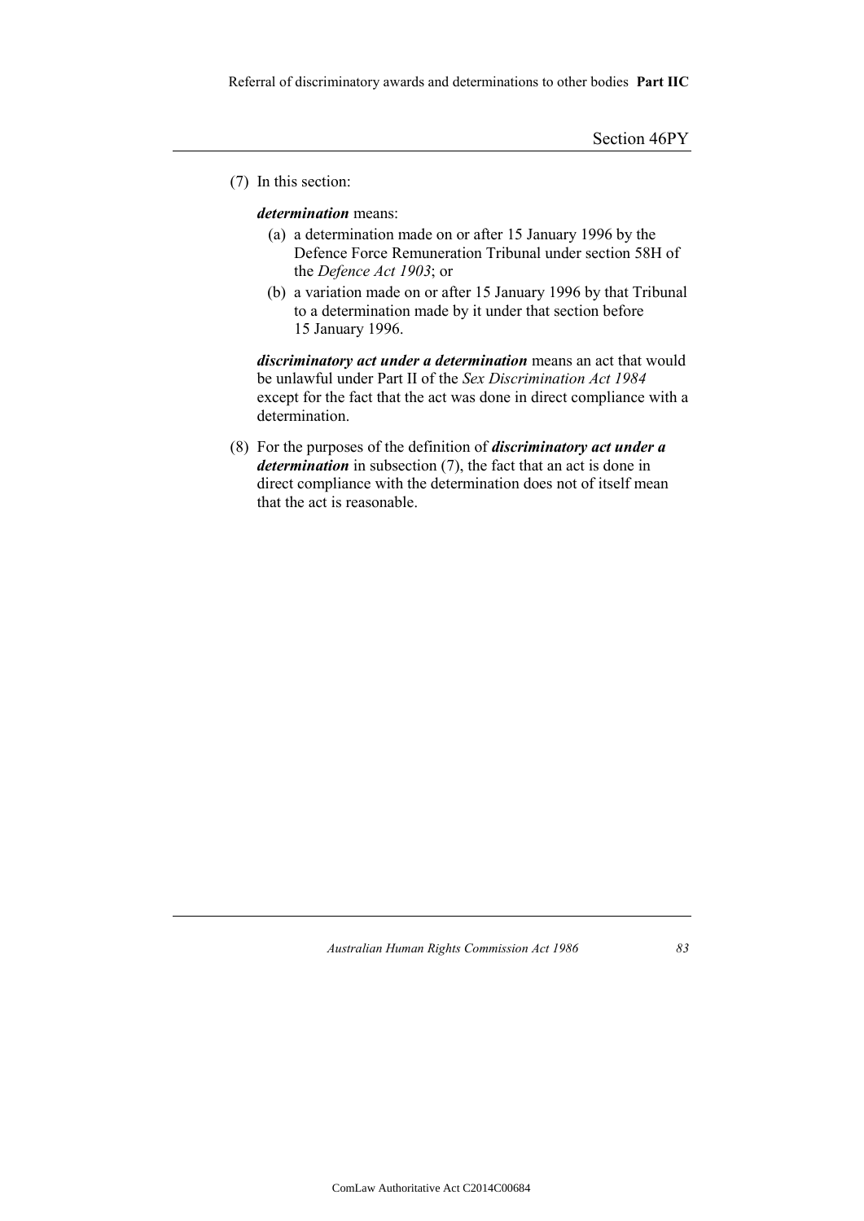(7) In this section:

***determination*** means:

- (a) a determination made on or after 15 January 1996 by the Defence Force Remuneration Tribunal under section 58H of the *Defence Act 1903*; or
- (b) a variation made on or after 15 January 1996 by that Tribunal to a determination made by it under that section before 15 January 1996.

***discriminatory act under a determination*** means an act that would be unlawful under Part II of the *Sex Discrimination Act 1984* except for the fact that the act was done in direct compliance with a determination.

(8) For the purposes of the definition of ***discriminatory act under a determination*** in subsection (7), the fact that an act is done in direct compliance with the determination does not of itself mean that the act is reasonable.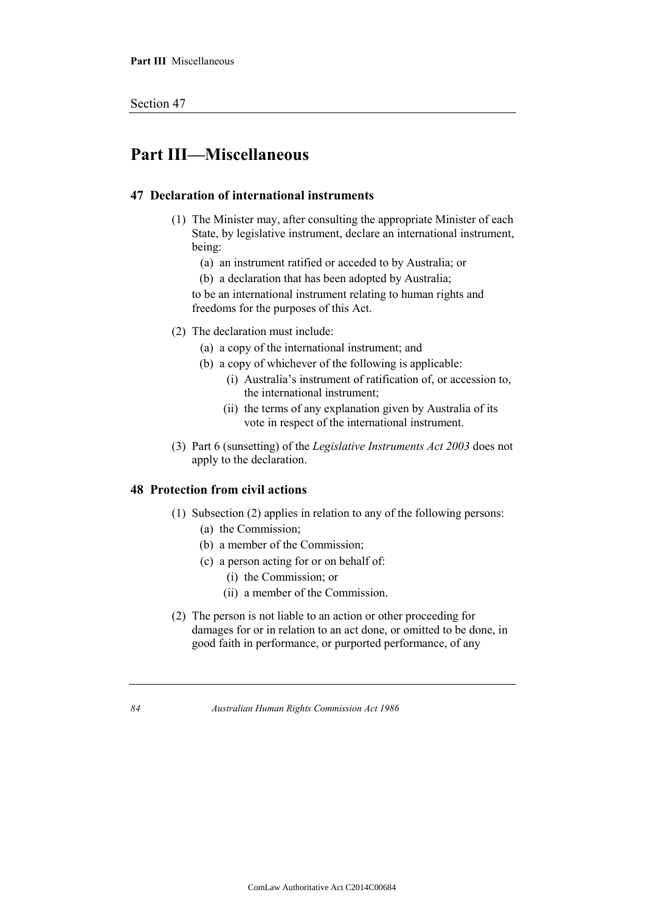# Part III—Miscellaneous

### 47 Declaration of international instruments

(1) The Minister may, after consulting the appropriate Minister of each State, by legislative instrument, declare an international instrument, being:

- (a) an instrument ratified or acceded to by Australia; or
- (b) a declaration that has been adopted by Australia;

to be an international instrument relating to human rights and freedoms for the purposes of this Act.

(2) The declaration must include:

- (a) a copy of the international instrument; and
- (b) a copy of whichever of the following is applicable:
  - (i) Australia's instrument of ratification of, or accession to, the international instrument;
  - (ii) the terms of any explanation given by Australia of its vote in respect of the international instrument.

(3) Part 6 (sunsetting) of the *Legislative Instruments Act 2003* does not apply to the declaration.

### 48 Protection from civil actions

(1) Subsection (2) applies in relation to any of the following persons:

- (a) the Commission;
- (b) a member of the Commission;
- (c) a person acting for or on behalf of:
  - (i) the Commission; or
  - (ii) a member of the Commission.

(2) The person is not liable to an action or other proceeding for damages for or in relation to an act done, or omitted to be done, in good faith in performance, or purported performance, of any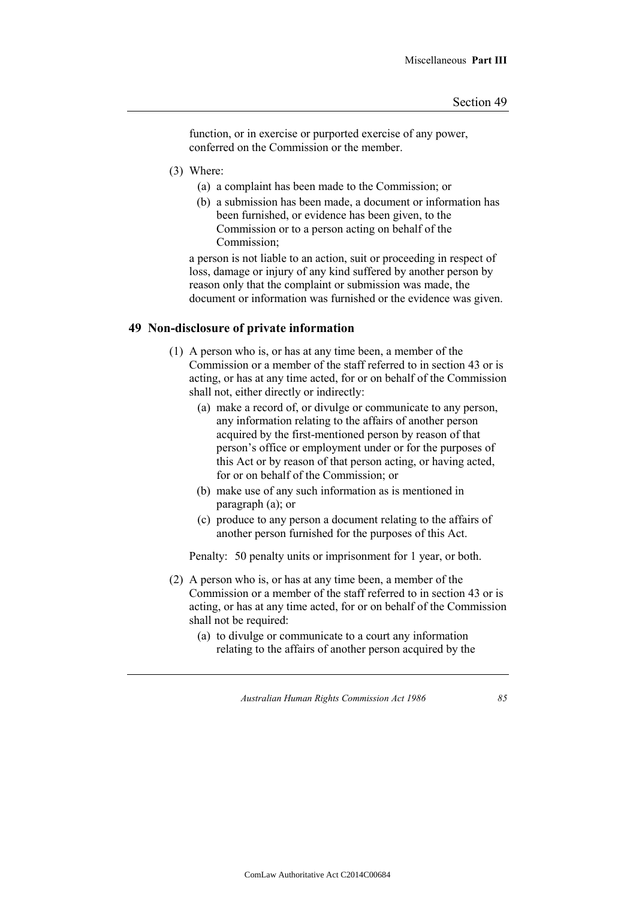function, or in exercise or purported exercise of any power, conferred on the Commission or the member.

(3) Where:

  (a) a complaint has been made to the Commission; or

  (b) a submission has been made, a document or information has been furnished, or evidence has been given, to the Commission or to a person acting on behalf of the Commission;

a person is not liable to an action, suit or proceeding in respect of loss, damage or injury of any kind suffered by another person by reason only that the complaint or submission was made, the document or information was furnished or the evidence was given.

## 49 Non-disclosure of private information

(1) A person who is, or has at any time been, a member of the Commission or a member of the staff referred to in section 43 or is acting, or has at any time acted, for or on behalf of the Commission shall not, either directly or indirectly:

  (a) make a record of, or divulge or communicate to any person, any information relating to the affairs of another person acquired by the first-mentioned person by reason of that person's office or employment under or for the purposes of this Act or by reason of that person acting, or having acted, for or on behalf of the Commission; or

  (b) make use of any such information as is mentioned in paragraph (a); or

  (c) produce to any person a document relating to the affairs of another person furnished for the purposes of this Act.

Penalty: 50 penalty units or imprisonment for 1 year, or both.

(2) A person who is, or has at any time been, a member of the Commission or a member of the staff referred to in section 43 or is acting, or has at any time acted, for or on behalf of the Commission shall not be required:

  (a) to divulge or communicate to a court any information relating to the affairs of another person acquired by the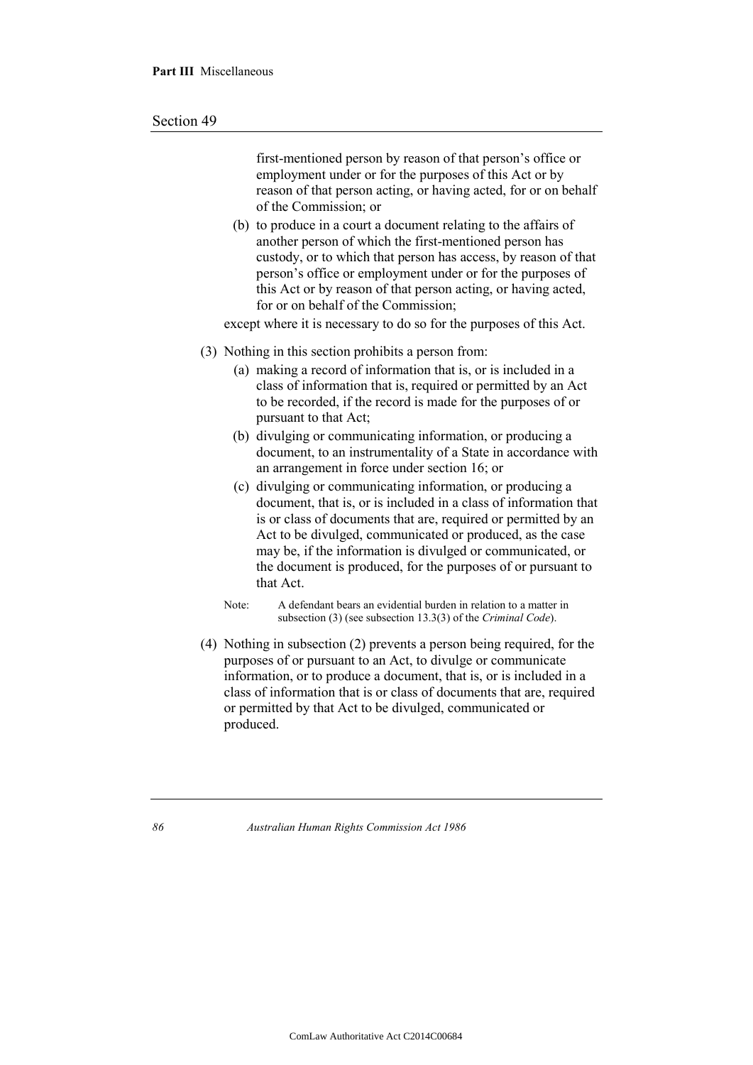first-mentioned person by reason of that person's office or employment under or for the purposes of this Act or by reason of that person acting, or having acted, for or on behalf of the Commission; or

(b) to produce in a court a document relating to the affairs of another person of which the first-mentioned person has custody, or to which that person has access, by reason of that person's office or employment under or for the purposes of this Act or by reason of that person acting, or having acted, for or on behalf of the Commission;

except where it is necessary to do so for the purposes of this Act.

(3) Nothing in this section prohibits a person from:

(a) making a record of information that is, or is included in a class of information that is, required or permitted by an Act to be recorded, if the record is made for the purposes of or pursuant to that Act;

(b) divulging or communicating information, or producing a document, to an instrumentality of a State in accordance with an arrangement in force under section 16; or

(c) divulging or communicating information, or producing a document, that is, or is included in a class of information that is or class of documents that are, required or permitted by an Act to be divulged, communicated or produced, as the case may be, if the information is divulged or communicated, or the document is produced, for the purposes of or pursuant to that Act.

Note: A defendant bears an evidential burden in relation to a matter in subsection (3) (see subsection 13.3(3) of the *Criminal Code*).

(4) Nothing in subsection (2) prevents a person being required, for the purposes of or pursuant to an Act, to divulge or communicate information, or to produce a document, that is, or is included in a class of information that is or class of documents that are, required or permitted by that Act to be divulged, communicated or produced.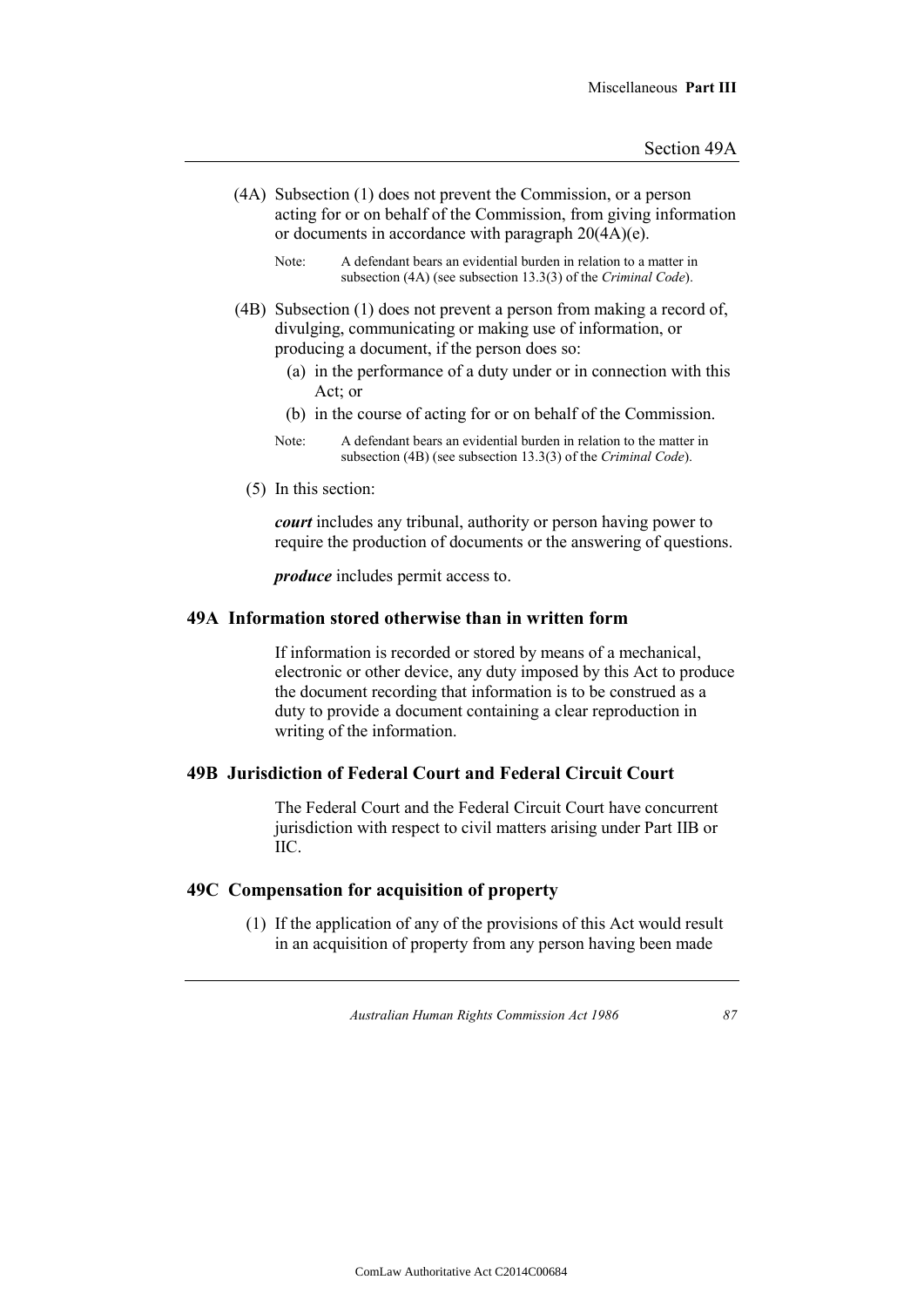(4A) Subsection (1) does not prevent the Commission, or a person acting for or on behalf of the Commission, from giving information or documents in accordance with paragraph 20(4A)(e).

Note: A defendant bears an evidential burden in relation to a matter in subsection (4A) (see subsection 13.3(3) of the *Criminal Code*).

(4B) Subsection (1) does not prevent a person from making a record of, divulging, communicating or making use of information, or producing a document, if the person does so:

(a) in the performance of a duty under or in connection with this Act; or

(b) in the course of acting for or on behalf of the Commission.

Note: A defendant bears an evidential burden in relation to the matter in subsection (4B) (see subsection 13.3(3) of the *Criminal Code*).

(5) In this section:

***court*** includes any tribunal, authority or person having power to require the production of documents or the answering of questions.

***produce*** includes permit access to.

## 49A Information stored otherwise than in written form

If information is recorded or stored by means of a mechanical, electronic or other device, any duty imposed by this Act to produce the document recording that information is to be construed as a duty to provide a document containing a clear reproduction in writing of the information.

## 49B Jurisdiction of Federal Court and Federal Circuit Court

The Federal Court and the Federal Circuit Court have concurrent jurisdiction with respect to civil matters arising under Part IIB or IIC.

## 49C Compensation for acquisition of property

(1) If the application of any of the provisions of this Act would result in an acquisition of property from any person having been made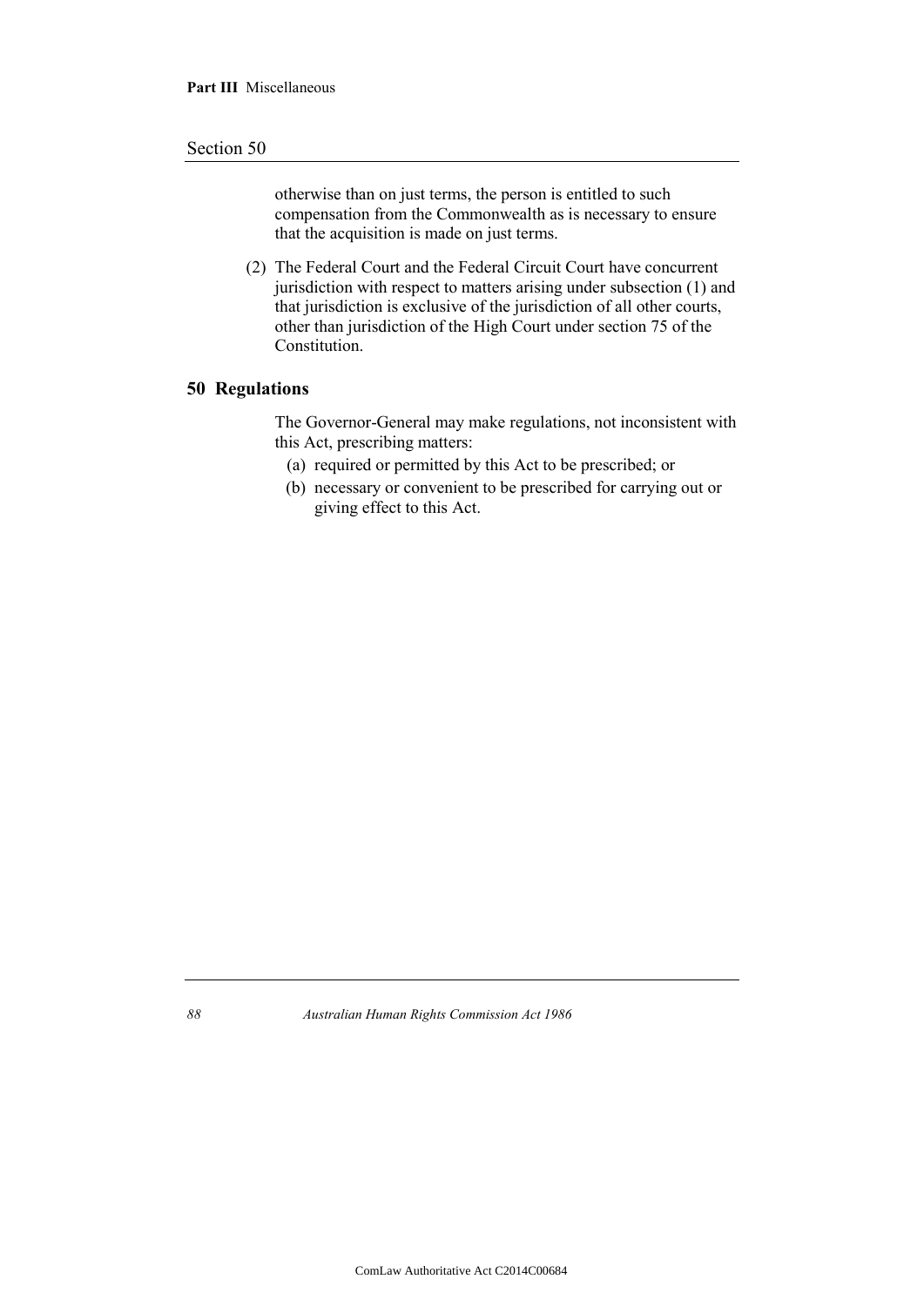otherwise than on just terms, the person is entitled to such compensation from the Commonwealth as is necessary to ensure that the acquisition is made on just terms.

(2) The Federal Court and the Federal Circuit Court have concurrent jurisdiction with respect to matters arising under subsection (1) and that jurisdiction is exclusive of the jurisdiction of all other courts, other than jurisdiction of the High Court under section 75 of the Constitution.

## 50 Regulations

The Governor-General may make regulations, not inconsistent with this Act, prescribing matters:

(a) required or permitted by this Act to be prescribed; or

(b) necessary or convenient to be prescribed for carrying out or giving effect to this Act.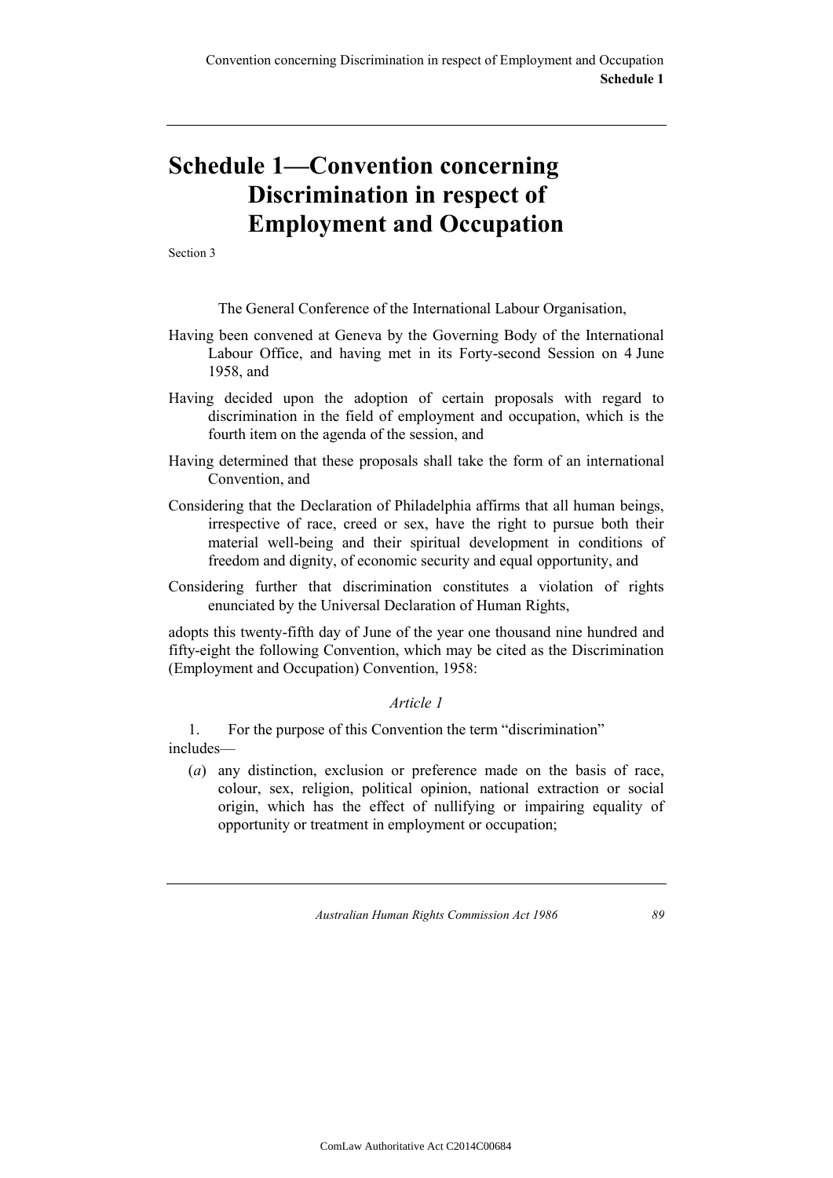# Schedule 1—Convention concerning Discrimination in respect of Employment and Occupation

Section 3

The General Conference of the International Labour Organisation,

Having been convened at Geneva by the Governing Body of the International Labour Office, and having met in its Forty-second Session on 4 June 1958, and

Having decided upon the adoption of certain proposals with regard to discrimination in the field of employment and occupation, which is the fourth item on the agenda of the session, and

Having determined that these proposals shall take the form of an international Convention, and

Considering that the Declaration of Philadelphia affirms that all human beings, irrespective of race, creed or sex, have the right to pursue both their material well-being and their spiritual development in conditions of freedom and dignity, of economic security and equal opportunity, and

Considering further that discrimination constitutes a violation of rights enunciated by the Universal Declaration of Human Rights,

adopts this twenty-fifth day of June of the year one thousand nine hundred and fifty-eight the following Convention, which may be cited as the Discrimination (Employment and Occupation) Convention, 1958:

*Article 1*

1. For the purpose of this Convention the term "discrimination" includes—

(*a*) any distinction, exclusion or preference made on the basis of race, colour, sex, religion, political opinion, national extraction or social origin, which has the effect of nullifying or impairing equality of opportunity or treatment in employment or occupation;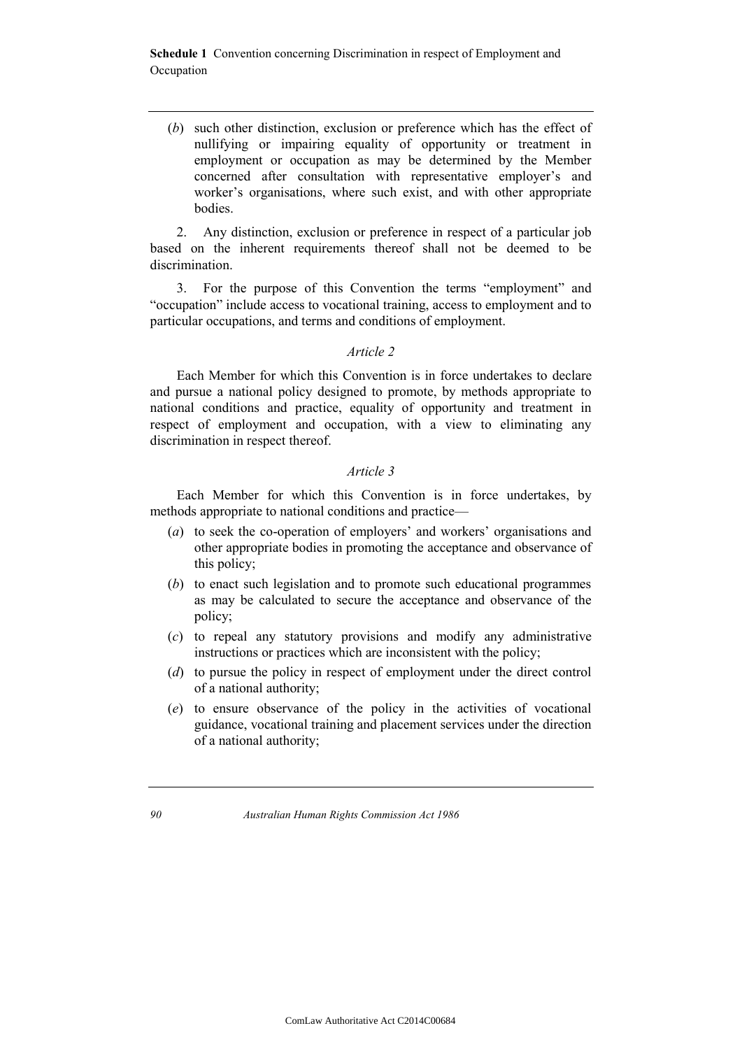(*b*) such other distinction, exclusion or preference which has the effect of nullifying or impairing equality of opportunity or treatment in employment or occupation as may be determined by the Member concerned after consultation with representative employer's and worker's organisations, where such exist, and with other appropriate bodies.

2. Any distinction, exclusion or preference in respect of a particular job based on the inherent requirements thereof shall not be deemed to be discrimination.

3. For the purpose of this Convention the terms "employment" and "occupation" include access to vocational training, access to employment and to particular occupations, and terms and conditions of employment.

*Article 2*

Each Member for which this Convention is in force undertakes to declare and pursue a national policy designed to promote, by methods appropriate to national conditions and practice, equality of opportunity and treatment in respect of employment and occupation, with a view to eliminating any discrimination in respect thereof.

*Article 3*

Each Member for which this Convention is in force undertakes, by methods appropriate to national conditions and practice—

(*a*) to seek the co-operation of employers' and workers' organisations and other appropriate bodies in promoting the acceptance and observance of this policy;

(*b*) to enact such legislation and to promote such educational programmes as may be calculated to secure the acceptance and observance of the policy;

(*c*) to repeal any statutory provisions and modify any administrative instructions or practices which are inconsistent with the policy;

(*d*) to pursue the policy in respect of employment under the direct control of a national authority;

(*e*) to ensure observance of the policy in the activities of vocational guidance, vocational training and placement services under the direction of a national authority;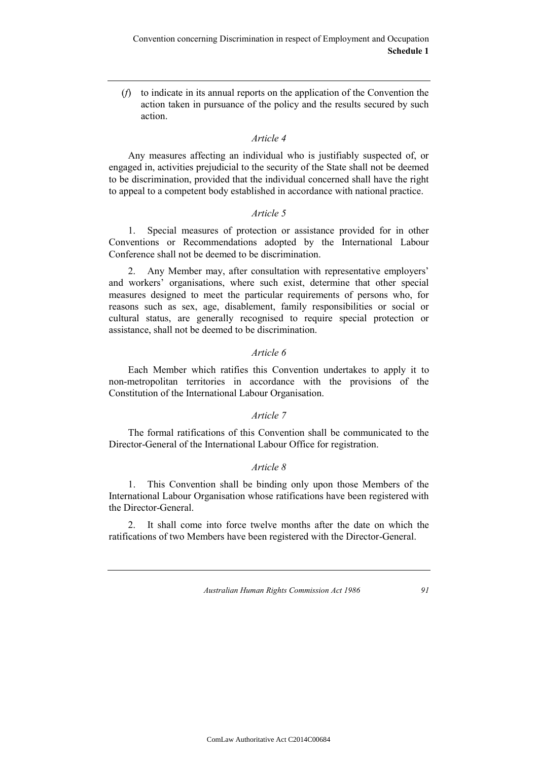(*f*) to indicate in its annual reports on the application of the Convention the action taken in pursuance of the policy and the results secured by such action.

### *Article 4*

Any measures affecting an individual who is justifiably suspected of, or engaged in, activities prejudicial to the security of the State shall not be deemed to be discrimination, provided that the individual concerned shall have the right to appeal to a competent body established in accordance with national practice.

### *Article 5*

1. Special measures of protection or assistance provided for in other Conventions or Recommendations adopted by the International Labour Conference shall not be deemed to be discrimination.

2. Any Member may, after consultation with representative employers' and workers' organisations, where such exist, determine that other special measures designed to meet the particular requirements of persons who, for reasons such as sex, age, disablement, family responsibilities or social or cultural status, are generally recognised to require special protection or assistance, shall not be deemed to be discrimination.

### *Article 6*

Each Member which ratifies this Convention undertakes to apply it to non-metropolitan territories in accordance with the provisions of the Constitution of the International Labour Organisation.

### *Article 7*

The formal ratifications of this Convention shall be communicated to the Director-General of the International Labour Office for registration.

### *Article 8*

1. This Convention shall be binding only upon those Members of the International Labour Organisation whose ratifications have been registered with the Director-General.

2. It shall come into force twelve months after the date on which the ratifications of two Members have been registered with the Director-General.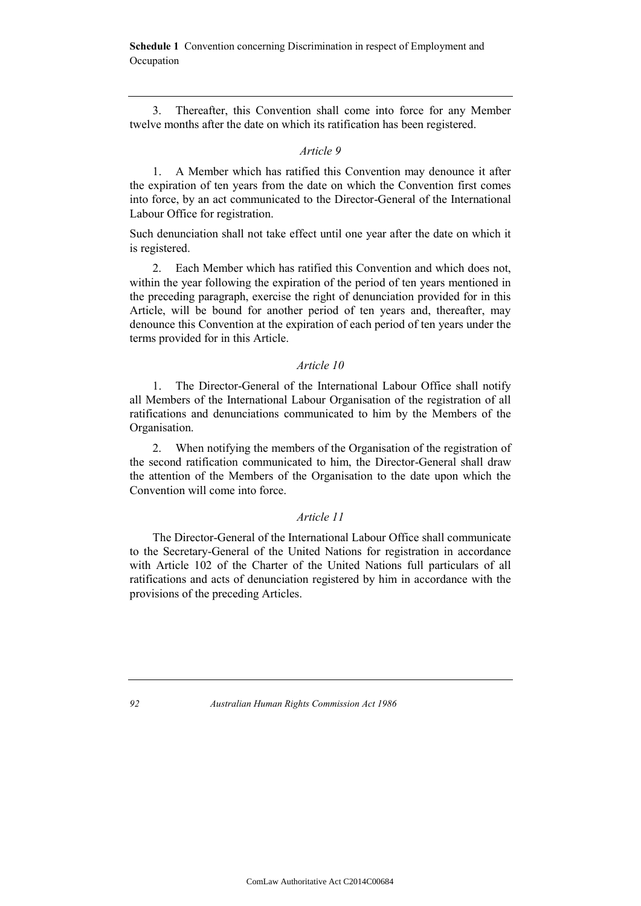3. Thereafter, this Convention shall come into force for any Member twelve months after the date on which its ratification has been registered.

*Article 9*

1. A Member which has ratified this Convention may denounce it after the expiration of ten years from the date on which the Convention first comes into force, by an act communicated to the Director-General of the International Labour Office for registration.

Such denunciation shall not take effect until one year after the date on which it is registered.

2. Each Member which has ratified this Convention and which does not, within the year following the expiration of the period of ten years mentioned in the preceding paragraph, exercise the right of denunciation provided for in this Article, will be bound for another period of ten years and, thereafter, may denounce this Convention at the expiration of each period of ten years under the terms provided for in this Article.

*Article 10*

1. The Director-General of the International Labour Office shall notify all Members of the International Labour Organisation of the registration of all ratifications and denunciations communicated to him by the Members of the Organisation.

2. When notifying the members of the Organisation of the registration of the second ratification communicated to him, the Director-General shall draw the attention of the Members of the Organisation to the date upon which the Convention will come into force.

*Article 11*

The Director-General of the International Labour Office shall communicate to the Secretary-General of the United Nations for registration in accordance with Article 102 of the Charter of the United Nations full particulars of all ratifications and acts of denunciation registered by him in accordance with the provisions of the preceding Articles.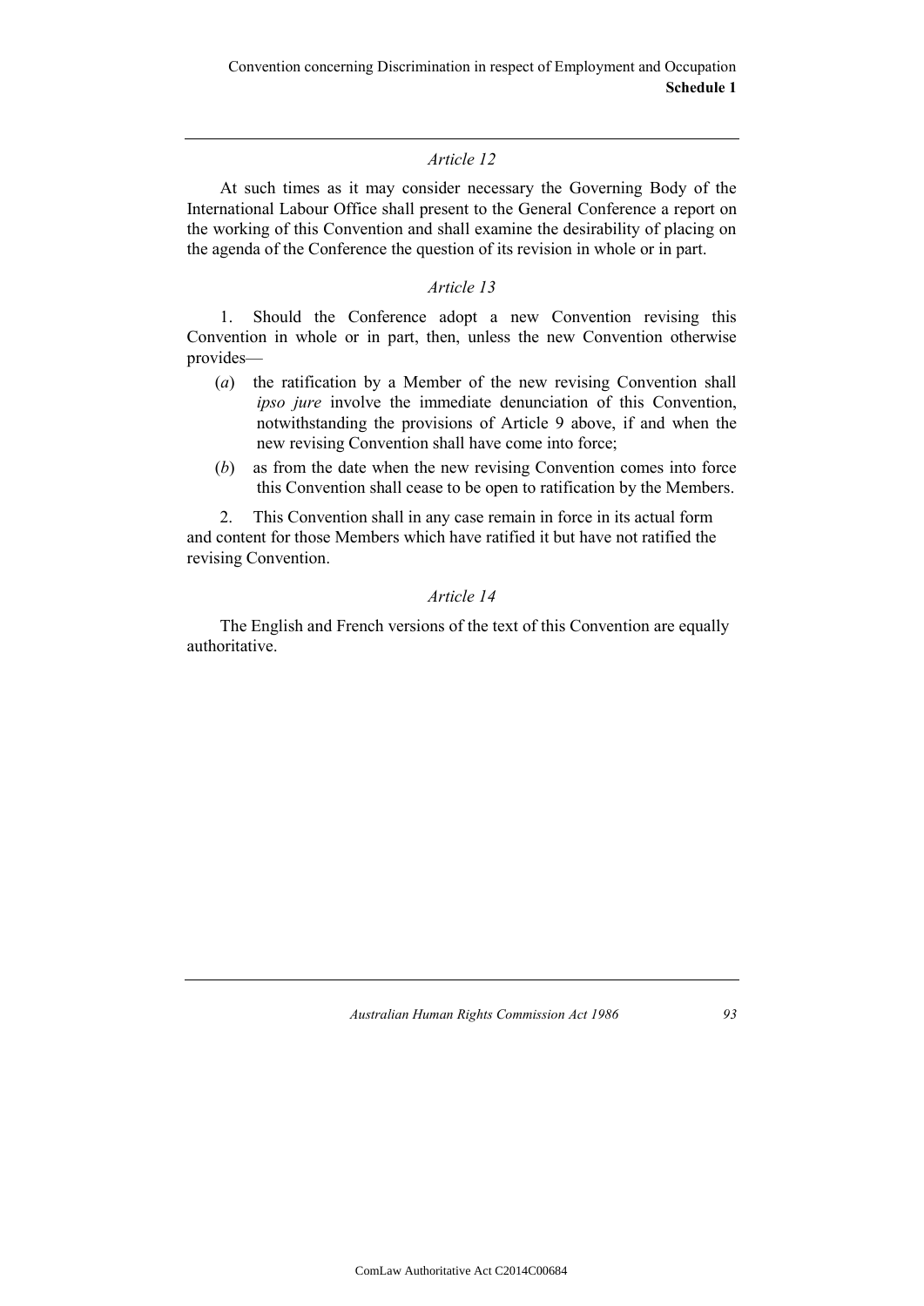*Article 12*

At such times as it may consider necessary the Governing Body of the International Labour Office shall present to the General Conference a report on the working of this Convention and shall examine the desirability of placing on the agenda of the Conference the question of its revision in whole or in part.

*Article 13*

1. Should the Conference adopt a new Convention revising this Convention in whole or in part, then, unless the new Convention otherwise provides—

(*a*) the ratification by a Member of the new revising Convention shall *ipso jure* involve the immediate denunciation of this Convention, notwithstanding the provisions of Article 9 above, if and when the new revising Convention shall have come into force;

(*b*) as from the date when the new revising Convention comes into force this Convention shall cease to be open to ratification by the Members.

2. This Convention shall in any case remain in force in its actual form and content for those Members which have ratified it but have not ratified the revising Convention.

*Article 14*

The English and French versions of the text of this Convention are equally authoritative.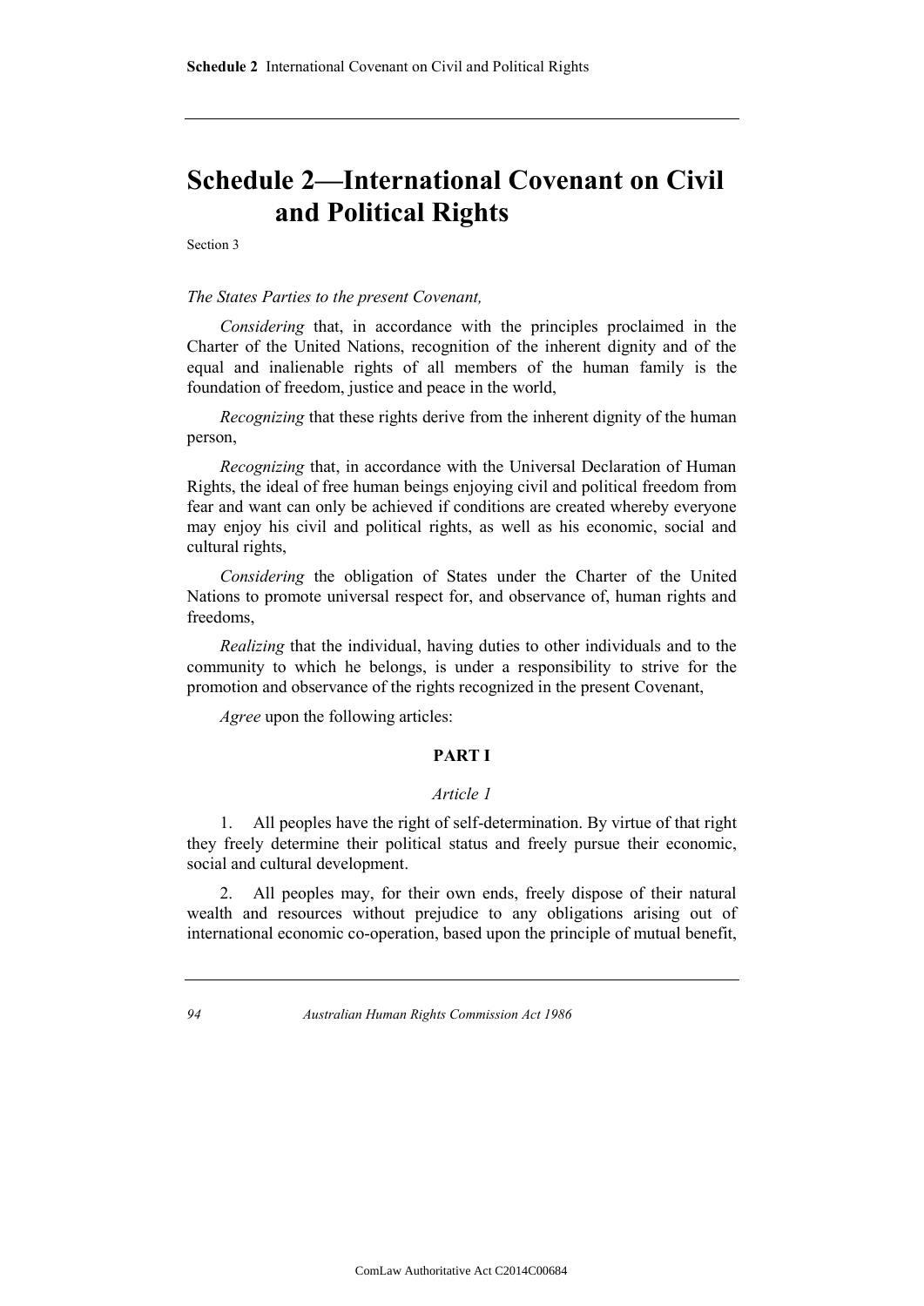# Schedule 2—International Covenant on Civil and Political Rights

Section 3

*The States Parties to the present Covenant,*

*Considering* that, in accordance with the principles proclaimed in the Charter of the United Nations, recognition of the inherent dignity and of the equal and inalienable rights of all members of the human family is the foundation of freedom, justice and peace in the world,

*Recognizing* that these rights derive from the inherent dignity of the human person,

*Recognizing* that, in accordance with the Universal Declaration of Human Rights, the ideal of free human beings enjoying civil and political freedom from fear and want can only be achieved if conditions are created whereby everyone may enjoy his civil and political rights, as well as his economic, social and cultural rights,

*Considering* the obligation of States under the Charter of the United Nations to promote universal respect for, and observance of, human rights and freedoms,

*Realizing* that the individual, having duties to other individuals and to the community to which he belongs, is under a responsibility to strive for the promotion and observance of the rights recognized in the present Covenant,

*Agree* upon the following articles:

## PART I

### *Article 1*

1. All peoples have the right of self-determination. By virtue of that right they freely determine their political status and freely pursue their economic, social and cultural development.

2. All peoples may, for their own ends, freely dispose of their natural wealth and resources without prejudice to any obligations arising out of international economic co-operation, based upon the principle of mutual benefit,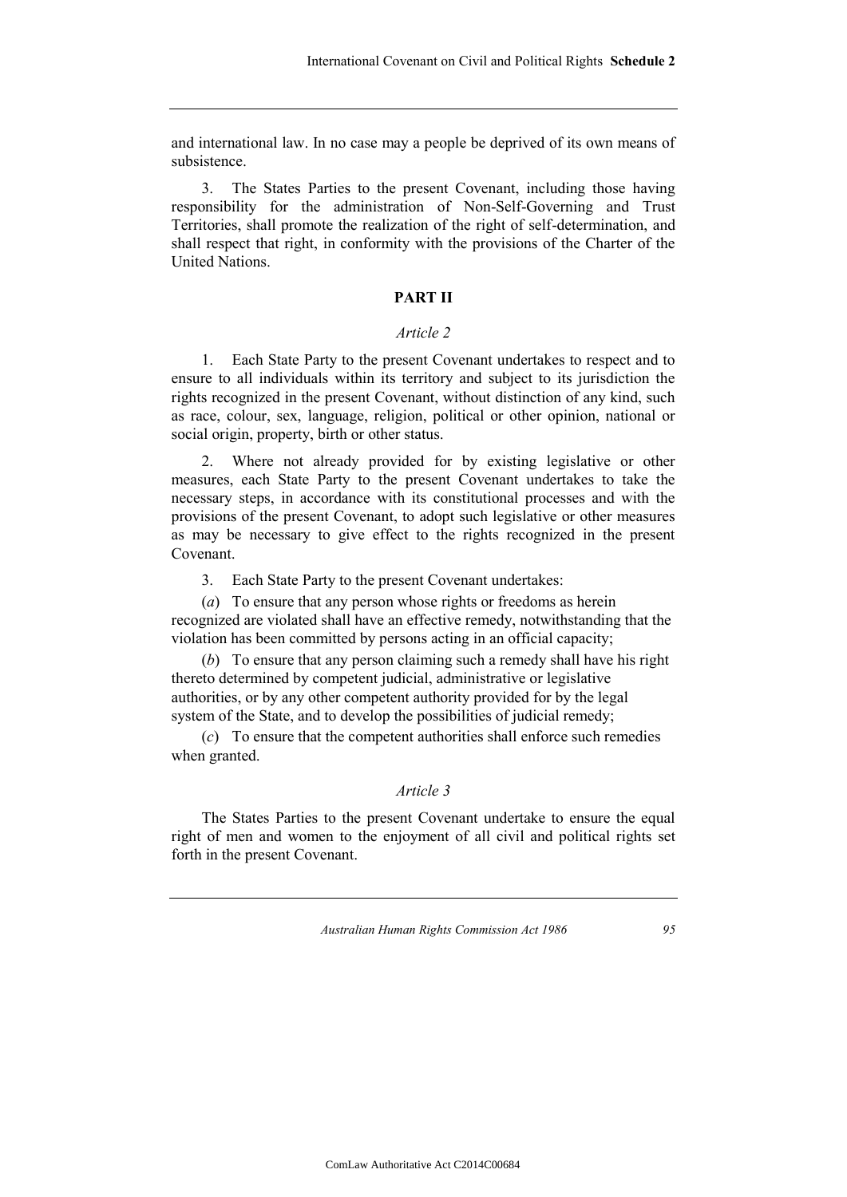and international law. In no case may a people be deprived of its own means of subsistence.

3. The States Parties to the present Covenant, including those having responsibility for the administration of Non-Self-Governing and Trust Territories, shall promote the realization of the right of self-determination, and shall respect that right, in conformity with the provisions of the Charter of the United Nations.

## PART II

### *Article 2*

1. Each State Party to the present Covenant undertakes to respect and to ensure to all individuals within its territory and subject to its jurisdiction the rights recognized in the present Covenant, without distinction of any kind, such as race, colour, sex, language, religion, political or other opinion, national or social origin, property, birth or other status.

2. Where not already provided for by existing legislative or other measures, each State Party to the present Covenant undertakes to take the necessary steps, in accordance with its constitutional processes and with the provisions of the present Covenant, to adopt such legislative or other measures as may be necessary to give effect to the rights recognized in the present Covenant.

3. Each State Party to the present Covenant undertakes:

(*a*) To ensure that any person whose rights or freedoms as herein recognized are violated shall have an effective remedy, notwithstanding that the violation has been committed by persons acting in an official capacity;

(*b*) To ensure that any person claiming such a remedy shall have his right thereto determined by competent judicial, administrative or legislative authorities, or by any other competent authority provided for by the legal system of the State, and to develop the possibilities of judicial remedy;

(*c*) To ensure that the competent authorities shall enforce such remedies when granted.

### *Article 3*

The States Parties to the present Covenant undertake to ensure the equal right of men and women to the enjoyment of all civil and political rights set forth in the present Covenant.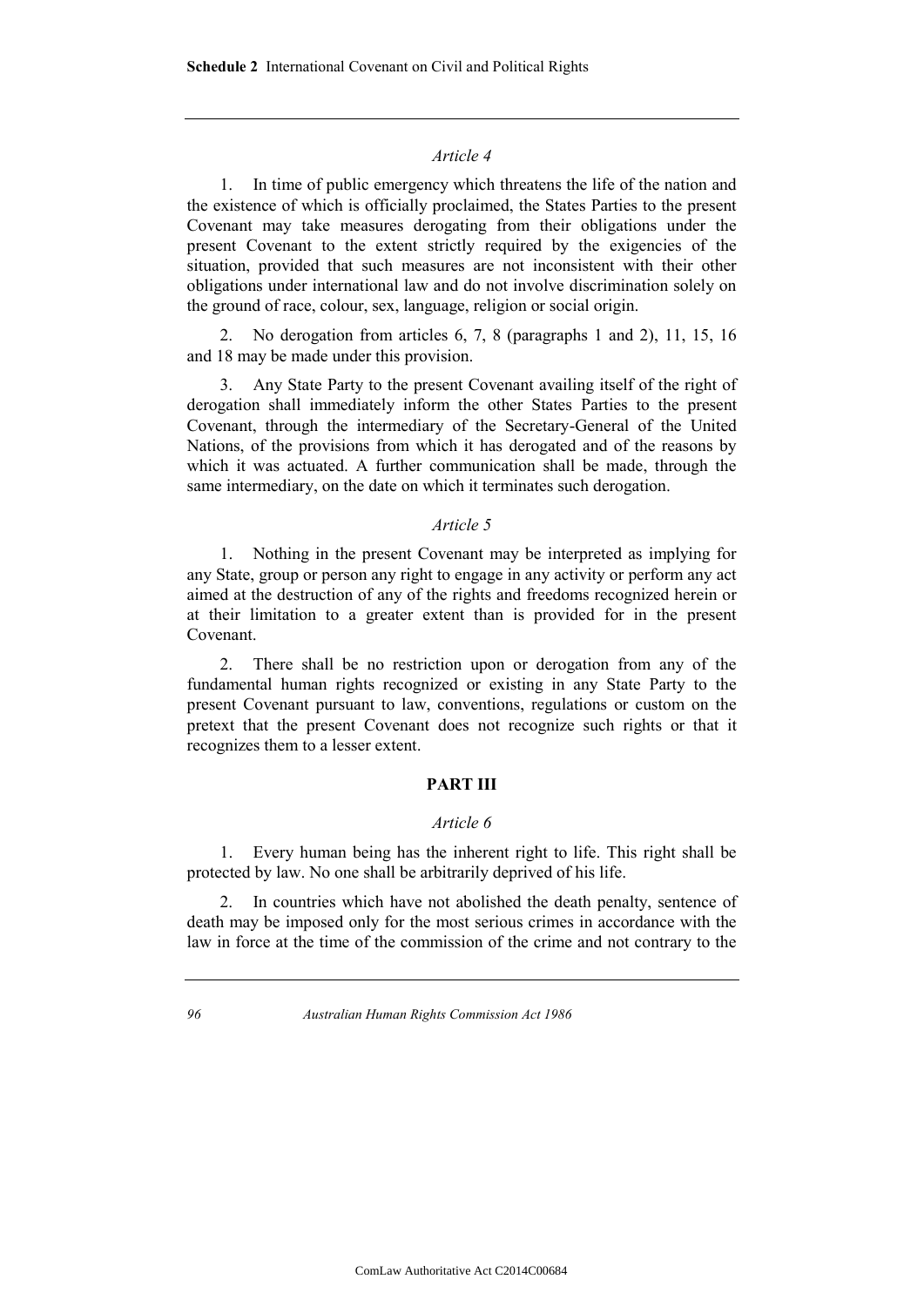*Article 4*

1. In time of public emergency which threatens the life of the nation and the existence of which is officially proclaimed, the States Parties to the present Covenant may take measures derogating from their obligations under the present Covenant to the extent strictly required by the exigencies of the situation, provided that such measures are not inconsistent with their other obligations under international law and do not involve discrimination solely on the ground of race, colour, sex, language, religion or social origin.

2. No derogation from articles 6, 7, 8 (paragraphs 1 and 2), 11, 15, 16 and 18 may be made under this provision.

3. Any State Party to the present Covenant availing itself of the right of derogation shall immediately inform the other States Parties to the present Covenant, through the intermediary of the Secretary-General of the United Nations, of the provisions from which it has derogated and of the reasons by which it was actuated. A further communication shall be made, through the same intermediary, on the date on which it terminates such derogation.

*Article 5*

1. Nothing in the present Covenant may be interpreted as implying for any State, group or person any right to engage in any activity or perform any act aimed at the destruction of any of the rights and freedoms recognized herein or at their limitation to a greater extent than is provided for in the present Covenant.

2. There shall be no restriction upon or derogation from any of the fundamental human rights recognized or existing in any State Party to the present Covenant pursuant to law, conventions, regulations or custom on the pretext that the present Covenant does not recognize such rights or that it recognizes them to a lesser extent.

**PART III**

*Article 6*

1. Every human being has the inherent right to life. This right shall be protected by law. No one shall be arbitrarily deprived of his life.

2. In countries which have not abolished the death penalty, sentence of death may be imposed only for the most serious crimes in accordance with the law in force at the time of the commission of the crime and not contrary to the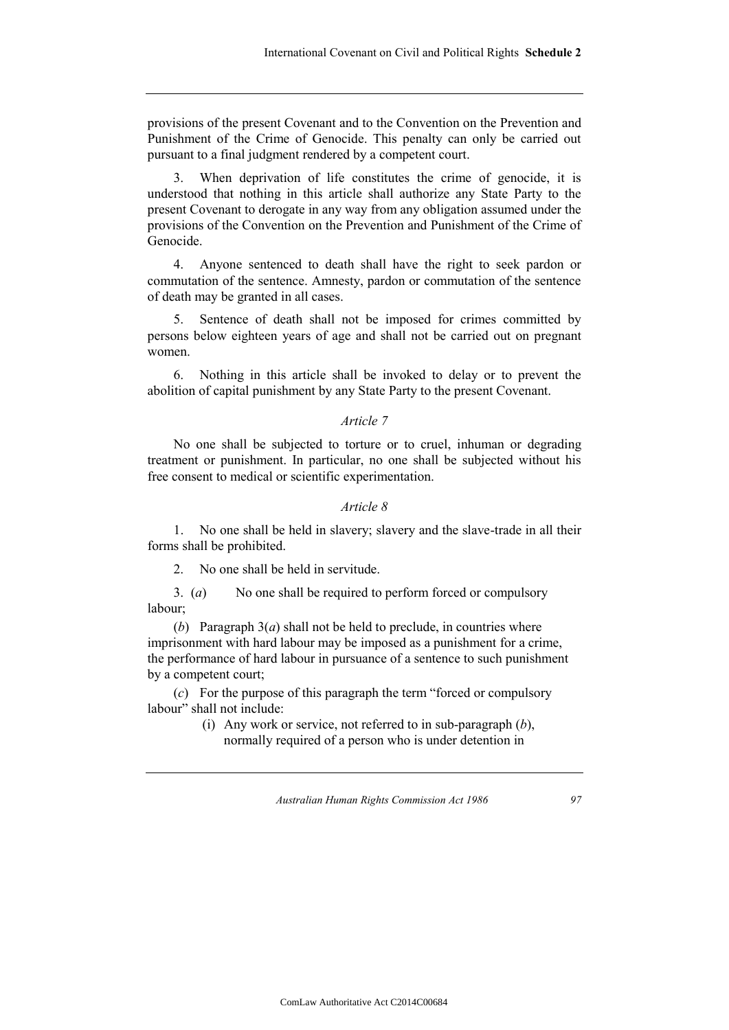provisions of the present Covenant and to the Convention on the Prevention and Punishment of the Crime of Genocide. This penalty can only be carried out pursuant to a final judgment rendered by a competent court.

3. When deprivation of life constitutes the crime of genocide, it is understood that nothing in this article shall authorize any State Party to the present Covenant to derogate in any way from any obligation assumed under the provisions of the Convention on the Prevention and Punishment of the Crime of Genocide.

4. Anyone sentenced to death shall have the right to seek pardon or commutation of the sentence. Amnesty, pardon or commutation of the sentence of death may be granted in all cases.

5. Sentence of death shall not be imposed for crimes committed by persons below eighteen years of age and shall not be carried out on pregnant women.

6. Nothing in this article shall be invoked to delay or to prevent the abolition of capital punishment by any State Party to the present Covenant.

*Article 7*

No one shall be subjected to torture or to cruel, inhuman or degrading treatment or punishment. In particular, no one shall be subjected without his free consent to medical or scientific experimentation.

*Article 8*

1. No one shall be held in slavery; slavery and the slave-trade in all their forms shall be prohibited.

2. No one shall be held in servitude.

3. (*a*) No one shall be required to perform forced or compulsory labour;

(*b*) Paragraph 3(*a*) shall not be held to preclude, in countries where imprisonment with hard labour may be imposed as a punishment for a crime, the performance of hard labour in pursuance of a sentence to such punishment by a competent court;

(*c*) For the purpose of this paragraph the term "forced or compulsory labour" shall not include:

(i) Any work or service, not referred to in sub-paragraph (*b*), normally required of a person who is under detention in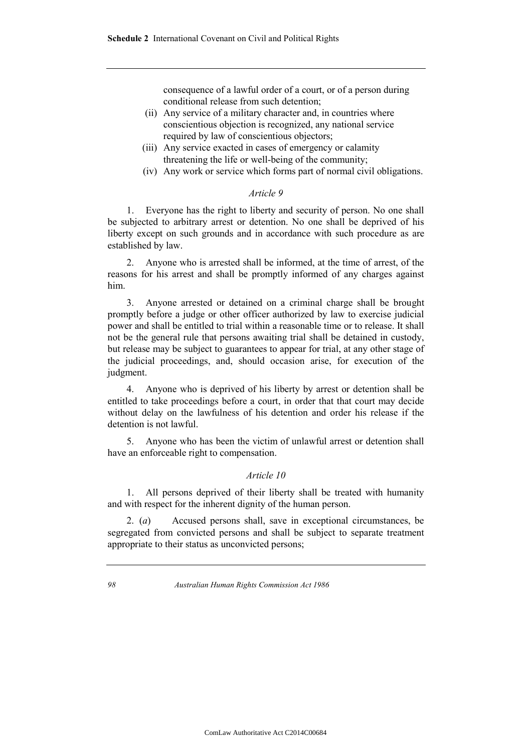consequence of a lawful order of a court, or of a person during conditional release from such detention;

(ii) Any service of a military character and, in countries where conscientious objection is recognized, any national service required by law of conscientious objectors;

(iii) Any service exacted in cases of emergency or calamity threatening the life or well-being of the community;

(iv) Any work or service which forms part of normal civil obligations.

*Article 9*

1. Everyone has the right to liberty and security of person. No one shall be subjected to arbitrary arrest or detention. No one shall be deprived of his liberty except on such grounds and in accordance with such procedure as are established by law.

2. Anyone who is arrested shall be informed, at the time of arrest, of the reasons for his arrest and shall be promptly informed of any charges against him.

3. Anyone arrested or detained on a criminal charge shall be brought promptly before a judge or other officer authorized by law to exercise judicial power and shall be entitled to trial within a reasonable time or to release. It shall not be the general rule that persons awaiting trial shall be detained in custody, but release may be subject to guarantees to appear for trial, at any other stage of the judicial proceedings, and, should occasion arise, for execution of the judgment.

4. Anyone who is deprived of his liberty by arrest or detention shall be entitled to take proceedings before a court, in order that that court may decide without delay on the lawfulness of his detention and order his release if the detention is not lawful.

5. Anyone who has been the victim of unlawful arrest or detention shall have an enforceable right to compensation.

*Article 10*

1. All persons deprived of their liberty shall be treated with humanity and with respect for the inherent dignity of the human person.

2. (*a*) Accused persons shall, save in exceptional circumstances, be segregated from convicted persons and shall be subject to separate treatment appropriate to their status as unconvicted persons;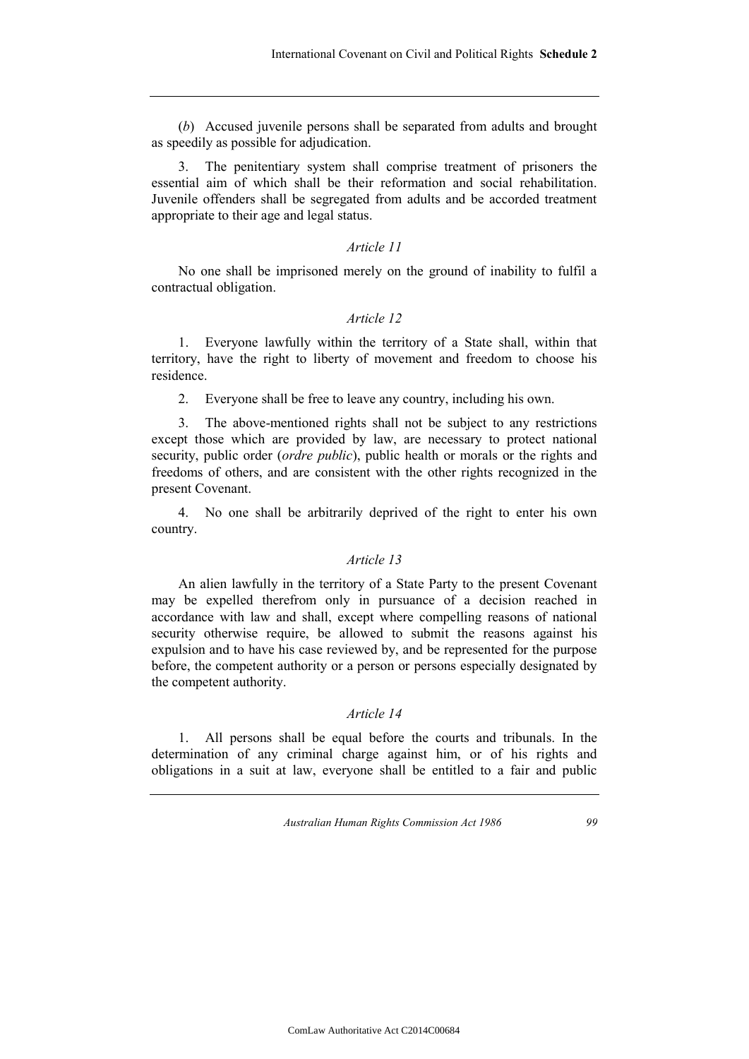(*b*) Accused juvenile persons shall be separated from adults and brought as speedily as possible for adjudication.

3. The penitentiary system shall comprise treatment of prisoners the essential aim of which shall be their reformation and social rehabilitation. Juvenile offenders shall be segregated from adults and be accorded treatment appropriate to their age and legal status.

*Article 11*

No one shall be imprisoned merely on the ground of inability to fulfil a contractual obligation.

*Article 12*

1. Everyone lawfully within the territory of a State shall, within that territory, have the right to liberty of movement and freedom to choose his residence.

2. Everyone shall be free to leave any country, including his own.

3. The above-mentioned rights shall not be subject to any restrictions except those which are provided by law, are necessary to protect national security, public order (*ordre public*), public health or morals or the rights and freedoms of others, and are consistent with the other rights recognized in the present Covenant.

4. No one shall be arbitrarily deprived of the right to enter his own country.

*Article 13*

An alien lawfully in the territory of a State Party to the present Covenant may be expelled therefrom only in pursuance of a decision reached in accordance with law and shall, except where compelling reasons of national security otherwise require, be allowed to submit the reasons against his expulsion and to have his case reviewed by, and be represented for the purpose before, the competent authority or a person or persons especially designated by the competent authority.

*Article 14*

1. All persons shall be equal before the courts and tribunals. In the determination of any criminal charge against him, or of his rights and obligations in a suit at law, everyone shall be entitled to a fair and public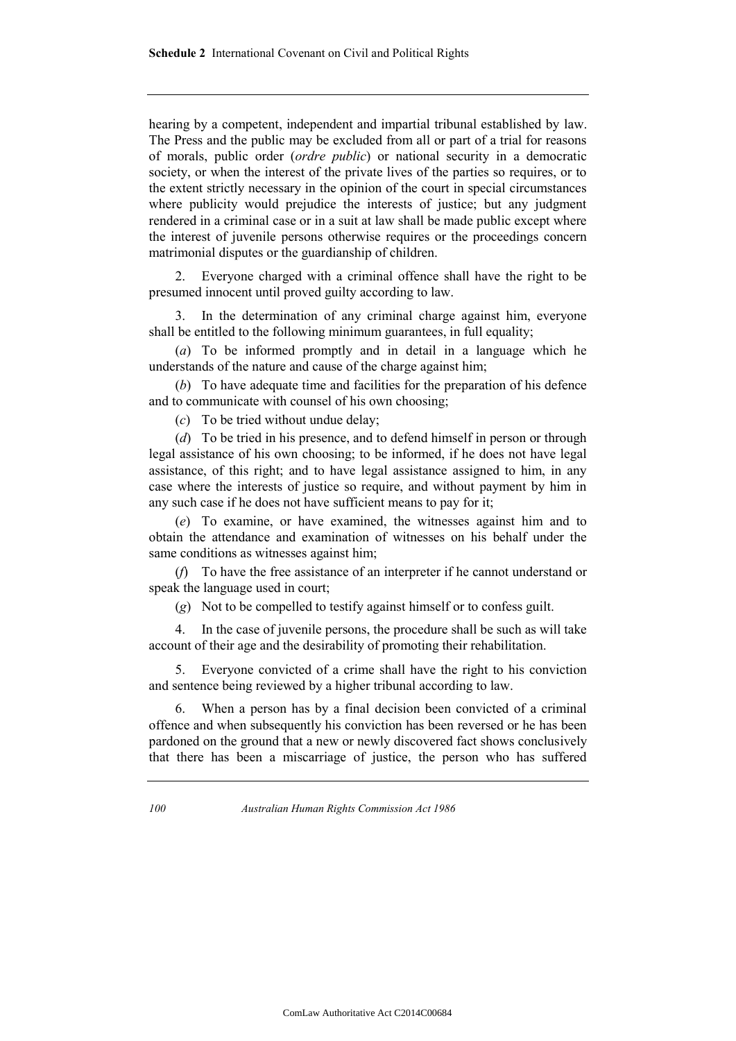hearing by a competent, independent and impartial tribunal established by law. The Press and the public may be excluded from all or part of a trial for reasons of morals, public order (*ordre public*) or national security in a democratic society, or when the interest of the private lives of the parties so requires, or to the extent strictly necessary in the opinion of the court in special circumstances where publicity would prejudice the interests of justice; but any judgment rendered in a criminal case or in a suit at law shall be made public except where the interest of juvenile persons otherwise requires or the proceedings concern matrimonial disputes or the guardianship of children.

2. Everyone charged with a criminal offence shall have the right to be presumed innocent until proved guilty according to law.

3. In the determination of any criminal charge against him, everyone shall be entitled to the following minimum guarantees, in full equality;

(*a*) To be informed promptly and in detail in a language which he understands of the nature and cause of the charge against him;

(*b*) To have adequate time and facilities for the preparation of his defence and to communicate with counsel of his own choosing;

(*c*) To be tried without undue delay;

(*d*) To be tried in his presence, and to defend himself in person or through legal assistance of his own choosing; to be informed, if he does not have legal assistance, of this right; and to have legal assistance assigned to him, in any case where the interests of justice so require, and without payment by him in any such case if he does not have sufficient means to pay for it;

(*e*) To examine, or have examined, the witnesses against him and to obtain the attendance and examination of witnesses on his behalf under the same conditions as witnesses against him;

(*f*) To have the free assistance of an interpreter if he cannot understand or speak the language used in court;

(*g*) Not to be compelled to testify against himself or to confess guilt.

4. In the case of juvenile persons, the procedure shall be such as will take account of their age and the desirability of promoting their rehabilitation.

5. Everyone convicted of a crime shall have the right to his conviction and sentence being reviewed by a higher tribunal according to law.

6. When a person has by a final decision been convicted of a criminal offence and when subsequently his conviction has been reversed or he has been pardoned on the ground that a new or newly discovered fact shows conclusively that there has been a miscarriage of justice, the person who has suffered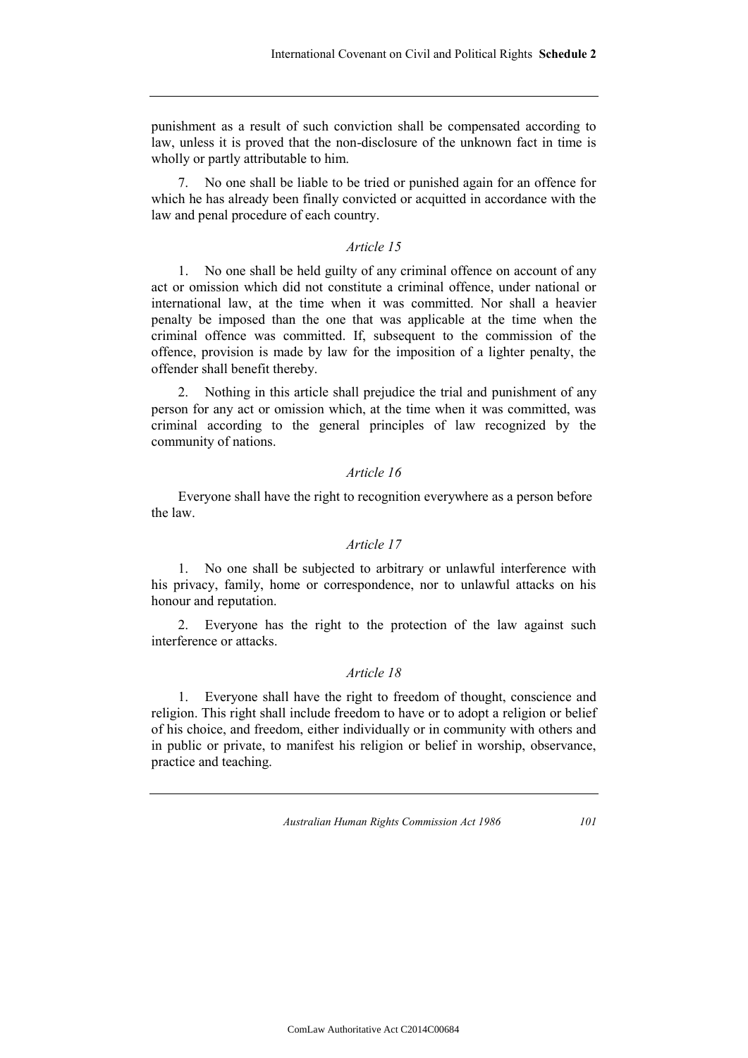punishment as a result of such conviction shall be compensated according to law, unless it is proved that the non-disclosure of the unknown fact in time is wholly or partly attributable to him.

7. No one shall be liable to be tried or punished again for an offence for which he has already been finally convicted or acquitted in accordance with the law and penal procedure of each country.

### *Article 15*

1. No one shall be held guilty of any criminal offence on account of any act or omission which did not constitute a criminal offence, under national or international law, at the time when it was committed. Nor shall a heavier penalty be imposed than the one that was applicable at the time when the criminal offence was committed. If, subsequent to the commission of the offence, provision is made by law for the imposition of a lighter penalty, the offender shall benefit thereby.

2. Nothing in this article shall prejudice the trial and punishment of any person for any act or omission which, at the time when it was committed, was criminal according to the general principles of law recognized by the community of nations.

### *Article 16*

Everyone shall have the right to recognition everywhere as a person before the law.

### *Article 17*

1. No one shall be subjected to arbitrary or unlawful interference with his privacy, family, home or correspondence, nor to unlawful attacks on his honour and reputation.

2. Everyone has the right to the protection of the law against such interference or attacks.

### *Article 18*

1. Everyone shall have the right to freedom of thought, conscience and religion. This right shall include freedom to have or to adopt a religion or belief of his choice, and freedom, either individually or in community with others and in public or private, to manifest his religion or belief in worship, observance, practice and teaching.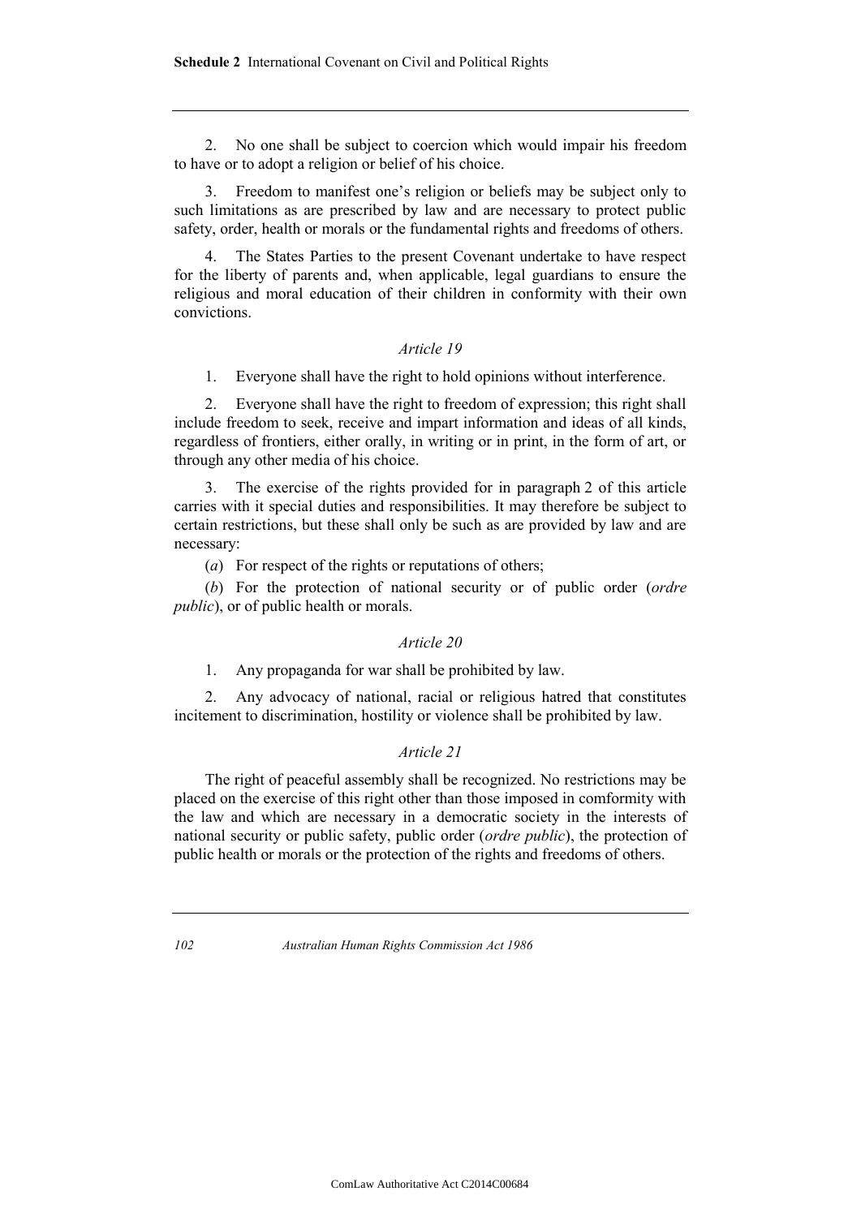2. No one shall be subject to coercion which would impair his freedom to have or to adopt a religion or belief of his choice.

3. Freedom to manifest one's religion or beliefs may be subject only to such limitations as are prescribed by law and are necessary to protect public safety, order, health or morals or the fundamental rights and freedoms of others.

4. The States Parties to the present Covenant undertake to have respect for the liberty of parents and, when applicable, legal guardians to ensure the religious and moral education of their children in conformity with their own convictions.

### *Article 19*

1. Everyone shall have the right to hold opinions without interference.

2. Everyone shall have the right to freedom of expression; this right shall include freedom to seek, receive and impart information and ideas of all kinds, regardless of frontiers, either orally, in writing or in print, in the form of art, or through any other media of his choice.

3. The exercise of the rights provided for in paragraph 2 of this article carries with it special duties and responsibilities. It may therefore be subject to certain restrictions, but these shall only be such as are provided by law and are necessary:

(*a*) For respect of the rights or reputations of others;

(*b*) For the protection of national security or of public order (*ordre public*), or of public health or morals.

### *Article 20*

1. Any propaganda for war shall be prohibited by law.

2. Any advocacy of national, racial or religious hatred that constitutes incitement to discrimination, hostility or violence shall be prohibited by law.

### *Article 21*

The right of peaceful assembly shall be recognized. No restrictions may be placed on the exercise of this right other than those imposed in comformity with the law and which are necessary in a democratic society in the interests of national security or public safety, public order (*ordre public*), the protection of public health or morals or the protection of the rights and freedoms of others.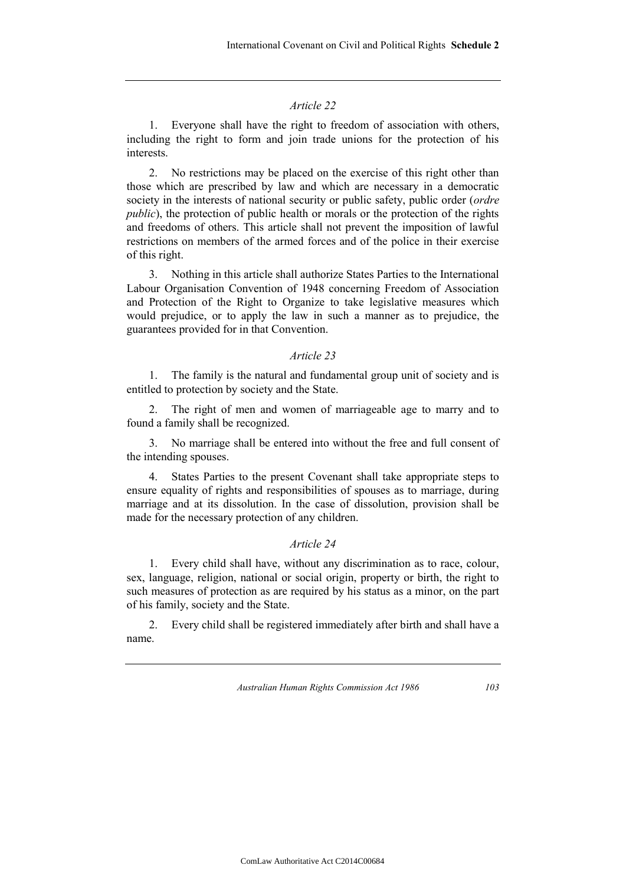*Article 22*

1. Everyone shall have the right to freedom of association with others, including the right to form and join trade unions for the protection of his interests.

2. No restrictions may be placed on the exercise of this right other than those which are prescribed by law and which are necessary in a democratic society in the interests of national security or public safety, public order (*ordre public*), the protection of public health or morals or the protection of the rights and freedoms of others. This article shall not prevent the imposition of lawful restrictions on members of the armed forces and of the police in their exercise of this right.

3. Nothing in this article shall authorize States Parties to the International Labour Organisation Convention of 1948 concerning Freedom of Association and Protection of the Right to Organize to take legislative measures which would prejudice, or to apply the law in such a manner as to prejudice, the guarantees provided for in that Convention.

*Article 23*

1. The family is the natural and fundamental group unit of society and is entitled to protection by society and the State.

2. The right of men and women of marriageable age to marry and to found a family shall be recognized.

3. No marriage shall be entered into without the free and full consent of the intending spouses.

4. States Parties to the present Covenant shall take appropriate steps to ensure equality of rights and responsibilities of spouses as to marriage, during marriage and at its dissolution. In the case of dissolution, provision shall be made for the necessary protection of any children.

*Article 24*

1. Every child shall have, without any discrimination as to race, colour, sex, language, religion, national or social origin, property or birth, the right to such measures of protection as are required by his status as a minor, on the part of his family, society and the State.

2. Every child shall be registered immediately after birth and shall have a name.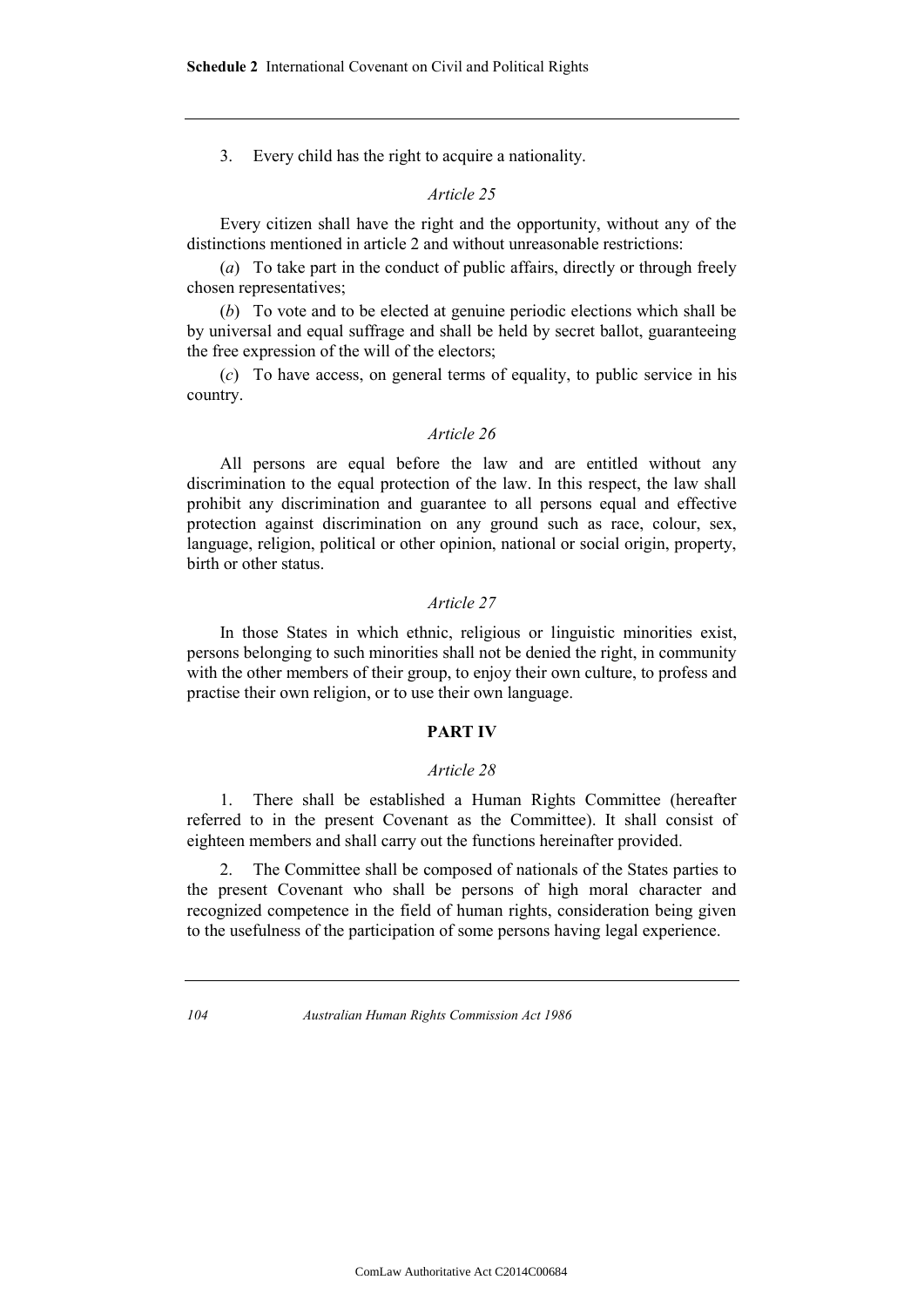3. Every child has the right to acquire a nationality.

*Article 25*

Every citizen shall have the right and the opportunity, without any of the distinctions mentioned in article 2 and without unreasonable restrictions:

(*a*) To take part in the conduct of public affairs, directly or through freely chosen representatives;

(*b*) To vote and to be elected at genuine periodic elections which shall be by universal and equal suffrage and shall be held by secret ballot, guaranteeing the free expression of the will of the electors;

(*c*) To have access, on general terms of equality, to public service in his country.

*Article 26*

All persons are equal before the law and are entitled without any discrimination to the equal protection of the law. In this respect, the law shall prohibit any discrimination and guarantee to all persons equal and effective protection against discrimination on any ground such as race, colour, sex, language, religion, political or other opinion, national or social origin, property, birth or other status.

*Article 27*

In those States in which ethnic, religious or linguistic minorities exist, persons belonging to such minorities shall not be denied the right, in community with the other members of their group, to enjoy their own culture, to profess and practise their own religion, or to use their own language.

**PART IV**

*Article 28*

1. There shall be established a Human Rights Committee (hereafter referred to in the present Covenant as the Committee). It shall consist of eighteen members and shall carry out the functions hereinafter provided.

2. The Committee shall be composed of nationals of the States parties to the present Covenant who shall be persons of high moral character and recognized competence in the field of human rights, consideration being given to the usefulness of the participation of some persons having legal experience.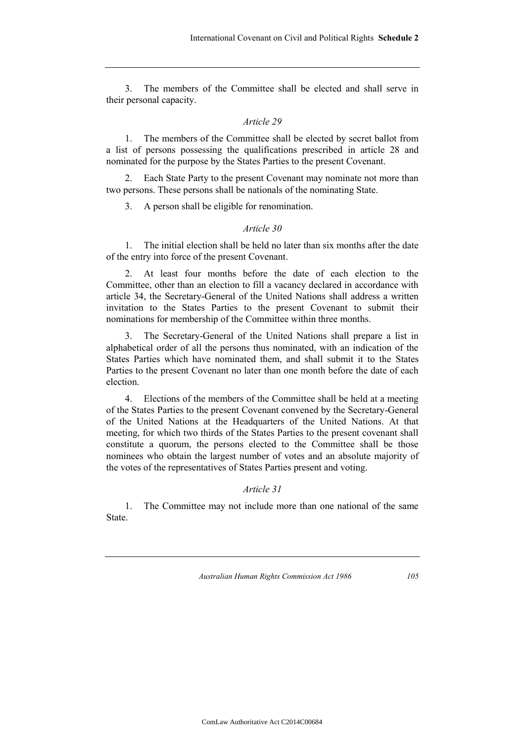3. The members of the Committee shall be elected and shall serve in their personal capacity.

*Article 29*

1. The members of the Committee shall be elected by secret ballot from a list of persons possessing the qualifications prescribed in article 28 and nominated for the purpose by the States Parties to the present Covenant.

2. Each State Party to the present Covenant may nominate not more than two persons. These persons shall be nationals of the nominating State.

3. A person shall be eligible for renomination.

*Article 30*

1. The initial election shall be held no later than six months after the date of the entry into force of the present Covenant.

2. At least four months before the date of each election to the Committee, other than an election to fill a vacancy declared in accordance with article 34, the Secretary-General of the United Nations shall address a written invitation to the States Parties to the present Covenant to submit their nominations for membership of the Committee within three months.

3. The Secretary-General of the United Nations shall prepare a list in alphabetical order of all the persons thus nominated, with an indication of the States Parties which have nominated them, and shall submit it to the States Parties to the present Covenant no later than one month before the date of each election.

4. Elections of the members of the Committee shall be held at a meeting of the States Parties to the present Covenant convened by the Secretary-General of the United Nations at the Headquarters of the United Nations. At that meeting, for which two thirds of the States Parties to the present covenant shall constitute a quorum, the persons elected to the Committee shall be those nominees who obtain the largest number of votes and an absolute majority of the votes of the representatives of States Parties present and voting.

*Article 31*

1. The Committee may not include more than one national of the same State.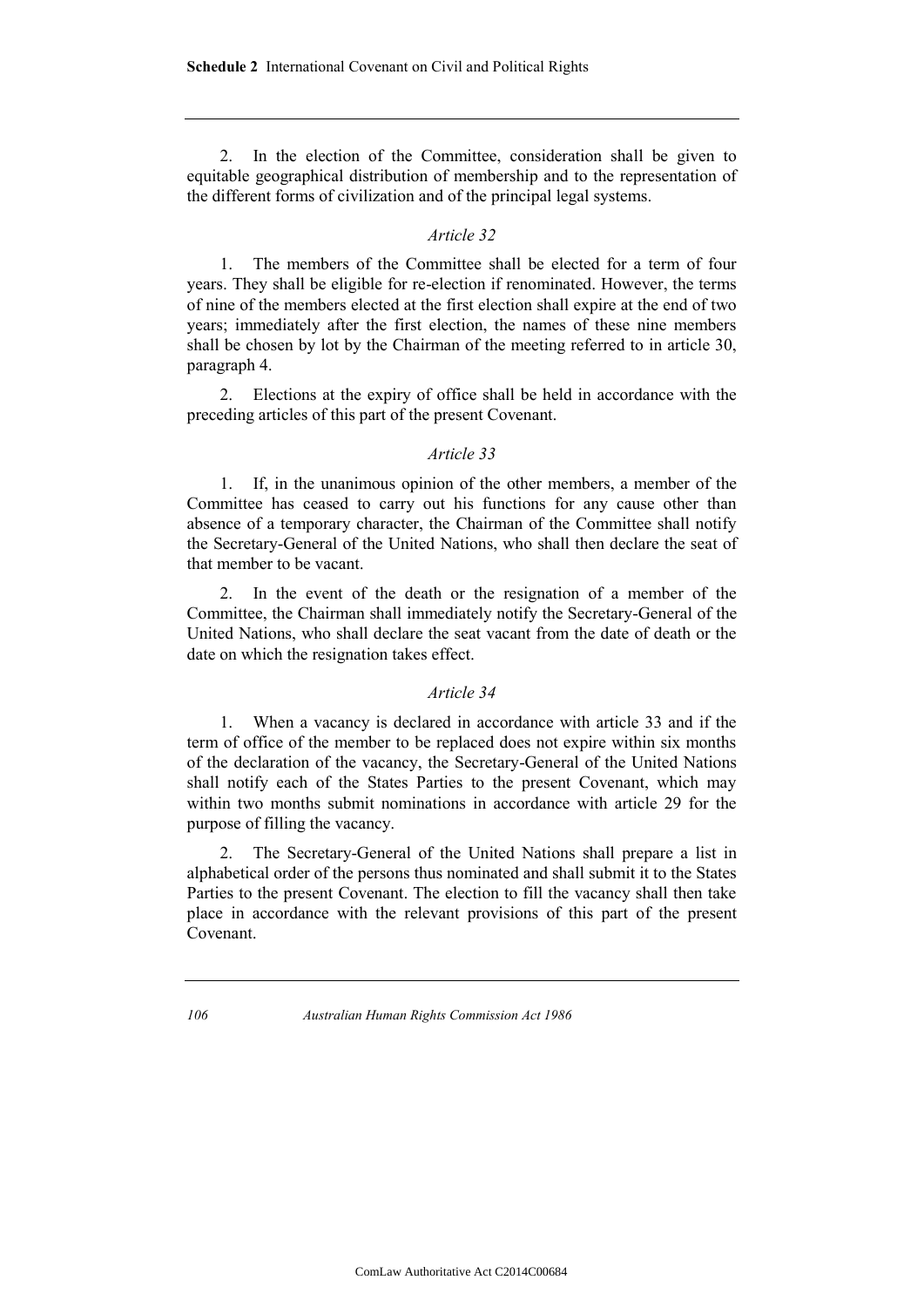2. In the election of the Committee, consideration shall be given to equitable geographical distribution of membership and to the representation of the different forms of civilization and of the principal legal systems.

*Article 32*

1. The members of the Committee shall be elected for a term of four years. They shall be eligible for re-election if renominated. However, the terms of nine of the members elected at the first election shall expire at the end of two years; immediately after the first election, the names of these nine members shall be chosen by lot by the Chairman of the meeting referred to in article 30, paragraph 4.

2. Elections at the expiry of office shall be held in accordance with the preceding articles of this part of the present Covenant.

*Article 33*

1. If, in the unanimous opinion of the other members, a member of the Committee has ceased to carry out his functions for any cause other than absence of a temporary character, the Chairman of the Committee shall notify the Secretary-General of the United Nations, who shall then declare the seat of that member to be vacant.

2. In the event of the death or the resignation of a member of the Committee, the Chairman shall immediately notify the Secretary-General of the United Nations, who shall declare the seat vacant from the date of death or the date on which the resignation takes effect.

*Article 34*

1. When a vacancy is declared in accordance with article 33 and if the term of office of the member to be replaced does not expire within six months of the declaration of the vacancy, the Secretary-General of the United Nations shall notify each of the States Parties to the present Covenant, which may within two months submit nominations in accordance with article 29 for the purpose of filling the vacancy.

2. The Secretary-General of the United Nations shall prepare a list in alphabetical order of the persons thus nominated and shall submit it to the States Parties to the present Covenant. The election to fill the vacancy shall then take place in accordance with the relevant provisions of this part of the present Covenant.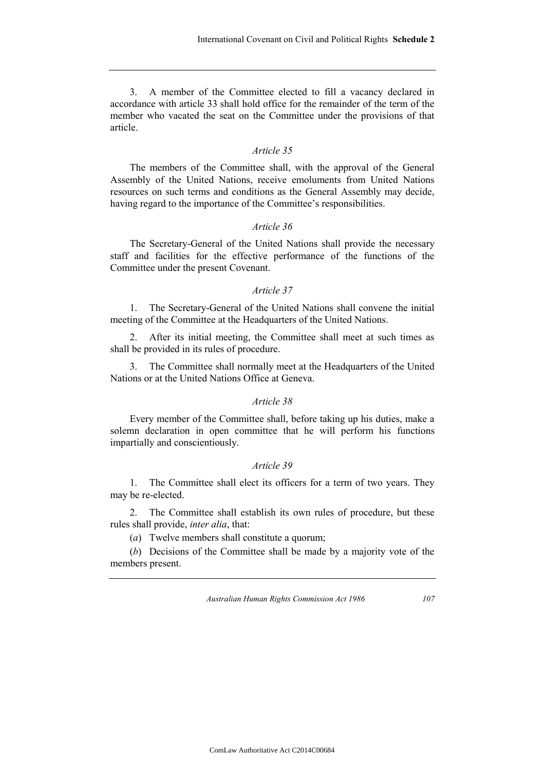3. A member of the Committee elected to fill a vacancy declared in accordance with article 33 shall hold office for the remainder of the term of the member who vacated the seat on the Committee under the provisions of that article.

*Article 35*

The members of the Committee shall, with the approval of the General Assembly of the United Nations, receive emoluments from United Nations resources on such terms and conditions as the General Assembly may decide, having regard to the importance of the Committee's responsibilities.

*Article 36*

The Secretary-General of the United Nations shall provide the necessary staff and facilities for the effective performance of the functions of the Committee under the present Covenant.

*Article 37*

1. The Secretary-General of the United Nations shall convene the initial meeting of the Committee at the Headquarters of the United Nations.

2. After its initial meeting, the Committee shall meet at such times as shall be provided in its rules of procedure.

3. The Committee shall normally meet at the Headquarters of the United Nations or at the United Nations Office at Geneva.

*Article 38*

Every member of the Committee shall, before taking up his duties, make a solemn declaration in open committee that he will perform his functions impartially and conscientiously.

*Article 39*

1. The Committee shall elect its officers for a term of two years. They may be re-elected.

2. The Committee shall establish its own rules of procedure, but these rules shall provide, *inter alia*, that:

(*a*) Twelve members shall constitute a quorum;

(*b*) Decisions of the Committee shall be made by a majority vote of the members present.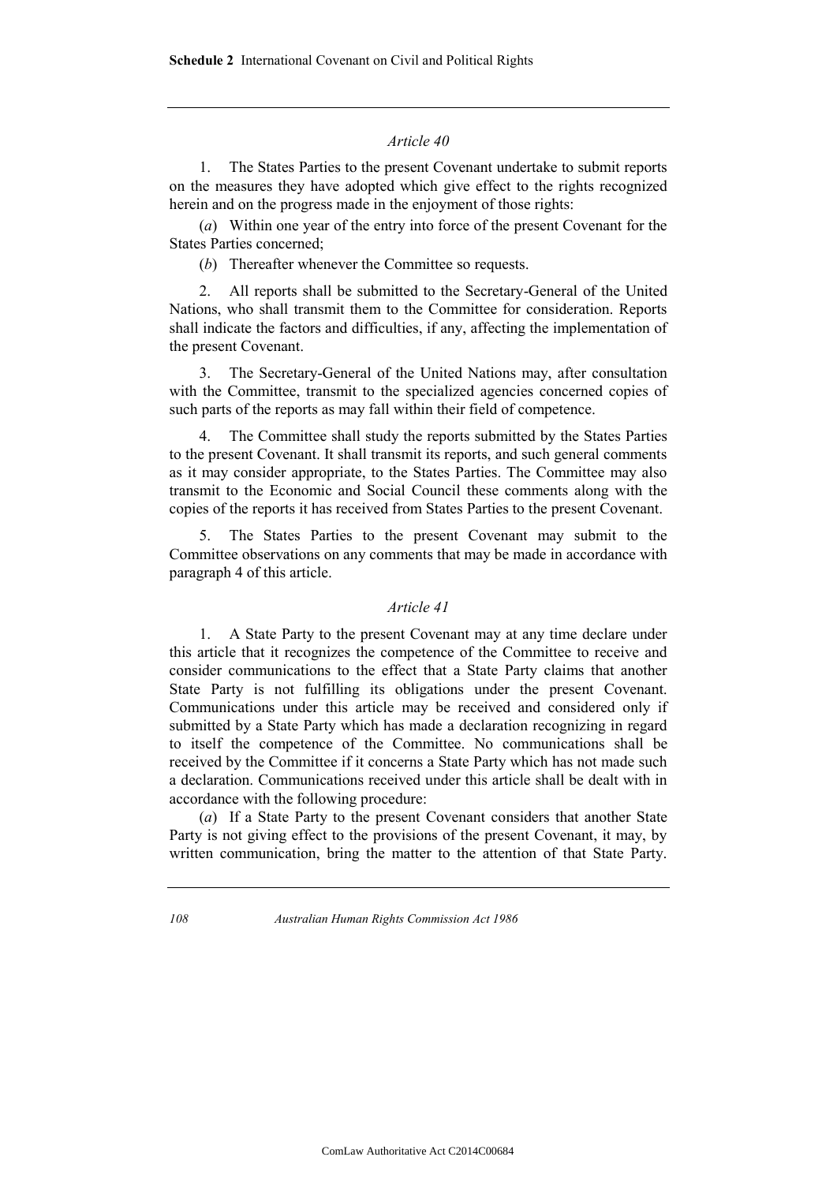*Article 40*

1. The States Parties to the present Covenant undertake to submit reports on the measures they have adopted which give effect to the rights recognized herein and on the progress made in the enjoyment of those rights:

(*a*) Within one year of the entry into force of the present Covenant for the States Parties concerned;

(*b*) Thereafter whenever the Committee so requests.

2. All reports shall be submitted to the Secretary-General of the United Nations, who shall transmit them to the Committee for consideration. Reports shall indicate the factors and difficulties, if any, affecting the implementation of the present Covenant.

3. The Secretary-General of the United Nations may, after consultation with the Committee, transmit to the specialized agencies concerned copies of such parts of the reports as may fall within their field of competence.

4. The Committee shall study the reports submitted by the States Parties to the present Covenant. It shall transmit its reports, and such general comments as it may consider appropriate, to the States Parties. The Committee may also transmit to the Economic and Social Council these comments along with the copies of the reports it has received from States Parties to the present Covenant.

5. The States Parties to the present Covenant may submit to the Committee observations on any comments that may be made in accordance with paragraph 4 of this article.

*Article 41*

1. A State Party to the present Covenant may at any time declare under this article that it recognizes the competence of the Committee to receive and consider communications to the effect that a State Party claims that another State Party is not fulfilling its obligations under the present Covenant. Communications under this article may be received and considered only if submitted by a State Party which has made a declaration recognizing in regard to itself the competence of the Committee. No communications shall be received by the Committee if it concerns a State Party which has not made such a declaration. Communications received under this article shall be dealt with in accordance with the following procedure:

(*a*) If a State Party to the present Covenant considers that another State Party is not giving effect to the provisions of the present Covenant, it may, by written communication, bring the matter to the attention of that State Party.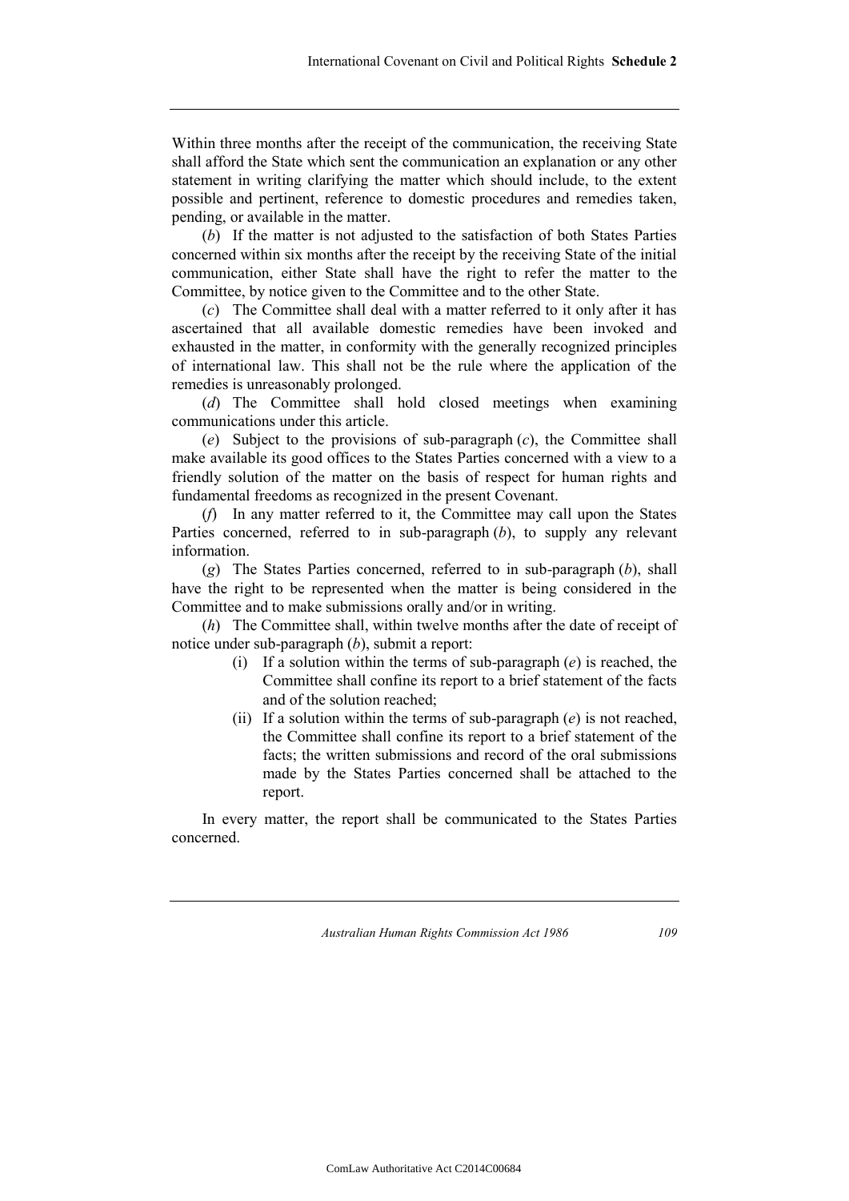Within three months after the receipt of the communication, the receiving State shall afford the State which sent the communication an explanation or any other statement in writing clarifying the matter which should include, to the extent possible and pertinent, reference to domestic procedures and remedies taken, pending, or available in the matter.

(*b*) If the matter is not adjusted to the satisfaction of both States Parties concerned within six months after the receipt by the receiving State of the initial communication, either State shall have the right to refer the matter to the Committee, by notice given to the Committee and to the other State.

(*c*) The Committee shall deal with a matter referred to it only after it has ascertained that all available domestic remedies have been invoked and exhausted in the matter, in conformity with the generally recognized principles of international law. This shall not be the rule where the application of the remedies is unreasonably prolonged.

(*d*) The Committee shall hold closed meetings when examining communications under this article.

(*e*) Subject to the provisions of sub-paragraph (*c*), the Committee shall make available its good offices to the States Parties concerned with a view to a friendly solution of the matter on the basis of respect for human rights and fundamental freedoms as recognized in the present Covenant.

(*f*) In any matter referred to it, the Committee may call upon the States Parties concerned, referred to in sub-paragraph (*b*), to supply any relevant information.

(*g*) The States Parties concerned, referred to in sub-paragraph (*b*), shall have the right to be represented when the matter is being considered in the Committee and to make submissions orally and/or in writing.

(*h*) The Committee shall, within twelve months after the date of receipt of notice under sub-paragraph (*b*), submit a report:

- (i) If a solution within the terms of sub-paragraph (*e*) is reached, the Committee shall confine its report to a brief statement of the facts and of the solution reached;
- (ii) If a solution within the terms of sub-paragraph (*e*) is not reached, the Committee shall confine its report to a brief statement of the facts; the written submissions and record of the oral submissions made by the States Parties concerned shall be attached to the report.

In every matter, the report shall be communicated to the States Parties concerned.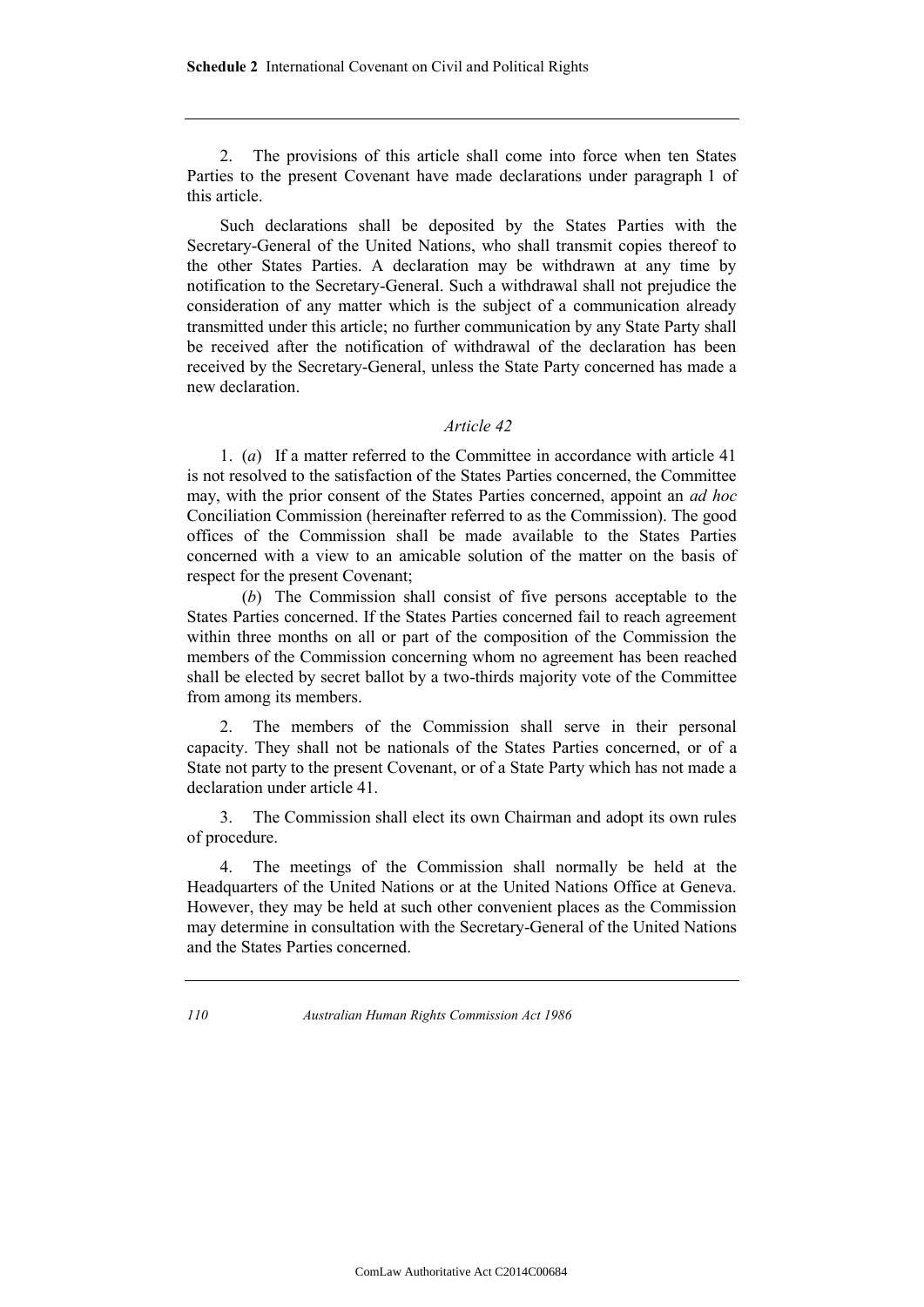2. The provisions of this article shall come into force when ten States Parties to the present Covenant have made declarations under paragraph 1 of this article.

Such declarations shall be deposited by the States Parties with the Secretary-General of the United Nations, who shall transmit copies thereof to the other States Parties. A declaration may be withdrawn at any time by notification to the Secretary-General. Such a withdrawal shall not prejudice the consideration of any matter which is the subject of a communication already transmitted under this article; no further communication by any State Party shall be received after the notification of withdrawal of the declaration has been received by the Secretary-General, unless the State Party concerned has made a new declaration.

*Article 42*

1. (*a*) If a matter referred to the Committee in accordance with article 41 is not resolved to the satisfaction of the States Parties concerned, the Committee may, with the prior consent of the States Parties concerned, appoint an *ad hoc* Conciliation Commission (hereinafter referred to as the Commission). The good offices of the Commission shall be made available to the States Parties concerned with a view to an amicable solution of the matter on the basis of respect for the present Covenant;

(*b*) The Commission shall consist of five persons acceptable to the States Parties concerned. If the States Parties concerned fail to reach agreement within three months on all or part of the composition of the Commission the members of the Commission concerning whom no agreement has been reached shall be elected by secret ballot by a two-thirds majority vote of the Committee from among its members.

2. The members of the Commission shall serve in their personal capacity. They shall not be nationals of the States Parties concerned, or of a State not party to the present Covenant, or of a State Party which has not made a declaration under article 41.

3. The Commission shall elect its own Chairman and adopt its own rules of procedure.

4. The meetings of the Commission shall normally be held at the Headquarters of the United Nations or at the United Nations Office at Geneva. However, they may be held at such other convenient places as the Commission may determine in consultation with the Secretary-General of the United Nations and the States Parties concerned.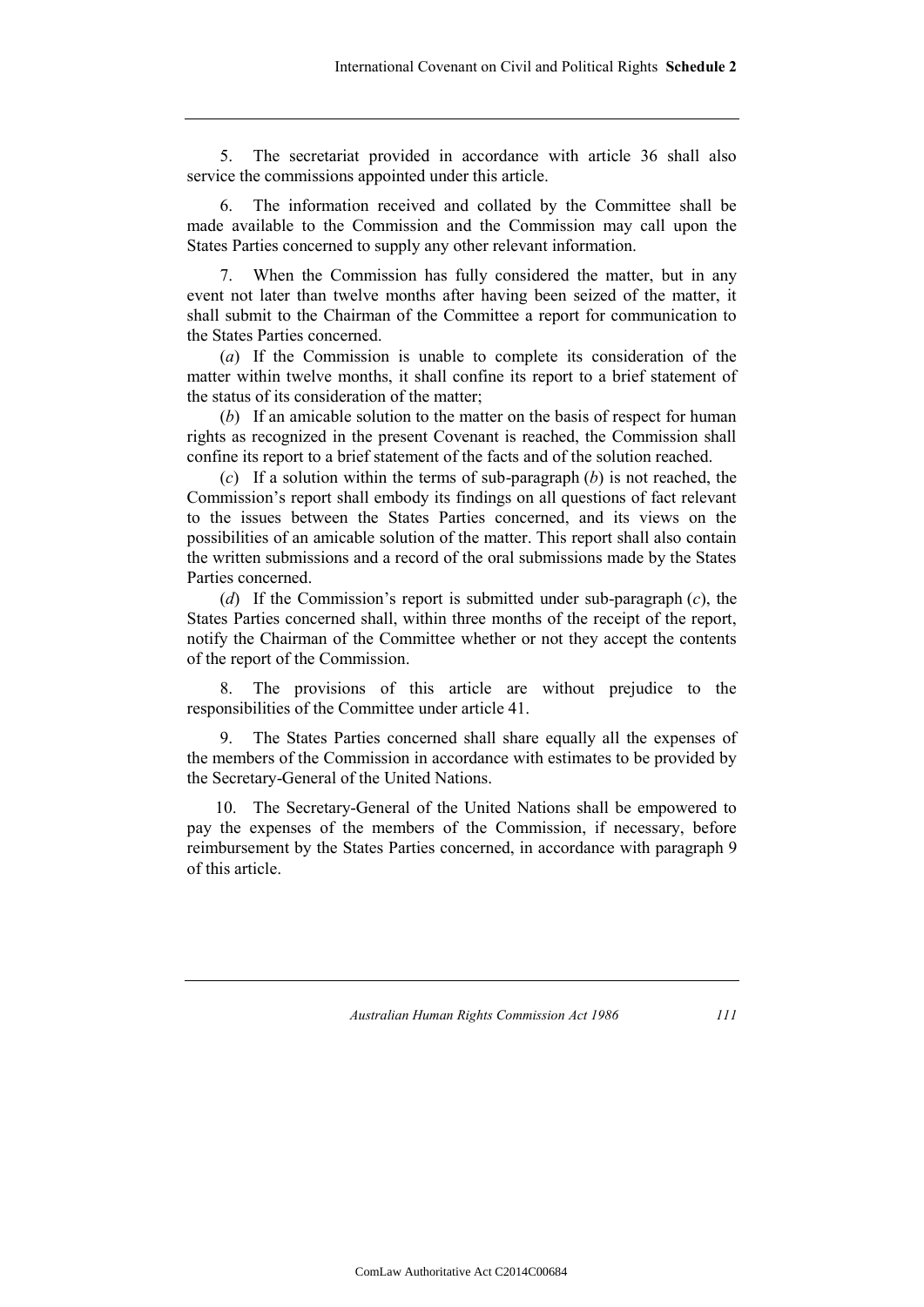5. The secretariat provided in accordance with article 36 shall also service the commissions appointed under this article.

6. The information received and collated by the Committee shall be made available to the Commission and the Commission may call upon the States Parties concerned to supply any other relevant information.

7. When the Commission has fully considered the matter, but in any event not later than twelve months after having been seized of the matter, it shall submit to the Chairman of the Committee a report for communication to the States Parties concerned.

(*a*) If the Commission is unable to complete its consideration of the matter within twelve months, it shall confine its report to a brief statement of the status of its consideration of the matter;

(*b*) If an amicable solution to the matter on the basis of respect for human rights as recognized in the present Covenant is reached, the Commission shall confine its report to a brief statement of the facts and of the solution reached.

(*c*) If a solution within the terms of sub-paragraph (*b*) is not reached, the Commission's report shall embody its findings on all questions of fact relevant to the issues between the States Parties concerned, and its views on the possibilities of an amicable solution of the matter. This report shall also contain the written submissions and a record of the oral submissions made by the States Parties concerned.

(*d*) If the Commission's report is submitted under sub-paragraph (*c*), the States Parties concerned shall, within three months of the receipt of the report, notify the Chairman of the Committee whether or not they accept the contents of the report of the Commission.

8. The provisions of this article are without prejudice to the responsibilities of the Committee under article 41.

9. The States Parties concerned shall share equally all the expenses of the members of the Commission in accordance with estimates to be provided by the Secretary-General of the United Nations.

10. The Secretary-General of the United Nations shall be empowered to pay the expenses of the members of the Commission, if necessary, before reimbursement by the States Parties concerned, in accordance with paragraph 9 of this article.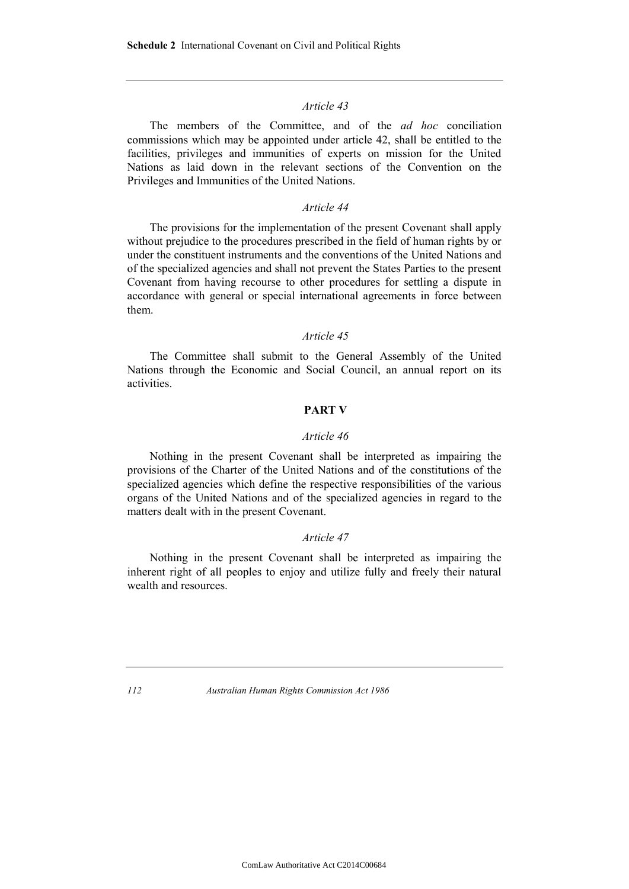*Article 43*

The members of the Committee, and of the *ad hoc* conciliation commissions which may be appointed under article 42, shall be entitled to the facilities, privileges and immunities of experts on mission for the United Nations as laid down in the relevant sections of the Convention on the Privileges and Immunities of the United Nations.

*Article 44*

The provisions for the implementation of the present Covenant shall apply without prejudice to the procedures prescribed in the field of human rights by or under the constituent instruments and the conventions of the United Nations and of the specialized agencies and shall not prevent the States Parties to the present Covenant from having recourse to other procedures for settling a dispute in accordance with general or special international agreements in force between them.

*Article 45*

The Committee shall submit to the General Assembly of the United Nations through the Economic and Social Council, an annual report on its activities.

**PART V**

*Article 46*

Nothing in the present Covenant shall be interpreted as impairing the provisions of the Charter of the United Nations and of the constitutions of the specialized agencies which define the respective responsibilities of the various organs of the United Nations and of the specialized agencies in regard to the matters dealt with in the present Covenant.

*Article 47*

Nothing in the present Covenant shall be interpreted as impairing the inherent right of all peoples to enjoy and utilize fully and freely their natural wealth and resources.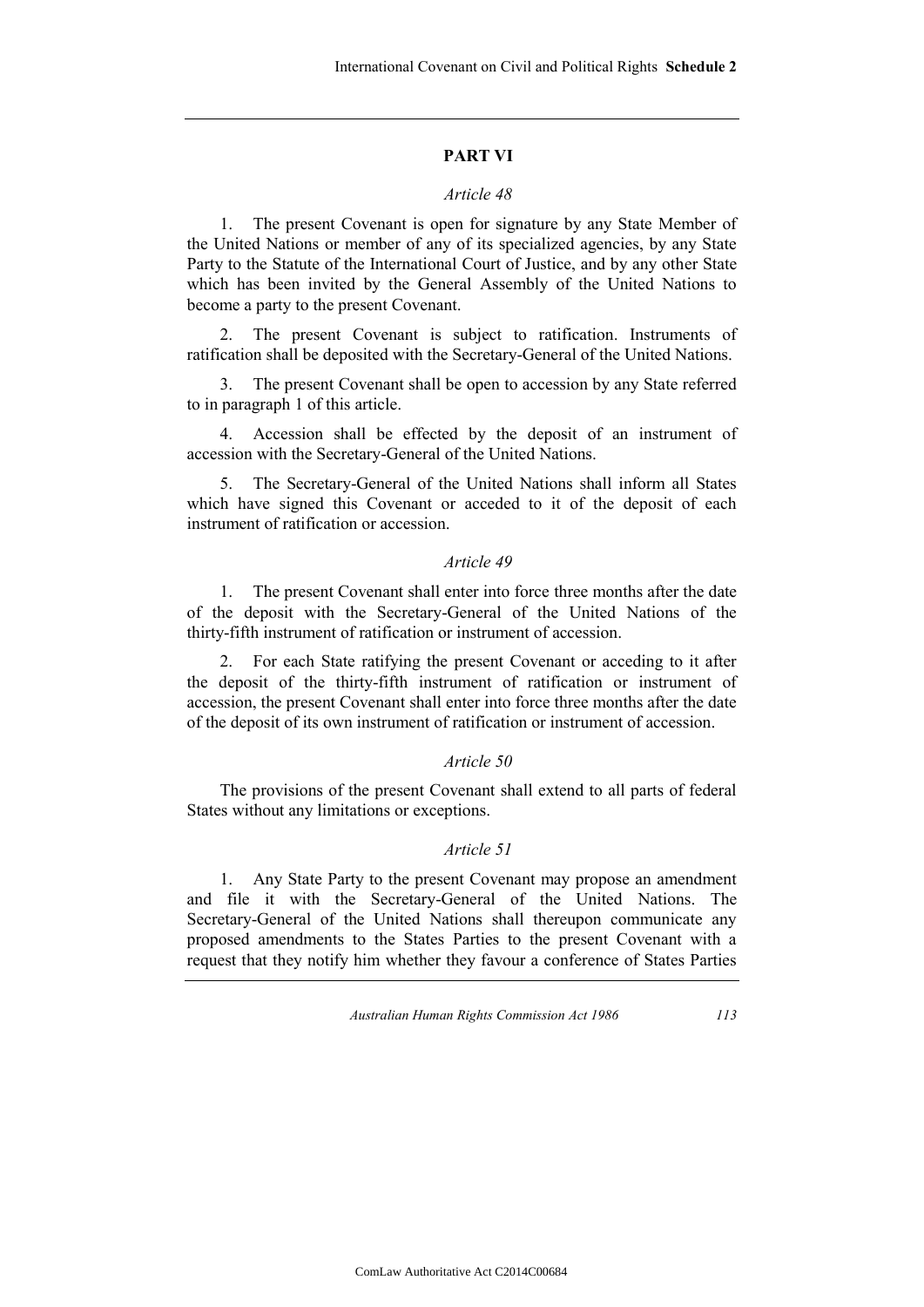## PART VI

### *Article 48*

1. The present Covenant is open for signature by any State Member of the United Nations or member of any of its specialized agencies, by any State Party to the Statute of the International Court of Justice, and by any other State which has been invited by the General Assembly of the United Nations to become a party to the present Covenant.

2. The present Covenant is subject to ratification. Instruments of ratification shall be deposited with the Secretary-General of the United Nations.

3. The present Covenant shall be open to accession by any State referred to in paragraph 1 of this article.

4. Accession shall be effected by the deposit of an instrument of accession with the Secretary-General of the United Nations.

5. The Secretary-General of the United Nations shall inform all States which have signed this Covenant or acceded to it of the deposit of each instrument of ratification or accession.

### *Article 49*

1. The present Covenant shall enter into force three months after the date of the deposit with the Secretary-General of the United Nations of the thirty-fifth instrument of ratification or instrument of accession.

2. For each State ratifying the present Covenant or acceding to it after the deposit of the thirty-fifth instrument of ratification or instrument of accession, the present Covenant shall enter into force three months after the date of the deposit of its own instrument of ratification or instrument of accession.

### *Article 50*

The provisions of the present Covenant shall extend to all parts of federal States without any limitations or exceptions.

### *Article 51*

1. Any State Party to the present Covenant may propose an amendment and file it with the Secretary-General of the United Nations. The Secretary-General of the United Nations shall thereupon communicate any proposed amendments to the States Parties to the present Covenant with a request that they notify him whether they favour a conference of States Parties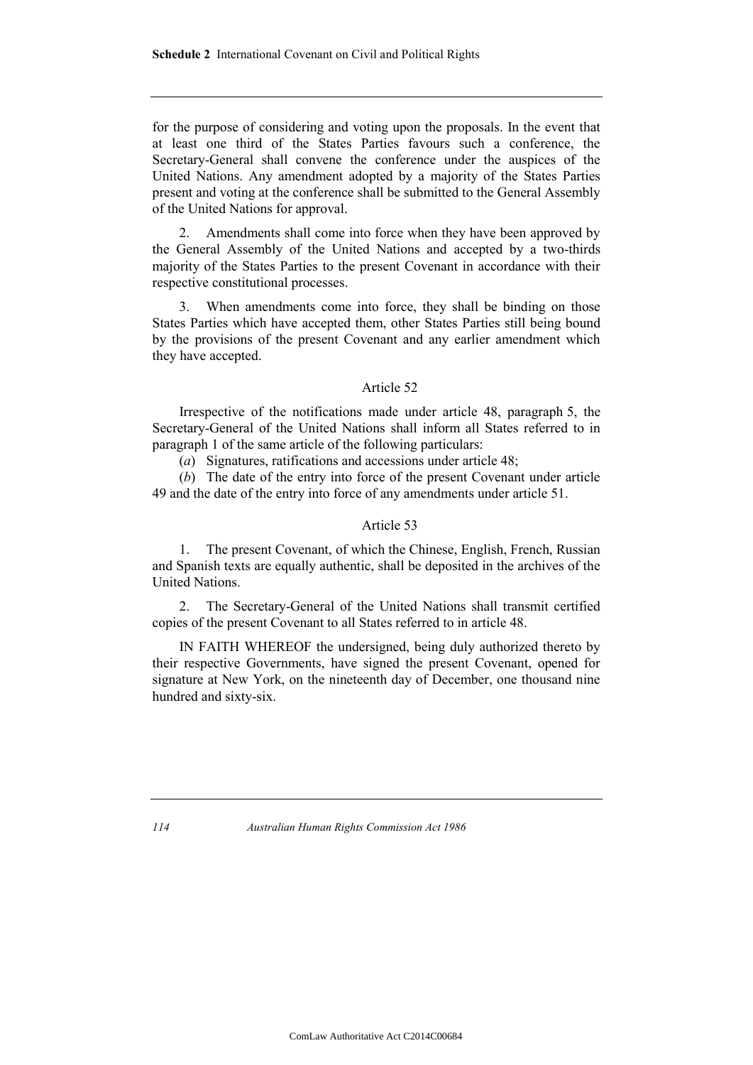for the purpose of considering and voting upon the proposals. In the event that at least one third of the States Parties favours such a conference, the Secretary-General shall convene the conference under the auspices of the United Nations. Any amendment adopted by a majority of the States Parties present and voting at the conference shall be submitted to the General Assembly of the United Nations for approval.

2. Amendments shall come into force when they have been approved by the General Assembly of the United Nations and accepted by a two-thirds majority of the States Parties to the present Covenant in accordance with their respective constitutional processes.

3. When amendments come into force, they shall be binding on those States Parties which have accepted them, other States Parties still being bound by the provisions of the present Covenant and any earlier amendment which they have accepted.

Article 52

Irrespective of the notifications made under article 48, paragraph 5, the Secretary-General of the United Nations shall inform all States referred to in paragraph 1 of the same article of the following particulars:

(*a*) Signatures, ratifications and accessions under article 48;

(*b*) The date of the entry into force of the present Covenant under article 49 and the date of the entry into force of any amendments under article 51.

Article 53

1. The present Covenant, of which the Chinese, English, French, Russian and Spanish texts are equally authentic, shall be deposited in the archives of the United Nations.

2. The Secretary-General of the United Nations shall transmit certified copies of the present Covenant to all States referred to in article 48.

IN FAITH WHEREOF the undersigned, being duly authorized thereto by their respective Governments, have signed the present Covenant, opened for signature at New York, on the nineteenth day of December, one thousand nine hundred and sixty-six.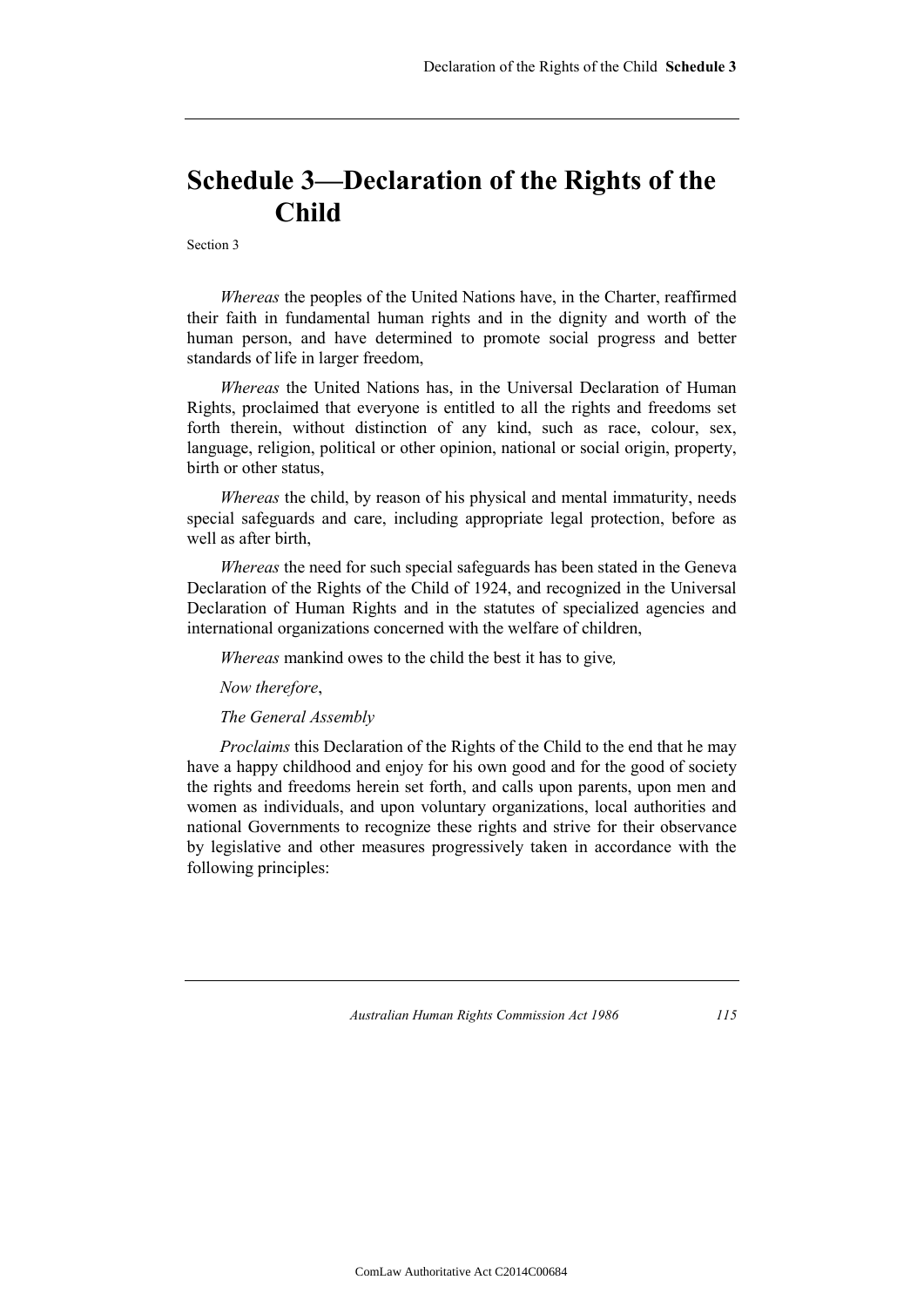# Schedule 3—Declaration of the Rights of the Child

Section 3

*Whereas* the peoples of the United Nations have, in the Charter, reaffirmed their faith in fundamental human rights and in the dignity and worth of the human person, and have determined to promote social progress and better standards of life in larger freedom,

*Whereas* the United Nations has, in the Universal Declaration of Human Rights, proclaimed that everyone is entitled to all the rights and freedoms set forth therein, without distinction of any kind, such as race, colour, sex, language, religion, political or other opinion, national or social origin, property, birth or other status,

*Whereas* the child, by reason of his physical and mental immaturity, needs special safeguards and care, including appropriate legal protection, before as well as after birth,

*Whereas* the need for such special safeguards has been stated in the Geneva Declaration of the Rights of the Child of 1924, and recognized in the Universal Declaration of Human Rights and in the statutes of specialized agencies and international organizations concerned with the welfare of children,

*Whereas* mankind owes to the child the best it has to give,

*Now therefore*,

*The General Assembly*

*Proclaims* this Declaration of the Rights of the Child to the end that he may have a happy childhood and enjoy for his own good and for the good of society the rights and freedoms herein set forth, and calls upon parents, upon men and women as individuals, and upon voluntary organizations, local authorities and national Governments to recognize these rights and strive for their observance by legislative and other measures progressively taken in accordance with the following principles: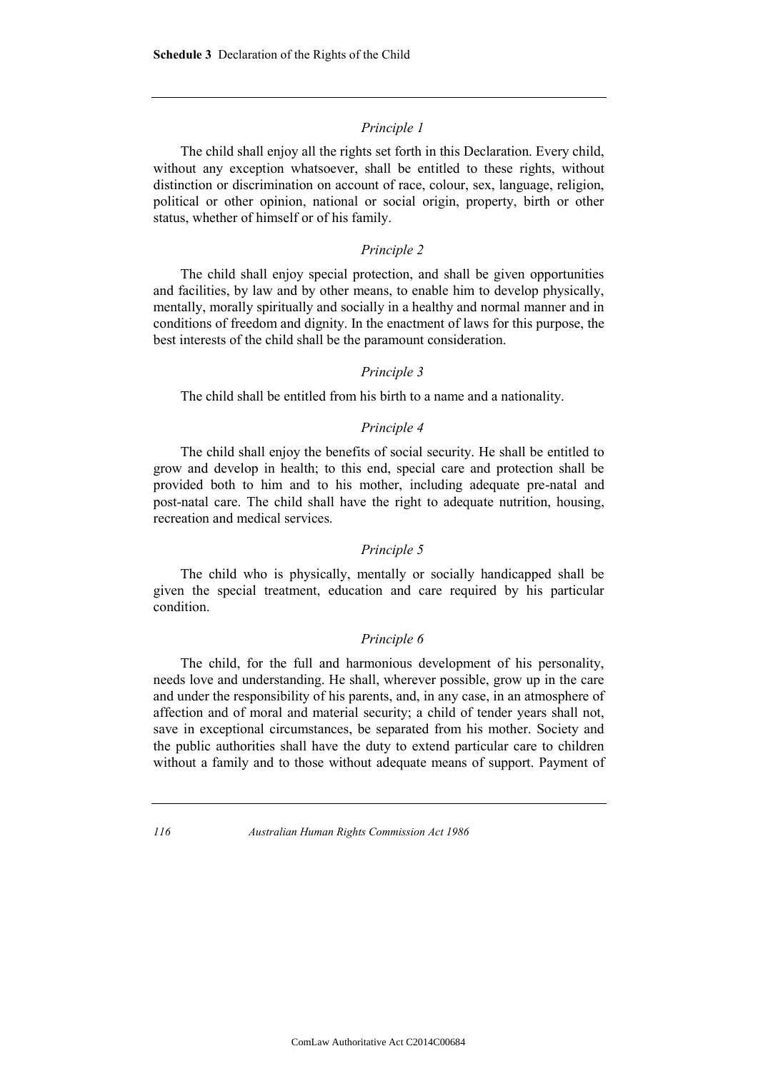*Principle 1*

The child shall enjoy all the rights set forth in this Declaration. Every child, without any exception whatsoever, shall be entitled to these rights, without distinction or discrimination on account of race, colour, sex, language, religion, political or other opinion, national or social origin, property, birth or other status, whether of himself or of his family.

*Principle 2*

The child shall enjoy special protection, and shall be given opportunities and facilities, by law and by other means, to enable him to develop physically, mentally, morally spiritually and socially in a healthy and normal manner and in conditions of freedom and dignity. In the enactment of laws for this purpose, the best interests of the child shall be the paramount consideration.

*Principle 3*

The child shall be entitled from his birth to a name and a nationality.

*Principle 4*

The child shall enjoy the benefits of social security. He shall be entitled to grow and develop in health; to this end, special care and protection shall be provided both to him and to his mother, including adequate pre-natal and post-natal care. The child shall have the right to adequate nutrition, housing, recreation and medical services.

*Principle 5*

The child who is physically, mentally or socially handicapped shall be given the special treatment, education and care required by his particular condition.

*Principle 6*

The child, for the full and harmonious development of his personality, needs love and understanding. He shall, wherever possible, grow up in the care and under the responsibility of his parents, and, in any case, in an atmosphere of affection and of moral and material security; a child of tender years shall not, save in exceptional circumstances, be separated from his mother. Society and the public authorities shall have the duty to extend particular care to children without a family and to those without adequate means of support. Payment of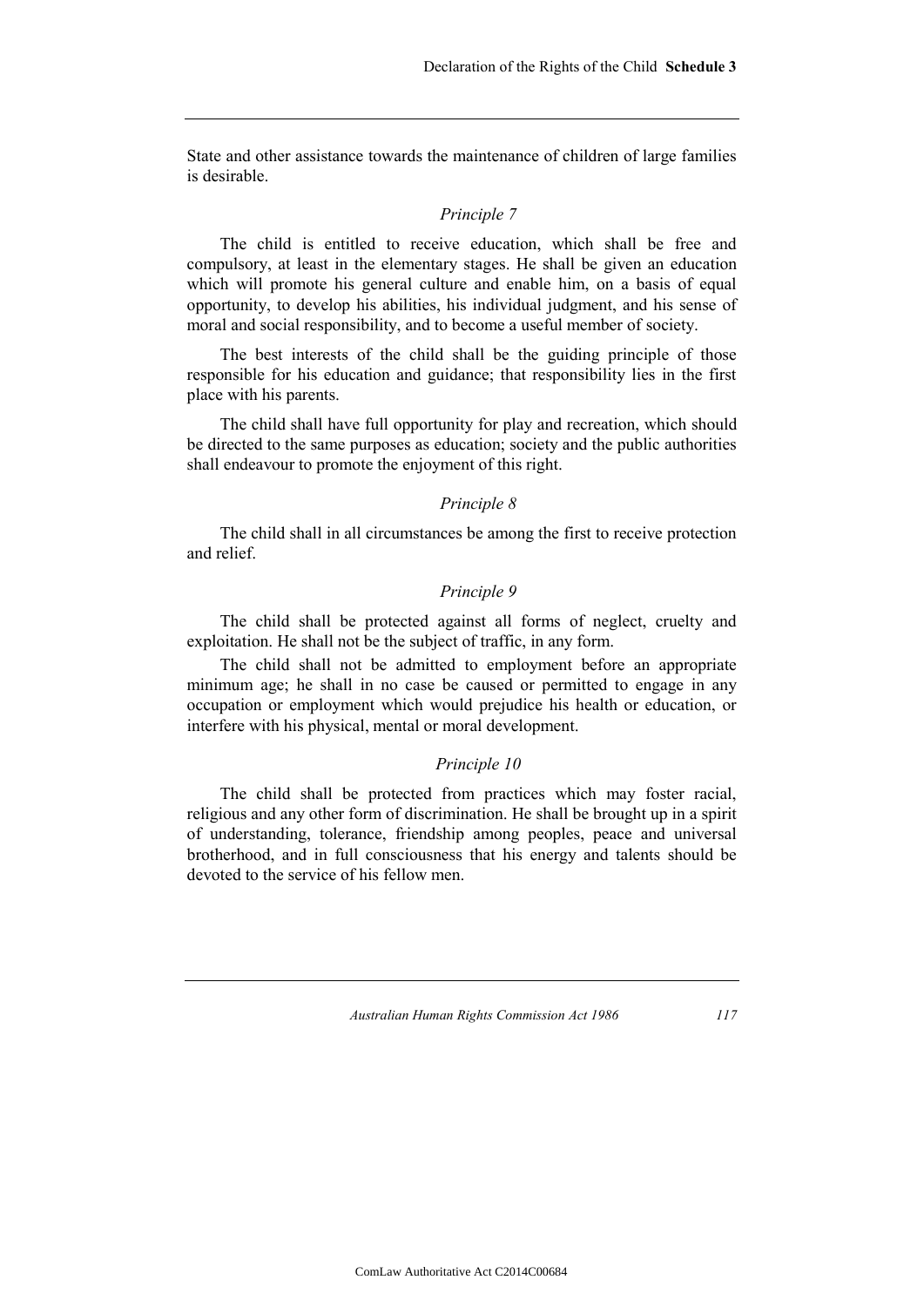State and other assistance towards the maintenance of children of large families is desirable.

*Principle 7*

The child is entitled to receive education, which shall be free and compulsory, at least in the elementary stages. He shall be given an education which will promote his general culture and enable him, on a basis of equal opportunity, to develop his abilities, his individual judgment, and his sense of moral and social responsibility, and to become a useful member of society.

The best interests of the child shall be the guiding principle of those responsible for his education and guidance; that responsibility lies in the first place with his parents.

The child shall have full opportunity for play and recreation, which should be directed to the same purposes as education; society and the public authorities shall endeavour to promote the enjoyment of this right.

*Principle 8*

The child shall in all circumstances be among the first to receive protection and relief.

*Principle 9*

The child shall be protected against all forms of neglect, cruelty and exploitation. He shall not be the subject of traffic, in any form.

The child shall not be admitted to employment before an appropriate minimum age; he shall in no case be caused or permitted to engage in any occupation or employment which would prejudice his health or education, or interfere with his physical, mental or moral development.

*Principle 10*

The child shall be protected from practices which may foster racial, religious and any other form of discrimination. He shall be brought up in a spirit of understanding, tolerance, friendship among peoples, peace and universal brotherhood, and in full consciousness that his energy and talents should be devoted to the service of his fellow men.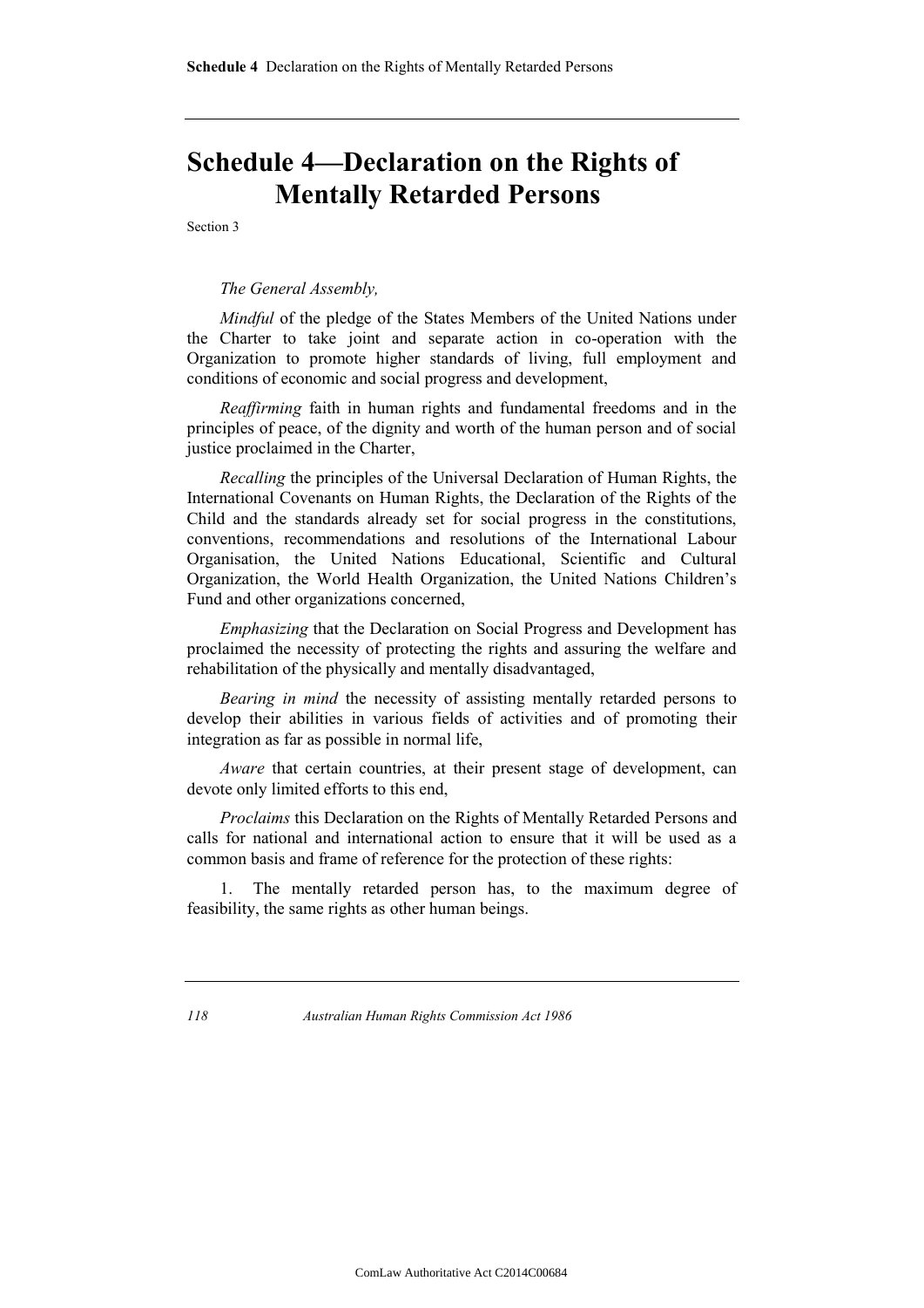# Schedule 4—Declaration on the Rights of Mentally Retarded Persons

Section 3

*The General Assembly,*

*Mindful* of the pledge of the States Members of the United Nations under the Charter to take joint and separate action in co-operation with the Organization to promote higher standards of living, full employment and conditions of economic and social progress and development,

*Reaffirming* faith in human rights and fundamental freedoms and in the principles of peace, of the dignity and worth of the human person and of social justice proclaimed in the Charter,

*Recalling* the principles of the Universal Declaration of Human Rights, the International Covenants on Human Rights, the Declaration of the Rights of the Child and the standards already set for social progress in the constitutions, conventions, recommendations and resolutions of the International Labour Organisation, the United Nations Educational, Scientific and Cultural Organization, the World Health Organization, the United Nations Children's Fund and other organizations concerned,

*Emphasizing* that the Declaration on Social Progress and Development has proclaimed the necessity of protecting the rights and assuring the welfare and rehabilitation of the physically and mentally disadvantaged,

*Bearing in mind* the necessity of assisting mentally retarded persons to develop their abilities in various fields of activities and of promoting their integration as far as possible in normal life,

*Aware* that certain countries, at their present stage of development, can devote only limited efforts to this end,

*Proclaims* this Declaration on the Rights of Mentally Retarded Persons and calls for national and international action to ensure that it will be used as a common basis and frame of reference for the protection of these rights:

1. The mentally retarded person has, to the maximum degree of feasibility, the same rights as other human beings.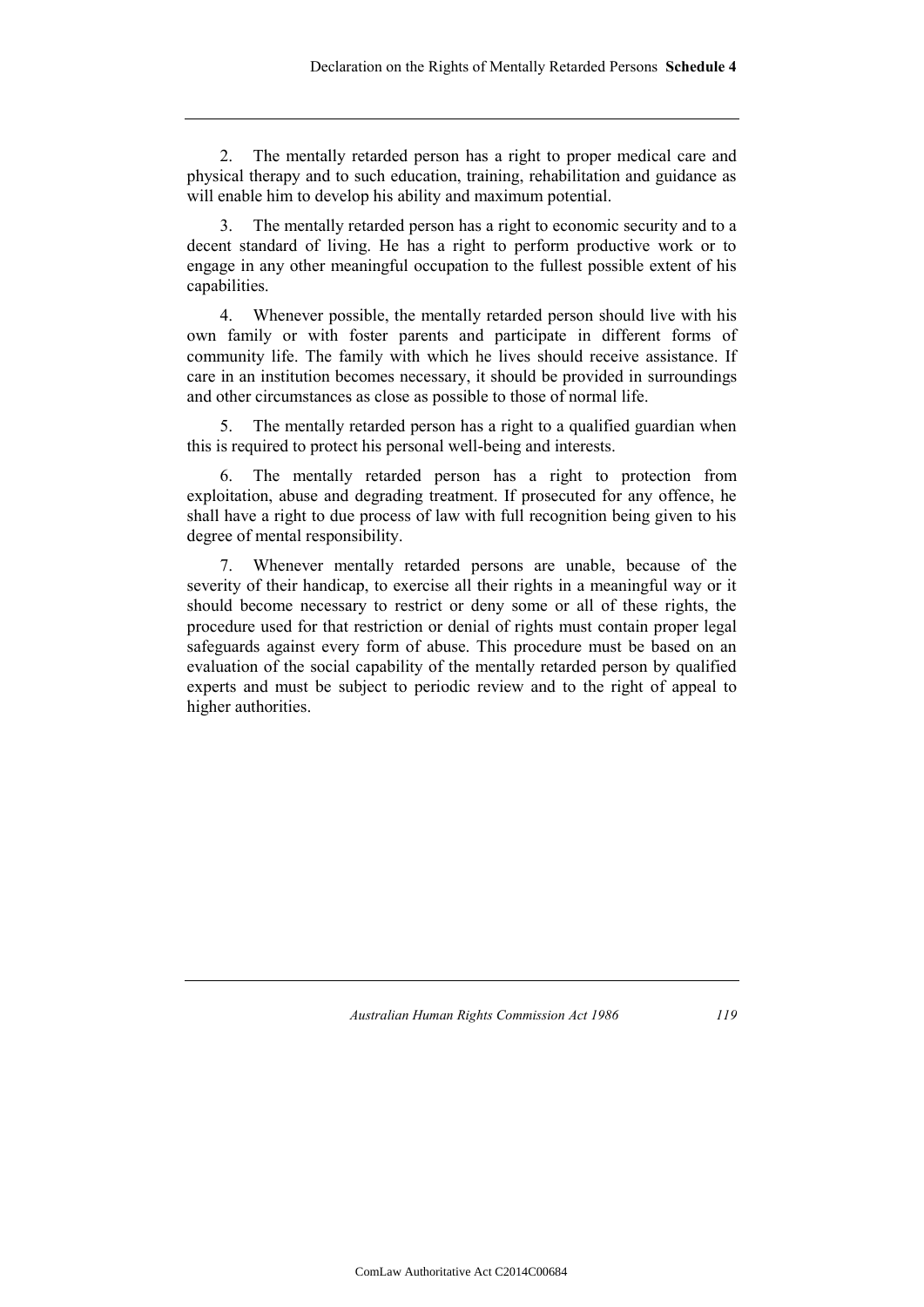2. The mentally retarded person has a right to proper medical care and physical therapy and to such education, training, rehabilitation and guidance as will enable him to develop his ability and maximum potential.

3. The mentally retarded person has a right to economic security and to a decent standard of living. He has a right to perform productive work or to engage in any other meaningful occupation to the fullest possible extent of his capabilities.

4. Whenever possible, the mentally retarded person should live with his own family or with foster parents and participate in different forms of community life. The family with which he lives should receive assistance. If care in an institution becomes necessary, it should be provided in surroundings and other circumstances as close as possible to those of normal life.

5. The mentally retarded person has a right to a qualified guardian when this is required to protect his personal well-being and interests.

6. The mentally retarded person has a right to protection from exploitation, abuse and degrading treatment. If prosecuted for any offence, he shall have a right to due process of law with full recognition being given to his degree of mental responsibility.

7. Whenever mentally retarded persons are unable, because of the severity of their handicap, to exercise all their rights in a meaningful way or it should become necessary to restrict or deny some or all of these rights, the procedure used for that restriction or denial of rights must contain proper legal safeguards against every form of abuse. This procedure must be based on an evaluation of the social capability of the mentally retarded person by qualified experts and must be subject to periodic review and to the right of appeal to higher authorities.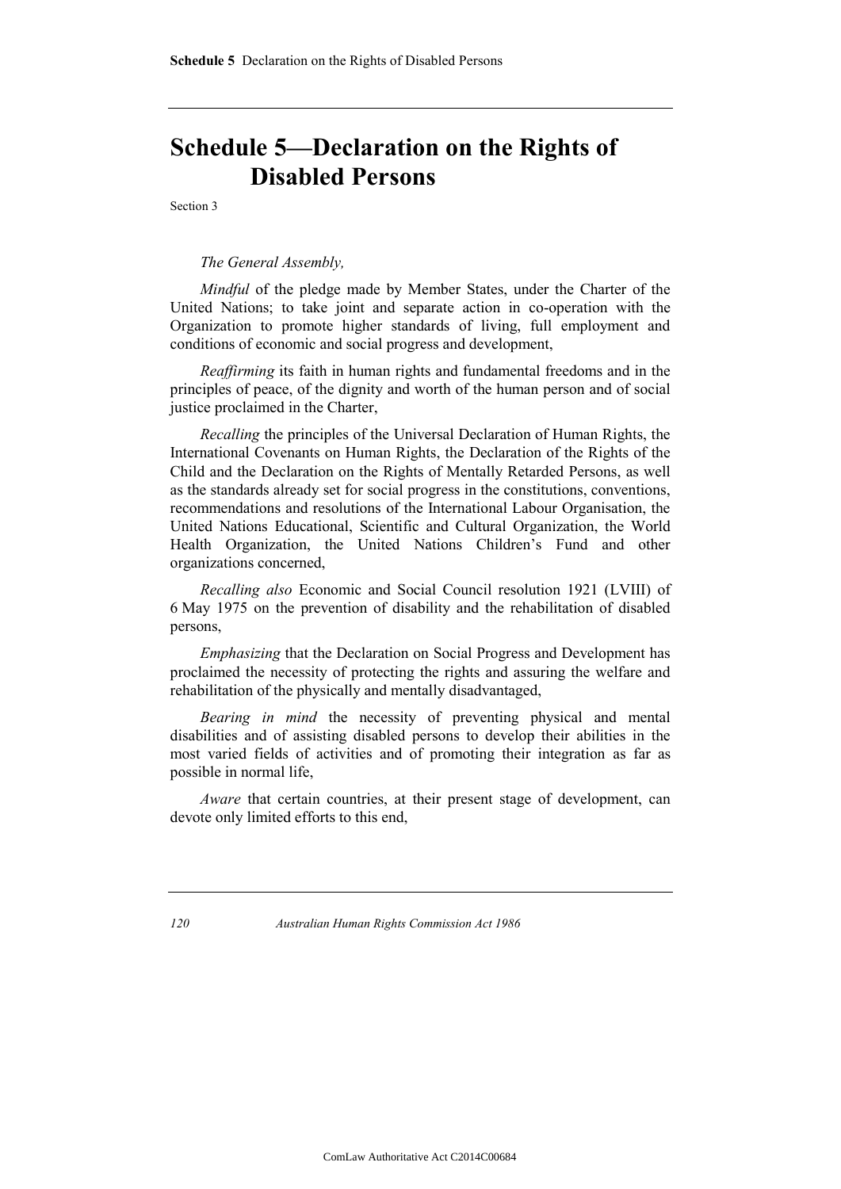# Schedule 5—Declaration on the Rights of Disabled Persons

Section 3

*The General Assembly,*

*Mindful* of the pledge made by Member States, under the Charter of the United Nations; to take joint and separate action in co-operation with the Organization to promote higher standards of living, full employment and conditions of economic and social progress and development,

*Reaffirming* its faith in human rights and fundamental freedoms and in the principles of peace, of the dignity and worth of the human person and of social justice proclaimed in the Charter,

*Recalling* the principles of the Universal Declaration of Human Rights, the International Covenants on Human Rights, the Declaration of the Rights of the Child and the Declaration on the Rights of Mentally Retarded Persons, as well as the standards already set for social progress in the constitutions, conventions, recommendations and resolutions of the International Labour Organisation, the United Nations Educational, Scientific and Cultural Organization, the World Health Organization, the United Nations Children's Fund and other organizations concerned,

*Recalling also* Economic and Social Council resolution 1921 (LVIII) of 6 May 1975 on the prevention of disability and the rehabilitation of disabled persons,

*Emphasizing* that the Declaration on Social Progress and Development has proclaimed the necessity of protecting the rights and assuring the welfare and rehabilitation of the physically and mentally disadvantaged,

*Bearing in mind* the necessity of preventing physical and mental disabilities and of assisting disabled persons to develop their abilities in the most varied fields of activities and of promoting their integration as far as possible in normal life,

*Aware* that certain countries, at their present stage of development, can devote only limited efforts to this end,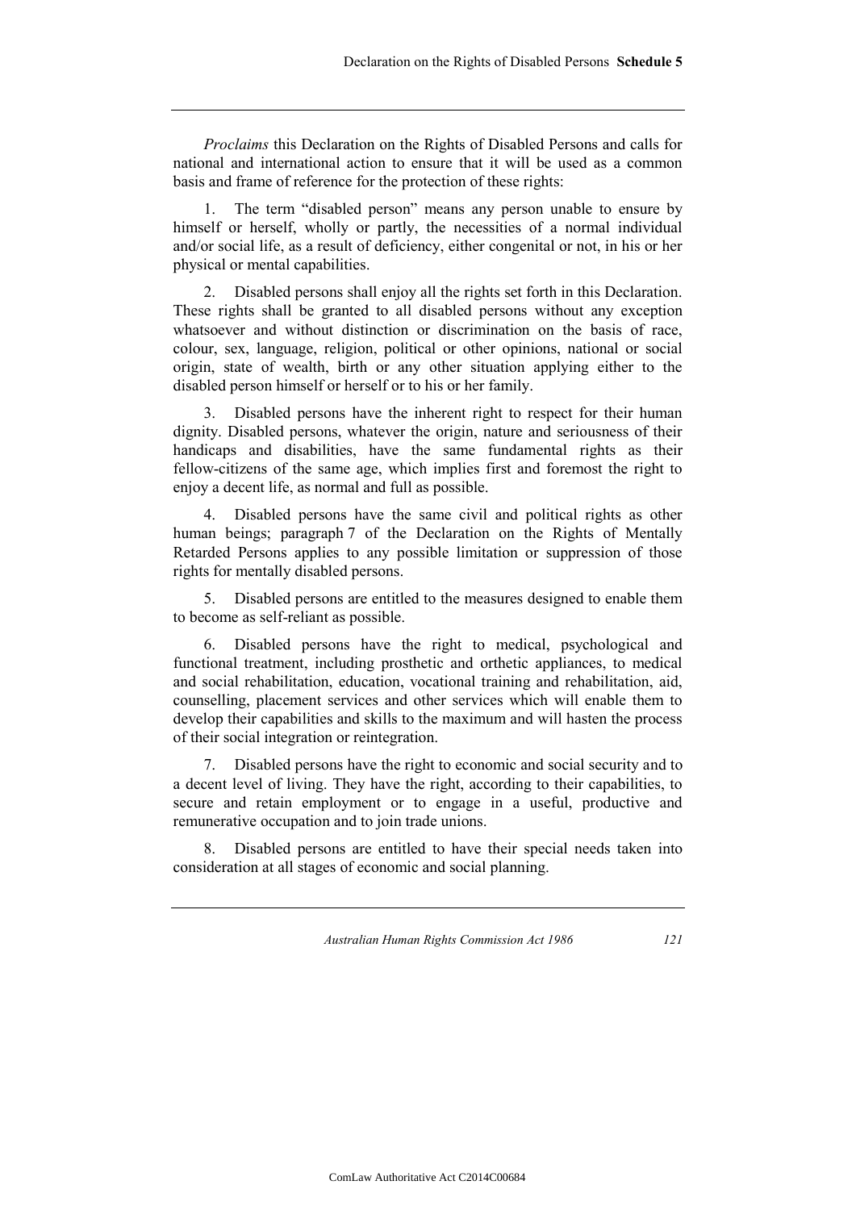*Proclaims* this Declaration on the Rights of Disabled Persons and calls for national and international action to ensure that it will be used as a common basis and frame of reference for the protection of these rights:

1. The term "disabled person" means any person unable to ensure by himself or herself, wholly or partly, the necessities of a normal individual and/or social life, as a result of deficiency, either congenital or not, in his or her physical or mental capabilities.

2. Disabled persons shall enjoy all the rights set forth in this Declaration. These rights shall be granted to all disabled persons without any exception whatsoever and without distinction or discrimination on the basis of race, colour, sex, language, religion, political or other opinions, national or social origin, state of wealth, birth or any other situation applying either to the disabled person himself or herself or to his or her family.

3. Disabled persons have the inherent right to respect for their human dignity. Disabled persons, whatever the origin, nature and seriousness of their handicaps and disabilities, have the same fundamental rights as their fellow-citizens of the same age, which implies first and foremost the right to enjoy a decent life, as normal and full as possible.

4. Disabled persons have the same civil and political rights as other human beings; paragraph 7 of the Declaration on the Rights of Mentally Retarded Persons applies to any possible limitation or suppression of those rights for mentally disabled persons.

5. Disabled persons are entitled to the measures designed to enable them to become as self-reliant as possible.

6. Disabled persons have the right to medical, psychological and functional treatment, including prosthetic and orthetic appliances, to medical and social rehabilitation, education, vocational training and rehabilitation, aid, counselling, placement services and other services which will enable them to develop their capabilities and skills to the maximum and will hasten the process of their social integration or reintegration.

7. Disabled persons have the right to economic and social security and to a decent level of living. They have the right, according to their capabilities, to secure and retain employment or to engage in a useful, productive and remunerative occupation and to join trade unions.

8. Disabled persons are entitled to have their special needs taken into consideration at all stages of economic and social planning.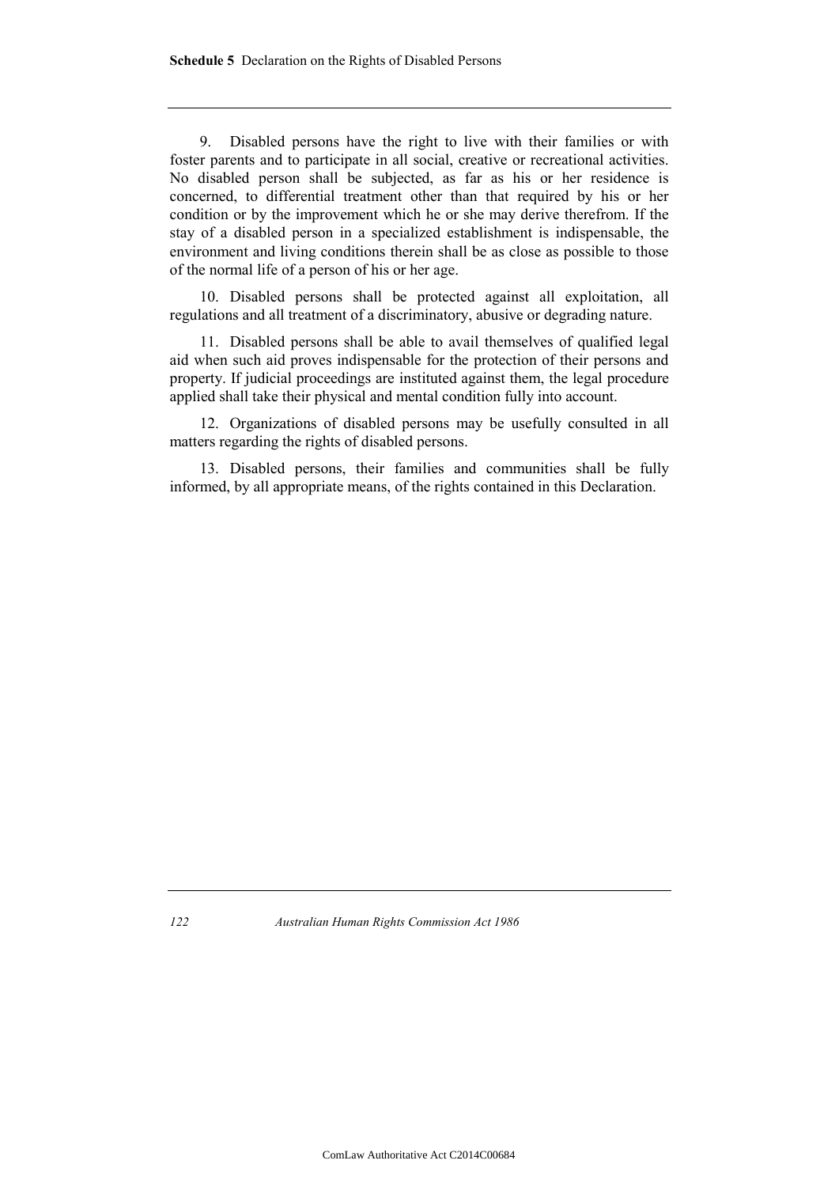9. Disabled persons have the right to live with their families or with foster parents and to participate in all social, creative or recreational activities. No disabled person shall be subjected, as far as his or her residence is concerned, to differential treatment other than that required by his or her condition or by the improvement which he or she may derive therefrom. If the stay of a disabled person in a specialized establishment is indispensable, the environment and living conditions therein shall be as close as possible to those of the normal life of a person of his or her age.

10. Disabled persons shall be protected against all exploitation, all regulations and all treatment of a discriminatory, abusive or degrading nature.

11. Disabled persons shall be able to avail themselves of qualified legal aid when such aid proves indispensable for the protection of their persons and property. If judicial proceedings are instituted against them, the legal procedure applied shall take their physical and mental condition fully into account.

12. Organizations of disabled persons may be usefully consulted in all matters regarding the rights of disabled persons.

13. Disabled persons, their families and communities shall be fully informed, by all appropriate means, of the rights contained in this Declaration.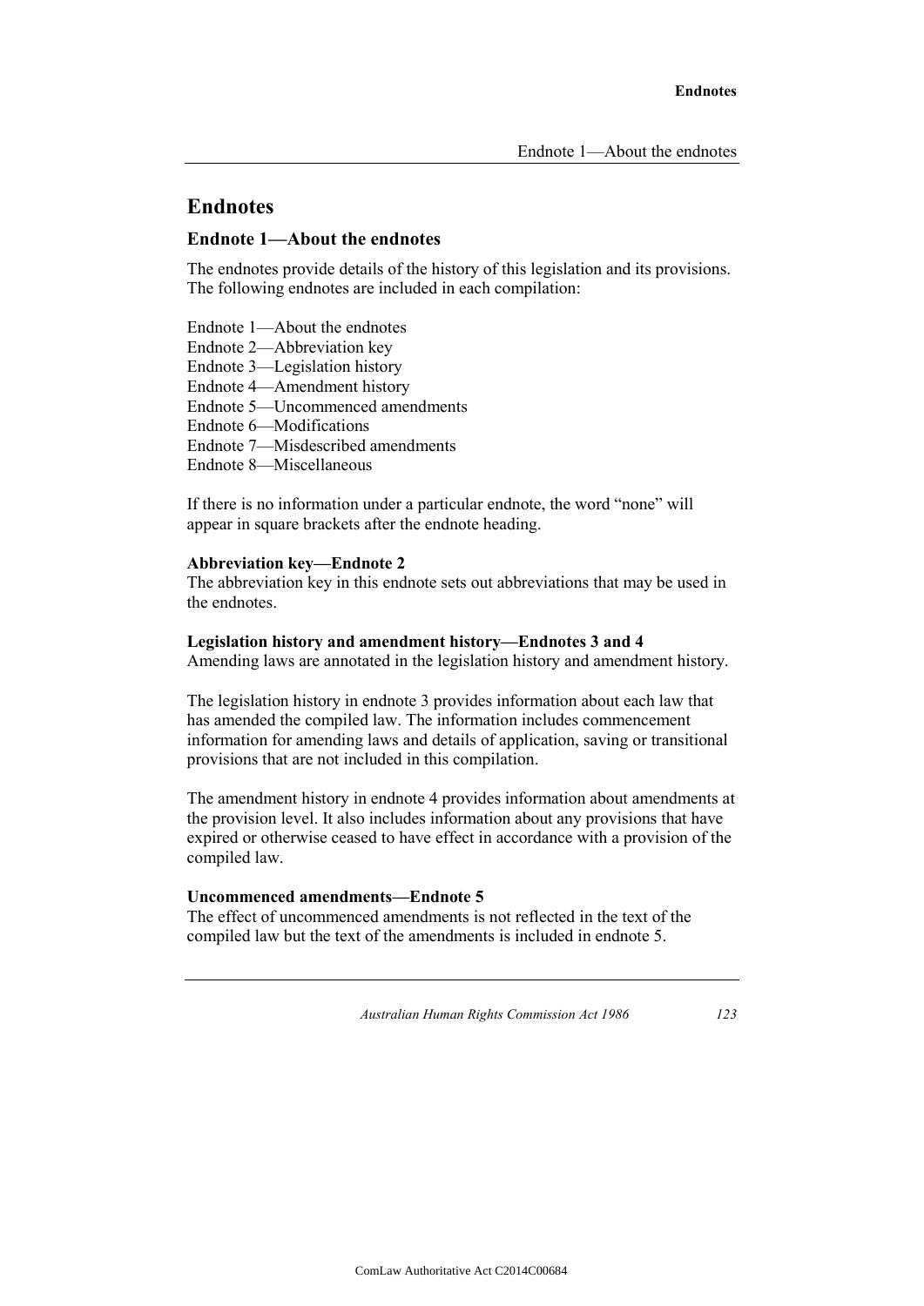## Endnotes

### Endnote 1—About the endnotes

The endnotes provide details of the history of this legislation and its provisions. The following endnotes are included in each compilation:

Endnote 1—About the endnotes
Endnote 2—Abbreviation key
Endnote 3—Legislation history
Endnote 4—Amendment history
Endnote 5—Uncommenced amendments
Endnote 6—Modifications
Endnote 7—Misdescribed amendments
Endnote 8—Miscellaneous

If there is no information under a particular endnote, the word "none" will appear in square brackets after the endnote heading.

**Abbreviation key—Endnote 2**
The abbreviation key in this endnote sets out abbreviations that may be used in the endnotes.

**Legislation history and amendment history—Endnotes 3 and 4**
Amending laws are annotated in the legislation history and amendment history.

The legislation history in endnote 3 provides information about each law that has amended the compiled law. The information includes commencement information for amending laws and details of application, saving or transitional provisions that are not included in this compilation.

The amendment history in endnote 4 provides information about amendments at the provision level. It also includes information about any provisions that have expired or otherwise ceased to have effect in accordance with a provision of the compiled law.

**Uncommenced amendments—Endnote 5**
The effect of uncommenced amendments is not reflected in the text of the compiled law but the text of the amendments is included in endnote 5.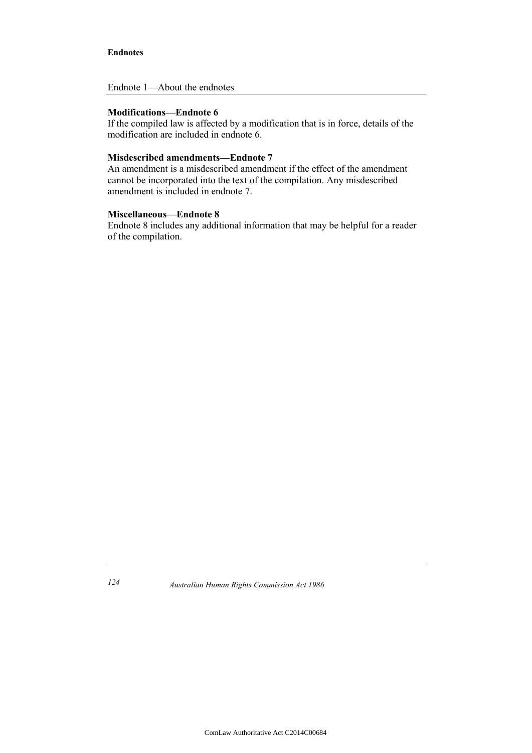Endnote 1—About the endnotes

**Modifications—Endnote 6**
If the compiled law is affected by a modification that is in force, details of the modification are included in endnote 6.

**Misdescribed amendments—Endnote 7**
An amendment is a misdescribed amendment if the effect of the amendment cannot be incorporated into the text of the compilation. Any misdescribed amendment is included in endnote 7.

**Miscellaneous—Endnote 8**
Endnote 8 includes any additional information that may be helpful for a reader of the compilation.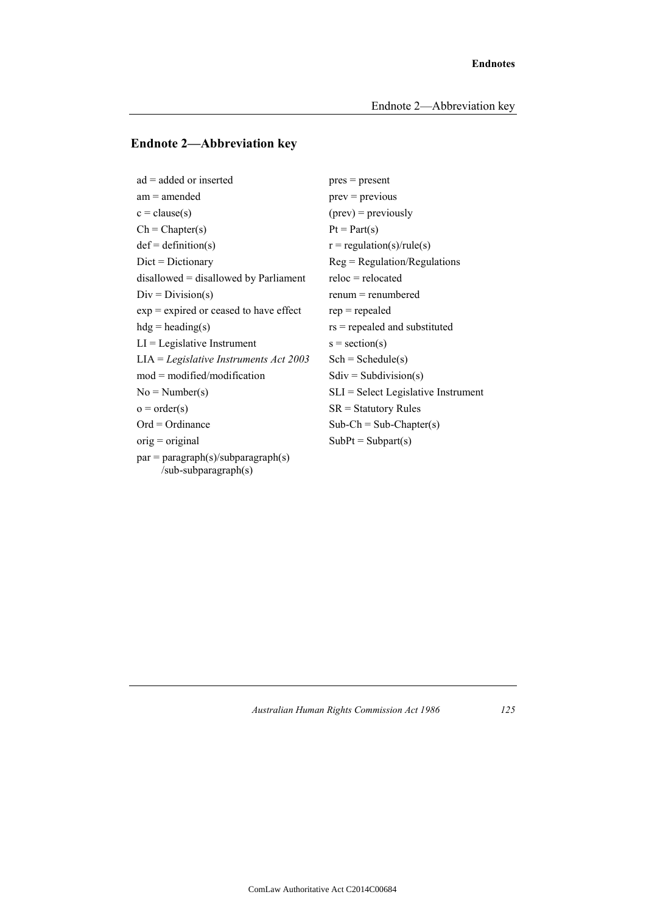## Endnote 2—Abbreviation key

ad = added or inserted
am = amended
c = clause(s)
Ch = Chapter(s)
def = definition(s)
Dict = Dictionary
disallowed = disallowed by Parliament
Div = Division(s)
exp = expired or ceased to have effect
hdg = heading(s)
LI = Legislative Instrument
LIA = *Legislative Instruments Act 2003*
mod = modified/modification
No = Number(s)
o = order(s)
Ord = Ordinance
orig = original
par = paragraph(s)/subparagraph(s)/sub-subparagraph(s)
pres = present
prev = previous
(prev) = previously
Pt = Part(s)
r = regulation(s)/rule(s)
Reg = Regulation/Regulations
reloc = relocated
renum = renumbered
rep = repealed
rs = repealed and substituted
s = section(s)
Sch = Schedule(s)
Sdiv = Subdivision(s)
SLI = Select Legislative Instrument
SR = Statutory Rules
Sub-Ch = Sub-Chapter(s)
SubPt = Subpart(s)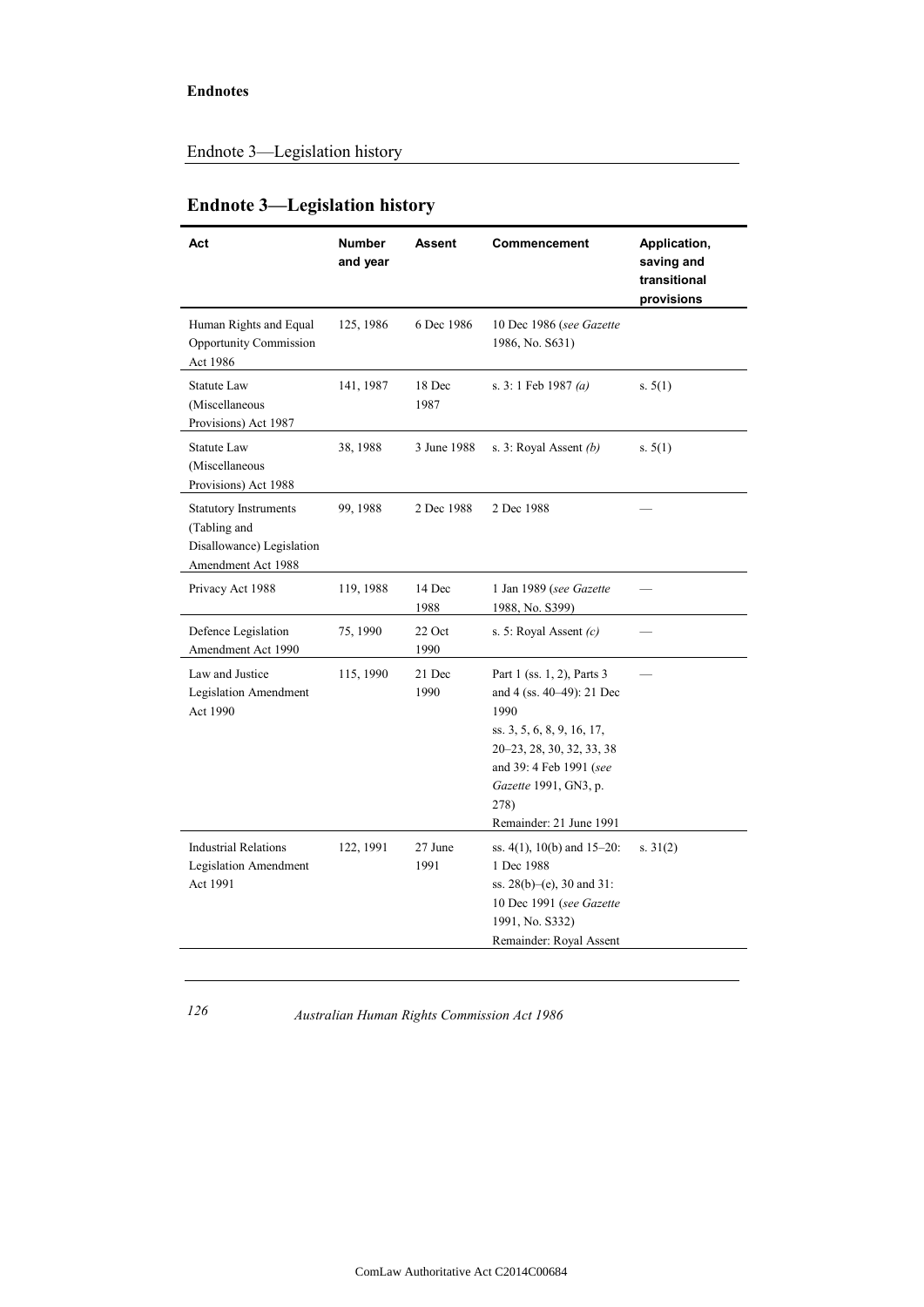## Endnote 3—Legislation history

| Act | Number and year | Assent | Commencement | Application, saving and transitional provisions |
|---|---|---|---|---|
| Human Rights and Equal Opportunity Commission Act 1986 | 125, 1986 | 6 Dec 1986 | 10 Dec 1986 (*see Gazette* 1986, No. S631) | |
| Statute Law (Miscellaneous Provisions) Act 1987 | 141, 1987 | 18 Dec 1987 | s. 3: 1 Feb 1987 *(a)* | s. 5(1) |
| Statute Law (Miscellaneous Provisions) Act 1988 | 38, 1988 | 3 June 1988 | s. 3: Royal Assent *(b)* | s. 5(1) |
| Statutory Instruments (Tabling and Disallowance) Legislation Amendment Act 1988 | 99, 1988 | 2 Dec 1988 | 2 Dec 1988 | — |
| Privacy Act 1988 | 119, 1988 | 14 Dec 1988 | 1 Jan 1989 (*see Gazette* 1988, No. S399) | — |
| Defence Legislation Amendment Act 1990 | 75, 1990 | 22 Oct 1990 | s. 5: Royal Assent *(c)* | — |
| Law and Justice Legislation Amendment Act 1990 | 115, 1990 | 21 Dec 1990 | Part 1 (ss. 1, 2), Parts 3 and 4 (ss. 40–49): 21 Dec 1990<br>ss. 3, 5, 6, 8, 9, 16, 17, 20–23, 28, 30, 32, 33, 38 and 39: 4 Feb 1991 (*see Gazette* 1991, GN3, p. 278)<br>Remainder: 21 June 1991 | — |
| Industrial Relations Legislation Amendment Act 1991 | 122, 1991 | 27 June 1991 | ss. 4(1), 10(b) and 15–20: 1 Dec 1988<br>ss. 28(b)–(e), 30 and 31: 10 Dec 1991 (*see Gazette* 1991, No. S332)<br>Remainder: Royal Assent | s. 31(2) |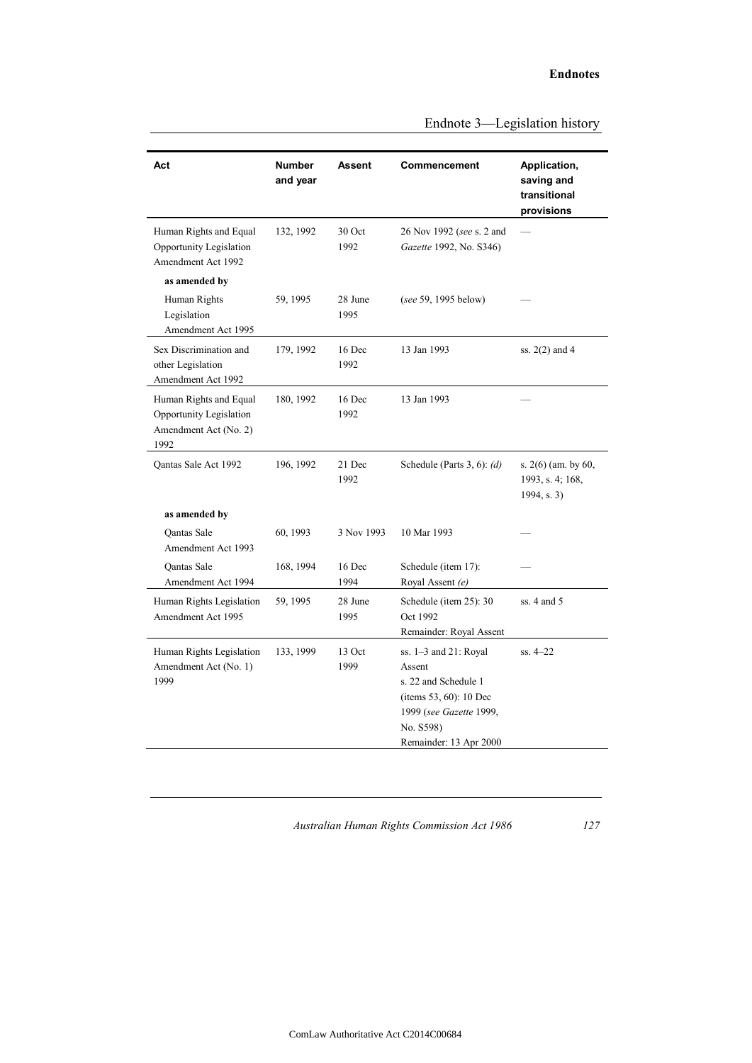Endnote 3—Legislation history

| Act | Number and year | Assent | Commencement | Application, saving and transitional provisions |
|---|---|---|---|---|
| Human Rights and Equal Opportunity Legislation Amendment Act 1992 | 132, 1992 | 30 Oct 1992 | 26 Nov 1992 (*see* s. 2 and *Gazette* 1992, No. S346) | — |
| **as amended by** | | | | |
| Human Rights Legislation Amendment Act 1995 | 59, 1995 | 28 June 1995 | (*see* 59, 1995 below) | — |
| Sex Discrimination and other Legislation Amendment Act 1992 | 179, 1992 | 16 Dec 1992 | 13 Jan 1993 | ss. 2(2) and 4 |
| Human Rights and Equal Opportunity Legislation Amendment Act (No. 2) 1992 | 180, 1992 | 16 Dec 1992 | 13 Jan 1993 | — |
| Qantas Sale Act 1992 | 196, 1992 | 21 Dec 1992 | Schedule (Parts 3, 6): *(d)* | s. 2(6) (am. by 60, 1993, s. 4; 168, 1994, s. 3) |
| **as amended by** | | | | |
| Qantas Sale Amendment Act 1993 | 60, 1993 | 3 Nov 1993 | 10 Mar 1993 | — |
| Qantas Sale Amendment Act 1994 | 168, 1994 | 16 Dec 1994 | Schedule (item 17): Royal Assent *(e)* | — |
| Human Rights Legislation Amendment Act 1995 | 59, 1995 | 28 June 1995 | Schedule (item 25): 30 Oct 1992<br>Remainder: Royal Assent | ss. 4 and 5 |
| Human Rights Legislation Amendment Act (No. 1) 1999 | 133, 1999 | 13 Oct 1999 | ss. 1–3 and 21: Royal Assent<br>s. 22 and Schedule 1 (items 53, 60): 10 Dec 1999 (*see Gazette* 1999, No. S598)<br>Remainder: 13 Apr 2000 | ss. 4–22 |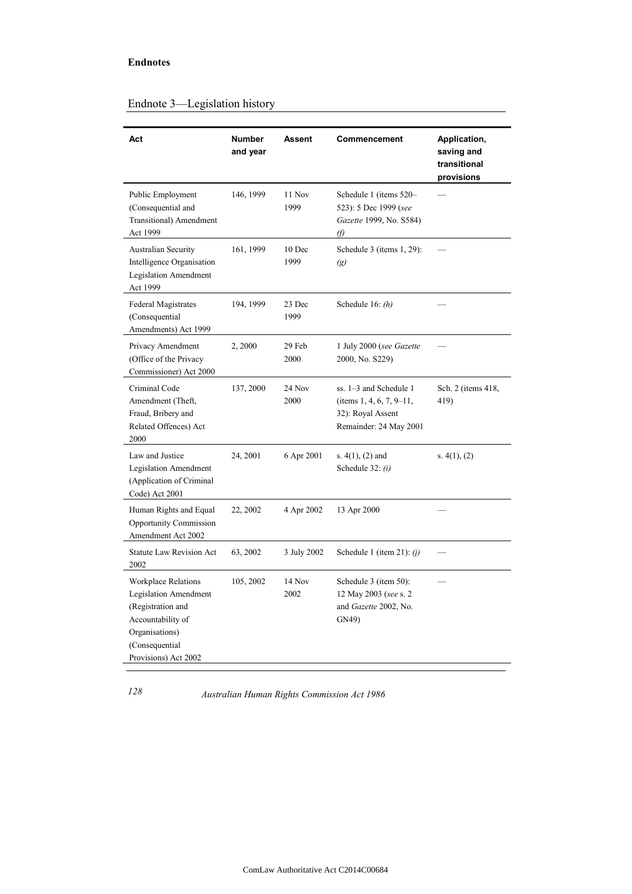**Endnotes**

## Endnote 3—Legislation history

| Act | Number and year | Assent | Commencement | Application, saving and transitional provisions |
|---|---|---|---|---|
| Public Employment (Consequential and Transitional) Amendment Act 1999 | 146, 1999 | 11 Nov 1999 | Schedule 1 (items 520–523): 5 Dec 1999 (*see Gazette* 1999, No. S584) *(f)* | — |
| Australian Security Intelligence Organisation Legislation Amendment Act 1999 | 161, 1999 | 10 Dec 1999 | Schedule 3 (items 1, 29): *(g)* | — |
| Federal Magistrates (Consequential Amendments) Act 1999 | 194, 1999 | 23 Dec 1999 | Schedule 16: *(h)* | — |
| Privacy Amendment (Office of the Privacy Commissioner) Act 2000 | 2, 2000 | 29 Feb 2000 | 1 July 2000 (*see Gazette* 2000, No. S229) | — |
| Criminal Code Amendment (Theft, Fraud, Bribery and Related Offences) Act 2000 | 137, 2000 | 24 Nov 2000 | ss. 1–3 and Schedule 1 (items 1, 4, 6, 7, 9–11, 32): Royal Assent Remainder: 24 May 2001 | Sch. 2 (items 418, 419) |
| Law and Justice Legislation Amendment (Application of Criminal Code) Act 2001 | 24, 2001 | 6 Apr 2001 | s. 4(1), (2) and Schedule 32: *(i)* | s. 4(1), (2) |
| Human Rights and Equal Opportunity Commission Amendment Act 2002 | 22, 2002 | 4 Apr 2002 | 13 Apr 2000 | — |
| Statute Law Revision Act 2002 | 63, 2002 | 3 July 2002 | Schedule 1 (item 21): *(j)* | — |
| Workplace Relations Legislation Amendment (Registration and Accountability of Organisations) (Consequential Provisions) Act 2002 | 105, 2002 | 14 Nov 2002 | Schedule 3 (item 50): 12 May 2003 (*see* s. 2 and *Gazette* 2002, No. GN49) | — |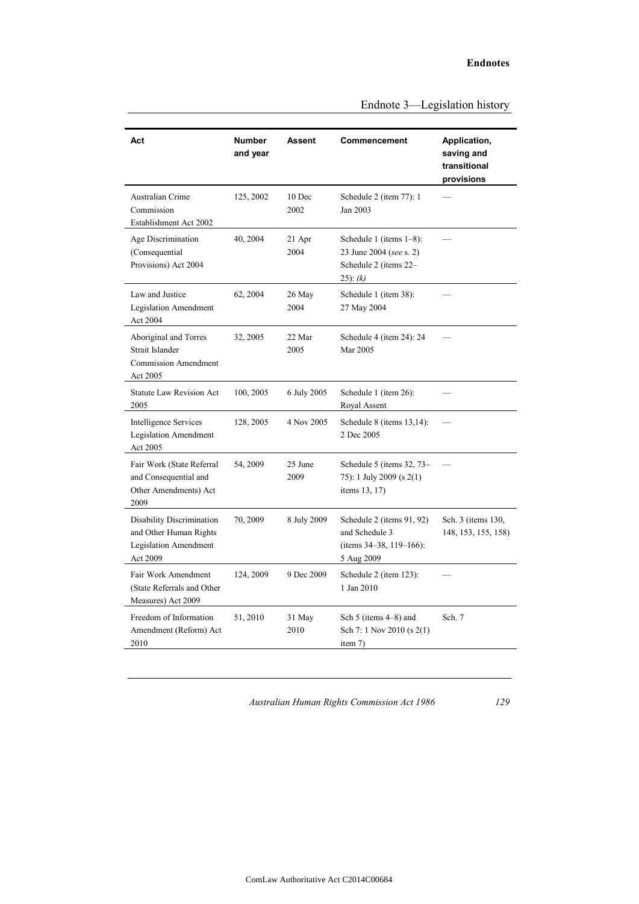| Act | Number and year | Assent | Commencement | Application, saving and transitional provisions |
| --- | --- | --- | --- | --- |
| Australian Crime Commission Establishment Act 2002 | 125, 2002 | 10 Dec 2002 | Schedule 2 (item 77): 1 Jan 2003 | — |
| Age Discrimination (Consequential Provisions) Act 2004 | 40, 2004 | 21 Apr 2004 | Schedule 1 (items 1–8): 23 June 2004 (*see* s. 2) Schedule 2 (items 22–25): *(k)* | — |
| Law and Justice Legislation Amendment Act 2004 | 62, 2004 | 26 May 2004 | Schedule 1 (item 38): 27 May 2004 | — |
| Aboriginal and Torres Strait Islander Commission Amendment Act 2005 | 32, 2005 | 22 Mar 2005 | Schedule 4 (item 24): 24 Mar 2005 | — |
| Statute Law Revision Act 2005 | 100, 2005 | 6 July 2005 | Schedule 1 (item 26): Royal Assent | — |
| Intelligence Services Legislation Amendment Act 2005 | 128, 2005 | 4 Nov 2005 | Schedule 8 (items 13,14): 2 Dec 2005 | — |
| Fair Work (State Referral and Consequential and Other Amendments) Act 2009 | 54, 2009 | 25 June 2009 | Schedule 5 (items 32, 73–75): 1 July 2009 (s 2(1) items 13, 17) | — |
| Disability Discrimination and Other Human Rights Legislation Amendment Act 2009 | 70, 2009 | 8 July 2009 | Schedule 2 (items 91, 92) and Schedule 3 (items 34–38, 119–166): 5 Aug 2009 | Sch. 3 (items 130, 148, 153, 155, 158) |
| Fair Work Amendment (State Referrals and Other Measures) Act 2009 | 124, 2009 | 9 Dec 2009 | Schedule 2 (item 123): 1 Jan 2010 | — |
| Freedom of Information Amendment (Reform) Act 2010 | 51, 2010 | 31 May 2010 | Sch 5 (items 4–8) and Sch 7: 1 Nov 2010 (s 2(1) item 7) | Sch. 7 |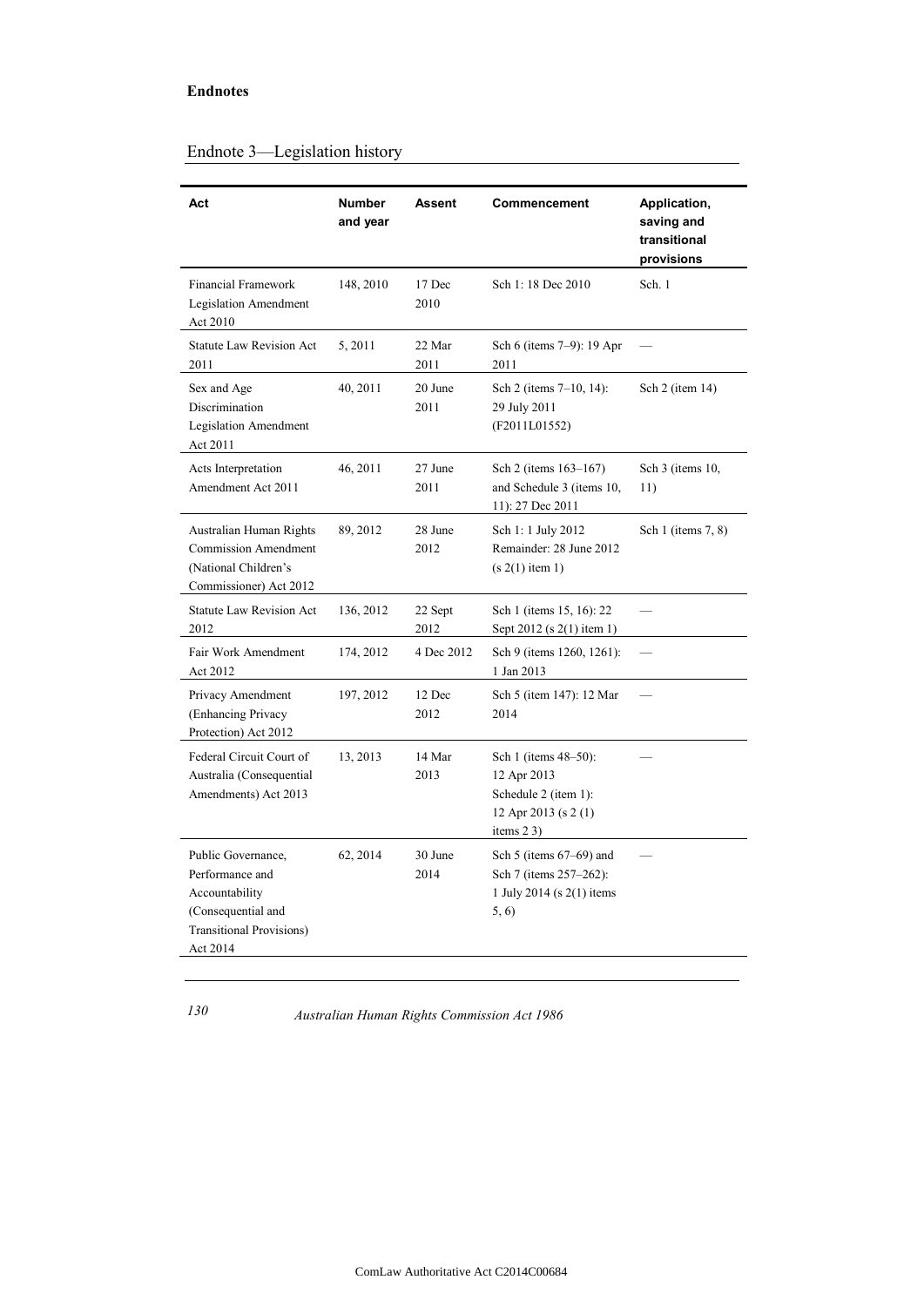**Endnotes**

## Endnote 3—Legislation history

| Act | Number and year | Assent | Commencement | Application, saving and transitional provisions |
|---|---|---|---|---|
| Financial Framework Legislation Amendment Act 2010 | 148, 2010 | 17 Dec 2010 | Sch 1: 18 Dec 2010 | Sch. 1 |
| Statute Law Revision Act 2011 | 5, 2011 | 22 Mar 2011 | Sch 6 (items 7–9): 19 Apr 2011 | — |
| Sex and Age Discrimination Legislation Amendment Act 2011 | 40, 2011 | 20 June 2011 | Sch 2 (items 7–10, 14): 29 July 2011 (F2011L01552) | Sch 2 (item 14) |
| Acts Interpretation Amendment Act 2011 | 46, 2011 | 27 June 2011 | Sch 2 (items 163–167) and Schedule 3 (items 10, 11): 27 Dec 2011 | Sch 3 (items 10, 11) |
| Australian Human Rights Commission Amendment (National Children's Commissioner) Act 2012 | 89, 2012 | 28 June 2012 | Sch 1: 1 July 2012<br>Remainder: 28 June 2012 (s 2(1) item 1) | Sch 1 (items 7, 8) |
| Statute Law Revision Act 2012 | 136, 2012 | 22 Sept 2012 | Sch 1 (items 15, 16): 22 Sept 2012 (s 2(1) item 1) | — |
| Fair Work Amendment Act 2012 | 174, 2012 | 4 Dec 2012 | Sch 9 (items 1260, 1261): 1 Jan 2013 | — |
| Privacy Amendment (Enhancing Privacy Protection) Act 2012 | 197, 2012 | 12 Dec 2012 | Sch 5 (item 147): 12 Mar 2014 | — |
| Federal Circuit Court of Australia (Consequential Amendments) Act 2013 | 13, 2013 | 14 Mar 2013 | Sch 1 (items 48–50): 12 Apr 2013<br>Schedule 2 (item 1): 12 Apr 2013 (s 2 (1) items 2 3) | — |
| Public Governance, Performance and Accountability (Consequential and Transitional Provisions) Act 2014 | 62, 2014 | 30 June 2014 | Sch 5 (items 67–69) and Sch 7 (items 257–262): 1 July 2014 (s 2(1) items 5, 6) | — |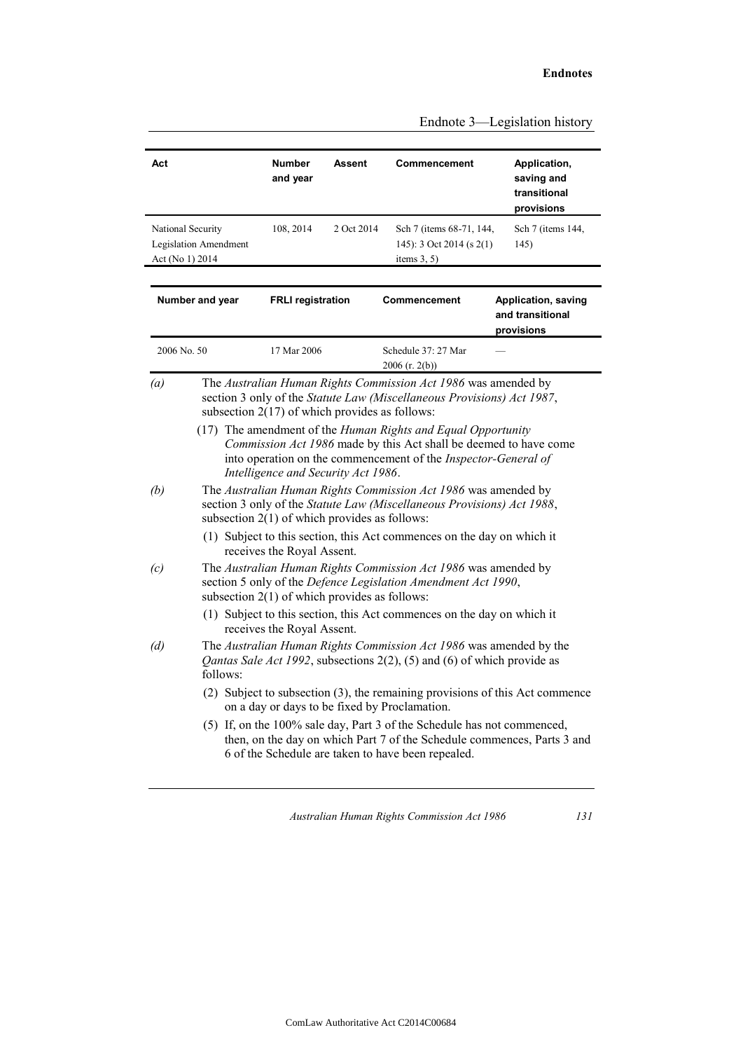| Act | Number and year | Assent | Commencement | Application, saving and transitional provisions |
|---|---|---|---|---|
| National Security Legislation Amendment Act (No 1) 2014 | 108, 2014 | 2 Oct 2014 | Sch 7 (items 68-71, 144, 145): 3 Oct 2014 (s 2(1) items 3, 5) | Sch 7 (items 144, 145) |

| Number and year | FRLI registration | Commencement | Application, saving and transitional provisions |
|---|---|---|---|
| 2006 No. 50 | 17 Mar 2006 | Schedule 37: 27 Mar 2006 (r. 2(b)) | — |

*(a)* The *Australian Human Rights Commission Act 1986* was amended by section 3 only of the *Statute Law (Miscellaneous Provisions) Act 1987*, subsection 2(17) of which provides as follows:

(17) The amendment of the *Human Rights and Equal Opportunity Commission Act 1986* made by this Act shall be deemed to have come into operation on the commencement of the *Inspector-General of Intelligence and Security Act 1986*.

*(b)* The *Australian Human Rights Commission Act 1986* was amended by section 3 only of the *Statute Law (Miscellaneous Provisions) Act 1988*, subsection 2(1) of which provides as follows:

(1) Subject to this section, this Act commences on the day on which it receives the Royal Assent.

*(c)* The *Australian Human Rights Commission Act 1986* was amended by section 5 only of the *Defence Legislation Amendment Act 1990*, subsection 2(1) of which provides as follows:

(1) Subject to this section, this Act commences on the day on which it receives the Royal Assent.

*(d)* The *Australian Human Rights Commission Act 1986* was amended by the *Qantas Sale Act 1992*, subsections 2(2), (5) and (6) of which provide as follows:

(2) Subject to subsection (3), the remaining provisions of this Act commence on a day or days to be fixed by Proclamation.

(5) If, on the 100% sale day, Part 3 of the Schedule has not commenced, then, on the day on which Part 7 of the Schedule commences, Parts 3 and 6 of the Schedule are taken to have been repealed.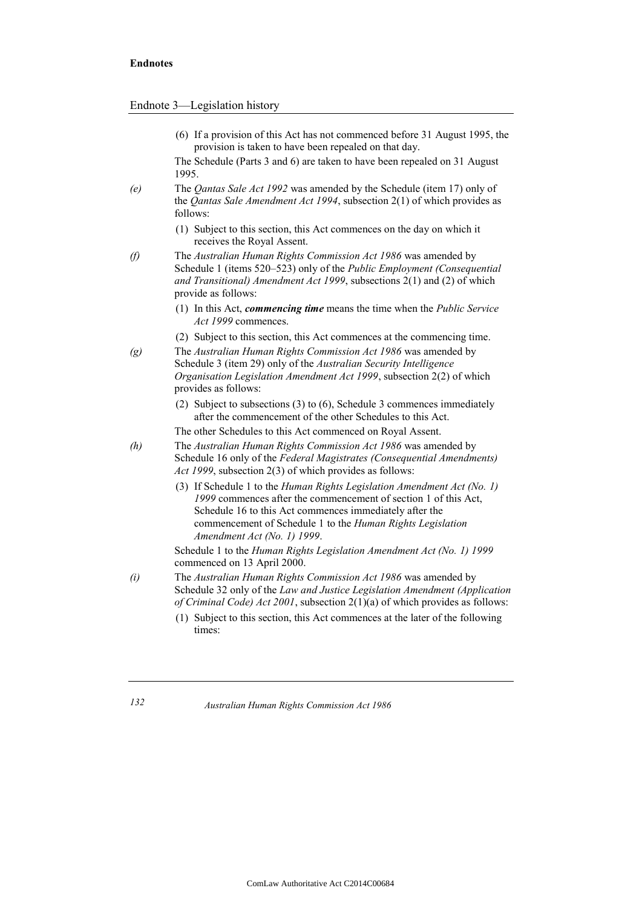(6) If a provision of this Act has not commenced before 31 August 1995, the provision is taken to have been repealed on that day.

The Schedule (Parts 3 and 6) are taken to have been repealed on 31 August 1995.

*(e)* The *Qantas Sale Act 1992* was amended by the Schedule (item 17) only of the *Qantas Sale Amendment Act 1994*, subsection 2(1) of which provides as follows:

(1) Subject to this section, this Act commences on the day on which it receives the Royal Assent.

*(f)* The *Australian Human Rights Commission Act 1986* was amended by Schedule 1 (items 520–523) only of the *Public Employment (Consequential and Transitional) Amendment Act 1999*, subsections 2(1) and (2) of which provide as follows:

(1) In this Act, ***commencing time*** means the time when the *Public Service Act 1999* commences.

(2) Subject to this section, this Act commences at the commencing time.

*(g)* The *Australian Human Rights Commission Act 1986* was amended by Schedule 3 (item 29) only of the *Australian Security Intelligence Organisation Legislation Amendment Act 1999*, subsection 2(2) of which provides as follows:

(2) Subject to subsections (3) to (6), Schedule 3 commences immediately after the commencement of the other Schedules to this Act.

The other Schedules to this Act commenced on Royal Assent.

*(h)* The *Australian Human Rights Commission Act 1986* was amended by Schedule 16 only of the *Federal Magistrates (Consequential Amendments) Act 1999*, subsection 2(3) of which provides as follows:

(3) If Schedule 1 to the *Human Rights Legislation Amendment Act (No. 1) 1999* commences after the commencement of section 1 of this Act, Schedule 16 to this Act commences immediately after the commencement of Schedule 1 to the *Human Rights Legislation Amendment Act (No. 1) 1999*.

Schedule 1 to the *Human Rights Legislation Amendment Act (No. 1) 1999* commenced on 13 April 2000.

*(i)* The *Australian Human Rights Commission Act 1986* was amended by Schedule 32 only of the *Law and Justice Legislation Amendment (Application of Criminal Code) Act 2001*, subsection 2(1)(a) of which provides as follows:

(1) Subject to this section, this Act commences at the later of the following times: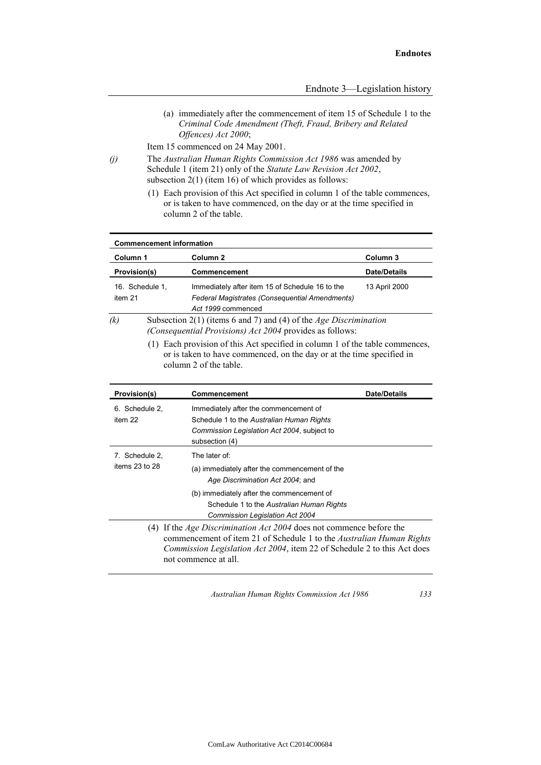(a) immediately after the commencement of item 15 of Schedule 1 to the *Criminal Code Amendment (Theft, Fraud, Bribery and Related Offences) Act 2000*;

Item 15 commenced on 24 May 2001.

*(j)* The *Australian Human Rights Commission Act 1986* was amended by Schedule 1 (item 21) only of the *Statute Law Revision Act 2002*, subsection 2(1) (item 16) of which provides as follows:

(1) Each provision of this Act specified in column 1 of the table commences, or is taken to have commenced, on the day or at the time specified in column 2 of the table.

| **Commencement information** | | |
|---|---|---|
| **Column 1** | **Column 2** | **Column 3** |
| **Provision(s)** | **Commencement** | **Date/Details** |
| 16. Schedule 1, item 21 | Immediately after item 15 of Schedule 16 to the *Federal Magistrates (Consequential Amendments) Act 1999* commenced | 13 April 2000 |

*(k)* Subsection 2(1) (items 6 and 7) and (4) of the *Age Discrimination (Consequential Provisions) Act 2004* provides as follows:

(1) Each provision of this Act specified in column 1 of the table commences, or is taken to have commenced, on the day or at the time specified in column 2 of the table.

| **Provision(s)** | **Commencement** | **Date/Details** |
|---|---|---|
| 6. Schedule 2, item 22 | Immediately after the commencement of Schedule 1 to the *Australian Human Rights Commission Legislation Act 2004*, subject to subsection (4) | |
| 7. Schedule 2, items 23 to 28 | The later of:<br>(a) immediately after the commencement of the *Age Discrimination Act 2004*; and<br>(b) immediately after the commencement of Schedule 1 to the *Australian Human Rights Commission Legislation Act 2004* | |

(4) If the *Age Discrimination Act 2004* does not commence before the commencement of item 21 of Schedule 1 to the *Australian Human Rights Commission Legislation Act 2004*, item 22 of Schedule 2 to this Act does not commence at all.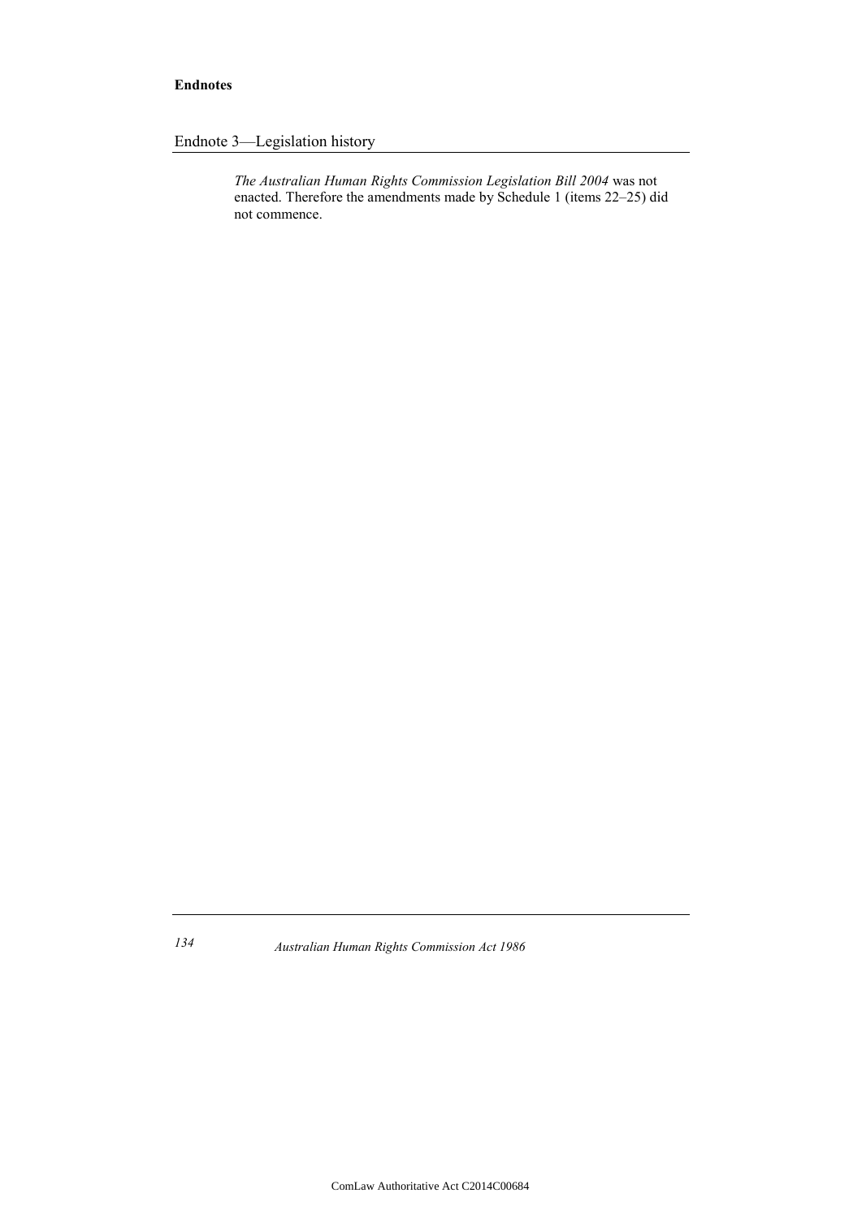Endnote 3—Legislation history

*The Australian Human Rights Commission Legislation Bill 2004* was not enacted. Therefore the amendments made by Schedule 1 (items 22–25) did not commence.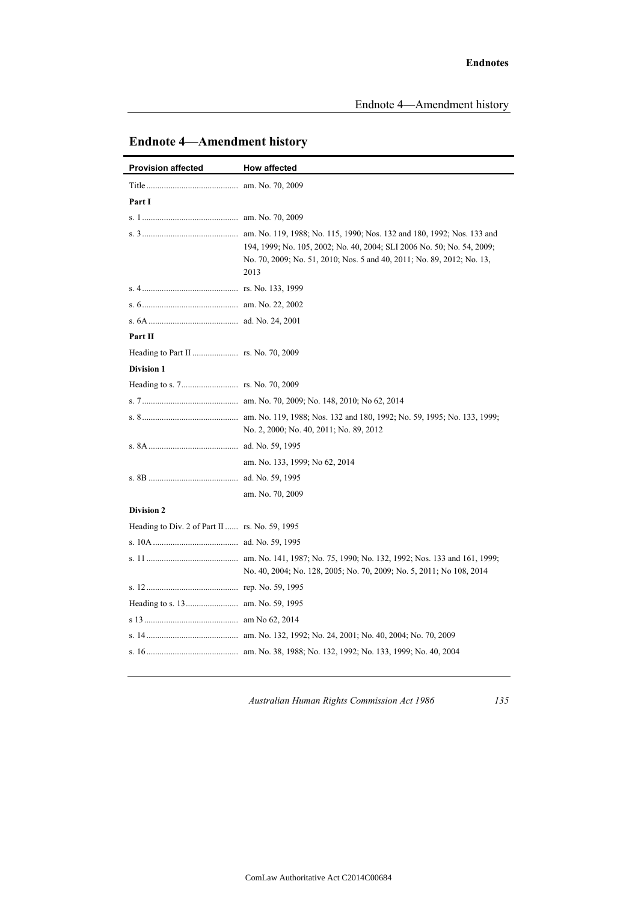## Endnote 4—Amendment history

| Provision affected | How affected |
|---|---|
| Title | am. No. 70, 2009 |
| **Part I** | |
| s. 1 | am. No. 70, 2009 |
| s. 3 | am. No. 119, 1988; No. 115, 1990; Nos. 132 and 180, 1992; Nos. 133 and 194, 1999; No. 105, 2002; No. 40, 2004; SLI 2006 No. 50; No. 54, 2009; No. 70, 2009; No. 51, 2010; Nos. 5 and 40, 2011; No. 89, 2012; No. 13, 2013 |
| s. 4 | rs. No. 133, 1999 |
| s. 6 | am. No. 22, 2002 |
| s. 6A | ad. No. 24, 2001 |
| **Part II** | |
| Heading to Part II | rs. No. 70, 2009 |
| **Division 1** | |
| Heading to s. 7 | rs. No. 70, 2009 |
| s. 7 | am. No. 70, 2009; No. 148, 2010; No 62, 2014 |
| s. 8 | am. No. 119, 1988; Nos. 132 and 180, 1992; No. 59, 1995; No. 133, 1999; No. 2, 2000; No. 40, 2011; No. 89, 2012 |
| s. 8A | ad. No. 59, 1995 |
| | am. No. 133, 1999; No 62, 2014 |
| s. 8B | ad. No. 59, 1995 |
| | am. No. 70, 2009 |
| **Division 2** | |
| Heading to Div. 2 of Part II | rs. No. 59, 1995 |
| s. 10A | ad. No. 59, 1995 |
| s. 11 | am. No. 141, 1987; No. 75, 1990; No. 132, 1992; Nos. 133 and 161, 1999; No. 40, 2004; No. 128, 2005; No. 70, 2009; No. 5, 2011; No 108, 2014 |
| s. 12 | rep. No. 59, 1995 |
| Heading to s. 13 | am. No. 59, 1995 |
| s 13 | am No 62, 2014 |
| s. 14 | am. No. 132, 1992; No. 24, 2001; No. 40, 2004; No. 70, 2009 |
| s. 16 | am. No. 38, 1988; No. 132, 1992; No. 133, 1999; No. 40, 2004 |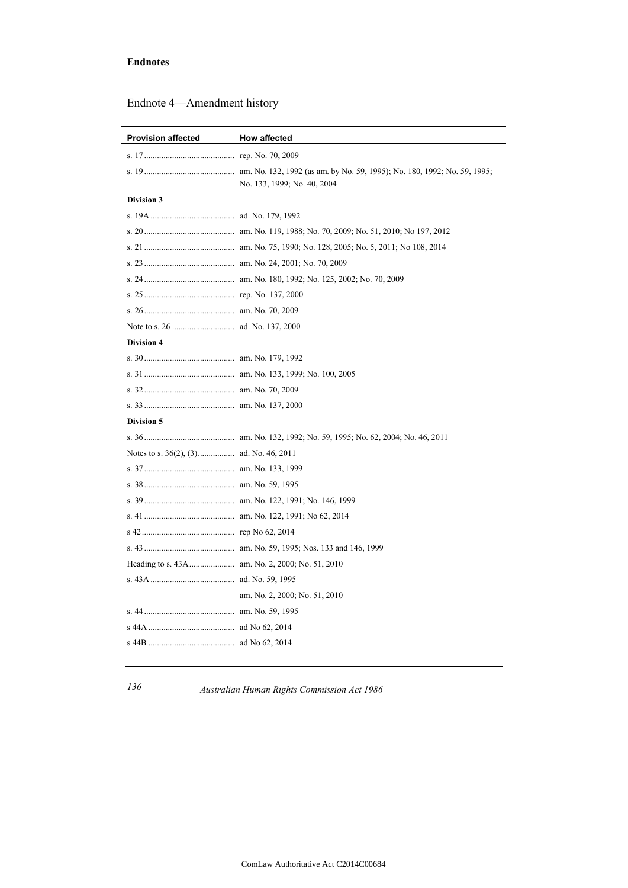## Endnote 4—Amendment history

| Provision affected | How affected |
| --- | --- |
| s. 17 | rep. No. 70, 2009 |
| s. 19 | am. No. 132, 1992 (as am. by No. 59, 1995); No. 180, 1992; No. 59, 1995; No. 133, 1999; No. 40, 2004 |
| **Division 3** | |
| s. 19A | ad. No. 179, 1992 |
| s. 20 | am. No. 119, 1988; No. 70, 2009; No. 51, 2010; No 197, 2012 |
| s. 21 | am. No. 75, 1990; No. 128, 2005; No. 5, 2011; No 108, 2014 |
| s. 23 | am. No. 24, 2001; No. 70, 2009 |
| s. 24 | am. No. 180, 1992; No. 125, 2002; No. 70, 2009 |
| s. 25 | rep. No. 137, 2000 |
| s. 26 | am. No. 70, 2009 |
| Note to s. 26 | ad. No. 137, 2000 |
| **Division 4** | |
| s. 30 | am. No. 179, 1992 |
| s. 31 | am. No. 133, 1999; No. 100, 2005 |
| s. 32 | am. No. 70, 2009 |
| s. 33 | am. No. 137, 2000 |
| **Division 5** | |
| s. 36 | am. No. 132, 1992; No. 59, 1995; No. 62, 2004; No. 46, 2011 |
| Notes to s. 36(2), (3) | ad. No. 46, 2011 |
| s. 37 | am. No. 133, 1999 |
| s. 38 | am. No. 59, 1995 |
| s. 39 | am. No. 122, 1991; No. 146, 1999 |
| s. 41 | am. No. 122, 1991; No 62, 2014 |
| s 42 | rep No 62, 2014 |
| s. 43 | am. No. 59, 1995; Nos. 133 and 146, 1999 |
| Heading to s. 43A | am. No. 2, 2000; No. 51, 2010 |
| s. 43A | ad. No. 59, 1995 |
| | am. No. 2, 2000; No. 51, 2010 |
| s. 44 | am. No. 59, 1995 |
| s 44A | ad No 62, 2014 |
| s 44B | ad No 62, 2014 |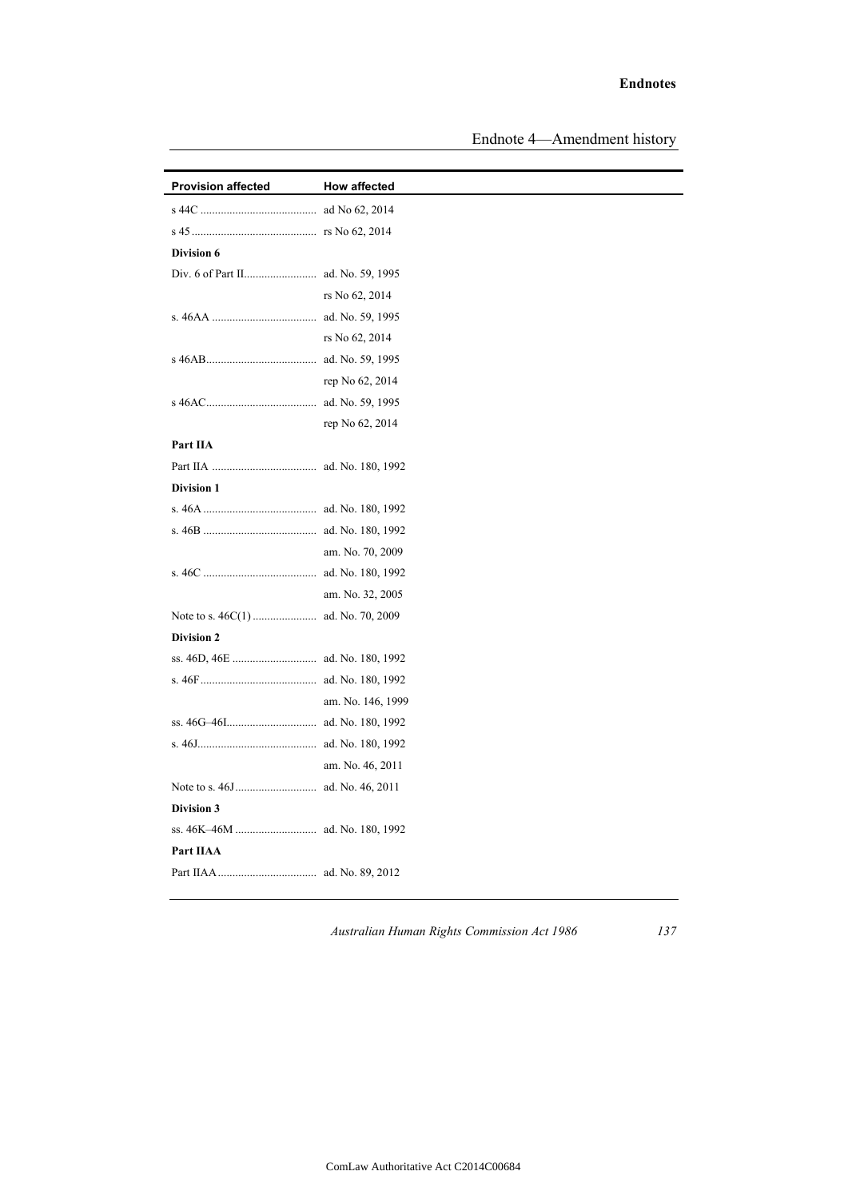## Endnote 4—Amendment history

| Provision affected | How affected |
|---|---|
| s 44C ........................................ | ad No 62, 2014 |
| s 45 ........................................... | rs No 62, 2014 |
| **Division 6** | |
| Div. 6 of Part II......................... | ad. No. 59, 1995 |
| | rs No 62, 2014 |
| s. 46AA .................................... | ad. No. 59, 1995 |
| | rs No 62, 2014 |
| s 46AB...................................... | ad. No. 59, 1995 |
| | rep No 62, 2014 |
| s 46AC...................................... | ad. No. 59, 1995 |
| | rep No 62, 2014 |
| **Part IIA** | |
| Part IIA .................................... | ad. No. 180, 1992 |
| **Division 1** | |
| s. 46A ....................................... | ad. No. 180, 1992 |
| s. 46B ....................................... | ad. No. 180, 1992 |
| | am. No. 70, 2009 |
| s. 46C ....................................... | ad. No. 180, 1992 |
| | am. No. 32, 2005 |
| Note to s. 46C(1) ...................... | ad. No. 70, 2009 |
| **Division 2** | |
| ss. 46D, 46E ............................. | ad. No. 180, 1992 |
| s. 46F........................................ | ad. No. 180, 1992 |
| | am. No. 146, 1999 |
| ss. 46G–46I............................... | ad. No. 180, 1992 |
| s. 46J......................................... | ad. No. 180, 1992 |
| | am. No. 46, 2011 |
| Note to s. 46J ............................ | ad. No. 46, 2011 |
| **Division 3** | |
| ss. 46K–46M ............................ | ad. No. 180, 1992 |
| **Part IIAA** | |
| Part IIAA .................................. | ad. No. 89, 2012 |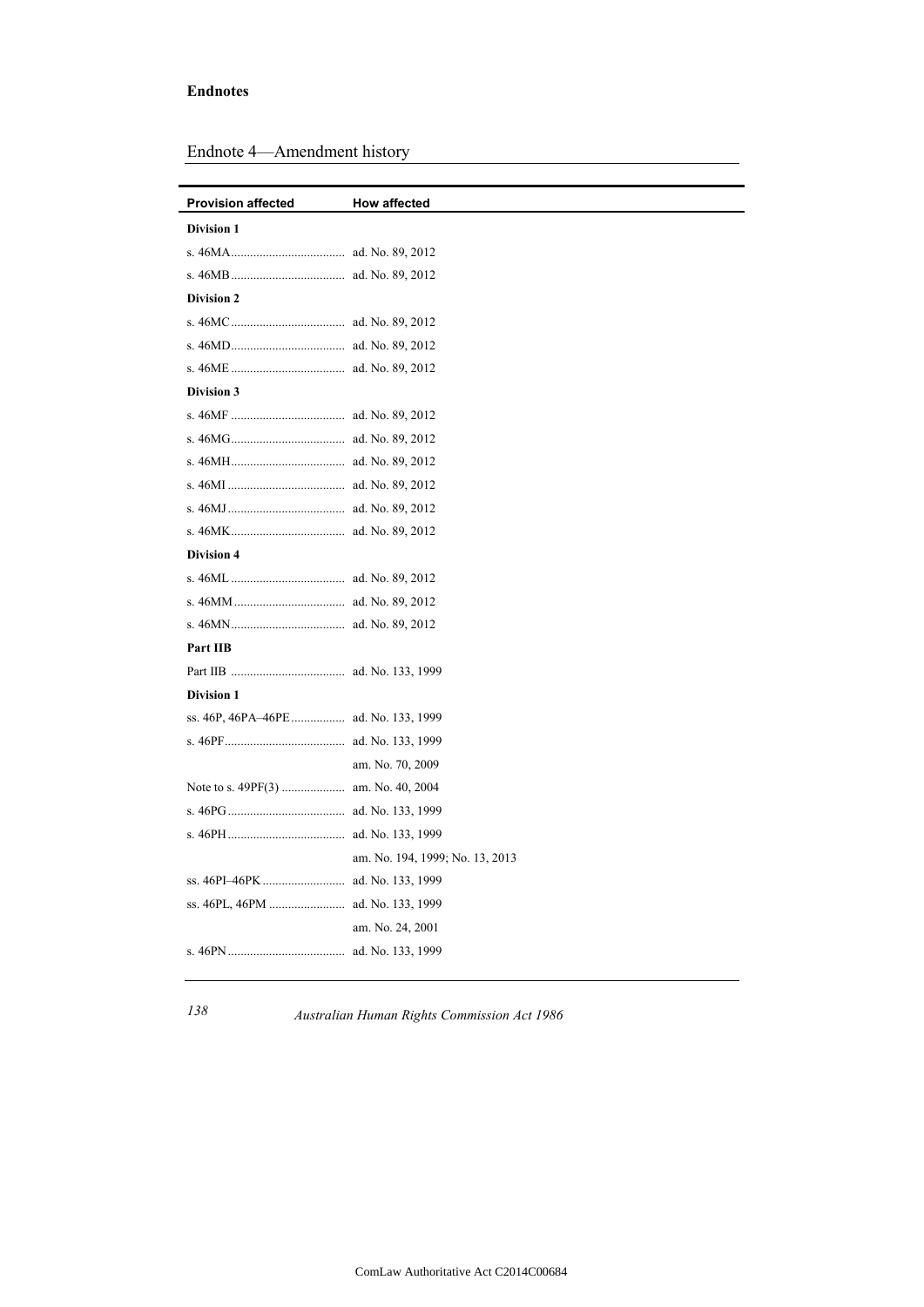## Endnote 4—Amendment history

| Provision affected | How affected |
|---|---|
| **Division 1** | |
| s. 46MA | ad. No. 89, 2012 |
| s. 46MB | ad. No. 89, 2012 |
| **Division 2** | |
| s. 46MC | ad. No. 89, 2012 |
| s. 46MD | ad. No. 89, 2012 |
| s. 46ME | ad. No. 89, 2012 |
| **Division 3** | |
| s. 46MF | ad. No. 89, 2012 |
| s. 46MG | ad. No. 89, 2012 |
| s. 46MH | ad. No. 89, 2012 |
| s. 46MI | ad. No. 89, 2012 |
| s. 46MJ | ad. No. 89, 2012 |
| s. 46MK | ad. No. 89, 2012 |
| **Division 4** | |
| s. 46ML | ad. No. 89, 2012 |
| s. 46MM | ad. No. 89, 2012 |
| s. 46MN | ad. No. 89, 2012 |
| **Part IIB** | |
| Part IIB | ad. No. 133, 1999 |
| **Division 1** | |
| ss. 46P, 46PA–46PE | ad. No. 133, 1999 |
| s. 46PF | ad. No. 133, 1999 |
| | am. No. 70, 2009 |
| Note to s. 49PF(3) | am. No. 40, 2004 |
| s. 46PG | ad. No. 133, 1999 |
| s. 46PH | ad. No. 133, 1999 |
| | am. No. 194, 1999; No. 13, 2013 |
| ss. 46PI–46PK | ad. No. 133, 1999 |
| ss. 46PL, 46PM | ad. No. 133, 1999 |
| | am. No. 24, 2001 |
| s. 46PN | ad. No. 133, 1999 |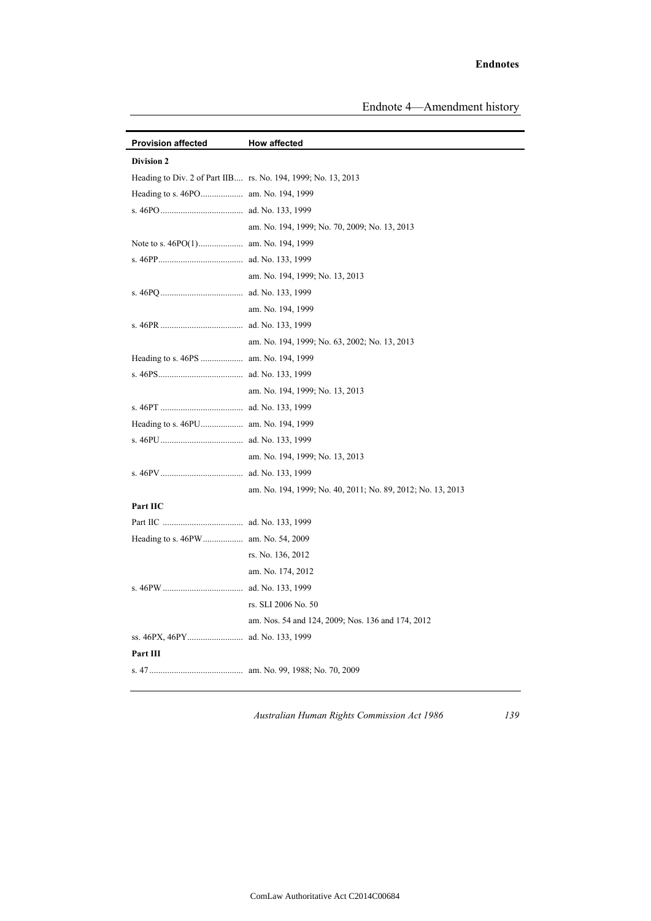| Provision affected | How affected |
|---|---|
| **Division 2** | |
| Heading to Div. 2 of Part IIB.... | rs. No. 194, 1999; No. 13, 2013 |
| Heading to s. 46PO.................. | am. No. 194, 1999 |
| s. 46PO.................................... | ad. No. 133, 1999 |
| | am. No. 194, 1999; No. 70, 2009; No. 13, 2013 |
| Note to s. 46PO(1).................... | am. No. 194, 1999 |
| s. 46PP..................................... | ad. No. 133, 1999 |
| | am. No. 194, 1999; No. 13, 2013 |
| s. 46PQ.................................... | ad. No. 133, 1999 |
| | am. No. 194, 1999 |
| s. 46PR.................................... | ad. No. 133, 1999 |
| | am. No. 194, 1999; No. 63, 2002; No. 13, 2013 |
| Heading to s. 46PS.................. | am. No. 194, 1999 |
| s. 46PS..................................... | ad. No. 133, 1999 |
| | am. No. 194, 1999; No. 13, 2013 |
| s. 46PT.................................... | ad. No. 133, 1999 |
| Heading to s. 46PU.................. | am. No. 194, 1999 |
| s. 46PU.................................... | ad. No. 133, 1999 |
| | am. No. 194, 1999; No. 13, 2013 |
| s. 46PV.................................... | ad. No. 133, 1999 |
| | am. No. 194, 1999; No. 40, 2011; No. 89, 2012; No. 13, 2013 |
| **Part IIC** | |
| Part IIC .................................... | ad. No. 133, 1999 |
| Heading to s. 46PW.................. | am. No. 54, 2009 |
| | rs. No. 136, 2012 |
| | am. No. 174, 2012 |
| s. 46PW.................................... | ad. No. 133, 1999 |
| | rs. SLI 2006 No. 50 |
| | am. Nos. 54 and 124, 2009; Nos. 136 and 174, 2012 |
| ss. 46PX, 46PY......................... | ad. No. 133, 1999 |
| **Part III** | |
| s. 47.......................................... | am. No. 99, 1988; No. 70, 2009 |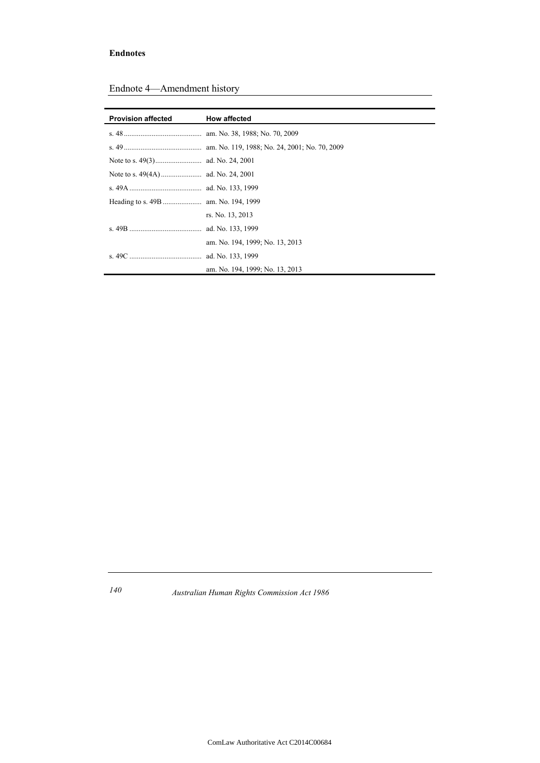**Endnotes**

## Endnote 4—Amendment history

| Provision affected | How affected |
| --- | --- |
| s. 48 | am. No. 38, 1988; No. 70, 2009 |
| s. 49 | am. No. 119, 1988; No. 24, 2001; No. 70, 2009 |
| Note to s. 49(3) | ad. No. 24, 2001 |
| Note to s. 49(4A) | ad. No. 24, 2001 |
| s. 49A | ad. No. 133, 1999 |
| Heading to s. 49B | am. No. 194, 1999 |
| | rs. No. 13, 2013 |
| s. 49B | ad. No. 133, 1999 |
| | am. No. 194, 1999; No. 13, 2013 |
| s. 49C | ad. No. 133, 1999 |
| | am. No. 194, 1999; No. 13, 2013 |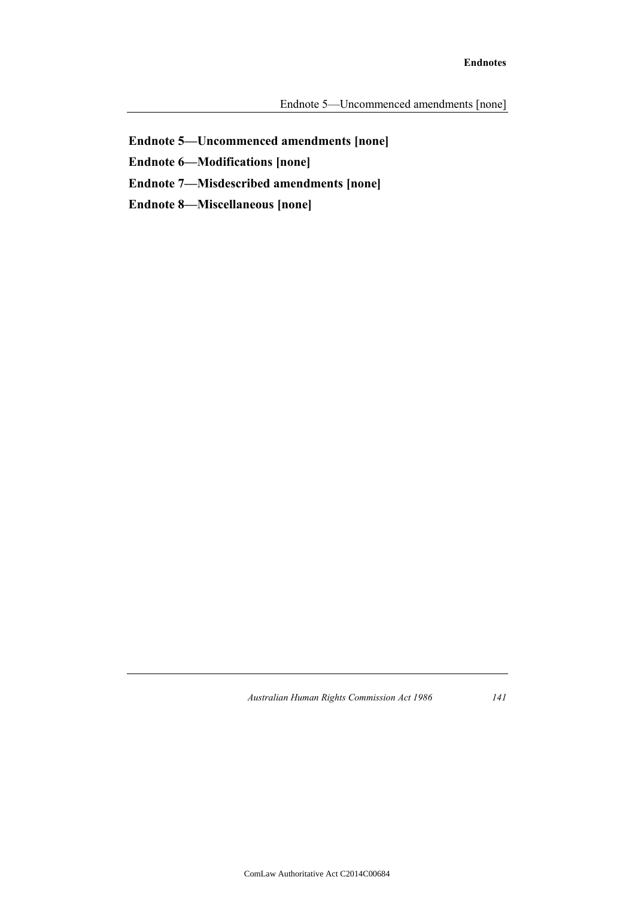## Endnote 5—Uncommenced amendments [none]

## Endnote 6—Modifications [none]

## Endnote 7—Misdescribed amendments [none]

## Endnote 8—Miscellaneous [none]